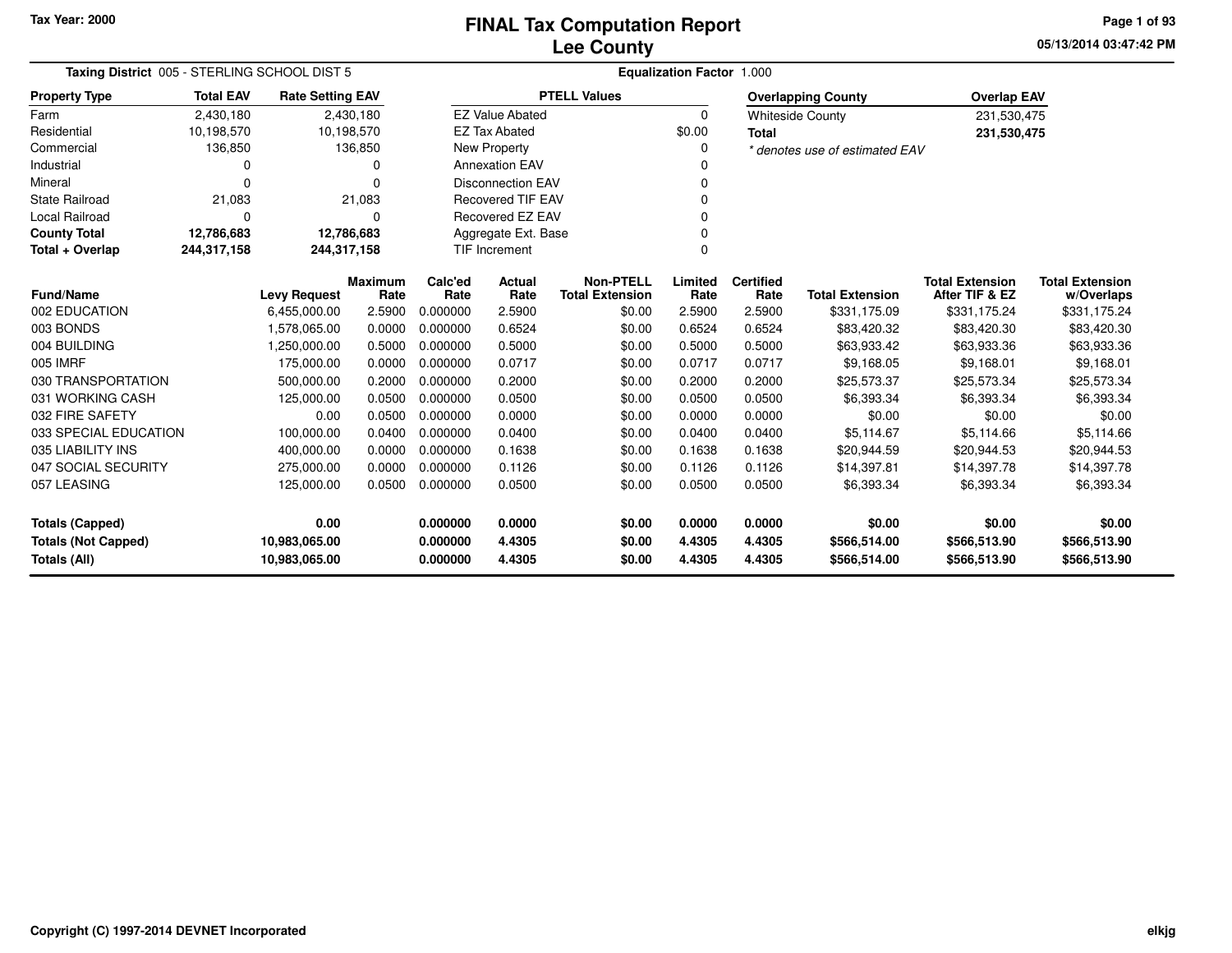Tax Year: 2000

# FINAL Tax Computation Report
## Lee County

05/13/2014 03:47:42 PM

**Taxing District** 005 - STERLING SCHOOL DIST 5 | **Equalization Factor** 1.000

| Property Type | Total EAV | Rate Setting EAV |
|---|---|---|
| Farm | 2,430,180 | 2,430,180 |
| Residential | 10,198,570 | 10,198,570 |
| Commercial | 136,850 | 136,850 |
| Industrial | 0 | 0 |
| Mineral | 0 | 0 |
| State Railroad | 21,083 | 21,083 |
| Local Railroad | 0 | 0 |
| **County Total** | **12,786,683** | **12,786,683** |
| **Total + Overlap** | **244,317,158** | **244,317,158** |

| PTELL Values | |
|---|---|
| EZ Value Abated | 0 |
| EZ Tax Abated | $0.00 |
| New Property | 0 |
| Annexation EAV | 0 |
| Disconnection EAV | 0 |
| Recovered TIF EAV | 0 |
| Recovered EZ EAV | 0 |
| Aggregate Ext. Base | 0 |
| TIF Increment | 0 |

| Overlapping County | Overlap EAV |
|---|---|
| Whiteside County | 231,530,475 |
| **Total** | **231,530,475** |

*\* denotes use of estimated EAV*

| Fund/Name | Levy Request | Maximum Rate | Calc'ed Rate | Actual Rate | Non-PTELL Total Extension | Limited Rate | Certified Rate | Total Extension | Total Extension After TIF & EZ | Total Extension w/Overlaps |
|---|---|---|---|---|---|---|---|---|---|---|
| 002 EDUCATION | 6,455,000.00 | 2.5900 | 0.000000 | 2.5900 | $0.00 | 2.5900 | 2.5900 | $331,175.09 | $331,175.24 | $331,175.24 |
| 003 BONDS | 1,578,065.00 | 0.0000 | 0.000000 | 0.6524 | $0.00 | 0.6524 | 0.6524 | $83,420.32 | $83,420.30 | $83,420.30 |
| 004 BUILDING | 1,250,000.00 | 0.5000 | 0.000000 | 0.5000 | $0.00 | 0.5000 | 0.5000 | $63,933.42 | $63,933.36 | $63,933.36 |
| 005 IMRF | 175,000.00 | 0.0000 | 0.000000 | 0.0717 | $0.00 | 0.0717 | 0.0717 | $9,168.05 | $9,168.01 | $9,168.01 |
| 030 TRANSPORTATION | 500,000.00 | 0.2000 | 0.000000 | 0.2000 | $0.00 | 0.2000 | 0.2000 | $25,573.37 | $25,573.34 | $25,573.34 |
| 031 WORKING CASH | 125,000.00 | 0.0500 | 0.000000 | 0.0500 | $0.00 | 0.0500 | 0.0500 | $6,393.34 | $6,393.34 | $6,393.34 |
| 032 FIRE SAFETY | 0.00 | 0.0500 | 0.000000 | 0.0000 | $0.00 | 0.0000 | 0.0000 | $0.00 | $0.00 | $0.00 |
| 033 SPECIAL EDUCATION | 100,000.00 | 0.0400 | 0.000000 | 0.0400 | $0.00 | 0.0400 | 0.0400 | $5,114.67 | $5,114.66 | $5,114.66 |
| 035 LIABILITY INS | 400,000.00 | 0.0000 | 0.000000 | 0.1638 | $0.00 | 0.1638 | 0.1638 | $20,944.59 | $20,944.53 | $20,944.53 |
| 047 SOCIAL SECURITY | 275,000.00 | 0.0000 | 0.000000 | 0.1126 | $0.00 | 0.1126 | 0.1126 | $14,397.81 | $14,397.78 | $14,397.78 |
| 057 LEASING | 125,000.00 | 0.0500 | 0.000000 | 0.0500 | $0.00 | 0.0500 | 0.0500 | $6,393.34 | $6,393.34 | $6,393.34 |
| **Totals (Capped)** | **0.00** | | **0.000000** | **0.0000** | **$0.00** | **0.0000** | **0.0000** | **$0.00** | **$0.00** | **$0.00** |
| **Totals (Not Capped)** | **10,983,065.00** | | **0.000000** | **4.4305** | **$0.00** | **4.4305** | **4.4305** | **$566,514.00** | **$566,513.90** | **$566,513.90** |
| **Totals (All)** | **10,983,065.00** | | **0.000000** | **4.4305** | **$0.00** | **4.4305** | **4.4305** | **$566,514.00** | **$566,513.90** | **$566,513.90** |

Copyright (C) 1997-2014 DEVNET Incorporated

elkjg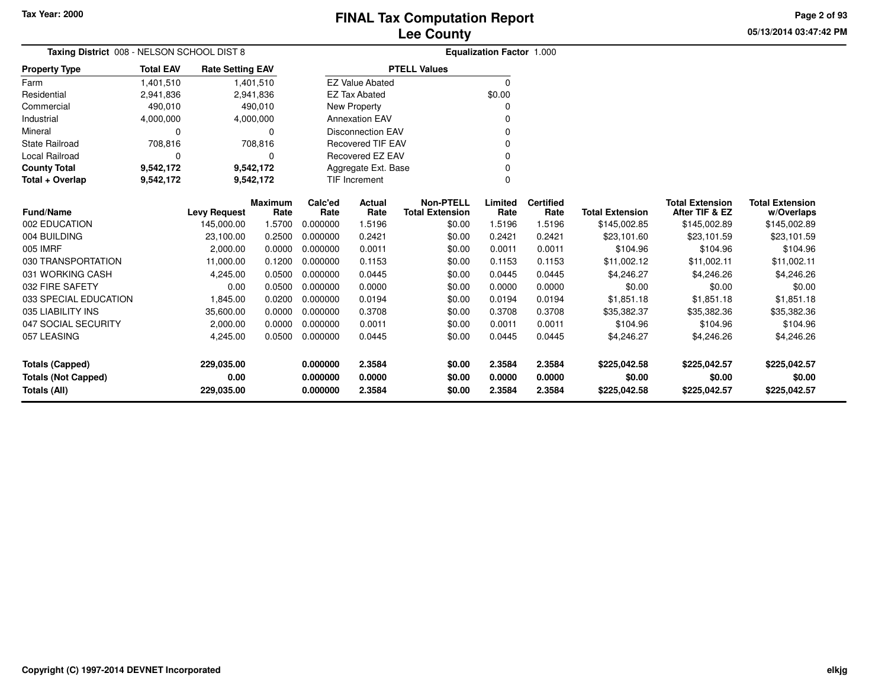Tax Year: 2000

# FINAL Tax Computation Report
## Lee County

05/13/2014 03:47:42 PM

**Taxing District** 008 - NELSON SCHOOL DIST 8 **Equalization Factor** 1.000

| Property Type | Total EAV | Rate Setting EAV |
|---|---|---|
| Farm | 1,401,510 | 1,401,510 |
| Residential | 2,941,836 | 2,941,836 |
| Commercial | 490,010 | 490,010 |
| Industrial | 4,000,000 | 4,000,000 |
| Mineral | 0 | 0 |
| State Railroad | 708,816 | 708,816 |
| Local Railroad | 0 | 0 |
| **County Total** | **9,542,172** | **9,542,172** |
| **Total + Overlap** | **9,542,172** | **9,542,172** |

| PTELL Values | |
|---|---|
| EZ Value Abated | 0 |
| EZ Tax Abated | $0.00 |
| New Property | 0 |
| Annexation EAV | 0 |
| Disconnection EAV | 0 |
| Recovered TIF EAV | 0 |
| Recovered EZ EAV | 0 |
| Aggregate Ext. Base | 0 |
| TIF Increment | 0 |

| Fund/Name | Levy Request | Maximum Rate | Calc'ed Rate | Actual Rate | Non-PTELL Total Extension | Limited Rate | Certified Rate | Total Extension | Total Extension After TIF & EZ | Total Extension w/Overlaps |
|---|---|---|---|---|---|---|---|---|---|---|
| 002 EDUCATION | 145,000.00 | 1.5700 | 0.000000 | 1.5196 | $0.00 | 1.5196 | 1.5196 | $145,002.85 | $145,002.89 | $145,002.89 |
| 004 BUILDING | 23,100.00 | 0.2500 | 0.000000 | 0.2421 | $0.00 | 0.2421 | 0.2421 | $23,101.60 | $23,101.59 | $23,101.59 |
| 005 IMRF | 2,000.00 | 0.0000 | 0.000000 | 0.0011 | $0.00 | 0.0011 | 0.0011 | $104.96 | $104.96 | $104.96 |
| 030 TRANSPORTATION | 11,000.00 | 0.1200 | 0.000000 | 0.1153 | $0.00 | 0.1153 | 0.1153 | $11,002.12 | $11,002.11 | $11,002.11 |
| 031 WORKING CASH | 4,245.00 | 0.0500 | 0.000000 | 0.0445 | $0.00 | 0.0445 | 0.0445 | $4,246.27 | $4,246.26 | $4,246.26 |
| 032 FIRE SAFETY | 0.00 | 0.0500 | 0.000000 | 0.0000 | $0.00 | 0.0000 | 0.0000 | $0.00 | $0.00 | $0.00 |
| 033 SPECIAL EDUCATION | 1,845.00 | 0.0200 | 0.000000 | 0.0194 | $0.00 | 0.0194 | 0.0194 | $1,851.18 | $1,851.18 | $1,851.18 |
| 035 LIABILITY INS | 35,600.00 | 0.0000 | 0.000000 | 0.3708 | $0.00 | 0.3708 | 0.3708 | $35,382.37 | $35,382.36 | $35,382.36 |
| 047 SOCIAL SECURITY | 2,000.00 | 0.0000 | 0.000000 | 0.0011 | $0.00 | 0.0011 | 0.0011 | $104.96 | $104.96 | $104.96 |
| 057 LEASING | 4,245.00 | 0.0500 | 0.000000 | 0.0445 | $0.00 | 0.0445 | 0.0445 | $4,246.27 | $4,246.26 | $4,246.26 |
| **Totals (Capped)** | **229,035.00** | | **0.000000** | **2.3584** | **$0.00** | **2.3584** | **2.3584** | **$225,042.58** | **$225,042.57** | **$225,042.57** |
| **Totals (Not Capped)** | **0.00** | | **0.000000** | **0.0000** | **$0.00** | **0.0000** | **0.0000** | **$0.00** | **$0.00** | **$0.00** |
| **Totals (All)** | **229,035.00** | | **0.000000** | **2.3584** | **$0.00** | **2.3584** | **2.3584** | **$225,042.58** | **$225,042.57** | **$225,042.57** |

Copyright (C) 1997-2014 DEVNET Incorporated elkjg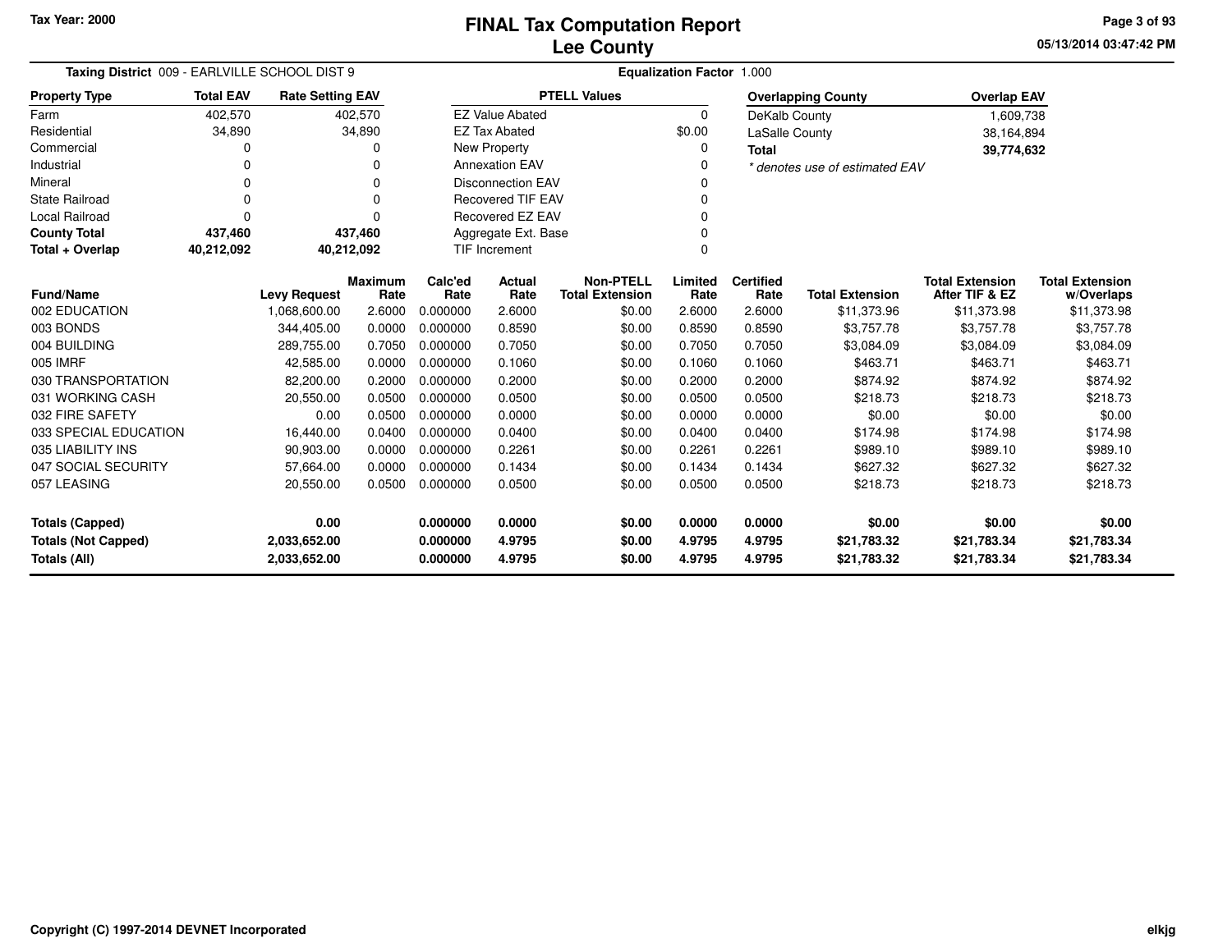Tax Year: 2000

# FINAL Tax Computation Report
## Lee County

05/13/2014 03:47:42 PM

**Taxing District** 009 - EARLVILLE SCHOOL DIST 9 | **Equalization Factor** 1.000

| Property Type | Total EAV | Rate Setting EAV |
|---|---|---|
| Farm | 402,570 | 402,570 |
| Residential | 34,890 | 34,890 |
| Commercial | 0 | 0 |
| Industrial | 0 | 0 |
| Mineral | 0 | 0 |
| State Railroad | 0 | 0 |
| Local Railroad | 0 | 0 |
| **County Total** | **437,460** | **437,460** |
| **Total + Overlap** | **40,212,092** | **40,212,092** |

| PTELL Values | |
|---|---|
| EZ Value Abated | 0 |
| EZ Tax Abated | $0.00 |
| New Property | 0 |
| Annexation EAV | 0 |
| Disconnection EAV | 0 |
| Recovered TIF EAV | 0 |
| Recovered EZ EAV | 0 |
| Aggregate Ext. Base | 0 |
| TIF Increment | 0 |

| Overlapping County | Overlap EAV |
|---|---|
| DeKalb County | 1,609,738 |
| LaSalle County | 38,164,894 |
| **Total** | **39,774,632** |

*\* denotes use of estimated EAV*

| Fund/Name | Levy Request | Maximum Rate | Calc'ed Rate | Actual Rate | Non-PTELL Total Extension | Limited Rate | Certified Rate | Total Extension | Total Extension After TIF & EZ | Total Extension w/Overlaps |
|---|---|---|---|---|---|---|---|---|---|---|
| 002 EDUCATION | 1,068,600.00 | 2.6000 | 0.000000 | 2.6000 | $0.00 | 2.6000 | 2.6000 | $11,373.96 | $11,373.98 | $11,373.98 |
| 003 BONDS | 344,405.00 | 0.0000 | 0.000000 | 0.8590 | $0.00 | 0.8590 | 0.8590 | $3,757.78 | $3,757.78 | $3,757.78 |
| 004 BUILDING | 289,755.00 | 0.7050 | 0.000000 | 0.7050 | $0.00 | 0.7050 | 0.7050 | $3,084.09 | $3,084.09 | $3,084.09 |
| 005 IMRF | 42,585.00 | 0.0000 | 0.000000 | 0.1060 | $0.00 | 0.1060 | 0.1060 | $463.71 | $463.71 | $463.71 |
| 030 TRANSPORTATION | 82,200.00 | 0.2000 | 0.000000 | 0.2000 | $0.00 | 0.2000 | 0.2000 | $874.92 | $874.92 | $874.92 |
| 031 WORKING CASH | 20,550.00 | 0.0500 | 0.000000 | 0.0500 | $0.00 | 0.0500 | 0.0500 | $218.73 | $218.73 | $218.73 |
| 032 FIRE SAFETY | 0.00 | 0.0500 | 0.000000 | 0.0000 | $0.00 | 0.0000 | 0.0000 | $0.00 | $0.00 | $0.00 |
| 033 SPECIAL EDUCATION | 16,440.00 | 0.0400 | 0.000000 | 0.0400 | $0.00 | 0.0400 | 0.0400 | $174.98 | $174.98 | $174.98 |
| 035 LIABILITY INS | 90,903.00 | 0.0000 | 0.000000 | 0.2261 | $0.00 | 0.2261 | 0.2261 | $989.10 | $989.10 | $989.10 |
| 047 SOCIAL SECURITY | 57,664.00 | 0.0000 | 0.000000 | 0.1434 | $0.00 | 0.1434 | 0.1434 | $627.32 | $627.32 | $627.32 |
| 057 LEASING | 20,550.00 | 0.0500 | 0.000000 | 0.0500 | $0.00 | 0.0500 | 0.0500 | $218.73 | $218.73 | $218.73 |
| **Totals (Capped)** | **0.00** | | **0.000000** | **0.0000** | **$0.00** | **0.0000** | **0.0000** | **$0.00** | **$0.00** | **$0.00** |
| **Totals (Not Capped)** | **2,033,652.00** | | **0.000000** | **4.9795** | **$0.00** | **4.9795** | **4.9795** | **$21,783.32** | **$21,783.34** | **$21,783.34** |
| **Totals (All)** | **2,033,652.00** | | **0.000000** | **4.9795** | **$0.00** | **4.9795** | **4.9795** | **$21,783.32** | **$21,783.34** | **$21,783.34** |

Copyright (C) 1997-2014 DEVNET Incorporated

elkjg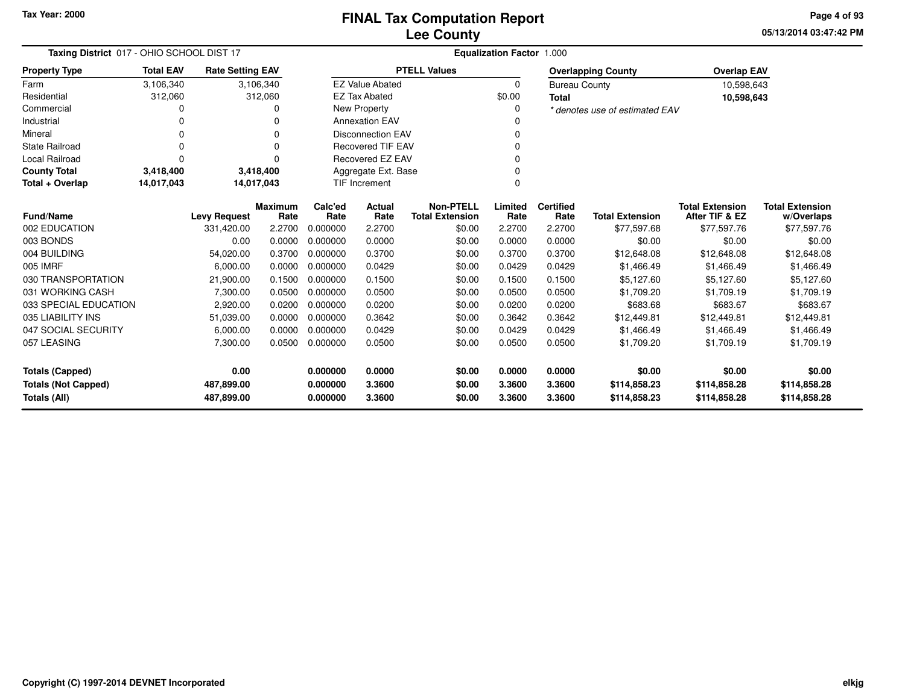# FINAL Tax Computation Report
## Lee County

Tax Year: 2000

05/13/2014 03:47:42 PM

**Taxing District** 017 - OHIO SCHOOL DIST 17 **Equalization Factor** 1.000

| Property Type | Total EAV | Rate Setting EAV |
|---|---|---|
| Farm | 3,106,340 | 3,106,340 |
| Residential | 312,060 | 312,060 |
| Commercial | 0 | 0 |
| Industrial | 0 | 0 |
| Mineral | 0 | 0 |
| State Railroad | 0 | 0 |
| Local Railroad | 0 | 0 |
| **County Total** | **3,418,400** | **3,418,400** |
| **Total + Overlap** | **14,017,043** | **14,017,043** |

| PTELL Values | |
|---|---|
| EZ Value Abated | 0 |
| EZ Tax Abated | $0.00 |
| New Property | 0 |
| Annexation EAV | 0 |
| Disconnection EAV | 0 |
| Recovered TIF EAV | 0 |
| Recovered EZ EAV | 0 |
| Aggregate Ext. Base | 0 |
| TIF Increment | 0 |

| Overlapping County | Overlap EAV |
|---|---|
| Bureau County | 10,598,643 |
| **Total** | **10,598,643** |

*\* denotes use of estimated EAV*

| Fund/Name | Levy Request | Maximum Rate | Calc'ed Rate | Actual Rate | Non-PTELL Total Extension | Limited Rate | Certified Rate | Total Extension | Total Extension After TIF & EZ | Total Extension w/Overlaps |
|---|---|---|---|---|---|---|---|---|---|---|
| 002 EDUCATION | 331,420.00 | 2.2700 | 0.000000 | 2.2700 | $0.00 | 2.2700 | 2.2700 | $77,597.68 | $77,597.76 | $77,597.76 |
| 003 BONDS | 0.00 | 0.0000 | 0.000000 | 0.0000 | $0.00 | 0.0000 | 0.0000 | $0.00 | $0.00 | $0.00 |
| 004 BUILDING | 54,020.00 | 0.3700 | 0.000000 | 0.3700 | $0.00 | 0.3700 | 0.3700 | $12,648.08 | $12,648.08 | $12,648.08 |
| 005 IMRF | 6,000.00 | 0.0000 | 0.000000 | 0.0429 | $0.00 | 0.0429 | 0.0429 | $1,466.49 | $1,466.49 | $1,466.49 |
| 030 TRANSPORTATION | 21,900.00 | 0.1500 | 0.000000 | 0.1500 | $0.00 | 0.1500 | 0.1500 | $5,127.60 | $5,127.60 | $5,127.60 |
| 031 WORKING CASH | 7,300.00 | 0.0500 | 0.000000 | 0.0500 | $0.00 | 0.0500 | 0.0500 | $1,709.20 | $1,709.19 | $1,709.19 |
| 033 SPECIAL EDUCATION | 2,920.00 | 0.0200 | 0.000000 | 0.0200 | $0.00 | 0.0200 | 0.0200 | $683.68 | $683.67 | $683.67 |
| 035 LIABILITY INS | 51,039.00 | 0.0000 | 0.000000 | 0.3642 | $0.00 | 0.3642 | 0.3642 | $12,449.81 | $12,449.81 | $12,449.81 |
| 047 SOCIAL SECURITY | 6,000.00 | 0.0000 | 0.000000 | 0.0429 | $0.00 | 0.0429 | 0.0429 | $1,466.49 | $1,466.49 | $1,466.49 |
| 057 LEASING | 7,300.00 | 0.0500 | 0.000000 | 0.0500 | $0.00 | 0.0500 | 0.0500 | $1,709.20 | $1,709.19 | $1,709.19 |
| **Totals (Capped)** | **0.00** | | **0.000000** | **0.0000** | **$0.00** | **0.0000** | **0.0000** | **$0.00** | **$0.00** | **$0.00** |
| **Totals (Not Capped)** | **487,899.00** | | **0.000000** | **3.3600** | **$0.00** | **3.3600** | **3.3600** | **$114,858.23** | **$114,858.28** | **$114,858.28** |
| **Totals (All)** | **487,899.00** | | **0.000000** | **3.3600** | **$0.00** | **3.3600** | **3.3600** | **$114,858.23** | **$114,858.28** | **$114,858.28** |

Copyright (C) 1997-2014 DEVNET Incorporated

elkjg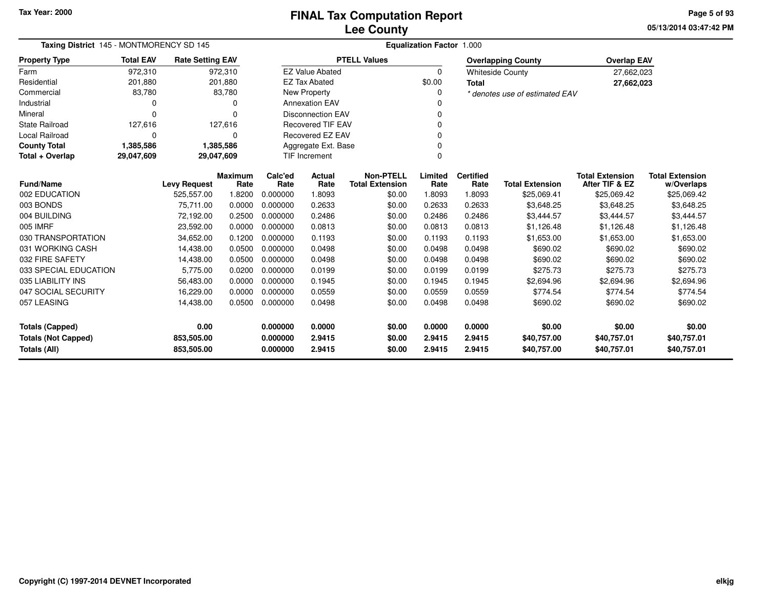Tax Year: 2000

# FINAL Tax Computation Report
## Lee County

**Taxing District** 145 - MONTMORENCY SD 145

**Equalization Factor** 1.000

| Property Type | Total EAV | Rate Setting EAV |
|---|---|---|
| Farm | 972,310 | 972,310 |
| Residential | 201,880 | 201,880 |
| Commercial | 83,780 | 83,780 |
| Industrial | 0 | 0 |
| Mineral | 0 | 0 |
| State Railroad | 127,616 | 127,616 |
| Local Railroad | 0 | 0 |
| **County Total** | **1,385,586** | **1,385,586** |
| **Total + Overlap** | **29,047,609** | **29,047,609** |

| PTELL Values | |
|---|---|
| EZ Value Abated | 0 |
| EZ Tax Abated | $0.00 |
| New Property | 0 |
| Annexation EAV | 0 |
| Disconnection EAV | 0 |
| Recovered TIF EAV | 0 |
| Recovered EZ EAV | 0 |
| Aggregate Ext. Base | 0 |
| TIF Increment | 0 |

| Overlapping County | Overlap EAV |
|---|---|
| Whiteside County | 27,662,023 |
| **Total** | **27,662,023** |

*\* denotes use of estimated EAV*

| Fund/Name | Levy Request | Maximum Rate | Calc'ed Rate | Actual Rate | Non-PTELL Total Extension | Limited Rate | Certified Rate | Total Extension | Total Extension After TIF & EZ | Total Extension w/Overlaps |
|---|---|---|---|---|---|---|---|---|---|---|
| 002 EDUCATION | 525,557.00 | 1.8200 | 0.000000 | 1.8093 | $0.00 | 1.8093 | 1.8093 | $25,069.41 | $25,069.42 | $25,069.42 |
| 003 BONDS | 75,711.00 | 0.0000 | 0.000000 | 0.2633 | $0.00 | 0.2633 | 0.2633 | $3,648.25 | $3,648.25 | $3,648.25 |
| 004 BUILDING | 72,192.00 | 0.2500 | 0.000000 | 0.2486 | $0.00 | 0.2486 | 0.2486 | $3,444.57 | $3,444.57 | $3,444.57 |
| 005 IMRF | 23,592.00 | 0.0000 | 0.000000 | 0.0813 | $0.00 | 0.0813 | 0.0813 | $1,126.48 | $1,126.48 | $1,126.48 |
| 030 TRANSPORTATION | 34,652.00 | 0.1200 | 0.000000 | 0.1193 | $0.00 | 0.1193 | 0.1193 | $1,653.00 | $1,653.00 | $1,653.00 |
| 031 WORKING CASH | 14,438.00 | 0.0500 | 0.000000 | 0.0498 | $0.00 | 0.0498 | 0.0498 | $690.02 | $690.02 | $690.02 |
| 032 FIRE SAFETY | 14,438.00 | 0.0500 | 0.000000 | 0.0498 | $0.00 | 0.0498 | 0.0498 | $690.02 | $690.02 | $690.02 |
| 033 SPECIAL EDUCATION | 5,775.00 | 0.0200 | 0.000000 | 0.0199 | $0.00 | 0.0199 | 0.0199 | $275.73 | $275.73 | $275.73 |
| 035 LIABILITY INS | 56,483.00 | 0.0000 | 0.000000 | 0.1945 | $0.00 | 0.1945 | 0.1945 | $2,694.96 | $2,694.96 | $2,694.96 |
| 047 SOCIAL SECURITY | 16,229.00 | 0.0000 | 0.000000 | 0.0559 | $0.00 | 0.0559 | 0.0559 | $774.54 | $774.54 | $774.54 |
| 057 LEASING | 14,438.00 | 0.0500 | 0.000000 | 0.0498 | $0.00 | 0.0498 | 0.0498 | $690.02 | $690.02 | $690.02 |
| **Totals (Capped)** | **0.00** | | **0.000000** | **0.0000** | **$0.00** | **0.0000** | **0.0000** | **$0.00** | **$0.00** | **$0.00** |
| **Totals (Not Capped)** | **853,505.00** | | **0.000000** | **2.9415** | **$0.00** | **2.9415** | **2.9415** | **$40,757.00** | **$40,757.01** | **$40,757.01** |
| **Totals (All)** | **853,505.00** | | **0.000000** | **2.9415** | **$0.00** | **2.9415** | **2.9415** | **$40,757.00** | **$40,757.01** | **$40,757.01** |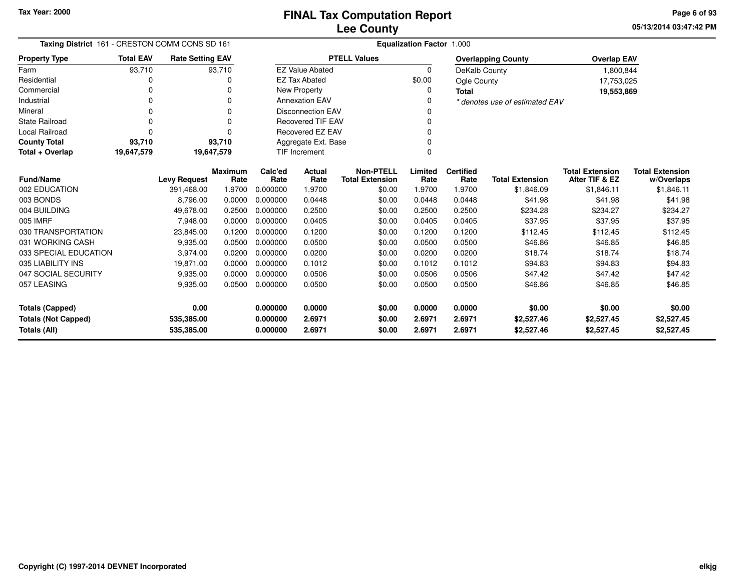# FINAL Tax Computation Report
## Lee County

Tax Year: 2000

05/13/2014 03:47:42 PM

**Taxing District** 161 - CRESTON COMM CONS SD 161

**Equalization Factor** 1.000

| Property Type | Total EAV | Rate Setting EAV |
|---|---|---|
| Farm | 93,710 | 93,710 |
| Residential | 0 | 0 |
| Commercial | 0 | 0 |
| Industrial | 0 | 0 |
| Mineral | 0 | 0 |
| State Railroad | 0 | 0 |
| Local Railroad | 0 | 0 |
| **County Total** | **93,710** | **93,710** |
| **Total + Overlap** | **19,647,579** | **19,647,579** |

| PTELL Values | |
|---|---|
| EZ Value Abated | 0 |
| EZ Tax Abated | $0.00 |
| New Property | 0 |
| Annexation EAV | 0 |
| Disconnection EAV | 0 |
| Recovered TIF EAV | 0 |
| Recovered EZ EAV | 0 |
| Aggregate Ext. Base | 0 |
| TIF Increment | 0 |

| Overlapping County | Overlap EAV |
|---|---|
| DeKalb County | 1,800,844 |
| Ogle County | 17,753,025 |
| **Total** | **19,553,869** |

*\* denotes use of estimated EAV*

| Fund/Name | Levy Request | Maximum Rate | Calc'ed Rate | Actual Rate | Non-PTELL Total Extension | Limited Rate | Certified Rate | Total Extension | Total Extension After TIF & EZ | Total Extension w/Overlaps |
|---|---|---|---|---|---|---|---|---|---|---|
| 002 EDUCATION | 391,468.00 | 1.9700 | 0.000000 | 1.9700 | $0.00 | 1.9700 | 1.9700 | $1,846.09 | $1,846.11 | $1,846.11 |
| 003 BONDS | 8,796.00 | 0.0000 | 0.000000 | 0.0448 | $0.00 | 0.0448 | 0.0448 | $41.98 | $41.98 | $41.98 |
| 004 BUILDING | 49,678.00 | 0.2500 | 0.000000 | 0.2500 | $0.00 | 0.2500 | 0.2500 | $234.28 | $234.27 | $234.27 |
| 005 IMRF | 7,948.00 | 0.0000 | 0.000000 | 0.0405 | $0.00 | 0.0405 | 0.0405 | $37.95 | $37.95 | $37.95 |
| 030 TRANSPORTATION | 23,845.00 | 0.1200 | 0.000000 | 0.1200 | $0.00 | 0.1200 | 0.1200 | $112.45 | $112.45 | $112.45 |
| 031 WORKING CASH | 9,935.00 | 0.0500 | 0.000000 | 0.0500 | $0.00 | 0.0500 | 0.0500 | $46.86 | $46.85 | $46.85 |
| 033 SPECIAL EDUCATION | 3,974.00 | 0.0200 | 0.000000 | 0.0200 | $0.00 | 0.0200 | 0.0200 | $18.74 | $18.74 | $18.74 |
| 035 LIABILITY INS | 19,871.00 | 0.0000 | 0.000000 | 0.1012 | $0.00 | 0.1012 | 0.1012 | $94.83 | $94.83 | $94.83 |
| 047 SOCIAL SECURITY | 9,935.00 | 0.0000 | 0.000000 | 0.0506 | $0.00 | 0.0506 | 0.0506 | $47.42 | $47.42 | $47.42 |
| 057 LEASING | 9,935.00 | 0.0500 | 0.000000 | 0.0500 | $0.00 | 0.0500 | 0.0500 | $46.86 | $46.85 | $46.85 |
| **Totals (Capped)** | **0.00** | | **0.000000** | **0.0000** | **$0.00** | **0.0000** | **0.0000** | **$0.00** | **$0.00** | **$0.00** |
| **Totals (Not Capped)** | **535,385.00** | | **0.000000** | **2.6971** | **$0.00** | **2.6971** | **2.6971** | **$2,527.46** | **$2,527.45** | **$2,527.45** |
| **Totals (All)** | **535,385.00** | | **0.000000** | **2.6971** | **$0.00** | **2.6971** | **2.6971** | **$2,527.46** | **$2,527.45** | **$2,527.45** |

Copyright (C) 1997-2014 DEVNET Incorporated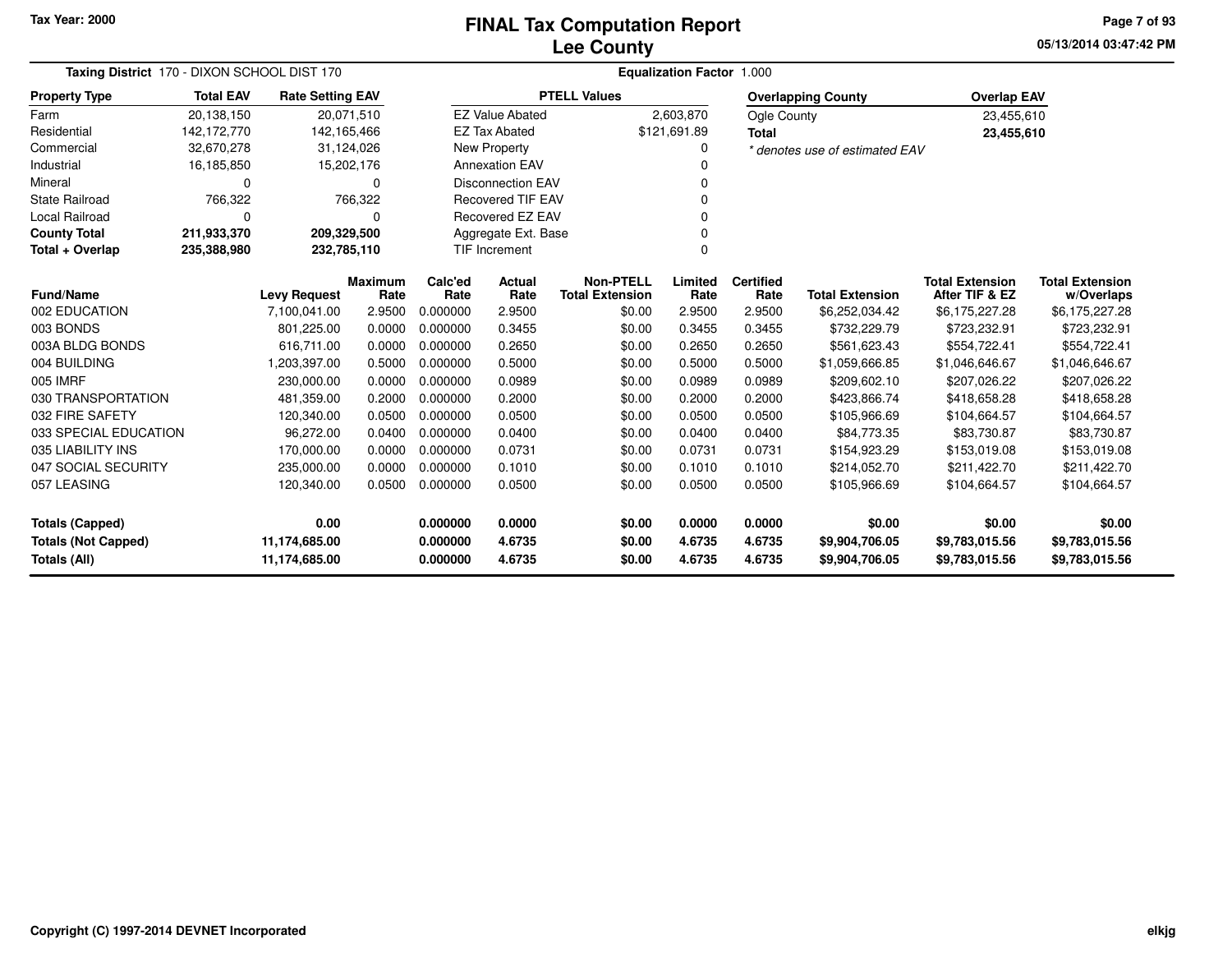Tax Year: 2000

# FINAL Tax Computation Report
## Lee County

05/13/2014 03:47:42 PM

**Taxing District** 170 - DIXON SCHOOL DIST 170

**Equalization Factor** 1.000

| Property Type | Total EAV | Rate Setting EAV |
|---|---|---|
| Farm | 20,138,150 | 20,071,510 |
| Residential | 142,172,770 | 142,165,466 |
| Commercial | 32,670,278 | 31,124,026 |
| Industrial | 16,185,850 | 15,202,176 |
| Mineral | 0 | 0 |
| State Railroad | 766,322 | 766,322 |
| Local Railroad | 0 | 0 |
| **County Total** | **211,933,370** | **209,329,500** |
| **Total + Overlap** | **235,388,980** | **232,785,110** |

| PTELL Values | |
|---|---|
| EZ Value Abated | 2,603,870 |
| EZ Tax Abated | $121,691.89 |
| New Property | 0 |
| Annexation EAV | 0 |
| Disconnection EAV | 0 |
| Recovered TIF EAV | 0 |
| Recovered EZ EAV | 0 |
| Aggregate Ext. Base | 0 |
| TIF Increment | 0 |

| Overlapping County | Overlap EAV |
|---|---|
| Ogle County | 23,455,610 |
| **Total** | **23,455,610** |

*\* denotes use of estimated EAV*

| Fund/Name | Levy Request | Maximum Rate | Calc'ed Rate | Actual Rate | Non-PTELL Total Extension | Limited Rate | Certified Rate | Total Extension | Total Extension After TIF & EZ | Total Extension w/Overlaps |
|---|---|---|---|---|---|---|---|---|---|---|
| 002 EDUCATION | 7,100,041.00 | 2.9500 | 0.000000 | 2.9500 | $0.00 | 2.9500 | 2.9500 | $6,252,034.42 | $6,175,227.28 | $6,175,227.28 |
| 003 BONDS | 801,225.00 | 0.0000 | 0.000000 | 0.3455 | $0.00 | 0.3455 | 0.3455 | $732,229.79 | $723,232.91 | $723,232.91 |
| 003A BLDG BONDS | 616,711.00 | 0.0000 | 0.000000 | 0.2650 | $0.00 | 0.2650 | 0.2650 | $561,623.43 | $554,722.41 | $554,722.41 |
| 004 BUILDING | 1,203,397.00 | 0.5000 | 0.000000 | 0.5000 | $0.00 | 0.5000 | 0.5000 | $1,059,666.85 | $1,046,646.67 | $1,046,646.67 |
| 005 IMRF | 230,000.00 | 0.0000 | 0.000000 | 0.0989 | $0.00 | 0.0989 | 0.0989 | $209,602.10 | $207,026.22 | $207,026.22 |
| 030 TRANSPORTATION | 481,359.00 | 0.2000 | 0.000000 | 0.2000 | $0.00 | 0.2000 | 0.2000 | $423,866.74 | $418,658.28 | $418,658.28 |
| 032 FIRE SAFETY | 120,340.00 | 0.0500 | 0.000000 | 0.0500 | $0.00 | 0.0500 | 0.0500 | $105,966.69 | $104,664.57 | $104,664.57 |
| 033 SPECIAL EDUCATION | 96,272.00 | 0.0400 | 0.000000 | 0.0400 | $0.00 | 0.0400 | 0.0400 | $84,773.35 | $83,730.87 | $83,730.87 |
| 035 LIABILITY INS | 170,000.00 | 0.0000 | 0.000000 | 0.0731 | $0.00 | 0.0731 | 0.0731 | $154,923.29 | $153,019.08 | $153,019.08 |
| 047 SOCIAL SECURITY | 235,000.00 | 0.0000 | 0.000000 | 0.1010 | $0.00 | 0.1010 | 0.1010 | $214,052.70 | $211,422.70 | $211,422.70 |
| 057 LEASING | 120,340.00 | 0.0500 | 0.000000 | 0.0500 | $0.00 | 0.0500 | 0.0500 | $105,966.69 | $104,664.57 | $104,664.57 |
| **Totals (Capped)** | **0.00** | | **0.000000** | **0.0000** | **$0.00** | **0.0000** | **0.0000** | **$0.00** | **$0.00** | **$0.00** |
| **Totals (Not Capped)** | **11,174,685.00** | | **0.000000** | **4.6735** | **$0.00** | **4.6735** | **4.6735** | **$9,904,706.05** | **$9,783,015.56** | **$9,783,015.56** |
| **Totals (All)** | **11,174,685.00** | | **0.000000** | **4.6735** | **$0.00** | **4.6735** | **4.6735** | **$9,904,706.05** | **$9,783,015.56** | **$9,783,015.56** |

**Copyright (C) 1997-2014 DEVNET Incorporated**

elkjg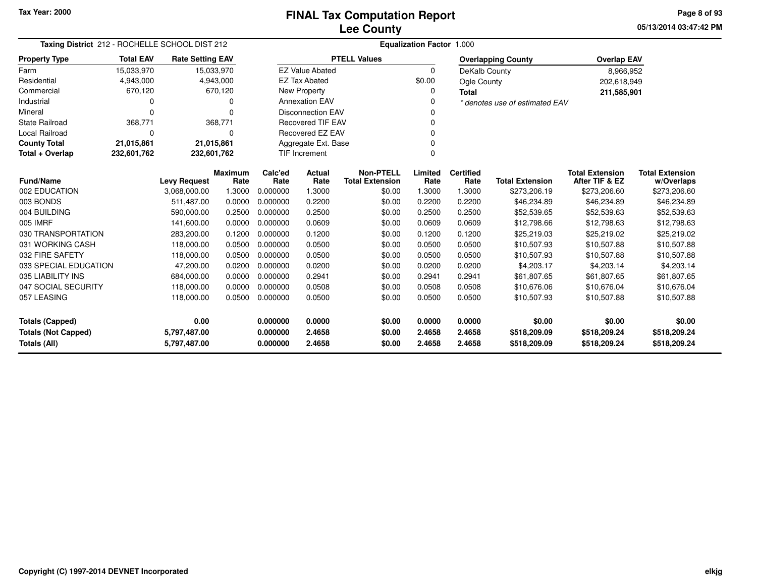# FINAL Tax Computation Report
## Lee County

Tax Year: 2000

05/13/2014 03:47:42 PM

**Taxing District** 212 - ROCHELLE SCHOOL DIST 212

**Equalization Factor** 1.000

| Property Type | Total EAV | Rate Setting EAV |
|---|---|---|
| Farm | 15,033,970 | 15,033,970 |
| Residential | 4,943,000 | 4,943,000 |
| Commercial | 670,120 | 670,120 |
| Industrial | 0 | 0 |
| Mineral | 0 | 0 |
| State Railroad | 368,771 | 368,771 |
| Local Railroad | 0 | 0 |
| **County Total** | **21,015,861** | **21,015,861** |
| **Total + Overlap** | **232,601,762** | **232,601,762** |

| PTELL Values | |
|---|---|
| EZ Value Abated | 0 |
| EZ Tax Abated | $0.00 |
| New Property | 0 |
| Annexation EAV | 0 |
| Disconnection EAV | 0 |
| Recovered TIF EAV | 0 |
| Recovered EZ EAV | 0 |
| Aggregate Ext. Base | 0 |
| TIF Increment | 0 |

| Overlapping County | Overlap EAV |
|---|---|
| DeKalb County | 8,966,952 |
| Ogle County | 202,618,949 |
| **Total** | **211,585,901** |

*\* denotes use of estimated EAV*

| Fund/Name | Levy Request | Maximum Rate | Calc'ed Rate | Actual Rate | Non-PTELL Total Extension | Limited Rate | Certified Rate | Total Extension | Total Extension After TIF & EZ | Total Extension w/Overlaps |
|---|---|---|---|---|---|---|---|---|---|---|
| 002 EDUCATION | 3,068,000.00 | 1.3000 | 0.000000 | 1.3000 | $0.00 | 1.3000 | 1.3000 | $273,206.19 | $273,206.60 | $273,206.60 |
| 003 BONDS | 511,487.00 | 0.0000 | 0.000000 | 0.2200 | $0.00 | 0.2200 | 0.2200 | $46,234.89 | $46,234.89 | $46,234.89 |
| 004 BUILDING | 590,000.00 | 0.2500 | 0.000000 | 0.2500 | $0.00 | 0.2500 | 0.2500 | $52,539.65 | $52,539.63 | $52,539.63 |
| 005 IMRF | 141,600.00 | 0.0000 | 0.000000 | 0.0609 | $0.00 | 0.0609 | 0.0609 | $12,798.66 | $12,798.63 | $12,798.63 |
| 030 TRANSPORTATION | 283,200.00 | 0.1200 | 0.000000 | 0.1200 | $0.00 | 0.1200 | 0.1200 | $25,219.03 | $25,219.02 | $25,219.02 |
| 031 WORKING CASH | 118,000.00 | 0.0500 | 0.000000 | 0.0500 | $0.00 | 0.0500 | 0.0500 | $10,507.93 | $10,507.88 | $10,507.88 |
| 032 FIRE SAFETY | 118,000.00 | 0.0500 | 0.000000 | 0.0500 | $0.00 | 0.0500 | 0.0500 | $10,507.93 | $10,507.88 | $10,507.88 |
| 033 SPECIAL EDUCATION | 47,200.00 | 0.0200 | 0.000000 | 0.0200 | $0.00 | 0.0200 | 0.0200 | $4,203.17 | $4,203.14 | $4,203.14 |
| 035 LIABILITY INS | 684,000.00 | 0.0000 | 0.000000 | 0.2941 | $0.00 | 0.2941 | 0.2941 | $61,807.65 | $61,807.65 | $61,807.65 |
| 047 SOCIAL SECURITY | 118,000.00 | 0.0000 | 0.000000 | 0.0508 | $0.00 | 0.0508 | 0.0508 | $10,676.06 | $10,676.04 | $10,676.04 |
| 057 LEASING | 118,000.00 | 0.0500 | 0.000000 | 0.0500 | $0.00 | 0.0500 | 0.0500 | $10,507.93 | $10,507.88 | $10,507.88 |
| **Totals (Capped)** | **0.00** | | **0.000000** | **0.0000** | **$0.00** | **0.0000** | **0.0000** | **$0.00** | **$0.00** | **$0.00** |
| **Totals (Not Capped)** | **5,797,487.00** | | **0.000000** | **2.4658** | **$0.00** | **2.4658** | **2.4658** | **$518,209.09** | **$518,209.24** | **$518,209.24** |
| **Totals (All)** | **5,797,487.00** | | **0.000000** | **2.4658** | **$0.00** | **2.4658** | **2.4658** | **$518,209.09** | **$518,209.24** | **$518,209.24** |

Copyright (C) 1997-2014 DEVNET Incorporated

elkjg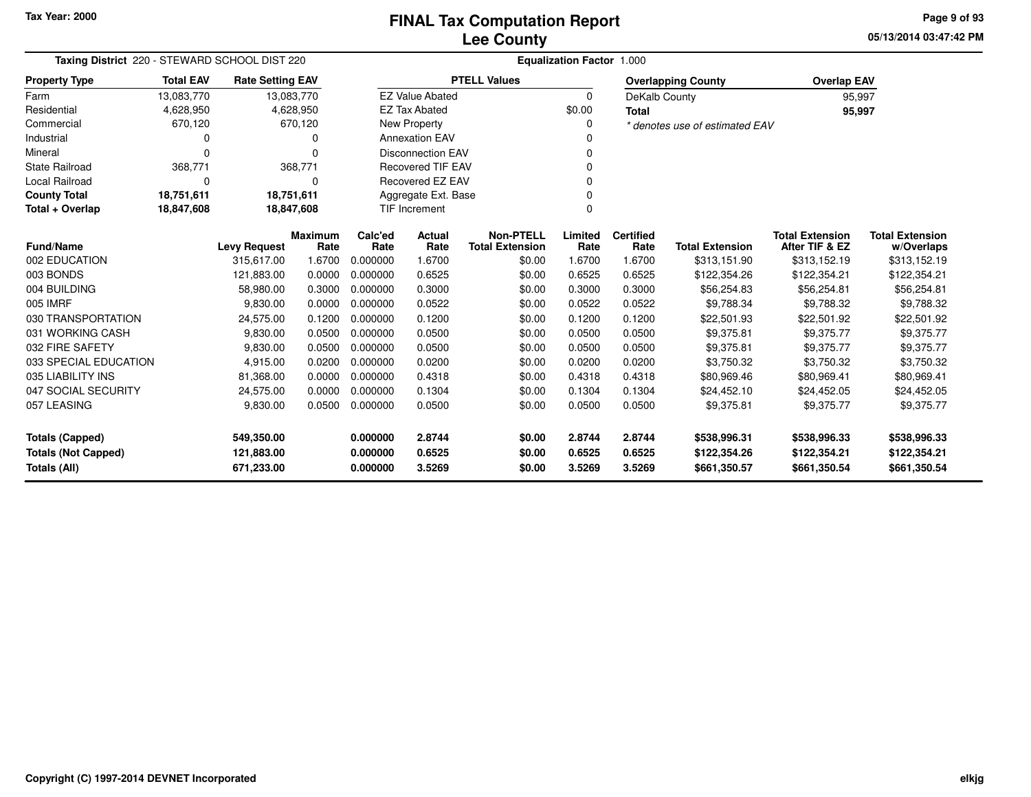# FINAL Tax Computation Report
## Lee County

Tax Year: 2000

**Taxing District** 220 - STEWARD SCHOOL DIST 220 **Equalization Factor** 1.000

| Property Type | Total EAV | Rate Setting EAV |
|---|---|---|
| Farm | 13,083,770 | 13,083,770 |
| Residential | 4,628,950 | 4,628,950 |
| Commercial | 670,120 | 670,120 |
| Industrial | 0 | 0 |
| Mineral | 0 | 0 |
| State Railroad | 368,771 | 368,771 |
| Local Railroad | 0 | 0 |
| **County Total** | **18,751,611** | **18,751,611** |
| **Total + Overlap** | **18,847,608** | **18,847,608** |

| PTELL Values | |
|---|---|
| EZ Value Abated | 0 |
| EZ Tax Abated | $0.00 |
| New Property | 0 |
| Annexation EAV | 0 |
| Disconnection EAV | 0 |
| Recovered TIF EAV | 0 |
| Recovered EZ EAV | 0 |
| Aggregate Ext. Base | 0 |
| TIF Increment | 0 |

| Overlapping County | Overlap EAV |
|---|---|
| DeKalb County | 95,997 |
| **Total** | **95,997** |

*\* denotes use of estimated EAV*

| Fund/Name | Levy Request | Maximum Rate | Calc'ed Rate | Actual Rate | Non-PTELL Total Extension | Limited Rate | Certified Rate | Total Extension | Total Extension After TIF & EZ | Total Extension w/Overlaps |
|---|---|---|---|---|---|---|---|---|---|---|
| 002 EDUCATION | 315,617.00 | 1.6700 | 0.000000 | 1.6700 | $0.00 | 1.6700 | 1.6700 | $313,151.90 | $313,152.19 | $313,152.19 |
| 003 BONDS | 121,883.00 | 0.0000 | 0.000000 | 0.6525 | $0.00 | 0.6525 | 0.6525 | $122,354.26 | $122,354.21 | $122,354.21 |
| 004 BUILDING | 58,980.00 | 0.3000 | 0.000000 | 0.3000 | $0.00 | 0.3000 | 0.3000 | $56,254.83 | $56,254.81 | $56,254.81 |
| 005 IMRF | 9,830.00 | 0.0000 | 0.000000 | 0.0522 | $0.00 | 0.0522 | 0.0522 | $9,788.34 | $9,788.32 | $9,788.32 |
| 030 TRANSPORTATION | 24,575.00 | 0.1200 | 0.000000 | 0.1200 | $0.00 | 0.1200 | 0.1200 | $22,501.93 | $22,501.92 | $22,501.92 |
| 031 WORKING CASH | 9,830.00 | 0.0500 | 0.000000 | 0.0500 | $0.00 | 0.0500 | 0.0500 | $9,375.81 | $9,375.77 | $9,375.77 |
| 032 FIRE SAFETY | 9,830.00 | 0.0500 | 0.000000 | 0.0500 | $0.00 | 0.0500 | 0.0500 | $9,375.81 | $9,375.77 | $9,375.77 |
| 033 SPECIAL EDUCATION | 4,915.00 | 0.0200 | 0.000000 | 0.0200 | $0.00 | 0.0200 | 0.0200 | $3,750.32 | $3,750.32 | $3,750.32 |
| 035 LIABILITY INS | 81,368.00 | 0.0000 | 0.000000 | 0.4318 | $0.00 | 0.4318 | 0.4318 | $80,969.46 | $80,969.41 | $80,969.41 |
| 047 SOCIAL SECURITY | 24,575.00 | 0.0000 | 0.000000 | 0.1304 | $0.00 | 0.1304 | 0.1304 | $24,452.10 | $24,452.05 | $24,452.05 |
| 057 LEASING | 9,830.00 | 0.0500 | 0.000000 | 0.0500 | $0.00 | 0.0500 | 0.0500 | $9,375.81 | $9,375.77 | $9,375.77 |
| **Totals (Capped)** | **549,350.00** | | **0.000000** | **2.8744** | **$0.00** | **2.8744** | **2.8744** | **$538,996.31** | **$538,996.33** | **$538,996.33** |
| **Totals (Not Capped)** | **121,883.00** | | **0.000000** | **0.6525** | **$0.00** | **0.6525** | **0.6525** | **$122,354.26** | **$122,354.21** | **$122,354.21** |
| **Totals (All)** | **671,233.00** | | **0.000000** | **3.5269** | **$0.00** | **3.5269** | **3.5269** | **$661,350.57** | **$661,350.54** | **$661,350.54** |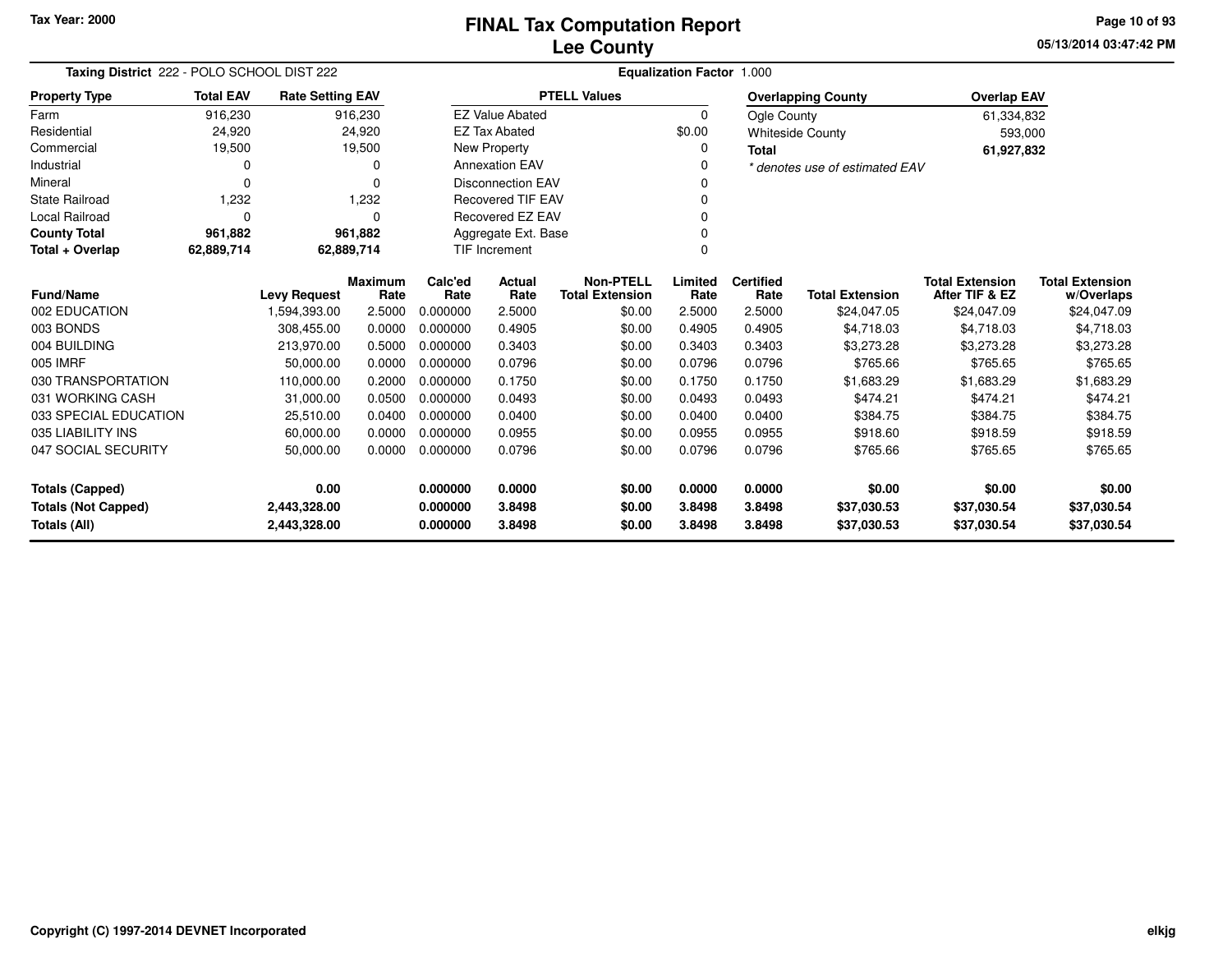Tax Year: 2000

# FINAL Tax Computation Report
## Lee County

05/13/2014 03:47:42 PM

**Taxing District** 222 - POLO SCHOOL DIST 222 **Equalization Factor** 1.000

| Property Type | Total EAV | Rate Setting EAV |
|---|---|---|
| Farm | 916,230 | 916,230 |
| Residential | 24,920 | 24,920 |
| Commercial | 19,500 | 19,500 |
| Industrial | 0 | 0 |
| Mineral | 0 | 0 |
| State Railroad | 1,232 | 1,232 |
| Local Railroad | 0 | 0 |
| **County Total** | **961,882** | **961,882** |
| **Total + Overlap** | **62,889,714** | **62,889,714** |

| PTELL Values | |
|---|---|
| EZ Value Abated | 0 |
| EZ Tax Abated | $0.00 |
| New Property | 0 |
| Annexation EAV | 0 |
| Disconnection EAV | 0 |
| Recovered TIF EAV | 0 |
| Recovered EZ EAV | 0 |
| Aggregate Ext. Base | 0 |
| TIF Increment | 0 |

| Overlapping County | Overlap EAV |
|---|---|
| Ogle County | 61,334,832 |
| Whiteside County | 593,000 |
| **Total** | **61,927,832** |

*\* denotes use of estimated EAV*

| Fund/Name | Levy Request | Maximum Rate | Calc'ed Rate | Actual Rate | Non-PTELL Total Extension | Limited Rate | Certified Rate | Total Extension | Total Extension After TIF & EZ | Total Extension w/Overlaps |
|---|---|---|---|---|---|---|---|---|---|---|
| 002 EDUCATION | 1,594,393.00 | 2.5000 | 0.000000 | 2.5000 | $0.00 | 2.5000 | 2.5000 | $24,047.05 | $24,047.09 | $24,047.09 |
| 003 BONDS | 308,455.00 | 0.0000 | 0.000000 | 0.4905 | $0.00 | 0.4905 | 0.4905 | $4,718.03 | $4,718.03 | $4,718.03 |
| 004 BUILDING | 213,970.00 | 0.5000 | 0.000000 | 0.3403 | $0.00 | 0.3403 | 0.3403 | $3,273.28 | $3,273.28 | $3,273.28 |
| 005 IMRF | 50,000.00 | 0.0000 | 0.000000 | 0.0796 | $0.00 | 0.0796 | 0.0796 | $765.66 | $765.65 | $765.65 |
| 030 TRANSPORTATION | 110,000.00 | 0.2000 | 0.000000 | 0.1750 | $0.00 | 0.1750 | 0.1750 | $1,683.29 | $1,683.29 | $1,683.29 |
| 031 WORKING CASH | 31,000.00 | 0.0500 | 0.000000 | 0.0493 | $0.00 | 0.0493 | 0.0493 | $474.21 | $474.21 | $474.21 |
| 033 SPECIAL EDUCATION | 25,510.00 | 0.0400 | 0.000000 | 0.0400 | $0.00 | 0.0400 | 0.0400 | $384.75 | $384.75 | $384.75 |
| 035 LIABILITY INS | 60,000.00 | 0.0000 | 0.000000 | 0.0955 | $0.00 | 0.0955 | 0.0955 | $918.60 | $918.59 | $918.59 |
| 047 SOCIAL SECURITY | 50,000.00 | 0.0000 | 0.000000 | 0.0796 | $0.00 | 0.0796 | 0.0796 | $765.66 | $765.65 | $765.65 |
| **Totals (Capped)** | **0.00** | | **0.000000** | **0.0000** | **$0.00** | **0.0000** | **0.0000** | **$0.00** | **$0.00** | **$0.00** |
| **Totals (Not Capped)** | **2,443,328.00** | | **0.000000** | **3.8498** | **$0.00** | **3.8498** | **3.8498** | **$37,030.53** | **$37,030.54** | **$37,030.54** |
| **Totals (All)** | **2,443,328.00** | | **0.000000** | **3.8498** | **$0.00** | **3.8498** | **3.8498** | **$37,030.53** | **$37,030.54** | **$37,030.54** |

Copyright (C) 1997-2014 DEVNET Incorporated

elkjg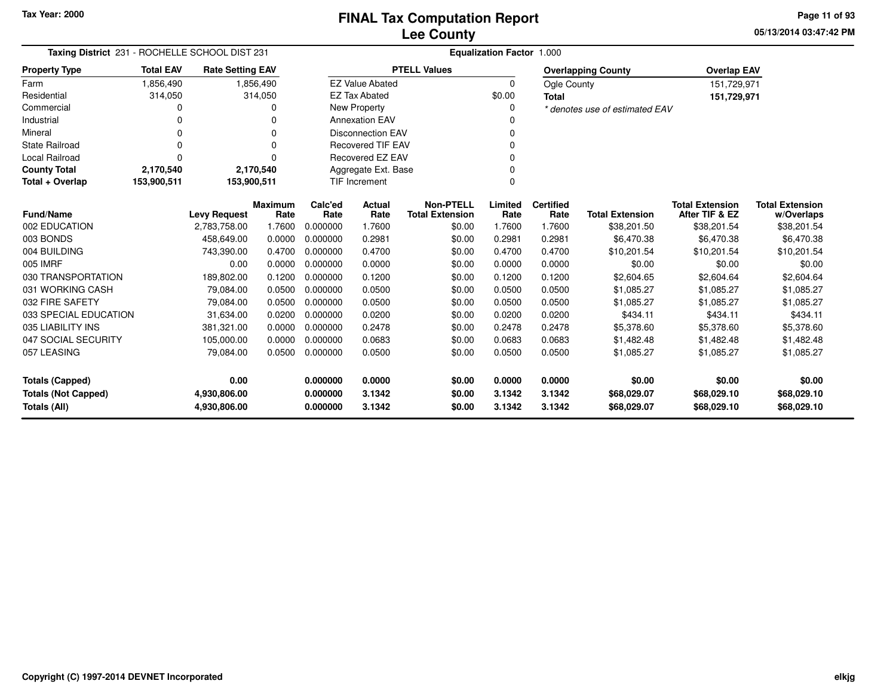Tax Year: 2000

# FINAL Tax Computation Report
## Lee County

05/13/2014 03:47:42 PM

**Taxing District** 231 - ROCHELLE SCHOOL DIST 231 **Equalization Factor** 1.000

| Property Type | Total EAV | Rate Setting EAV |
|---|---|---|
| Farm | 1,856,490 | 1,856,490 |
| Residential | 314,050 | 314,050 |
| Commercial | 0 | 0 |
| Industrial | 0 | 0 |
| Mineral | 0 | 0 |
| State Railroad | 0 | 0 |
| Local Railroad | 0 | 0 |
| **County Total** | **2,170,540** | **2,170,540** |
| **Total + Overlap** | **153,900,511** | **153,900,511** |

| PTELL Values | |
|---|---|
| EZ Value Abated | 0 |
| EZ Tax Abated | $0.00 |
| New Property | 0 |
| Annexation EAV | 0 |
| Disconnection EAV | 0 |
| Recovered TIF EAV | 0 |
| Recovered EZ EAV | 0 |
| Aggregate Ext. Base | 0 |
| TIF Increment | 0 |

| Overlapping County | Overlap EAV |
|---|---|
| Ogle County | 151,729,971 |
| **Total** | **151,729,971** |

*\* denotes use of estimated EAV*

| Fund/Name | Levy Request | Maximum Rate | Calc'ed Rate | Actual Rate | Non-PTELL Total Extension | Limited Rate | Certified Rate | Total Extension | Total Extension After TIF & EZ | Total Extension w/Overlaps |
|---|---|---|---|---|---|---|---|---|---|---|
| 002 EDUCATION | 2,783,758.00 | 1.7600 | 0.000000 | 1.7600 | $0.00 | 1.7600 | 1.7600 | $38,201.50 | $38,201.54 | $38,201.54 |
| 003 BONDS | 458,649.00 | 0.0000 | 0.000000 | 0.2981 | $0.00 | 0.2981 | 0.2981 | $6,470.38 | $6,470.38 | $6,470.38 |
| 004 BUILDING | 743,390.00 | 0.4700 | 0.000000 | 0.4700 | $0.00 | 0.4700 | 0.4700 | $10,201.54 | $10,201.54 | $10,201.54 |
| 005 IMRF | 0.00 | 0.0000 | 0.000000 | 0.0000 | $0.00 | 0.0000 | 0.0000 | $0.00 | $0.00 | $0.00 |
| 030 TRANSPORTATION | 189,802.00 | 0.1200 | 0.000000 | 0.1200 | $0.00 | 0.1200 | 0.1200 | $2,604.65 | $2,604.64 | $2,604.64 |
| 031 WORKING CASH | 79,084.00 | 0.0500 | 0.000000 | 0.0500 | $0.00 | 0.0500 | 0.0500 | $1,085.27 | $1,085.27 | $1,085.27 |
| 032 FIRE SAFETY | 79,084.00 | 0.0500 | 0.000000 | 0.0500 | $0.00 | 0.0500 | 0.0500 | $1,085.27 | $1,085.27 | $1,085.27 |
| 033 SPECIAL EDUCATION | 31,634.00 | 0.0200 | 0.000000 | 0.0200 | $0.00 | 0.0200 | 0.0200 | $434.11 | $434.11 | $434.11 |
| 035 LIABILITY INS | 381,321.00 | 0.0000 | 0.000000 | 0.2478 | $0.00 | 0.2478 | 0.2478 | $5,378.60 | $5,378.60 | $5,378.60 |
| 047 SOCIAL SECURITY | 105,000.00 | 0.0000 | 0.000000 | 0.0683 | $0.00 | 0.0683 | 0.0683 | $1,482.48 | $1,482.48 | $1,482.48 |
| 057 LEASING | 79,084.00 | 0.0500 | 0.000000 | 0.0500 | $0.00 | 0.0500 | 0.0500 | $1,085.27 | $1,085.27 | $1,085.27 |
| **Totals (Capped)** | **0.00** | | **0.000000** | **0.0000** | **$0.00** | **0.0000** | **0.0000** | **$0.00** | **$0.00** | **$0.00** |
| **Totals (Not Capped)** | **4,930,806.00** | | **0.000000** | **3.1342** | **$0.00** | **3.1342** | **3.1342** | **$68,029.07** | **$68,029.10** | **$68,029.10** |
| **Totals (All)** | **4,930,806.00** | | **0.000000** | **3.1342** | **$0.00** | **3.1342** | **3.1342** | **$68,029.07** | **$68,029.10** | **$68,029.10** |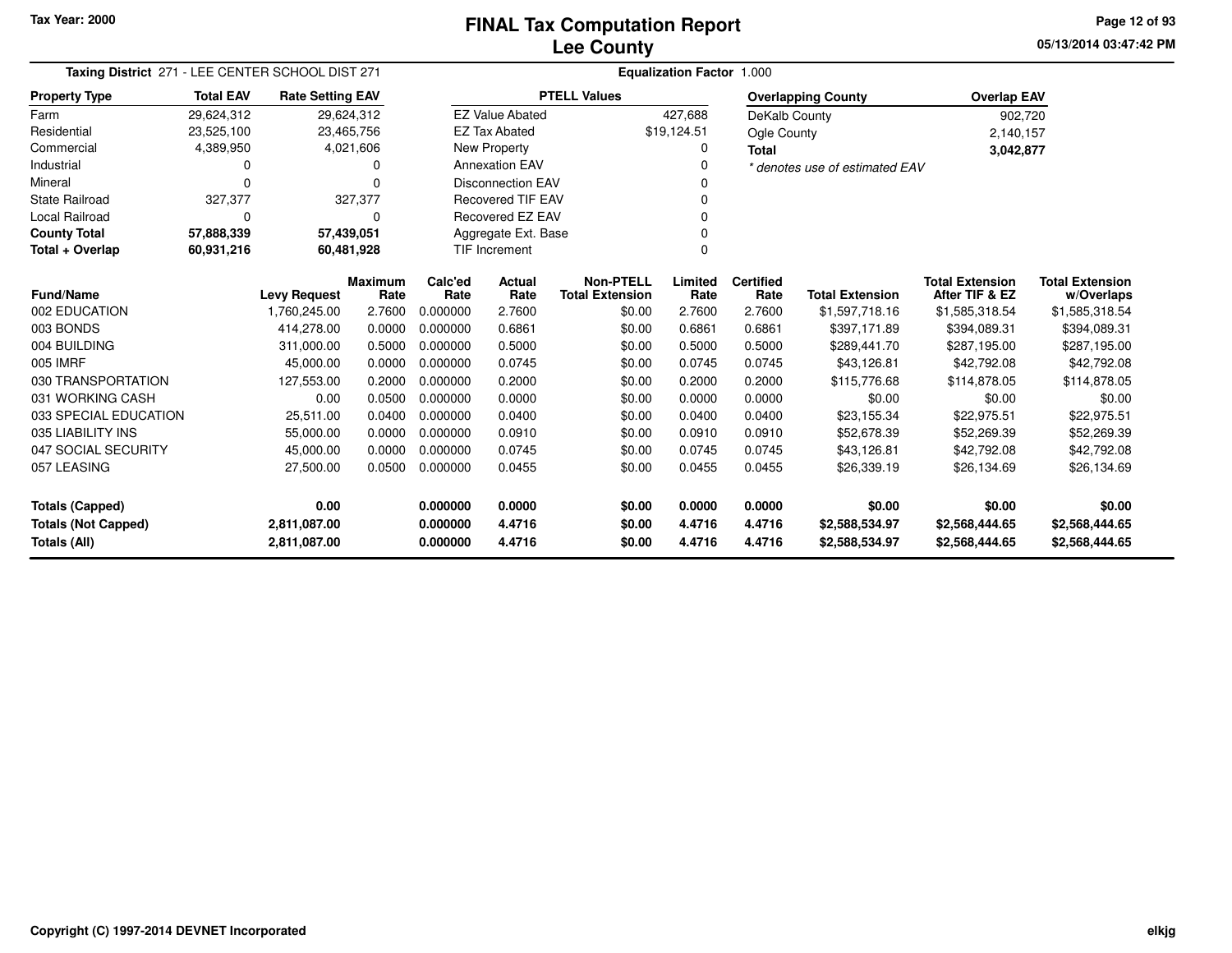# FINAL Tax Computation Report
## Lee County

Tax Year: 2000

05/13/2014 03:47:42 PM

**Taxing District** 271 - LEE CENTER SCHOOL DIST 271

**Equalization Factor** 1.000

| Property Type | Total EAV | Rate Setting EAV |
|---|---|---|
| Farm | 29,624,312 | 29,624,312 |
| Residential | 23,525,100 | 23,465,756 |
| Commercial | 4,389,950 | 4,021,606 |
| Industrial | 0 | 0 |
| Mineral | 0 | 0 |
| State Railroad | 327,377 | 327,377 |
| Local Railroad | 0 | 0 |
| **County Total** | **57,888,339** | **57,439,051** |
| **Total + Overlap** | **60,931,216** | **60,481,928** |

| PTELL Values | |
|---|---|
| EZ Value Abated | 427,688 |
| EZ Tax Abated | $19,124.51 |
| New Property | 0 |
| Annexation EAV | 0 |
| Disconnection EAV | 0 |
| Recovered TIF EAV | 0 |
| Recovered EZ EAV | 0 |
| Aggregate Ext. Base | 0 |
| TIF Increment | 0 |

| Overlapping County | Overlap EAV |
|---|---|
| DeKalb County | 902,720 |
| Ogle County | 2,140,157 |
| **Total** | **3,042,877** |

*\* denotes use of estimated EAV*

| Fund/Name | Levy Request | Maximum Rate | Calc'ed Rate | Actual Rate | Non-PTELL Total Extension | Limited Rate | Certified Rate | Total Extension | Total Extension After TIF & EZ | Total Extension w/Overlaps |
|---|---|---|---|---|---|---|---|---|---|---|
| 002 EDUCATION | 1,760,245.00 | 2.7600 | 0.000000 | 2.7600 | $0.00 | 2.7600 | 2.7600 | $1,597,718.16 | $1,585,318.54 | $1,585,318.54 |
| 003 BONDS | 414,278.00 | 0.0000 | 0.000000 | 0.6861 | $0.00 | 0.6861 | 0.6861 | $397,171.89 | $394,089.31 | $394,089.31 |
| 004 BUILDING | 311,000.00 | 0.5000 | 0.000000 | 0.5000 | $0.00 | 0.5000 | 0.5000 | $289,441.70 | $287,195.00 | $287,195.00 |
| 005 IMRF | 45,000.00 | 0.0000 | 0.000000 | 0.0745 | $0.00 | 0.0745 | 0.0745 | $43,126.81 | $42,792.08 | $42,792.08 |
| 030 TRANSPORTATION | 127,553.00 | 0.2000 | 0.000000 | 0.2000 | $0.00 | 0.2000 | 0.2000 | $115,776.68 | $114,878.05 | $114,878.05 |
| 031 WORKING CASH | 0.00 | 0.0500 | 0.000000 | 0.0000 | $0.00 | 0.0000 | 0.0000 | $0.00 | $0.00 | $0.00 |
| 033 SPECIAL EDUCATION | 25,511.00 | 0.0400 | 0.000000 | 0.0400 | $0.00 | 0.0400 | 0.0400 | $23,155.34 | $22,975.51 | $22,975.51 |
| 035 LIABILITY INS | 55,000.00 | 0.0000 | 0.000000 | 0.0910 | $0.00 | 0.0910 | 0.0910 | $52,678.39 | $52,269.39 | $52,269.39 |
| 047 SOCIAL SECURITY | 45,000.00 | 0.0000 | 0.000000 | 0.0745 | $0.00 | 0.0745 | 0.0745 | $43,126.81 | $42,792.08 | $42,792.08 |
| 057 LEASING | 27,500.00 | 0.0500 | 0.000000 | 0.0455 | $0.00 | 0.0455 | 0.0455 | $26,339.19 | $26,134.69 | $26,134.69 |
| **Totals (Capped)** | **0.00** | | **0.000000** | **0.0000** | **$0.00** | **0.0000** | **0.0000** | **$0.00** | **$0.00** | **$0.00** |
| **Totals (Not Capped)** | **2,811,087.00** | | **0.000000** | **4.4716** | **$0.00** | **4.4716** | **4.4716** | **$2,588,534.97** | **$2,568,444.65** | **$2,568,444.65** |
| **Totals (All)** | **2,811,087.00** | | **0.000000** | **4.4716** | **$0.00** | **4.4716** | **4.4716** | **$2,588,534.97** | **$2,568,444.65** | **$2,568,444.65** |

Copyright (C) 1997-2014 DEVNET Incorporated

elkjg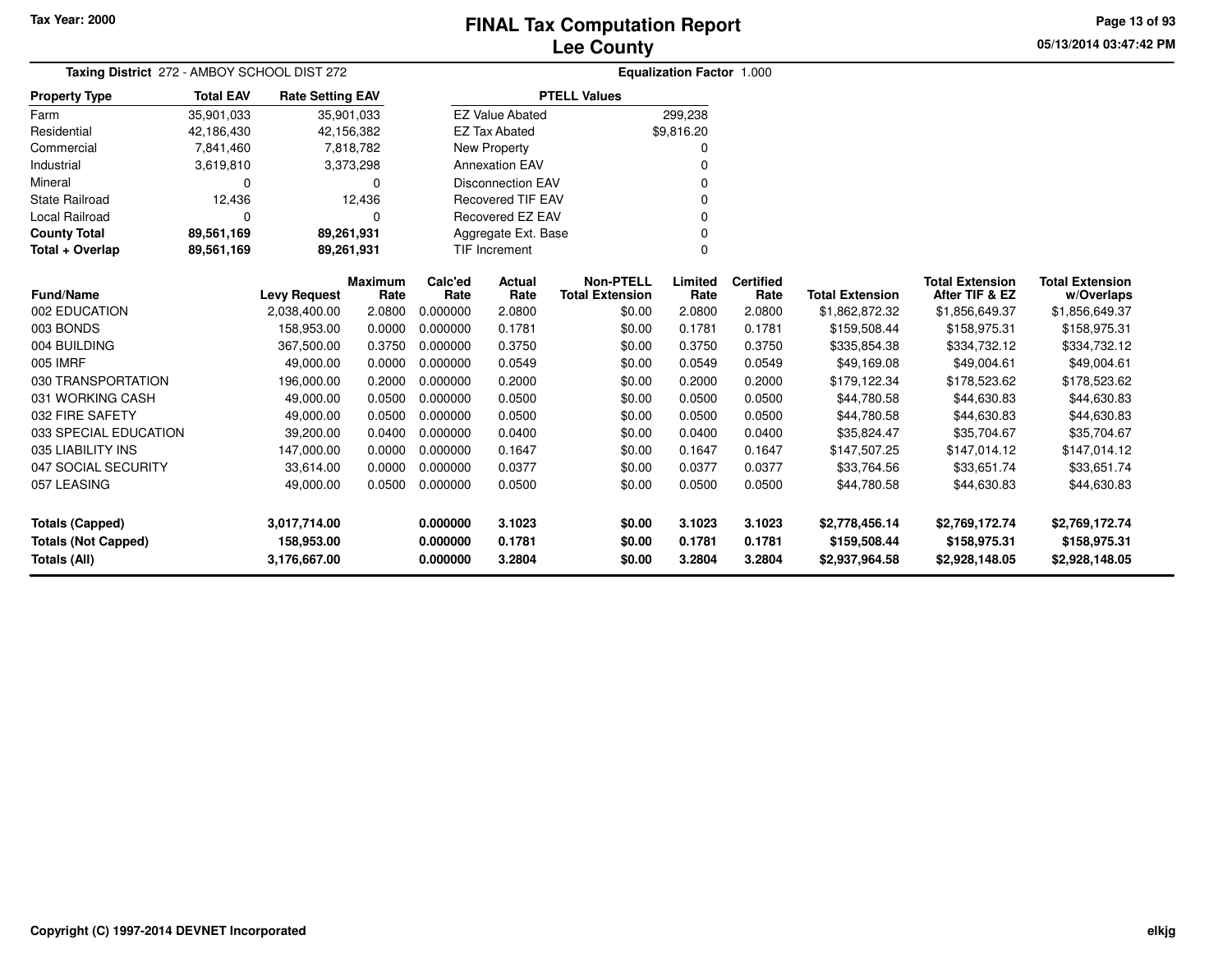Tax Year: 2000

# FINAL Tax Computation Report
## Lee County

05/13/2014 03:47:42 PM

**Taxing District** 272 - AMBOY SCHOOL DIST 272 | **Equalization Factor** 1.000

| Property Type | Total EAV | Rate Setting EAV |
|---|---|---|
| Farm | 35,901,033 | 35,901,033 |
| Residential | 42,186,430 | 42,156,382 |
| Commercial | 7,841,460 | 7,818,782 |
| Industrial | 3,619,810 | 3,373,298 |
| Mineral | 0 | 0 |
| State Railroad | 12,436 | 12,436 |
| Local Railroad | 0 | 0 |
| **County Total** | **89,561,169** | **89,261,931** |
| **Total + Overlap** | **89,561,169** | **89,261,931** |

| PTELL Values | |
|---|---|
| EZ Value Abated | 299,238 |
| EZ Tax Abated | $9,816.20 |
| New Property | 0 |
| Annexation EAV | 0 |
| Disconnection EAV | 0 |
| Recovered TIF EAV | 0 |
| Recovered EZ EAV | 0 |
| Aggregate Ext. Base | 0 |
| TIF Increment | 0 |

| Fund/Name | Levy Request | Maximum Rate | Calc'ed Rate | Actual Rate | Non-PTELL Total Extension | Limited Rate | Certified Rate | Total Extension | Total Extension After TIF & EZ | Total Extension w/Overlaps |
|---|---|---|---|---|---|---|---|---|---|---|
| 002 EDUCATION | 2,038,400.00 | 2.0800 | 0.000000 | 2.0800 | $0.00 | 2.0800 | 2.0800 | $1,862,872.32 | $1,856,649.37 | $1,856,649.37 |
| 003 BONDS | 158,953.00 | 0.0000 | 0.000000 | 0.1781 | $0.00 | 0.1781 | 0.1781 | $159,508.44 | $158,975.31 | $158,975.31 |
| 004 BUILDING | 367,500.00 | 0.3750 | 0.000000 | 0.3750 | $0.00 | 0.3750 | 0.3750 | $335,854.38 | $334,732.12 | $334,732.12 |
| 005 IMRF | 49,000.00 | 0.0000 | 0.000000 | 0.0549 | $0.00 | 0.0549 | 0.0549 | $49,169.08 | $49,004.61 | $49,004.61 |
| 030 TRANSPORTATION | 196,000.00 | 0.2000 | 0.000000 | 0.2000 | $0.00 | 0.2000 | 0.2000 | $179,122.34 | $178,523.62 | $178,523.62 |
| 031 WORKING CASH | 49,000.00 | 0.0500 | 0.000000 | 0.0500 | $0.00 | 0.0500 | 0.0500 | $44,780.58 | $44,630.83 | $44,630.83 |
| 032 FIRE SAFETY | 49,000.00 | 0.0500 | 0.000000 | 0.0500 | $0.00 | 0.0500 | 0.0500 | $44,780.58 | $44,630.83 | $44,630.83 |
| 033 SPECIAL EDUCATION | 39,200.00 | 0.0400 | 0.000000 | 0.0400 | $0.00 | 0.0400 | 0.0400 | $35,824.47 | $35,704.67 | $35,704.67 |
| 035 LIABILITY INS | 147,000.00 | 0.0000 | 0.000000 | 0.1647 | $0.00 | 0.1647 | 0.1647 | $147,507.25 | $147,014.12 | $147,014.12 |
| 047 SOCIAL SECURITY | 33,614.00 | 0.0000 | 0.000000 | 0.0377 | $0.00 | 0.0377 | 0.0377 | $33,764.56 | $33,651.74 | $33,651.74 |
| 057 LEASING | 49,000.00 | 0.0500 | 0.000000 | 0.0500 | $0.00 | 0.0500 | 0.0500 | $44,780.58 | $44,630.83 | $44,630.83 |
| **Totals (Capped)** | **3,017,714.00** | | **0.000000** | **3.1023** | **$0.00** | **3.1023** | **3.1023** | **$2,778,456.14** | **$2,769,172.74** | **$2,769,172.74** |
| **Totals (Not Capped)** | **158,953.00** | | **0.000000** | **0.1781** | **$0.00** | **0.1781** | **0.1781** | **$159,508.44** | **$158,975.31** | **$158,975.31** |
| **Totals (All)** | **3,176,667.00** | | **0.000000** | **3.2804** | **$0.00** | **3.2804** | **3.2804** | **$2,937,964.58** | **$2,928,148.05** | **$2,928,148.05** |

Copyright (C) 1997-2014 DEVNET Incorporated

elkjg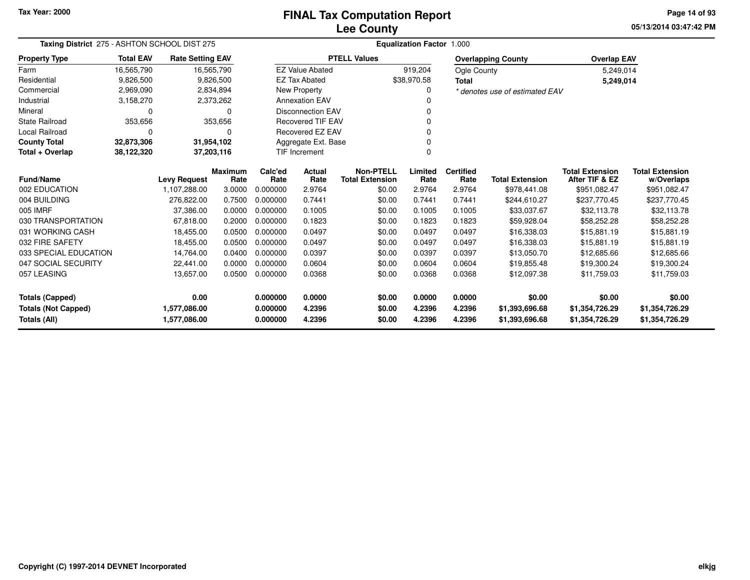# FINAL Tax Computation Report
# Lee County

Tax Year: 2000

05/13/2014 03:47:42 PM

**Taxing District** 275 - ASHTON SCHOOL DIST 275

**Equalization Factor** 1.000

| Property Type | Total EAV | Rate Setting EAV |
|---|---|---|
| Farm | 16,565,790 | 16,565,790 |
| Residential | 9,826,500 | 9,826,500 |
| Commercial | 2,969,090 | 2,834,894 |
| Industrial | 3,158,270 | 2,373,262 |
| Mineral | 0 | 0 |
| State Railroad | 353,656 | 353,656 |
| Local Railroad | 0 | 0 |
| **County Total** | **32,873,306** | **31,954,102** |
| **Total + Overlap** | **38,122,320** | **37,203,116** |

| PTELL Values | |
|---|---|
| EZ Value Abated | 919,204 |
| EZ Tax Abated | $38,970.58 |
| New Property | 0 |
| Annexation EAV | 0 |
| Disconnection EAV | 0 |
| Recovered TIF EAV | 0 |
| Recovered EZ EAV | 0 |
| Aggregate Ext. Base | 0 |
| TIF Increment | 0 |

| Overlapping County | Overlap EAV |
|---|---|
| Ogle County | 5,249,014 |
| **Total** | **5,249,014** |

*\* denotes use of estimated EAV*

| Fund/Name | Levy Request | Maximum Rate | Calc'ed Rate | Actual Rate | Non-PTELL Total Extension | Limited Rate | Certified Rate | Total Extension | Total Extension After TIF & EZ | Total Extension w/Overlaps |
|---|---|---|---|---|---|---|---|---|---|---|
| 002 EDUCATION | 1,107,288.00 | 3.0000 | 0.000000 | 2.9764 | $0.00 | 2.9764 | 2.9764 | $978,441.08 | $951,082.47 | $951,082.47 |
| 004 BUILDING | 276,822.00 | 0.7500 | 0.000000 | 0.7441 | $0.00 | 0.7441 | 0.7441 | $244,610.27 | $237,770.45 | $237,770.45 |
| 005 IMRF | 37,386.00 | 0.0000 | 0.000000 | 0.1005 | $0.00 | 0.1005 | 0.1005 | $33,037.67 | $32,113.78 | $32,113.78 |
| 030 TRANSPORTATION | 67,818.00 | 0.2000 | 0.000000 | 0.1823 | $0.00 | 0.1823 | 0.1823 | $59,928.04 | $58,252.28 | $58,252.28 |
| 031 WORKING CASH | 18,455.00 | 0.0500 | 0.000000 | 0.0497 | $0.00 | 0.0497 | 0.0497 | $16,338.03 | $15,881.19 | $15,881.19 |
| 032 FIRE SAFETY | 18,455.00 | 0.0500 | 0.000000 | 0.0497 | $0.00 | 0.0497 | 0.0497 | $16,338.03 | $15,881.19 | $15,881.19 |
| 033 SPECIAL EDUCATION | 14,764.00 | 0.0400 | 0.000000 | 0.0397 | $0.00 | 0.0397 | 0.0397 | $13,050.70 | $12,685.66 | $12,685.66 |
| 047 SOCIAL SECURITY | 22,441.00 | 0.0000 | 0.000000 | 0.0604 | $0.00 | 0.0604 | 0.0604 | $19,855.48 | $19,300.24 | $19,300.24 |
| 057 LEASING | 13,657.00 | 0.0500 | 0.000000 | 0.0368 | $0.00 | 0.0368 | 0.0368 | $12,097.38 | $11,759.03 | $11,759.03 |
| **Totals (Capped)** | **0.00** | | **0.000000** | **0.0000** | **$0.00** | **0.0000** | **0.0000** | **$0.00** | **$0.00** | **$0.00** |
| **Totals (Not Capped)** | **1,577,086.00** | | **0.000000** | **4.2396** | **$0.00** | **4.2396** | **4.2396** | **$1,393,696.68** | **$1,354,726.29** | **$1,354,726.29** |
| **Totals (All)** | **1,577,086.00** | | **0.000000** | **4.2396** | **$0.00** | **4.2396** | **4.2396** | **$1,393,696.68** | **$1,354,726.29** | **$1,354,726.29** |

Copyright (C) 1997-2014 DEVNET Incorporated

elkjg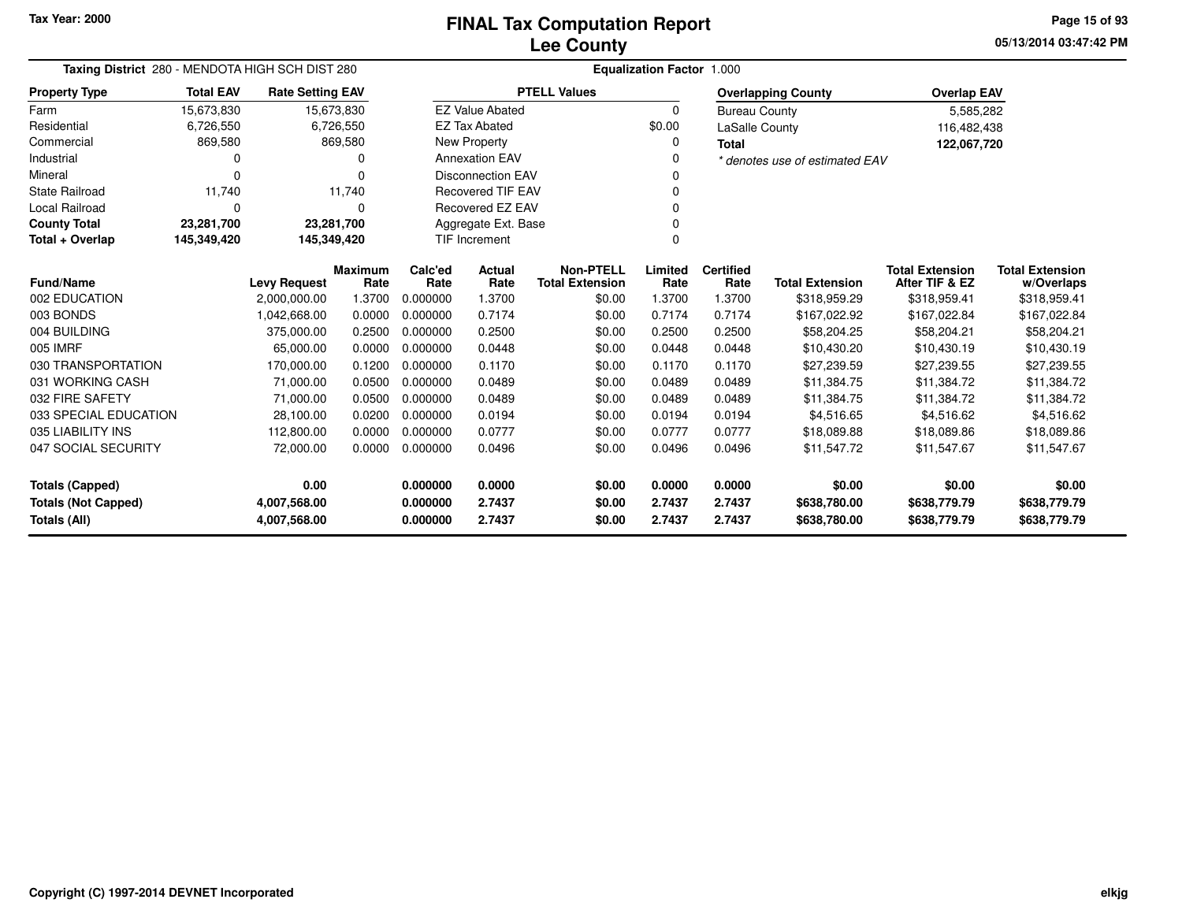Tax Year: 2000

# FINAL Tax Computation Report
## Lee County

05/13/2014 03:47:42 PM

**Taxing District** 280 - MENDOTA HIGH SCH DIST 280

**Equalization Factor** 1.000

| Property Type | Total EAV | Rate Setting EAV |
|---|---|---|
| Farm | 15,673,830 | 15,673,830 |
| Residential | 6,726,550 | 6,726,550 |
| Commercial | 869,580 | 869,580 |
| Industrial | 0 | 0 |
| Mineral | 0 | 0 |
| State Railroad | 11,740 | 11,740 |
| Local Railroad | 0 | 0 |
| **County Total** | **23,281,700** | **23,281,700** |
| **Total + Overlap** | **145,349,420** | **145,349,420** |

| PTELL Values | |
|---|---|
| EZ Value Abated | 0 |
| EZ Tax Abated | $0.00 |
| New Property | 0 |
| Annexation EAV | 0 |
| Disconnection EAV | 0 |
| Recovered TIF EAV | 0 |
| Recovered EZ EAV | 0 |
| Aggregate Ext. Base | 0 |
| TIF Increment | 0 |

| Overlapping County | Overlap EAV |
|---|---|
| Bureau County | 5,585,282 |
| LaSalle County | 116,482,438 |
| **Total** | **122,067,720** |

*\* denotes use of estimated EAV*

| Fund/Name | Levy Request | Maximum Rate | Calc'ed Rate | Actual Rate | Non-PTELL Total Extension | Limited Rate | Certified Rate | Total Extension | Total Extension After TIF & EZ | Total Extension w/Overlaps |
|---|---|---|---|---|---|---|---|---|---|---|
| 002 EDUCATION | 2,000,000.00 | 1.3700 | 0.000000 | 1.3700 | $0.00 | 1.3700 | 1.3700 | $318,959.29 | $318,959.41 | $318,959.41 |
| 003 BONDS | 1,042,668.00 | 0.0000 | 0.000000 | 0.7174 | $0.00 | 0.7174 | 0.7174 | $167,022.92 | $167,022.84 | $167,022.84 |
| 004 BUILDING | 375,000.00 | 0.2500 | 0.000000 | 0.2500 | $0.00 | 0.2500 | 0.2500 | $58,204.25 | $58,204.21 | $58,204.21 |
| 005 IMRF | 65,000.00 | 0.0000 | 0.000000 | 0.0448 | $0.00 | 0.0448 | 0.0448 | $10,430.20 | $10,430.19 | $10,430.19 |
| 030 TRANSPORTATION | 170,000.00 | 0.1200 | 0.000000 | 0.1170 | $0.00 | 0.1170 | 0.1170 | $27,239.59 | $27,239.55 | $27,239.55 |
| 031 WORKING CASH | 71,000.00 | 0.0500 | 0.000000 | 0.0489 | $0.00 | 0.0489 | 0.0489 | $11,384.75 | $11,384.72 | $11,384.72 |
| 032 FIRE SAFETY | 71,000.00 | 0.0500 | 0.000000 | 0.0489 | $0.00 | 0.0489 | 0.0489 | $11,384.75 | $11,384.72 | $11,384.72 |
| 033 SPECIAL EDUCATION | 28,100.00 | 0.0200 | 0.000000 | 0.0194 | $0.00 | 0.0194 | 0.0194 | $4,516.65 | $4,516.62 | $4,516.62 |
| 035 LIABILITY INS | 112,800.00 | 0.0000 | 0.000000 | 0.0777 | $0.00 | 0.0777 | 0.0777 | $18,089.88 | $18,089.86 | $18,089.86 |
| 047 SOCIAL SECURITY | 72,000.00 | 0.0000 | 0.000000 | 0.0496 | $0.00 | 0.0496 | 0.0496 | $11,547.72 | $11,547.67 | $11,547.67 |
| **Totals (Capped)** | **0.00** | | **0.000000** | **0.0000** | **$0.00** | **0.0000** | **0.0000** | **$0.00** | **$0.00** | **$0.00** |
| **Totals (Not Capped)** | **4,007,568.00** | | **0.000000** | **2.7437** | **$0.00** | **2.7437** | **2.7437** | **$638,780.00** | **$638,779.79** | **$638,779.79** |
| **Totals (All)** | **4,007,568.00** | | **0.000000** | **2.7437** | **$0.00** | **2.7437** | **2.7437** | **$638,780.00** | **$638,779.79** | **$638,779.79** |

Copyright (C) 1997-2014 DEVNET Incorporated

elkjg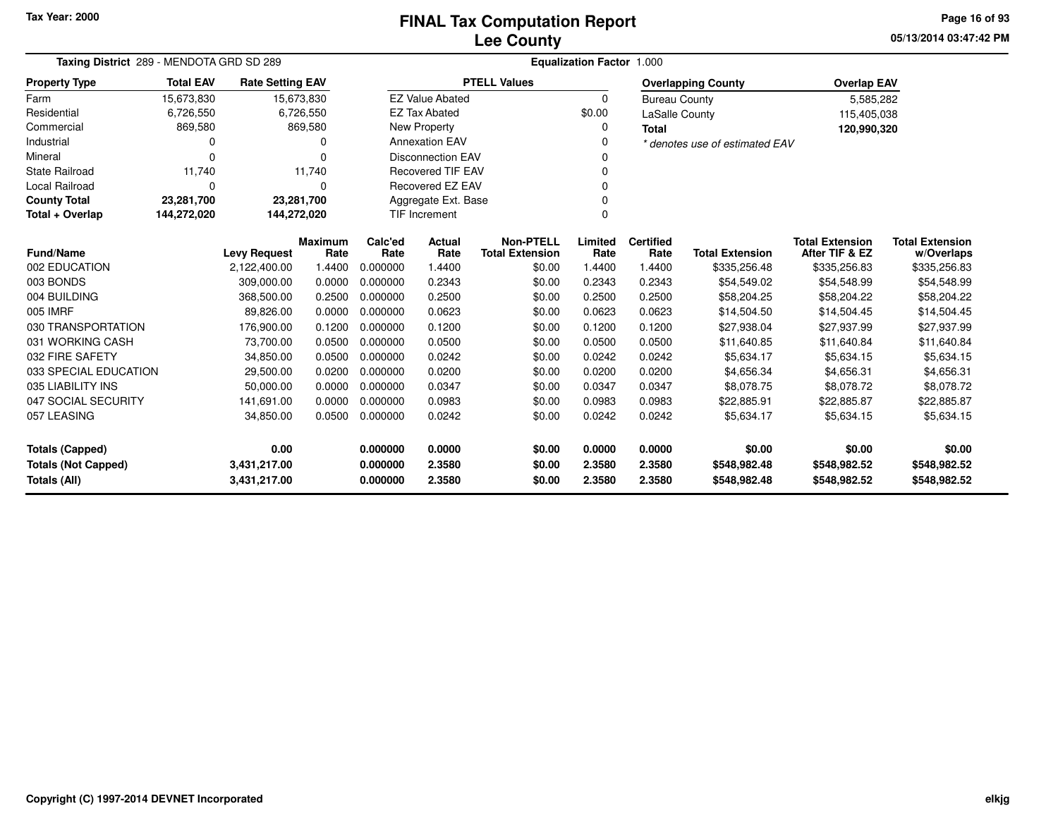# FINAL Tax Computation Report
## Lee County

Tax Year: 2000

05/13/2014 03:47:42 PM

**Taxing District** 289 - MENDOTA GRD SD 289 **Equalization Factor** 1.000

| Property Type | Total EAV | Rate Setting EAV |
|---|---|---|
| Farm | 15,673,830 | 15,673,830 |
| Residential | 6,726,550 | 6,726,550 |
| Commercial | 869,580 | 869,580 |
| Industrial | 0 | 0 |
| Mineral | 0 | 0 |
| State Railroad | 11,740 | 11,740 |
| Local Railroad | 0 | 0 |
| **County Total** | **23,281,700** | **23,281,700** |
| **Total + Overlap** | **144,272,020** | **144,272,020** |

| PTELL Values | |
|---|---|
| EZ Value Abated | 0 |
| EZ Tax Abated | $0.00 |
| New Property | 0 |
| Annexation EAV | 0 |
| Disconnection EAV | 0 |
| Recovered TIF EAV | 0 |
| Recovered EZ EAV | 0 |
| Aggregate Ext. Base | 0 |
| TIF Increment | 0 |

| Overlapping County | Overlap EAV |
|---|---|
| Bureau County | 5,585,282 |
| LaSalle County | 115,405,038 |
| **Total** | **120,990,320** |

*\* denotes use of estimated EAV*

| Fund/Name | Levy Request | Maximum Rate | Calc'ed Rate | Actual Rate | Non-PTELL Total Extension | Limited Rate | Certified Rate | Total Extension | Total Extension After TIF & EZ | Total Extension w/Overlaps |
|---|---|---|---|---|---|---|---|---|---|---|
| 002 EDUCATION | 2,122,400.00 | 1.4400 | 0.000000 | 1.4400 | $0.00 | 1.4400 | 1.4400 | $335,256.48 | $335,256.83 | $335,256.83 |
| 003 BONDS | 309,000.00 | 0.0000 | 0.000000 | 0.2343 | $0.00 | 0.2343 | 0.2343 | $54,549.02 | $54,548.99 | $54,548.99 |
| 004 BUILDING | 368,500.00 | 0.2500 | 0.000000 | 0.2500 | $0.00 | 0.2500 | 0.2500 | $58,204.25 | $58,204.22 | $58,204.22 |
| 005 IMRF | 89,826.00 | 0.0000 | 0.000000 | 0.0623 | $0.00 | 0.0623 | 0.0623 | $14,504.50 | $14,504.45 | $14,504.45 |
| 030 TRANSPORTATION | 176,900.00 | 0.1200 | 0.000000 | 0.1200 | $0.00 | 0.1200 | 0.1200 | $27,938.04 | $27,937.99 | $27,937.99 |
| 031 WORKING CASH | 73,700.00 | 0.0500 | 0.000000 | 0.0500 | $0.00 | 0.0500 | 0.0500 | $11,640.85 | $11,640.84 | $11,640.84 |
| 032 FIRE SAFETY | 34,850.00 | 0.0500 | 0.000000 | 0.0242 | $0.00 | 0.0242 | 0.0242 | $5,634.17 | $5,634.15 | $5,634.15 |
| 033 SPECIAL EDUCATION | 29,500.00 | 0.0200 | 0.000000 | 0.0200 | $0.00 | 0.0200 | 0.0200 | $4,656.34 | $4,656.31 | $4,656.31 |
| 035 LIABILITY INS | 50,000.00 | 0.0000 | 0.000000 | 0.0347 | $0.00 | 0.0347 | 0.0347 | $8,078.75 | $8,078.72 | $8,078.72 |
| 047 SOCIAL SECURITY | 141,691.00 | 0.0000 | 0.000000 | 0.0983 | $0.00 | 0.0983 | 0.0983 | $22,885.91 | $22,885.87 | $22,885.87 |
| 057 LEASING | 34,850.00 | 0.0500 | 0.000000 | 0.0242 | $0.00 | 0.0242 | 0.0242 | $5,634.17 | $5,634.15 | $5,634.15 |
| **Totals (Capped)** | **0.00** | | **0.000000** | **0.0000** | **$0.00** | **0.0000** | **0.0000** | **$0.00** | **$0.00** | **$0.00** |
| **Totals (Not Capped)** | **3,431,217.00** | | **0.000000** | **2.3580** | **$0.00** | **2.3580** | **2.3580** | **$548,982.48** | **$548,982.52** | **$548,982.52** |
| **Totals (All)** | **3,431,217.00** | | **0.000000** | **2.3580** | **$0.00** | **2.3580** | **2.3580** | **$548,982.48** | **$548,982.52** | **$548,982.52** |

Copyright (C) 1997-2014 DEVNET Incorporated

elkjg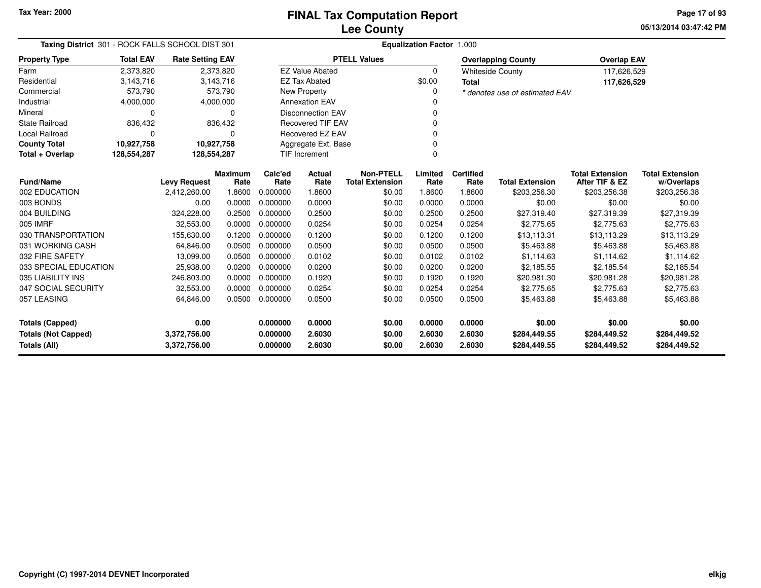Tax Year: 2000

# FINAL Tax Computation Report
## Lee County

05/13/2014 03:47:42 PM

**Taxing District** 301 - ROCK FALLS SCHOOL DIST 301 **Equalization Factor** 1.000

| Property Type | Total EAV | Rate Setting EAV |
|---|---|---|
| Farm | 2,373,820 | 2,373,820 |
| Residential | 3,143,716 | 3,143,716 |
| Commercial | 573,790 | 573,790 |
| Industrial | 4,000,000 | 4,000,000 |
| Mineral | 0 | 0 |
| State Railroad | 836,432 | 836,432 |
| Local Railroad | 0 | 0 |
| **County Total** | **10,927,758** | **10,927,758** |
| **Total + Overlap** | **128,554,287** | **128,554,287** |

| PTELL Values | |
|---|---|
| EZ Value Abated | 0 |
| EZ Tax Abated | $0.00 |
| New Property | 0 |
| Annexation EAV | 0 |
| Disconnection EAV | 0 |
| Recovered TIF EAV | 0 |
| Recovered EZ EAV | 0 |
| Aggregate Ext. Base | 0 |
| TIF Increment | 0 |

| Overlapping County | Overlap EAV |
|---|---|
| Whiteside County | 117,626,529 |
| **Total** | **117,626,529** |

*\* denotes use of estimated EAV*

| Fund/Name | Levy Request | Maximum Rate | Calc'ed Rate | Actual Rate | Non-PTELL Total Extension | Limited Rate | Certified Rate | Total Extension | Total Extension After TIF & EZ | Total Extension w/Overlaps |
|---|---|---|---|---|---|---|---|---|---|---|
| 002 EDUCATION | 2,412,260.00 | 1.8600 | 0.000000 | 1.8600 | $0.00 | 1.8600 | 1.8600 | $203,256.30 | $203,256.38 | $203,256.38 |
| 003 BONDS | 0.00 | 0.0000 | 0.000000 | 0.0000 | $0.00 | 0.0000 | 0.0000 | $0.00 | $0.00 | $0.00 |
| 004 BUILDING | 324,228.00 | 0.2500 | 0.000000 | 0.2500 | $0.00 | 0.2500 | 0.2500 | $27,319.40 | $27,319.39 | $27,319.39 |
| 005 IMRF | 32,553.00 | 0.0000 | 0.000000 | 0.0254 | $0.00 | 0.0254 | 0.0254 | $2,775.65 | $2,775.63 | $2,775.63 |
| 030 TRANSPORTATION | 155,630.00 | 0.1200 | 0.000000 | 0.1200 | $0.00 | 0.1200 | 0.1200 | $13,113.31 | $13,113.29 | $13,113.29 |
| 031 WORKING CASH | 64,846.00 | 0.0500 | 0.000000 | 0.0500 | $0.00 | 0.0500 | 0.0500 | $5,463.88 | $5,463.88 | $5,463.88 |
| 032 FIRE SAFETY | 13,099.00 | 0.0500 | 0.000000 | 0.0102 | $0.00 | 0.0102 | 0.0102 | $1,114.63 | $1,114.62 | $1,114.62 |
| 033 SPECIAL EDUCATION | 25,938.00 | 0.0200 | 0.000000 | 0.0200 | $0.00 | 0.0200 | 0.0200 | $2,185.55 | $2,185.54 | $2,185.54 |
| 035 LIABILITY INS | 246,803.00 | 0.0000 | 0.000000 | 0.1920 | $0.00 | 0.1920 | 0.1920 | $20,981.30 | $20,981.28 | $20,981.28 |
| 047 SOCIAL SECURITY | 32,553.00 | 0.0000 | 0.000000 | 0.0254 | $0.00 | 0.0254 | 0.0254 | $2,775.65 | $2,775.63 | $2,775.63 |
| 057 LEASING | 64,846.00 | 0.0500 | 0.000000 | 0.0500 | $0.00 | 0.0500 | 0.0500 | $5,463.88 | $5,463.88 | $5,463.88 |
| **Totals (Capped)** | **0.00** | | **0.000000** | **0.0000** | **$0.00** | **0.0000** | **0.0000** | **$0.00** | **$0.00** | **$0.00** |
| **Totals (Not Capped)** | **3,372,756.00** | | **0.000000** | **2.6030** | **$0.00** | **2.6030** | **2.6030** | **$284,449.55** | **$284,449.52** | **$284,449.52** |
| **Totals (All)** | **3,372,756.00** | | **0.000000** | **2.6030** | **$0.00** | **2.6030** | **2.6030** | **$284,449.55** | **$284,449.52** | **$284,449.52** |

Copyright (C) 1997-2014 DEVNET Incorporated elkjg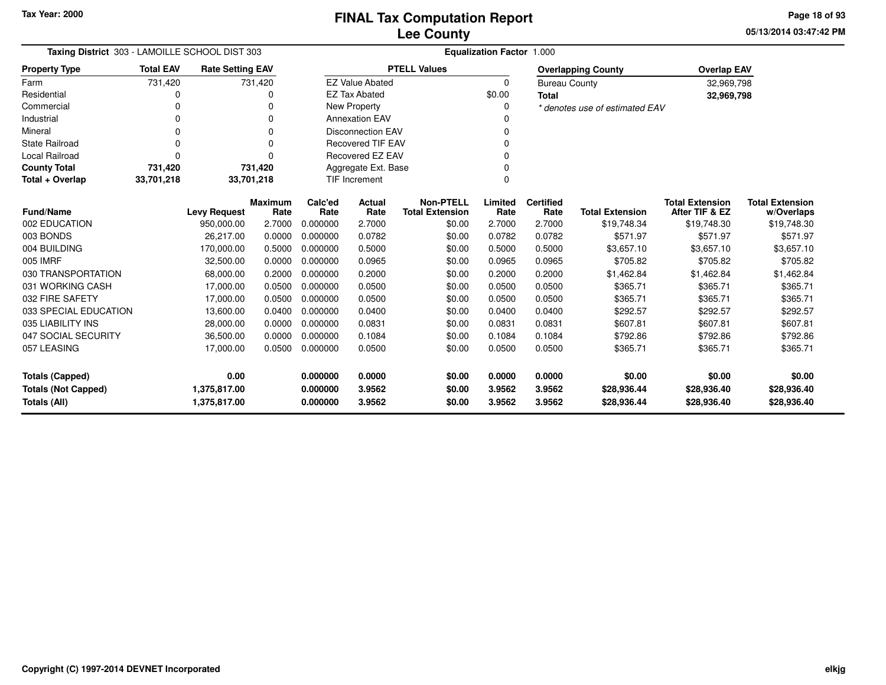Tax Year: 2000

# FINAL Tax Computation Report
## Lee County

05/13/2014 03:47:42 PM

**Taxing District** 303 - LAMOILLE SCHOOL DIST 303

**Equalization Factor** 1.000

| Property Type | Total EAV | Rate Setting EAV |
|---|---|---|
| Farm | 731,420 | 731,420 |
| Residential | 0 | 0 |
| Commercial | 0 | 0 |
| Industrial | 0 | 0 |
| Mineral | 0 | 0 |
| State Railroad | 0 | 0 |
| Local Railroad | 0 | 0 |
| **County Total** | **731,420** | **731,420** |
| **Total + Overlap** | **33,701,218** | **33,701,218** |

| PTELL Values | |
|---|---|
| EZ Value Abated | 0 |
| EZ Tax Abated | $0.00 |
| New Property | 0 |
| Annexation EAV | 0 |
| Disconnection EAV | 0 |
| Recovered TIF EAV | 0 |
| Recovered EZ EAV | 0 |
| Aggregate Ext. Base | 0 |
| TIF Increment | 0 |

| Overlapping County | Overlap EAV |
|---|---|
| Bureau County | 32,969,798 |
| **Total** | **32,969,798** |

*\* denotes use of estimated EAV*

| Fund/Name | Levy Request | Maximum Rate | Calc'ed Rate | Actual Rate | Non-PTELL Total Extension | Limited Rate | Certified Rate | Total Extension | Total Extension After TIF & EZ | Total Extension w/Overlaps |
|---|---|---|---|---|---|---|---|---|---|---|
| 002 EDUCATION | 950,000.00 | 2.7000 | 0.000000 | 2.7000 | $0.00 | 2.7000 | 2.7000 | $19,748.34 | $19,748.30 | $19,748.30 |
| 003 BONDS | 26,217.00 | 0.0000 | 0.000000 | 0.0782 | $0.00 | 0.0782 | 0.0782 | $571.97 | $571.97 | $571.97 |
| 004 BUILDING | 170,000.00 | 0.5000 | 0.000000 | 0.5000 | $0.00 | 0.5000 | 0.5000 | $3,657.10 | $3,657.10 | $3,657.10 |
| 005 IMRF | 32,500.00 | 0.0000 | 0.000000 | 0.0965 | $0.00 | 0.0965 | 0.0965 | $705.82 | $705.82 | $705.82 |
| 030 TRANSPORTATION | 68,000.00 | 0.2000 | 0.000000 | 0.2000 | $0.00 | 0.2000 | 0.2000 | $1,462.84 | $1,462.84 | $1,462.84 |
| 031 WORKING CASH | 17,000.00 | 0.0500 | 0.000000 | 0.0500 | $0.00 | 0.0500 | 0.0500 | $365.71 | $365.71 | $365.71 |
| 032 FIRE SAFETY | 17,000.00 | 0.0500 | 0.000000 | 0.0500 | $0.00 | 0.0500 | 0.0500 | $365.71 | $365.71 | $365.71 |
| 033 SPECIAL EDUCATION | 13,600.00 | 0.0400 | 0.000000 | 0.0400 | $0.00 | 0.0400 | 0.0400 | $292.57 | $292.57 | $292.57 |
| 035 LIABILITY INS | 28,000.00 | 0.0000 | 0.000000 | 0.0831 | $0.00 | 0.0831 | 0.0831 | $607.81 | $607.81 | $607.81 |
| 047 SOCIAL SECURITY | 36,500.00 | 0.0000 | 0.000000 | 0.1084 | $0.00 | 0.1084 | 0.1084 | $792.86 | $792.86 | $792.86 |
| 057 LEASING | 17,000.00 | 0.0500 | 0.000000 | 0.0500 | $0.00 | 0.0500 | 0.0500 | $365.71 | $365.71 | $365.71 |
| **Totals (Capped)** | **0.00** | | **0.000000** | **0.0000** | **$0.00** | **0.0000** | **0.0000** | **$0.00** | **$0.00** | **$0.00** |
| **Totals (Not Capped)** | **1,375,817.00** | | **0.000000** | **3.9562** | **$0.00** | **3.9562** | **3.9562** | **$28,936.44** | **$28,936.40** | **$28,936.40** |
| **Totals (All)** | **1,375,817.00** | | **0.000000** | **3.9562** | **$0.00** | **3.9562** | **3.9562** | **$28,936.44** | **$28,936.40** | **$28,936.40** |

Copyright (C) 1997-2014 DEVNET Incorporated

elkjg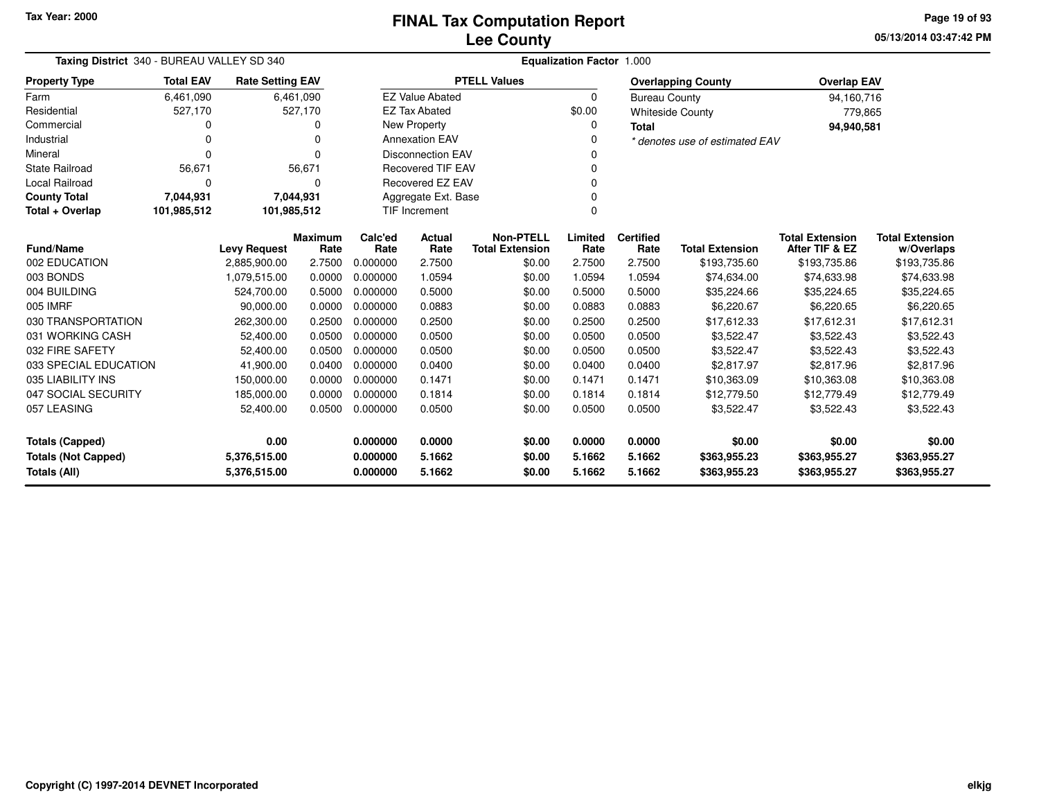# FINAL Tax Computation Report
## Lee County

Tax Year: 2000

05/13/2014 03:47:42 PM

**Taxing District** 340 - BUREAU VALLEY SD 340 **Equalization Factor** 1.000

| Property Type | Total EAV | Rate Setting EAV |
|---|---|---|
| Farm | 6,461,090 | 6,461,090 |
| Residential | 527,170 | 527,170 |
| Commercial | 0 | 0 |
| Industrial | 0 | 0 |
| Mineral | 0 | 0 |
| State Railroad | 56,671 | 56,671 |
| Local Railroad | 0 | 0 |
| **County Total** | **7,044,931** | **7,044,931** |
| **Total + Overlap** | **101,985,512** | **101,985,512** |

| PTELL Values | |
|---|---|
| EZ Value Abated | 0 |
| EZ Tax Abated | $0.00 |
| New Property | 0 |
| Annexation EAV | 0 |
| Disconnection EAV | 0 |
| Recovered TIF EAV | 0 |
| Recovered EZ EAV | 0 |
| Aggregate Ext. Base | 0 |
| TIF Increment | 0 |

| Overlapping County | Overlap EAV |
|---|---|
| Bureau County | 94,160,716 |
| Whiteside County | 779,865 |
| **Total** | **94,940,581** |

*\* denotes use of estimated EAV*

| Fund/Name | Levy Request | Maximum Rate | Calc'ed Rate | Actual Rate | Non-PTELL Total Extension | Limited Rate | Certified Rate | Total Extension | Total Extension After TIF & EZ | Total Extension w/Overlaps |
|---|---|---|---|---|---|---|---|---|---|---|
| 002 EDUCATION | 2,885,900.00 | 2.7500 | 0.000000 | 2.7500 | $0.00 | 2.7500 | 2.7500 | $193,735.60 | $193,735.86 | $193,735.86 |
| 003 BONDS | 1,079,515.00 | 0.0000 | 0.000000 | 1.0594 | $0.00 | 1.0594 | 1.0594 | $74,634.00 | $74,633.98 | $74,633.98 |
| 004 BUILDING | 524,700.00 | 0.5000 | 0.000000 | 0.5000 | $0.00 | 0.5000 | 0.5000 | $35,224.66 | $35,224.65 | $35,224.65 |
| 005 IMRF | 90,000.00 | 0.0000 | 0.000000 | 0.0883 | $0.00 | 0.0883 | 0.0883 | $6,220.67 | $6,220.65 | $6,220.65 |
| 030 TRANSPORTATION | 262,300.00 | 0.2500 | 0.000000 | 0.2500 | $0.00 | 0.2500 | 0.2500 | $17,612.33 | $17,612.31 | $17,612.31 |
| 031 WORKING CASH | 52,400.00 | 0.0500 | 0.000000 | 0.0500 | $0.00 | 0.0500 | 0.0500 | $3,522.47 | $3,522.43 | $3,522.43 |
| 032 FIRE SAFETY | 52,400.00 | 0.0500 | 0.000000 | 0.0500 | $0.00 | 0.0500 | 0.0500 | $3,522.47 | $3,522.43 | $3,522.43 |
| 033 SPECIAL EDUCATION | 41,900.00 | 0.0400 | 0.000000 | 0.0400 | $0.00 | 0.0400 | 0.0400 | $2,817.97 | $2,817.96 | $2,817.96 |
| 035 LIABILITY INS | 150,000.00 | 0.0000 | 0.000000 | 0.1471 | $0.00 | 0.1471 | 0.1471 | $10,363.09 | $10,363.08 | $10,363.08 |
| 047 SOCIAL SECURITY | 185,000.00 | 0.0000 | 0.000000 | 0.1814 | $0.00 | 0.1814 | 0.1814 | $12,779.50 | $12,779.49 | $12,779.49 |
| 057 LEASING | 52,400.00 | 0.0500 | 0.000000 | 0.0500 | $0.00 | 0.0500 | 0.0500 | $3,522.47 | $3,522.43 | $3,522.43 |
| **Totals (Capped)** | **0.00** | | **0.000000** | **0.0000** | **$0.00** | **0.0000** | **0.0000** | **$0.00** | **$0.00** | **$0.00** |
| **Totals (Not Capped)** | **5,376,515.00** | | **0.000000** | **5.1662** | **$0.00** | **5.1662** | **5.1662** | **$363,955.23** | **$363,955.27** | **$363,955.27** |
| **Totals (All)** | **5,376,515.00** | | **0.000000** | **5.1662** | **$0.00** | **5.1662** | **5.1662** | **$363,955.23** | **$363,955.27** | **$363,955.27** |

Copyright (C) 1997-2014 DEVNET Incorporated

elkjg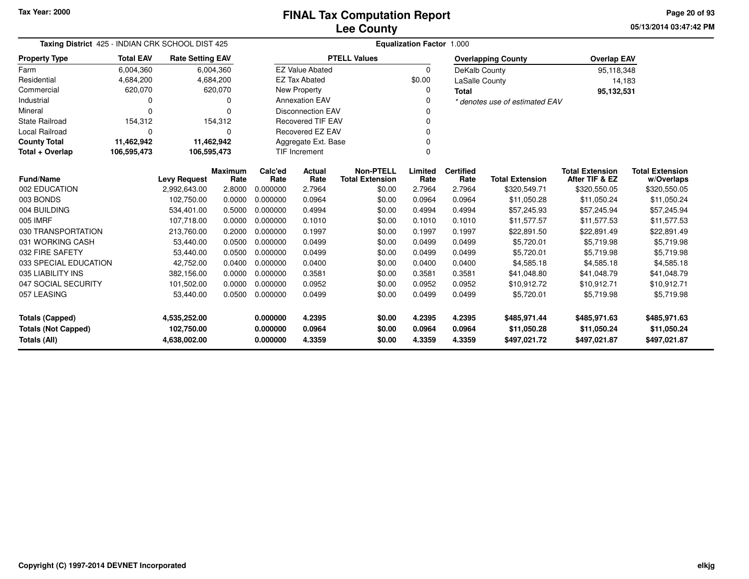Tax Year: 2000

# FINAL Tax Computation Report
## Lee County

05/13/2014 03:47:42 PM

**Taxing District** 425 - INDIAN CRK SCHOOL DIST 425 **Equalization Factor** 1.000

| Property Type | Total EAV | Rate Setting EAV |
|---|---|---|
| Farm | 6,004,360 | 6,004,360 |
| Residential | 4,684,200 | 4,684,200 |
| Commercial | 620,070 | 620,070 |
| Industrial | 0 | 0 |
| Mineral | 0 | 0 |
| State Railroad | 154,312 | 154,312 |
| Local Railroad | 0 | 0 |
| **County Total** | **11,462,942** | **11,462,942** |
| **Total + Overlap** | **106,595,473** | **106,595,473** |

| PTELL Values | |
|---|---|
| EZ Value Abated | 0 |
| EZ Tax Abated | $0.00 |
| New Property | 0 |
| Annexation EAV | 0 |
| Disconnection EAV | 0 |
| Recovered TIF EAV | 0 |
| Recovered EZ EAV | 0 |
| Aggregate Ext. Base | 0 |
| TIF Increment | 0 |

| Overlapping County | Overlap EAV |
|---|---|
| DeKalb County | 95,118,348 |
| LaSalle County | 14,183 |
| **Total** | **95,132,531** |

*\* denotes use of estimated EAV*

| Fund/Name | Levy Request | Maximum Rate | Calc'ed Rate | Actual Rate | Non-PTELL Total Extension | Limited Rate | Certified Rate | Total Extension | Total Extension After TIF & EZ | Total Extension w/Overlaps |
|---|---|---|---|---|---|---|---|---|---|---|
| 002 EDUCATION | 2,992,643.00 | 2.8000 | 0.000000 | 2.7964 | $0.00 | 2.7964 | 2.7964 | $320,549.71 | $320,550.05 | $320,550.05 |
| 003 BONDS | 102,750.00 | 0.0000 | 0.000000 | 0.0964 | $0.00 | 0.0964 | 0.0964 | $11,050.28 | $11,050.24 | $11,050.24 |
| 004 BUILDING | 534,401.00 | 0.5000 | 0.000000 | 0.4994 | $0.00 | 0.4994 | 0.4994 | $57,245.93 | $57,245.94 | $57,245.94 |
| 005 IMRF | 107,718.00 | 0.0000 | 0.000000 | 0.1010 | $0.00 | 0.1010 | 0.1010 | $11,577.57 | $11,577.53 | $11,577.53 |
| 030 TRANSPORTATION | 213,760.00 | 0.2000 | 0.000000 | 0.1997 | $0.00 | 0.1997 | 0.1997 | $22,891.50 | $22,891.49 | $22,891.49 |
| 031 WORKING CASH | 53,440.00 | 0.0500 | 0.000000 | 0.0499 | $0.00 | 0.0499 | 0.0499 | $5,720.01 | $5,719.98 | $5,719.98 |
| 032 FIRE SAFETY | 53,440.00 | 0.0500 | 0.000000 | 0.0499 | $0.00 | 0.0499 | 0.0499 | $5,720.01 | $5,719.98 | $5,719.98 |
| 033 SPECIAL EDUCATION | 42,752.00 | 0.0400 | 0.000000 | 0.0400 | $0.00 | 0.0400 | 0.0400 | $4,585.18 | $4,585.18 | $4,585.18 |
| 035 LIABILITY INS | 382,156.00 | 0.0000 | 0.000000 | 0.3581 | $0.00 | 0.3581 | 0.3581 | $41,048.80 | $41,048.79 | $41,048.79 |
| 047 SOCIAL SECURITY | 101,502.00 | 0.0000 | 0.000000 | 0.0952 | $0.00 | 0.0952 | 0.0952 | $10,912.72 | $10,912.71 | $10,912.71 |
| 057 LEASING | 53,440.00 | 0.0500 | 0.000000 | 0.0499 | $0.00 | 0.0499 | 0.0499 | $5,720.01 | $5,719.98 | $5,719.98 |
| **Totals (Capped)** | **4,535,252.00** | | **0.000000** | **4.2395** | **$0.00** | **4.2395** | **4.2395** | **$485,971.44** | **$485,971.63** | **$485,971.63** |
| **Totals (Not Capped)** | **102,750.00** | | **0.000000** | **0.0964** | **$0.00** | **0.0964** | **0.0964** | **$11,050.28** | **$11,050.24** | **$11,050.24** |
| **Totals (All)** | **4,638,002.00** | | **0.000000** | **4.3359** | **$0.00** | **4.3359** | **4.3359** | **$497,021.72** | **$497,021.87** | **$497,021.87** |

Copyright (C) 1997-2014 DEVNET Incorporated elkjg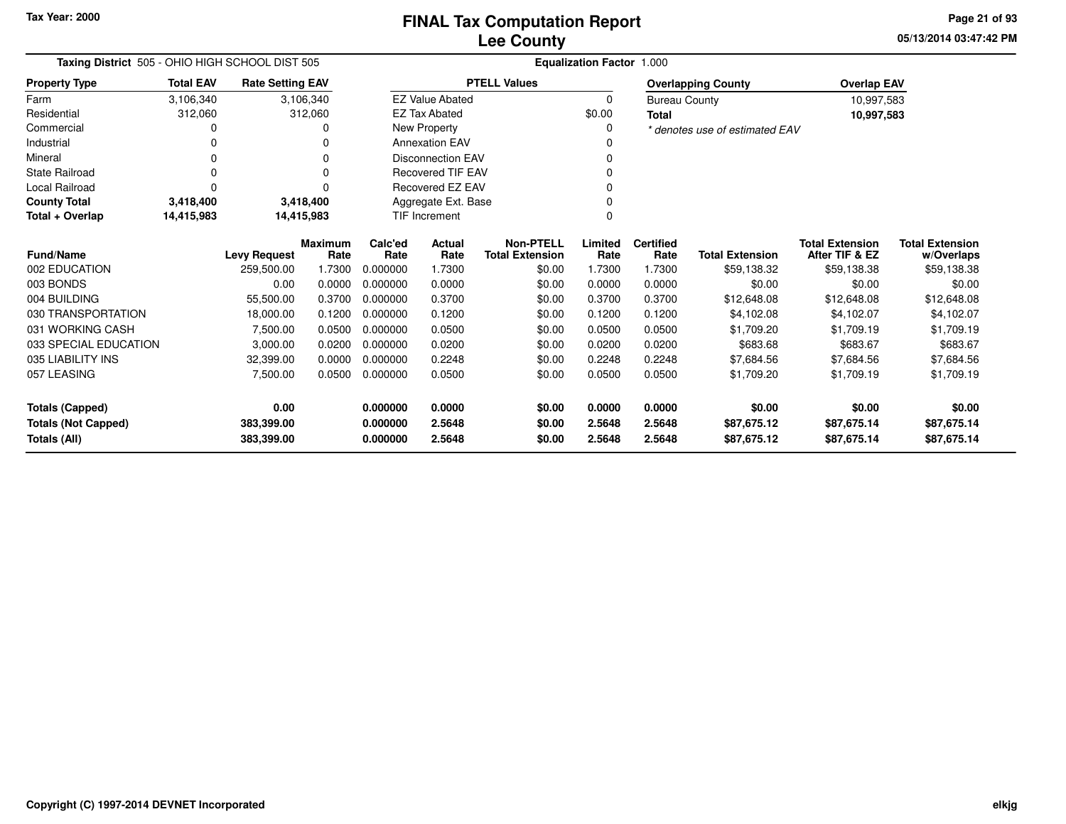Tax Year: 2000

# FINAL Tax Computation Report
## Lee County

05/13/2014 03:47:42 PM

**Taxing District** 505 - OHIO HIGH SCHOOL DIST 505 **Equalization Factor** 1.000

| Property Type | Total EAV | Rate Setting EAV |
|---|---|---|
| Farm | 3,106,340 | 3,106,340 |
| Residential | 312,060 | 312,060 |
| Commercial | 0 | 0 |
| Industrial | 0 | 0 |
| Mineral | 0 | 0 |
| State Railroad | 0 | 0 |
| Local Railroad | 0 | 0 |
| **County Total** | **3,418,400** | **3,418,400** |
| **Total + Overlap** | **14,415,983** | **14,415,983** |

| PTELL Values | |
|---|---|
| EZ Value Abated | 0 |
| EZ Tax Abated | $0.00 |
| New Property | 0 |
| Annexation EAV | 0 |
| Disconnection EAV | 0 |
| Recovered TIF EAV | 0 |
| Recovered EZ EAV | 0 |
| Aggregate Ext. Base | 0 |
| TIF Increment | 0 |

| Overlapping County | Overlap EAV |
|---|---|
| Bureau County | 10,997,583 |
| **Total** | **10,997,583** |

*\* denotes use of estimated EAV*

| Fund/Name | Levy Request | Maximum Rate | Calc'ed Rate | Actual Rate | Non-PTELL Total Extension | Limited Rate | Certified Rate | Total Extension | Total Extension After TIF & EZ | Total Extension w/Overlaps |
|---|---|---|---|---|---|---|---|---|---|---|
| 002 EDUCATION | 259,500.00 | 1.7300 | 0.000000 | 1.7300 | $0.00 | 1.7300 | 1.7300 | $59,138.32 | $59,138.38 | $59,138.38 |
| 003 BONDS | 0.00 | 0.0000 | 0.000000 | 0.0000 | $0.00 | 0.0000 | 0.0000 | $0.00 | $0.00 | $0.00 |
| 004 BUILDING | 55,500.00 | 0.3700 | 0.000000 | 0.3700 | $0.00 | 0.3700 | 0.3700 | $12,648.08 | $12,648.08 | $12,648.08 |
| 030 TRANSPORTATION | 18,000.00 | 0.1200 | 0.000000 | 0.1200 | $0.00 | 0.1200 | 0.1200 | $4,102.08 | $4,102.07 | $4,102.07 |
| 031 WORKING CASH | 7,500.00 | 0.0500 | 0.000000 | 0.0500 | $0.00 | 0.0500 | 0.0500 | $1,709.20 | $1,709.19 | $1,709.19 |
| 033 SPECIAL EDUCATION | 3,000.00 | 0.0200 | 0.000000 | 0.0200 | $0.00 | 0.0200 | 0.0200 | $683.68 | $683.67 | $683.67 |
| 035 LIABILITY INS | 32,399.00 | 0.0000 | 0.000000 | 0.2248 | $0.00 | 0.2248 | 0.2248 | $7,684.56 | $7,684.56 | $7,684.56 |
| 057 LEASING | 7,500.00 | 0.0500 | 0.000000 | 0.0500 | $0.00 | 0.0500 | 0.0500 | $1,709.20 | $1,709.19 | $1,709.19 |
| **Totals (Capped)** | **0.00** | | **0.000000** | **0.0000** | **$0.00** | **0.0000** | **0.0000** | **$0.00** | **$0.00** | **$0.00** |
| **Totals (Not Capped)** | **383,399.00** | | **0.000000** | **2.5648** | **$0.00** | **2.5648** | **2.5648** | **$87,675.12** | **$87,675.14** | **$87,675.14** |
| **Totals (All)** | **383,399.00** | | **0.000000** | **2.5648** | **$0.00** | **2.5648** | **2.5648** | **$87,675.12** | **$87,675.14** | **$87,675.14** |

Copyright (C) 1997-2014 DEVNET Incorporated

elkjg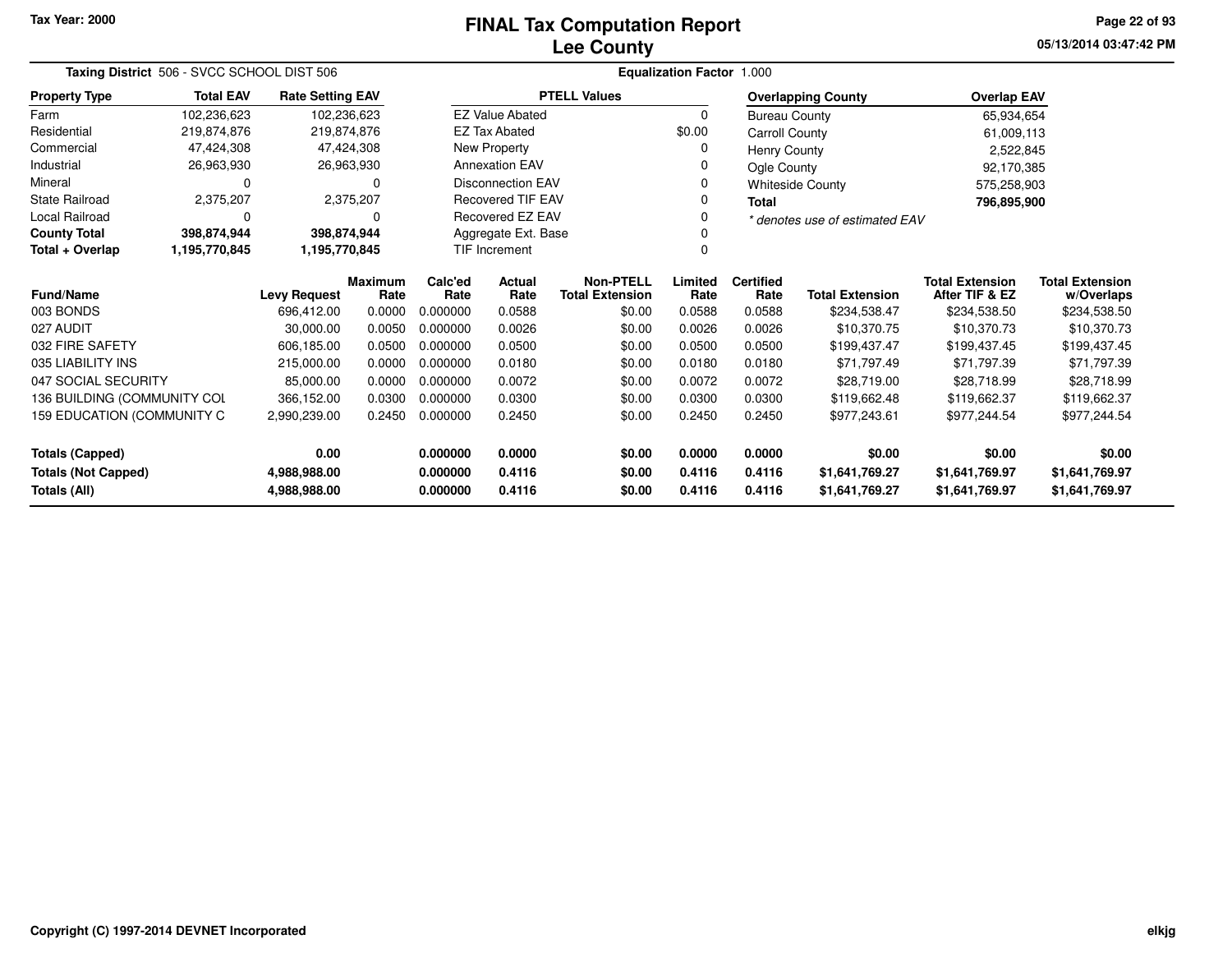Tax Year: 2000

# FINAL Tax Computation Report
## Lee County

**Taxing District** 506 - SVCC SCHOOL DIST 506 **Equalization Factor** 1.000

| Property Type | Total EAV | Rate Setting EAV |
|---|---|---|
| Farm | 102,236,623 | 102,236,623 |
| Residential | 219,874,876 | 219,874,876 |
| Commercial | 47,424,308 | 47,424,308 |
| Industrial | 26,963,930 | 26,963,930 |
| Mineral | 0 | 0 |
| State Railroad | 2,375,207 | 2,375,207 |
| Local Railroad | 0 | 0 |
| **County Total** | **398,874,944** | **398,874,944** |
| **Total + Overlap** | **1,195,770,845** | **1,195,770,845** |

| PTELL Values | |
|---|---|
| EZ Value Abated | 0 |
| EZ Tax Abated | $0.00 |
| New Property | 0 |
| Annexation EAV | 0 |
| Disconnection EAV | 0 |
| Recovered TIF EAV | 0 |
| Recovered EZ EAV | 0 |
| Aggregate Ext. Base | 0 |
| TIF Increment | 0 |

| Overlapping County | Overlap EAV |
|---|---|
| Bureau County | 65,934,654 |
| Carroll County | 61,009,113 |
| Henry County | 2,522,845 |
| Ogle County | 92,170,385 |
| Whiteside County | 575,258,903 |
| **Total** | **796,895,900** |

*\* denotes use of estimated EAV*

| Fund/Name | Levy Request | Maximum Rate | Calc'ed Rate | Actual Rate | Non-PTELL Total Extension | Limited Rate | Certified Rate | Total Extension | Total Extension After TIF & EZ | Total Extension w/Overlaps |
|---|---|---|---|---|---|---|---|---|---|---|
| 003 BONDS | 696,412.00 | 0.0000 | 0.000000 | 0.0588 | $0.00 | 0.0588 | 0.0588 | $234,538.47 | $234,538.50 | $234,538.50 |
| 027 AUDIT | 30,000.00 | 0.0050 | 0.000000 | 0.0026 | $0.00 | 0.0026 | 0.0026 | $10,370.75 | $10,370.73 | $10,370.73 |
| 032 FIRE SAFETY | 606,185.00 | 0.0500 | 0.000000 | 0.0500 | $0.00 | 0.0500 | 0.0500 | $199,437.47 | $199,437.45 | $199,437.45 |
| 035 LIABILITY INS | 215,000.00 | 0.0000 | 0.000000 | 0.0180 | $0.00 | 0.0180 | 0.0180 | $71,797.49 | $71,797.39 | $71,797.39 |
| 047 SOCIAL SECURITY | 85,000.00 | 0.0000 | 0.000000 | 0.0072 | $0.00 | 0.0072 | 0.0072 | $28,719.00 | $28,718.99 | $28,718.99 |
| 136 BUILDING (COMMUNITY COL | 366,152.00 | 0.0300 | 0.000000 | 0.0300 | $0.00 | 0.0300 | 0.0300 | $119,662.48 | $119,662.37 | $119,662.37 |
| 159 EDUCATION (COMMUNITY C | 2,990,239.00 | 0.2450 | 0.000000 | 0.2450 | $0.00 | 0.2450 | 0.2450 | $977,243.61 | $977,244.54 | $977,244.54 |
| **Totals (Capped)** | **0.00** | | **0.000000** | **0.0000** | **$0.00** | **0.0000** | **0.0000** | **$0.00** | **$0.00** | **$0.00** |
| **Totals (Not Capped)** | **4,988,988.00** | | **0.000000** | **0.4116** | **$0.00** | **0.4116** | **0.4116** | **$1,641,769.27** | **$1,641,769.97** | **$1,641,769.97** |
| **Totals (All)** | **4,988,988.00** | | **0.000000** | **0.4116** | **$0.00** | **0.4116** | **0.4116** | **$1,641,769.27** | **$1,641,769.97** | **$1,641,769.97** |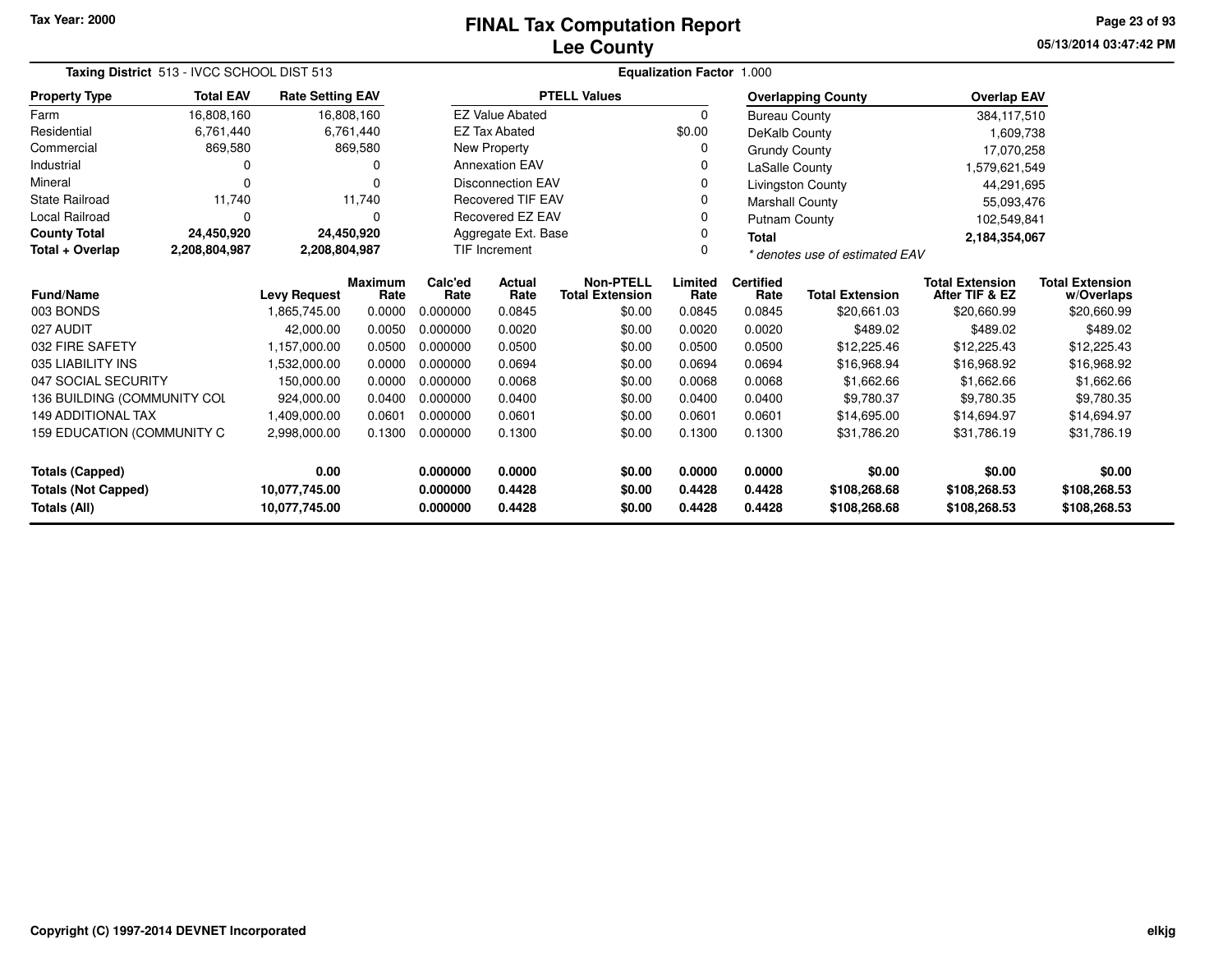Tax Year: 2000

# FINAL Tax Computation Report
## Lee County

05/13/2014 03:47:42 PM

**Taxing District** 513 - IVCC SCHOOL DIST 513 | **Equalization Factor** 1.000

| Property Type | Total EAV | Rate Setting EAV |
|---|---|---|
| Farm | 16,808,160 | 16,808,160 |
| Residential | 6,761,440 | 6,761,440 |
| Commercial | 869,580 | 869,580 |
| Industrial | 0 | 0 |
| Mineral | 0 | 0 |
| State Railroad | 11,740 | 11,740 |
| Local Railroad | 0 | 0 |
| **County Total** | **24,450,920** | **24,450,920** |
| **Total + Overlap** | **2,208,804,987** | **2,208,804,987** |

| PTELL Values | |
|---|---|
| EZ Value Abated | 0 |
| EZ Tax Abated | $0.00 |
| New Property | 0 |
| Annexation EAV | 0 |
| Disconnection EAV | 0 |
| Recovered TIF EAV | 0 |
| Recovered EZ EAV | 0 |
| Aggregate Ext. Base | 0 |
| TIF Increment | 0 |

| Overlapping County | Overlap EAV |
|---|---|
| Bureau County | 384,117,510 |
| DeKalb County | 1,609,738 |
| Grundy County | 17,070,258 |
| LaSalle County | 1,579,621,549 |
| Livingston County | 44,291,695 |
| Marshall County | 55,093,476 |
| Putnam County | 102,549,841 |
| **Total** | **2,184,354,067** |

*\* denotes use of estimated EAV*

| Fund/Name | Levy Request | Maximum Rate | Calc'ed Rate | Actual Rate | Non-PTELL Total Extension | Limited Rate | Certified Rate | Total Extension | Total Extension After TIF & EZ | Total Extension w/Overlaps |
|---|---|---|---|---|---|---|---|---|---|---|
| 003 BONDS | 1,865,745.00 | 0.0000 | 0.000000 | 0.0845 | $0.00 | 0.0845 | 0.0845 | $20,661.03 | $20,660.99 | $20,660.99 |
| 027 AUDIT | 42,000.00 | 0.0050 | 0.000000 | 0.0020 | $0.00 | 0.0020 | 0.0020 | $489.02 | $489.02 | $489.02 |
| 032 FIRE SAFETY | 1,157,000.00 | 0.0500 | 0.000000 | 0.0500 | $0.00 | 0.0500 | 0.0500 | $12,225.46 | $12,225.43 | $12,225.43 |
| 035 LIABILITY INS | 1,532,000.00 | 0.0000 | 0.000000 | 0.0694 | $0.00 | 0.0694 | 0.0694 | $16,968.94 | $16,968.92 | $16,968.92 |
| 047 SOCIAL SECURITY | 150,000.00 | 0.0000 | 0.000000 | 0.0068 | $0.00 | 0.0068 | 0.0068 | $1,662.66 | $1,662.66 | $1,662.66 |
| 136 BUILDING (COMMUNITY COL | 924,000.00 | 0.0400 | 0.000000 | 0.0400 | $0.00 | 0.0400 | 0.0400 | $9,780.37 | $9,780.35 | $9,780.35 |
| 149 ADDITIONAL TAX | 1,409,000.00 | 0.0601 | 0.000000 | 0.0601 | $0.00 | 0.0601 | 0.0601 | $14,695.00 | $14,694.97 | $14,694.97 |
| 159 EDUCATION (COMMUNITY C | 2,998,000.00 | 0.1300 | 0.000000 | 0.1300 | $0.00 | 0.1300 | 0.1300 | $31,786.20 | $31,786.19 | $31,786.19 |
| **Totals (Capped)** | **0.00** | | **0.000000** | **0.0000** | **$0.00** | **0.0000** | **0.0000** | **$0.00** | **$0.00** | **$0.00** |
| **Totals (Not Capped)** | **10,077,745.00** | | **0.000000** | **0.4428** | **$0.00** | **0.4428** | **0.4428** | **$108,268.68** | **$108,268.53** | **$108,268.53** |
| **Totals (All)** | **10,077,745.00** | | **0.000000** | **0.4428** | **$0.00** | **0.4428** | **0.4428** | **$108,268.68** | **$108,268.53** | **$108,268.53** |

Copyright (C) 1997-2014 DEVNET Incorporated

elkjg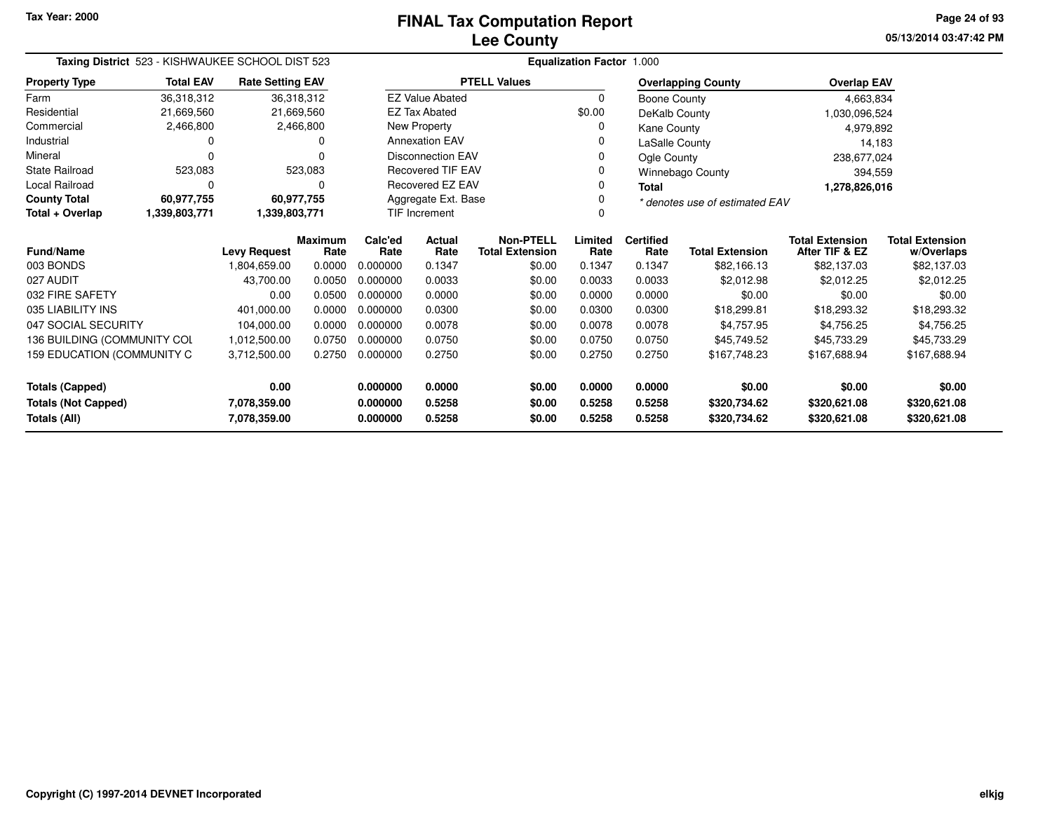Tax Year: 2000

# FINAL Tax Computation Report
## Lee County

05/13/2014 03:47:42 PM

**Taxing District** 523 - KISHWAUKEE SCHOOL DIST 523 **Equalization Factor** 1.000

| Property Type | Total EAV | Rate Setting EAV |
|---|---|---|
| Farm | 36,318,312 | 36,318,312 |
| Residential | 21,669,560 | 21,669,560 |
| Commercial | 2,466,800 | 2,466,800 |
| Industrial | 0 | 0 |
| Mineral | 0 | 0 |
| State Railroad | 523,083 | 523,083 |
| Local Railroad | 0 | 0 |
| **County Total** | **60,977,755** | **60,977,755** |
| **Total + Overlap** | **1,339,803,771** | **1,339,803,771** |

| PTELL Values | |
|---|---|
| EZ Value Abated | 0 |
| EZ Tax Abated | $0.00 |
| New Property | 0 |
| Annexation EAV | 0 |
| Disconnection EAV | 0 |
| Recovered TIF EAV | 0 |
| Recovered EZ EAV | 0 |
| Aggregate Ext. Base | 0 |
| TIF Increment | 0 |

| Overlapping County | Overlap EAV |
|---|---|
| Boone County | 4,663,834 |
| DeKalb County | 1,030,096,524 |
| Kane County | 4,979,892 |
| LaSalle County | 14,183 |
| Ogle County | 238,677,024 |
| Winnebago County | 394,559 |
| **Total** | **1,278,826,016** |

*\* denotes use of estimated EAV*

| Fund/Name | Levy Request | Maximum Rate | Calc'ed Rate | Actual Rate | Non-PTELL Total Extension | Limited Rate | Certified Rate | Total Extension | Total Extension After TIF & EZ | Total Extension w/Overlaps |
|---|---|---|---|---|---|---|---|---|---|---|
| 003 BONDS | 1,804,659.00 | 0.0000 | 0.000000 | 0.1347 | $0.00 | 0.1347 | 0.1347 | $82,166.13 | $82,137.03 | $82,137.03 |
| 027 AUDIT | 43,700.00 | 0.0050 | 0.000000 | 0.0033 | $0.00 | 0.0033 | 0.0033 | $2,012.98 | $2,012.25 | $2,012.25 |
| 032 FIRE SAFETY | 0.00 | 0.0500 | 0.000000 | 0.0000 | $0.00 | 0.0000 | 0.0000 | $0.00 | $0.00 | $0.00 |
| 035 LIABILITY INS | 401,000.00 | 0.0000 | 0.000000 | 0.0300 | $0.00 | 0.0300 | 0.0300 | $18,299.81 | $18,293.32 | $18,293.32 |
| 047 SOCIAL SECURITY | 104,000.00 | 0.0000 | 0.000000 | 0.0078 | $0.00 | 0.0078 | 0.0078 | $4,757.95 | $4,756.25 | $4,756.25 |
| 136 BUILDING (COMMUNITY COL | 1,012,500.00 | 0.0750 | 0.000000 | 0.0750 | $0.00 | 0.0750 | 0.0750 | $45,749.52 | $45,733.29 | $45,733.29 |
| 159 EDUCATION (COMMUNITY C | 3,712,500.00 | 0.2750 | 0.000000 | 0.2750 | $0.00 | 0.2750 | 0.2750 | $167,748.23 | $167,688.94 | $167,688.94 |
| **Totals (Capped)** | **0.00** | | **0.000000** | **0.0000** | **$0.00** | **0.0000** | **0.0000** | **$0.00** | **$0.00** | **$0.00** |
| **Totals (Not Capped)** | **7,078,359.00** | | **0.000000** | **0.5258** | **$0.00** | **0.5258** | **0.5258** | **$320,734.62** | **$320,621.08** | **$320,621.08** |
| **Totals (All)** | **7,078,359.00** | | **0.000000** | **0.5258** | **$0.00** | **0.5258** | **0.5258** | **$320,734.62** | **$320,621.08** | **$320,621.08** |

Copyright (C) 1997-2014 DEVNET Incorporated elkjg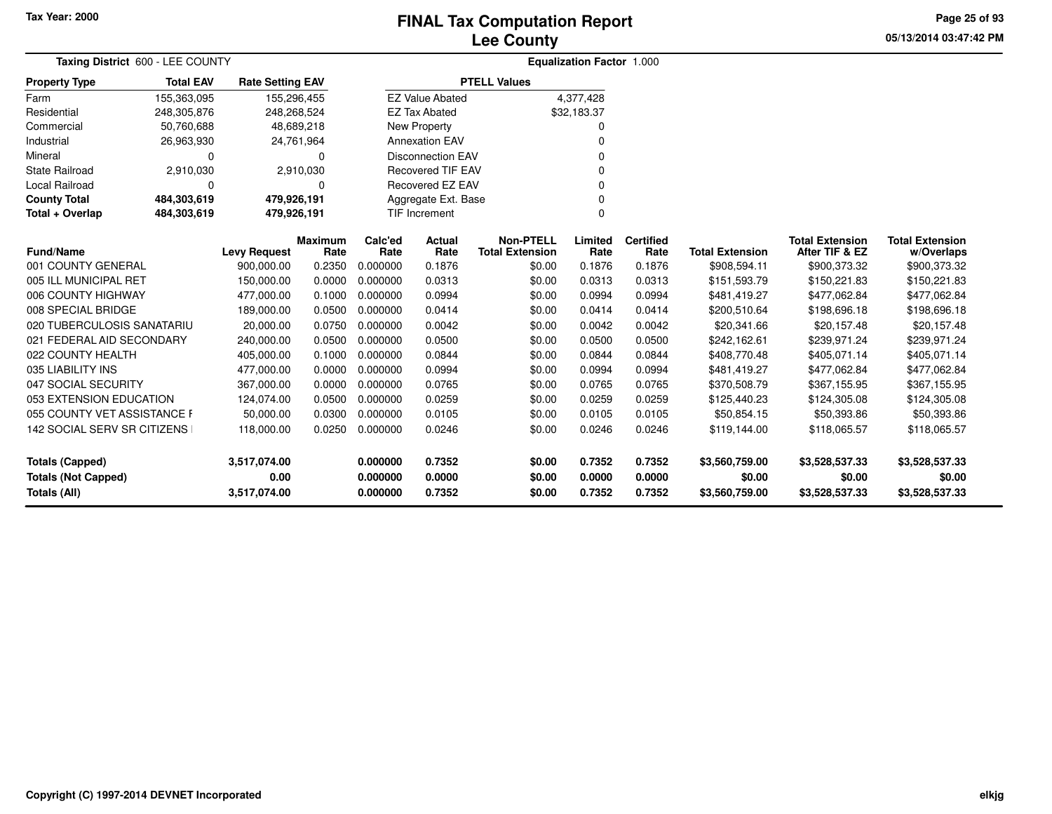Tax Year: 2000

# FINAL Tax Computation Report
## Lee County

**Taxing District** 600 - LEE COUNTY

**Equalization Factor** 1.000

| Property Type | Total EAV | Rate Setting EAV |
|---|---|---|
| Farm | 155,363,095 | 155,296,455 |
| Residential | 248,305,876 | 248,268,524 |
| Commercial | 50,760,688 | 48,689,218 |
| Industrial | 26,963,930 | 24,761,964 |
| Mineral | 0 | 0 |
| State Railroad | 2,910,030 | 2,910,030 |
| Local Railroad | 0 | 0 |
| **County Total** | **484,303,619** | **479,926,191** |
| **Total + Overlap** | **484,303,619** | **479,926,191** |

| PTELL Values | |
|---|---|
| EZ Value Abated | 4,377,428 |
| EZ Tax Abated | $32,183.37 |
| New Property | 0 |
| Annexation EAV | 0 |
| Disconnection EAV | 0 |
| Recovered TIF EAV | 0 |
| Recovered EZ EAV | 0 |
| Aggregate Ext. Base | 0 |
| TIF Increment | 0 |

| Fund/Name | Levy Request | Maximum Rate | Calc'ed Rate | Actual Rate | Non-PTELL Total Extension | Limited Rate | Certified Rate | Total Extension | Total Extension After TIF & EZ | Total Extension w/Overlaps |
|---|---|---|---|---|---|---|---|---|---|---|
| 001 COUNTY GENERAL | 900,000.00 | 0.2350 | 0.000000 | 0.1876 | $0.00 | 0.1876 | 0.1876 | $908,594.11 | $900,373.32 | $900,373.32 |
| 005 ILL MUNICIPAL RET | 150,000.00 | 0.0000 | 0.000000 | 0.0313 | $0.00 | 0.0313 | 0.0313 | $151,593.79 | $150,221.83 | $150,221.83 |
| 006 COUNTY HIGHWAY | 477,000.00 | 0.1000 | 0.000000 | 0.0994 | $0.00 | 0.0994 | 0.0994 | $481,419.27 | $477,062.84 | $477,062.84 |
| 008 SPECIAL BRIDGE | 189,000.00 | 0.0500 | 0.000000 | 0.0414 | $0.00 | 0.0414 | 0.0414 | $200,510.64 | $198,696.18 | $198,696.18 |
| 020 TUBERCULOSIS SANATARIU | 20,000.00 | 0.0750 | 0.000000 | 0.0042 | $0.00 | 0.0042 | 0.0042 | $20,341.66 | $20,157.48 | $20,157.48 |
| 021 FEDERAL AID SECONDARY | 240,000.00 | 0.0500 | 0.000000 | 0.0500 | $0.00 | 0.0500 | 0.0500 | $242,162.61 | $239,971.24 | $239,971.24 |
| 022 COUNTY HEALTH | 405,000.00 | 0.1000 | 0.000000 | 0.0844 | $0.00 | 0.0844 | 0.0844 | $408,770.48 | $405,071.14 | $405,071.14 |
| 035 LIABILITY INS | 477,000.00 | 0.0000 | 0.000000 | 0.0994 | $0.00 | 0.0994 | 0.0994 | $481,419.27 | $477,062.84 | $477,062.84 |
| 047 SOCIAL SECURITY | 367,000.00 | 0.0000 | 0.000000 | 0.0765 | $0.00 | 0.0765 | 0.0765 | $370,508.79 | $367,155.95 | $367,155.95 |
| 053 EXTENSION EDUCATION | 124,074.00 | 0.0500 | 0.000000 | 0.0259 | $0.00 | 0.0259 | 0.0259 | $125,440.23 | $124,305.08 | $124,305.08 |
| 055 COUNTY VET ASSISTANCE F | 50,000.00 | 0.0300 | 0.000000 | 0.0105 | $0.00 | 0.0105 | 0.0105 | $50,854.15 | $50,393.86 | $50,393.86 |
| 142 SOCIAL SERV SR CITIZENS I | 118,000.00 | 0.0250 | 0.000000 | 0.0246 | $0.00 | 0.0246 | 0.0246 | $119,144.00 | $118,065.57 | $118,065.57 |
| **Totals (Capped)** | **3,517,074.00** | | **0.000000** | **0.7352** | **$0.00** | **0.7352** | **0.7352** | **$3,560,759.00** | **$3,528,537.33** | **$3,528,537.33** |
| **Totals (Not Capped)** | **0.00** | | **0.000000** | **0.0000** | **$0.00** | **0.0000** | **0.0000** | **$0.00** | **$0.00** | **$0.00** |
| **Totals (All)** | **3,517,074.00** | | **0.000000** | **0.7352** | **$0.00** | **0.7352** | **0.7352** | **$3,560,759.00** | **$3,528,537.33** | **$3,528,537.33** |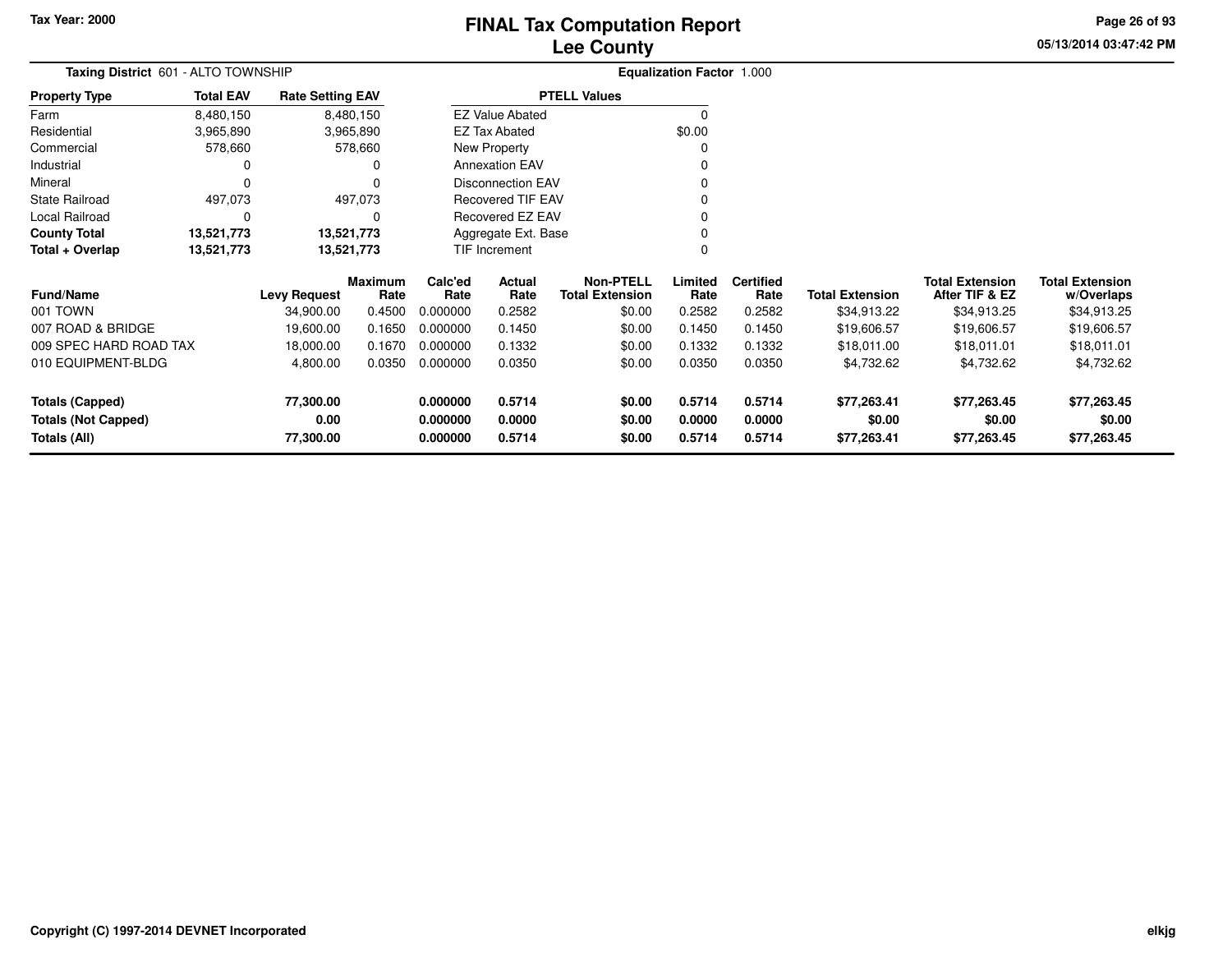Tax Year: 2000

# FINAL Tax Computation Report
## Lee County

05/13/2014 03:47:42 PM

**Taxing District** 601 - ALTO TOWNSHIP

**Equalization Factor** 1.000

| Property Type | Total EAV | Rate Setting EAV |
|---|---|---|
| Farm | 8,480,150 | 8,480,150 |
| Residential | 3,965,890 | 3,965,890 |
| Commercial | 578,660 | 578,660 |
| Industrial | 0 | 0 |
| Mineral | 0 | 0 |
| State Railroad | 497,073 | 497,073 |
| Local Railroad | 0 | 0 |
| **County Total** | **13,521,773** | **13,521,773** |
| **Total + Overlap** | **13,521,773** | **13,521,773** |

| PTELL Values | |
|---|---|
| EZ Value Abated | 0 |
| EZ Tax Abated | $0.00 |
| New Property | 0 |
| Annexation EAV | 0 |
| Disconnection EAV | 0 |
| Recovered TIF EAV | 0 |
| Recovered EZ EAV | 0 |
| Aggregate Ext. Base | 0 |
| TIF Increment | 0 |

| Fund/Name | Levy Request | Maximum Rate | Calc'ed Rate | Actual Rate | Non-PTELL Total Extension | Limited Rate | Certified Rate | Total Extension | Total Extension After TIF & EZ | Total Extension w/Overlaps |
|---|---|---|---|---|---|---|---|---|---|---|
| 001 TOWN | 34,900.00 | 0.4500 | 0.000000 | 0.2582 | $0.00 | 0.2582 | 0.2582 | $34,913.22 | $34,913.25 | $34,913.25 |
| 007 ROAD & BRIDGE | 19,600.00 | 0.1650 | 0.000000 | 0.1450 | $0.00 | 0.1450 | 0.1450 | $19,606.57 | $19,606.57 | $19,606.57 |
| 009 SPEC HARD ROAD TAX | 18,000.00 | 0.1670 | 0.000000 | 0.1332 | $0.00 | 0.1332 | 0.1332 | $18,011.00 | $18,011.01 | $18,011.01 |
| 010 EQUIPMENT-BLDG | 4,800.00 | 0.0350 | 0.000000 | 0.0350 | $0.00 | 0.0350 | 0.0350 | $4,732.62 | $4,732.62 | $4,732.62 |
| **Totals (Capped)** | **77,300.00** | | **0.000000** | **0.5714** | **$0.00** | **0.5714** | **0.5714** | **$77,263.41** | **$77,263.45** | **$77,263.45** |
| **Totals (Not Capped)** | **0.00** | | **0.000000** | **0.0000** | **$0.00** | **0.0000** | **0.0000** | **$0.00** | **$0.00** | **$0.00** |
| **Totals (All)** | **77,300.00** | | **0.000000** | **0.5714** | **$0.00** | **0.5714** | **0.5714** | **$77,263.41** | **$77,263.45** | **$77,263.45** |

Copyright (C) 1997-2014 DEVNET Incorporated

elkjg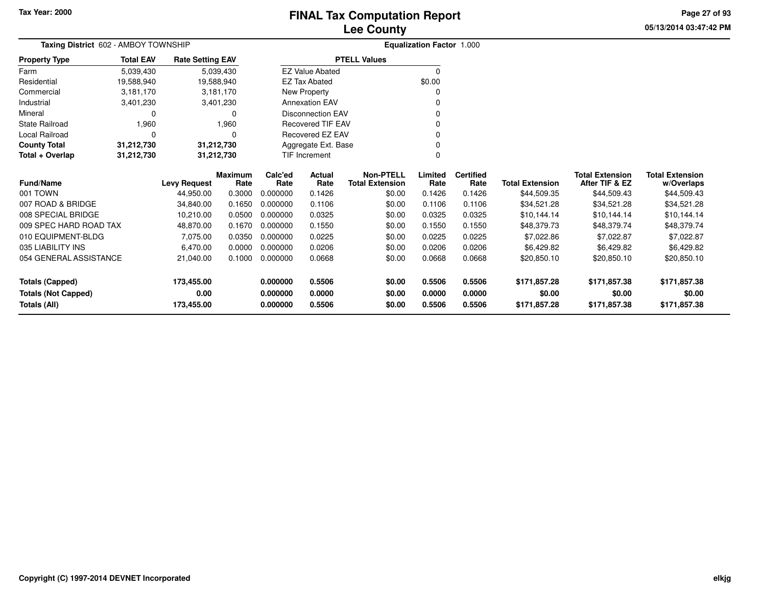# FINAL Tax Computation Report
# Lee County

Tax Year: 2000

**Taxing District** 602 - AMBOY TOWNSHIP

**Equalization Factor** 1.000

| Property Type | Total EAV | Rate Setting EAV |
|---|---|---|
| Farm | 5,039,430 | 5,039,430 |
| Residential | 19,588,940 | 19,588,940 |
| Commercial | 3,181,170 | 3,181,170 |
| Industrial | 3,401,230 | 3,401,230 |
| Mineral | 0 | 0 |
| State Railroad | 1,960 | 1,960 |
| Local Railroad | 0 | 0 |
| **County Total** | **31,212,730** | **31,212,730** |
| **Total + Overlap** | **31,212,730** | **31,212,730** |

| PTELL Values | |
|---|---|
| EZ Value Abated | 0 |
| EZ Tax Abated | $0.00 |
| New Property | 0 |
| Annexation EAV | 0 |
| Disconnection EAV | 0 |
| Recovered TIF EAV | 0 |
| Recovered EZ EAV | 0 |
| Aggregate Ext. Base | 0 |
| TIF Increment | 0 |

| Fund/Name | Levy Request | Maximum Rate | Calc'ed Rate | Actual Rate | Non-PTELL Total Extension | Limited Rate | Certified Rate | Total Extension | Total Extension After TIF & EZ | Total Extension w/Overlaps |
|---|---|---|---|---|---|---|---|---|---|---|
| 001 TOWN | 44,950.00 | 0.3000 | 0.000000 | 0.1426 | $0.00 | 0.1426 | 0.1426 | $44,509.35 | $44,509.43 | $44,509.43 |
| 007 ROAD & BRIDGE | 34,840.00 | 0.1650 | 0.000000 | 0.1106 | $0.00 | 0.1106 | 0.1106 | $34,521.28 | $34,521.28 | $34,521.28 |
| 008 SPECIAL BRIDGE | 10,210.00 | 0.0500 | 0.000000 | 0.0325 | $0.00 | 0.0325 | 0.0325 | $10,144.14 | $10,144.14 | $10,144.14 |
| 009 SPEC HARD ROAD TAX | 48,870.00 | 0.1670 | 0.000000 | 0.1550 | $0.00 | 0.1550 | 0.1550 | $48,379.73 | $48,379.74 | $48,379.74 |
| 010 EQUIPMENT-BLDG | 7,075.00 | 0.0350 | 0.000000 | 0.0225 | $0.00 | 0.0225 | 0.0225 | $7,022.86 | $7,022.87 | $7,022.87 |
| 035 LIABILITY INS | 6,470.00 | 0.0000 | 0.000000 | 0.0206 | $0.00 | 0.0206 | 0.0206 | $6,429.82 | $6,429.82 | $6,429.82 |
| 054 GENERAL ASSISTANCE | 21,040.00 | 0.1000 | 0.000000 | 0.0668 | $0.00 | 0.0668 | 0.0668 | $20,850.10 | $20,850.10 | $20,850.10 |
| **Totals (Capped)** | **173,455.00** | | **0.000000** | **0.5506** | **$0.00** | **0.5506** | **0.5506** | **$171,857.28** | **$171,857.38** | **$171,857.38** |
| **Totals (Not Capped)** | **0.00** | | **0.000000** | **0.0000** | **$0.00** | **0.0000** | **0.0000** | **$0.00** | **$0.00** | **$0.00** |
| **Totals (All)** | **173,455.00** | | **0.000000** | **0.5506** | **$0.00** | **0.5506** | **0.5506** | **$171,857.28** | **$171,857.38** | **$171,857.38** |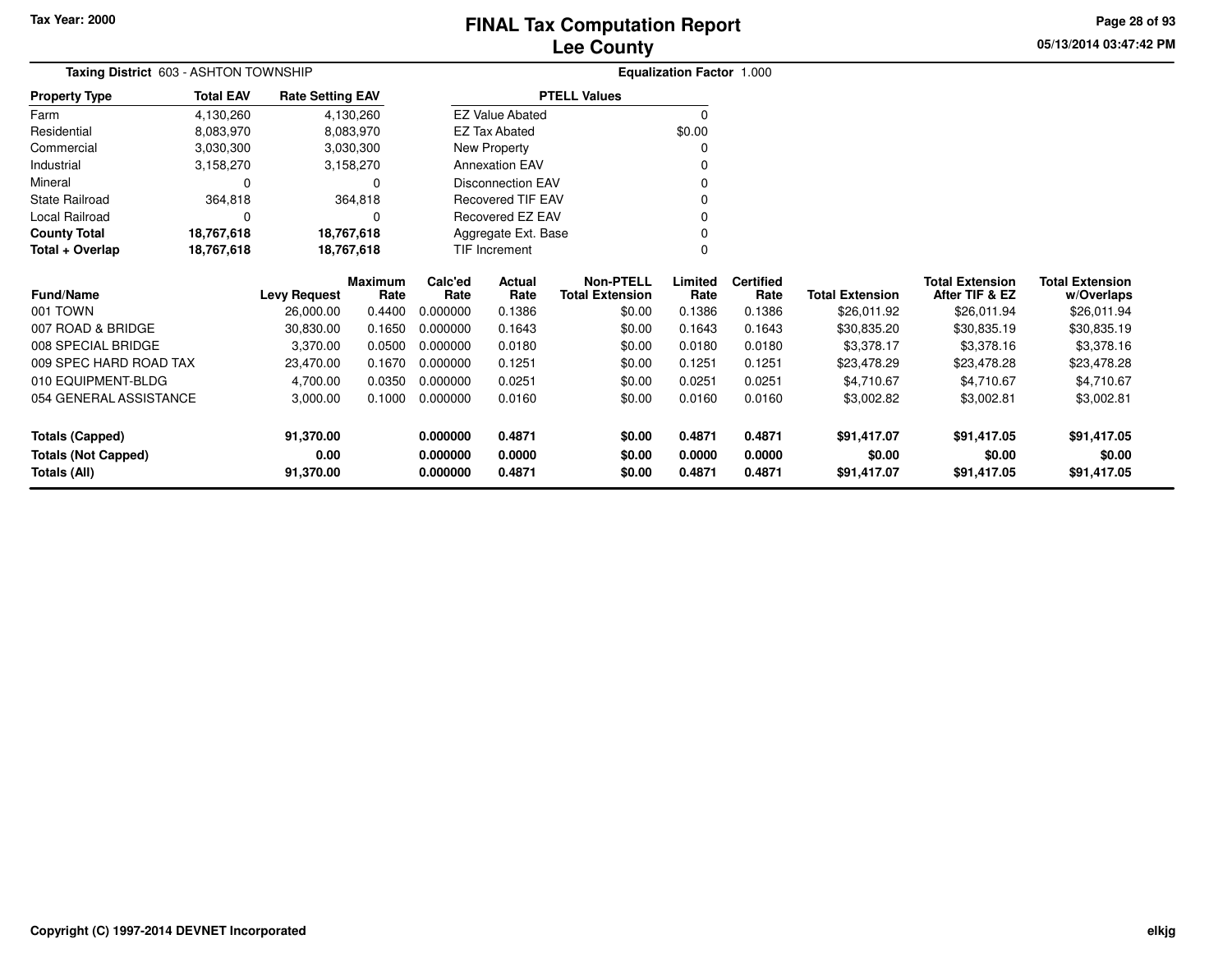# FINAL Tax Computation Report
## Lee County

Tax Year: 2000

**Taxing District** 603 - ASHTON TOWNSHIP

**Equalization Factor** 1.000

| Property Type | Total EAV | Rate Setting EAV |
|---|---|---|
| Farm | 4,130,260 | 4,130,260 |
| Residential | 8,083,970 | 8,083,970 |
| Commercial | 3,030,300 | 3,030,300 |
| Industrial | 3,158,270 | 3,158,270 |
| Mineral | 0 | 0 |
| State Railroad | 364,818 | 364,818 |
| Local Railroad | 0 | 0 |
| **County Total** | **18,767,618** | **18,767,618** |
| **Total + Overlap** | **18,767,618** | **18,767,618** |

| PTELL Values | |
|---|---|
| EZ Value Abated | 0 |
| EZ Tax Abated | $0.00 |
| New Property | 0 |
| Annexation EAV | 0 |
| Disconnection EAV | 0 |
| Recovered TIF EAV | 0 |
| Recovered EZ EAV | 0 |
| Aggregate Ext. Base | 0 |
| TIF Increment | 0 |

| Fund/Name | Levy Request | Maximum Rate | Calc'ed Rate | Actual Rate | Non-PTELL Total Extension | Limited Rate | Certified Rate | Total Extension | Total Extension After TIF & EZ | Total Extension w/Overlaps |
|---|---|---|---|---|---|---|---|---|---|---|
| 001 TOWN | 26,000.00 | 0.4400 | 0.000000 | 0.1386 | $0.00 | 0.1386 | 0.1386 | $26,011.92 | $26,011.94 | $26,011.94 |
| 007 ROAD & BRIDGE | 30,830.00 | 0.1650 | 0.000000 | 0.1643 | $0.00 | 0.1643 | 0.1643 | $30,835.20 | $30,835.19 | $30,835.19 |
| 008 SPECIAL BRIDGE | 3,370.00 | 0.0500 | 0.000000 | 0.0180 | $0.00 | 0.0180 | 0.0180 | $3,378.17 | $3,378.16 | $3,378.16 |
| 009 SPEC HARD ROAD TAX | 23,470.00 | 0.1670 | 0.000000 | 0.1251 | $0.00 | 0.1251 | 0.1251 | $23,478.29 | $23,478.28 | $23,478.28 |
| 010 EQUIPMENT-BLDG | 4,700.00 | 0.0350 | 0.000000 | 0.0251 | $0.00 | 0.0251 | 0.0251 | $4,710.67 | $4,710.67 | $4,710.67 |
| 054 GENERAL ASSISTANCE | 3,000.00 | 0.1000 | 0.000000 | 0.0160 | $0.00 | 0.0160 | 0.0160 | $3,002.82 | $3,002.81 | $3,002.81 |
| **Totals (Capped)** | **91,370.00** | | **0.000000** | **0.4871** | **$0.00** | **0.4871** | **0.4871** | **$91,417.07** | **$91,417.05** | **$91,417.05** |
| **Totals (Not Capped)** | **0.00** | | **0.000000** | **0.0000** | **$0.00** | **0.0000** | **0.0000** | **$0.00** | **$0.00** | **$0.00** |
| **Totals (All)** | **91,370.00** | | **0.000000** | **0.4871** | **$0.00** | **0.4871** | **0.4871** | **$91,417.07** | **$91,417.05** | **$91,417.05** |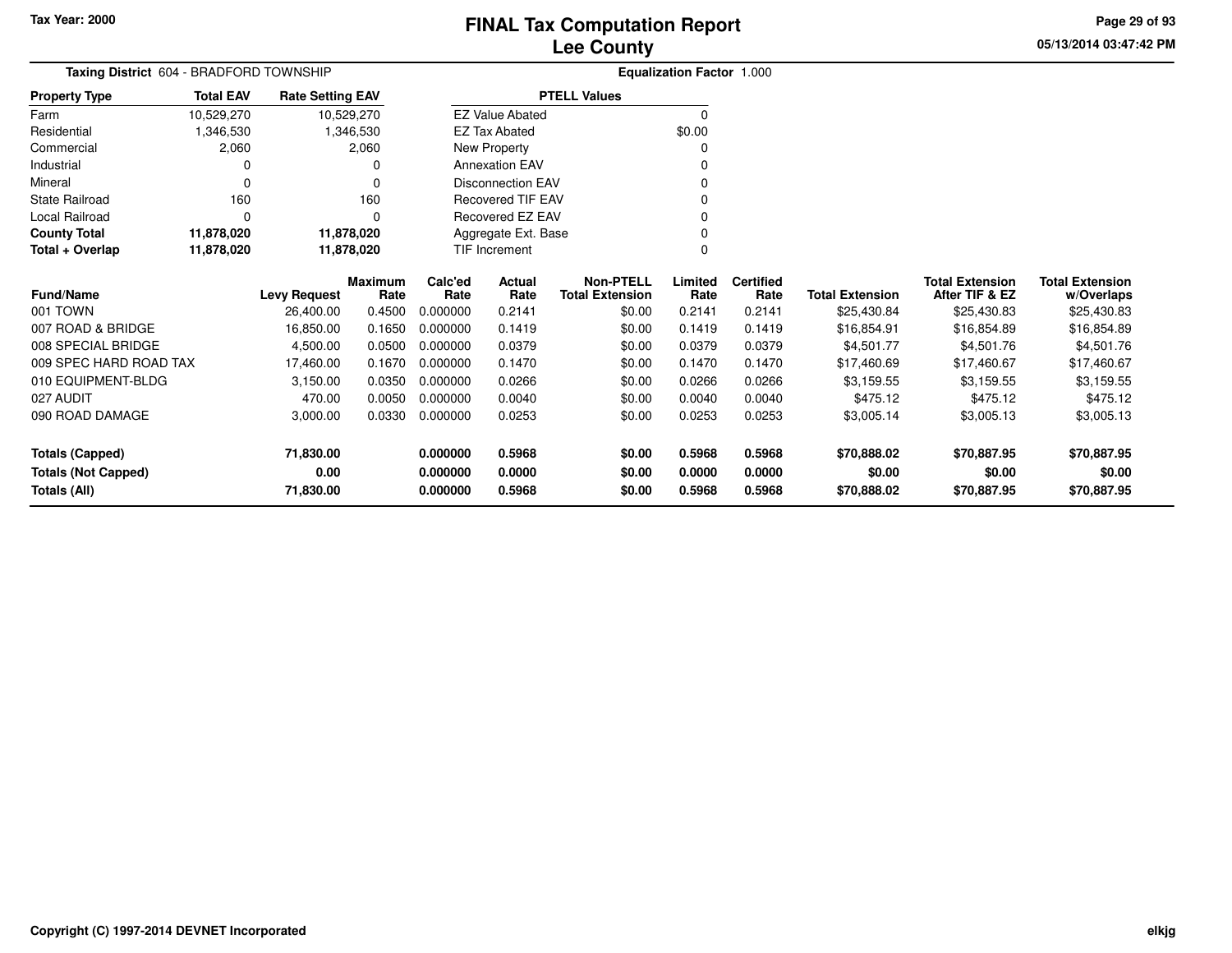Tax Year: 2000

# FINAL Tax Computation Report
## Lee County

05/13/2014 03:47:42 PM

**Taxing District** 604 - BRADFORD TOWNSHIP

**Equalization Factor** 1.000

| Property Type | Total EAV | Rate Setting EAV |
|---|---|---|
| Farm | 10,529,270 | 10,529,270 |
| Residential | 1,346,530 | 1,346,530 |
| Commercial | 2,060 | 2,060 |
| Industrial | 0 | 0 |
| Mineral | 0 | 0 |
| State Railroad | 160 | 160 |
| Local Railroad | 0 | 0 |
| **County Total** | **11,878,020** | **11,878,020** |
| **Total + Overlap** | **11,878,020** | **11,878,020** |

| PTELL Values | |
|---|---|
| EZ Value Abated | 0 |
| EZ Tax Abated | $0.00 |
| New Property | 0 |
| Annexation EAV | 0 |
| Disconnection EAV | 0 |
| Recovered TIF EAV | 0 |
| Recovered EZ EAV | 0 |
| Aggregate Ext. Base | 0 |
| TIF Increment | 0 |

| Fund/Name | Levy Request | Maximum Rate | Calc'ed Rate | Actual Rate | Non-PTELL Total Extension | Limited Rate | Certified Rate | Total Extension | Total Extension After TIF & EZ | Total Extension w/Overlaps |
|---|---|---|---|---|---|---|---|---|---|---|
| 001 TOWN | 26,400.00 | 0.4500 | 0.000000 | 0.2141 | $0.00 | 0.2141 | 0.2141 | $25,430.84 | $25,430.83 | $25,430.83 |
| 007 ROAD & BRIDGE | 16,850.00 | 0.1650 | 0.000000 | 0.1419 | $0.00 | 0.1419 | 0.1419 | $16,854.91 | $16,854.89 | $16,854.89 |
| 008 SPECIAL BRIDGE | 4,500.00 | 0.0500 | 0.000000 | 0.0379 | $0.00 | 0.0379 | 0.0379 | $4,501.77 | $4,501.76 | $4,501.76 |
| 009 SPEC HARD ROAD TAX | 17,460.00 | 0.1670 | 0.000000 | 0.1470 | $0.00 | 0.1470 | 0.1470 | $17,460.69 | $17,460.67 | $17,460.67 |
| 010 EQUIPMENT-BLDG | 3,150.00 | 0.0350 | 0.000000 | 0.0266 | $0.00 | 0.0266 | 0.0266 | $3,159.55 | $3,159.55 | $3,159.55 |
| 027 AUDIT | 470.00 | 0.0050 | 0.000000 | 0.0040 | $0.00 | 0.0040 | 0.0040 | $475.12 | $475.12 | $475.12 |
| 090 ROAD DAMAGE | 3,000.00 | 0.0330 | 0.000000 | 0.0253 | $0.00 | 0.0253 | 0.0253 | $3,005.14 | $3,005.13 | $3,005.13 |
| **Totals (Capped)** | **71,830.00** | | **0.000000** | **0.5968** | **$0.00** | **0.5968** | **0.5968** | **$70,888.02** | **$70,887.95** | **$70,887.95** |
| **Totals (Not Capped)** | **0.00** | | **0.000000** | **0.0000** | **$0.00** | **0.0000** | **0.0000** | **$0.00** | **$0.00** | **$0.00** |
| **Totals (All)** | **71,830.00** | | **0.000000** | **0.5968** | **$0.00** | **0.5968** | **0.5968** | **$70,888.02** | **$70,887.95** | **$70,887.95** |

Copyright (C) 1997-2014 DEVNET Incorporated

elkjg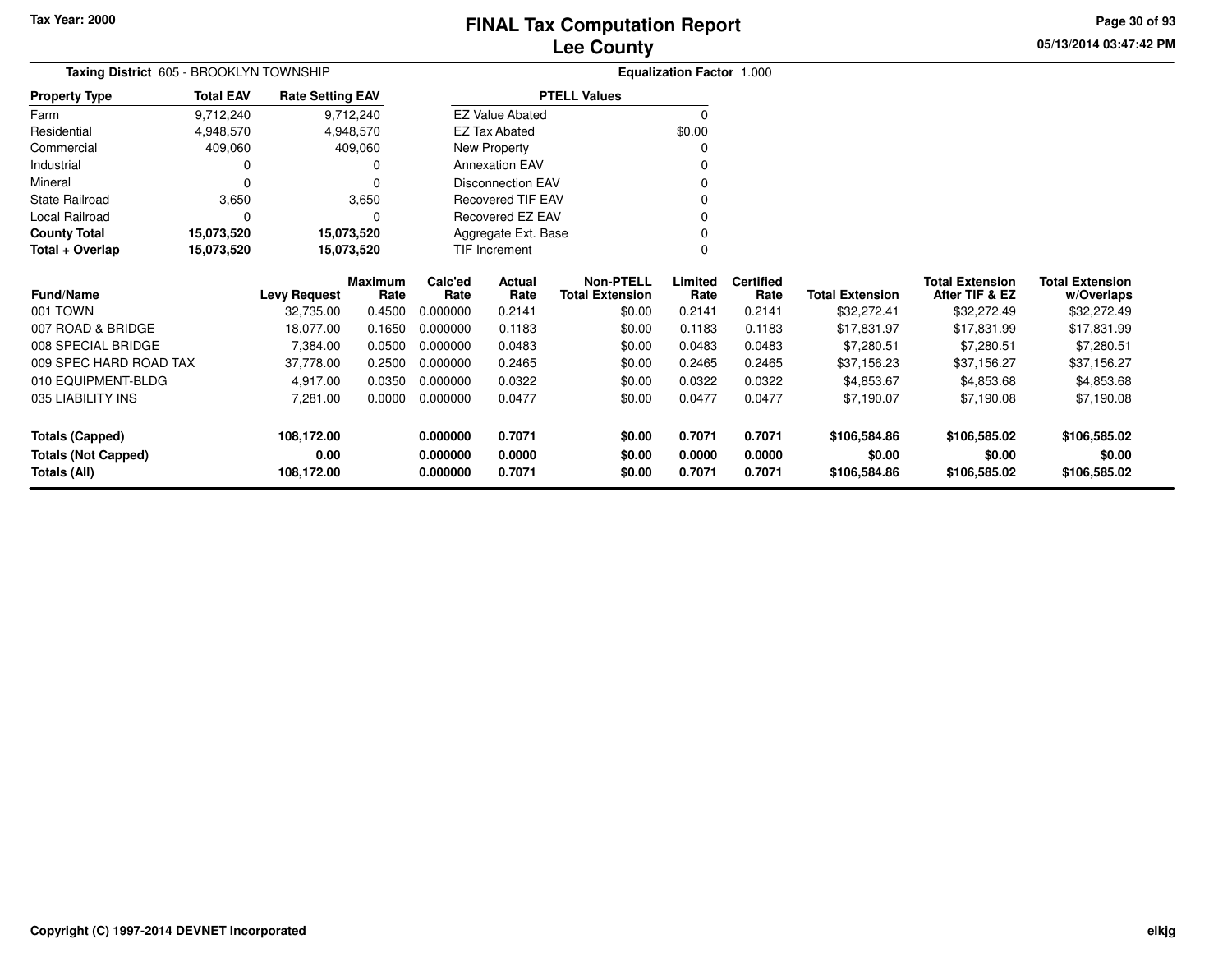# FINAL Tax Computation Report
## Lee County

Tax Year: 2000

05/13/2014 03:47:42 PM

**Taxing District** 605 - BROOKLYN TOWNSHIP

**Equalization Factor** 1.000

| Property Type | Total EAV | Rate Setting EAV |
|---|---|---|
| Farm | 9,712,240 | 9,712,240 |
| Residential | 4,948,570 | 4,948,570 |
| Commercial | 409,060 | 409,060 |
| Industrial | 0 | 0 |
| Mineral | 0 | 0 |
| State Railroad | 3,650 | 3,650 |
| Local Railroad | 0 | 0 |
| **County Total** | **15,073,520** | **15,073,520** |
| **Total + Overlap** | **15,073,520** | **15,073,520** |

| PTELL Values | |
|---|---|
| EZ Value Abated | 0 |
| EZ Tax Abated | $0.00 |
| New Property | 0 |
| Annexation EAV | 0 |
| Disconnection EAV | 0 |
| Recovered TIF EAV | 0 |
| Recovered EZ EAV | 0 |
| Aggregate Ext. Base | 0 |
| TIF Increment | 0 |

| Fund/Name | Levy Request | Maximum Rate | Calc'ed Rate | Actual Rate | Non-PTELL Total Extension | Limited Rate | Certified Rate | Total Extension | Total Extension After TIF & EZ | Total Extension w/Overlaps |
|---|---|---|---|---|---|---|---|---|---|---|
| 001 TOWN | 32,735.00 | 0.4500 | 0.000000 | 0.2141 | $0.00 | 0.2141 | 0.2141 | $32,272.41 | $32,272.49 | $32,272.49 |
| 007 ROAD & BRIDGE | 18,077.00 | 0.1650 | 0.000000 | 0.1183 | $0.00 | 0.1183 | 0.1183 | $17,831.97 | $17,831.99 | $17,831.99 |
| 008 SPECIAL BRIDGE | 7,384.00 | 0.0500 | 0.000000 | 0.0483 | $0.00 | 0.0483 | 0.0483 | $7,280.51 | $7,280.51 | $7,280.51 |
| 009 SPEC HARD ROAD TAX | 37,778.00 | 0.2500 | 0.000000 | 0.2465 | $0.00 | 0.2465 | 0.2465 | $37,156.23 | $37,156.27 | $37,156.27 |
| 010 EQUIPMENT-BLDG | 4,917.00 | 0.0350 | 0.000000 | 0.0322 | $0.00 | 0.0322 | 0.0322 | $4,853.67 | $4,853.68 | $4,853.68 |
| 035 LIABILITY INS | 7,281.00 | 0.0000 | 0.000000 | 0.0477 | $0.00 | 0.0477 | 0.0477 | $7,190.07 | $7,190.08 | $7,190.08 |
| **Totals (Capped)** | **108,172.00** | | **0.000000** | **0.7071** | **$0.00** | **0.7071** | **0.7071** | **$106,584.86** | **$106,585.02** | **$106,585.02** |
| **Totals (Not Capped)** | **0.00** | | **0.000000** | **0.0000** | **$0.00** | **0.0000** | **0.0000** | **$0.00** | **$0.00** | **$0.00** |
| **Totals (All)** | **108,172.00** | | **0.000000** | **0.7071** | **$0.00** | **0.7071** | **0.7071** | **$106,584.86** | **$106,585.02** | **$106,585.02** |

Copyright (C) 1997-2014 DEVNET Incorporated

elkjg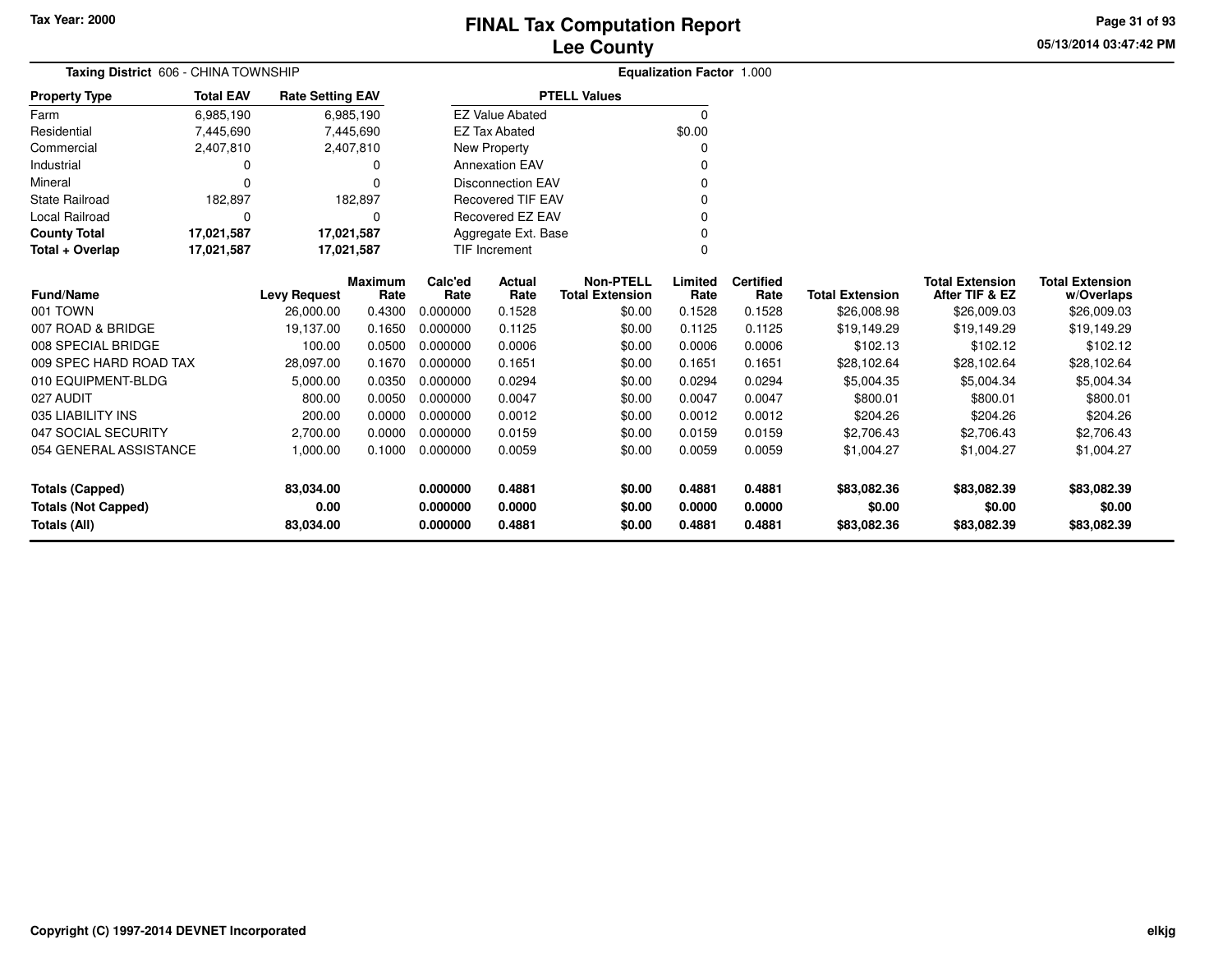Tax Year: 2000

# FINAL Tax Computation Report
## Lee County

05/13/2014 03:47:42 PM

**Taxing District** 606 - CHINA TOWNSHIP

**Equalization Factor** 1.000

| Property Type | Total EAV | Rate Setting EAV |
|---|---|---|
| Farm | 6,985,190 | 6,985,190 |
| Residential | 7,445,690 | 7,445,690 |
| Commercial | 2,407,810 | 2,407,810 |
| Industrial | 0 | 0 |
| Mineral | 0 | 0 |
| State Railroad | 182,897 | 182,897 |
| Local Railroad | 0 | 0 |
| **County Total** | **17,021,587** | **17,021,587** |
| **Total + Overlap** | **17,021,587** | **17,021,587** |

| PTELL Values | |
|---|---|
| EZ Value Abated | 0 |
| EZ Tax Abated | $0.00 |
| New Property | 0 |
| Annexation EAV | 0 |
| Disconnection EAV | 0 |
| Recovered TIF EAV | 0 |
| Recovered EZ EAV | 0 |
| Aggregate Ext. Base | 0 |
| TIF Increment | 0 |

| Fund/Name | Levy Request | Maximum Rate | Calc'ed Rate | Actual Rate | Non-PTELL Total Extension | Limited Rate | Certified Rate | Total Extension | Total Extension After TIF & EZ | Total Extension w/Overlaps |
|---|---|---|---|---|---|---|---|---|---|---|
| 001 TOWN | 26,000.00 | 0.4300 | 0.000000 | 0.1528 | $0.00 | 0.1528 | 0.1528 | $26,008.98 | $26,009.03 | $26,009.03 |
| 007 ROAD & BRIDGE | 19,137.00 | 0.1650 | 0.000000 | 0.1125 | $0.00 | 0.1125 | 0.1125 | $19,149.29 | $19,149.29 | $19,149.29 |
| 008 SPECIAL BRIDGE | 100.00 | 0.0500 | 0.000000 | 0.0006 | $0.00 | 0.0006 | 0.0006 | $102.13 | $102.12 | $102.12 |
| 009 SPEC HARD ROAD TAX | 28,097.00 | 0.1670 | 0.000000 | 0.1651 | $0.00 | 0.1651 | 0.1651 | $28,102.64 | $28,102.64 | $28,102.64 |
| 010 EQUIPMENT-BLDG | 5,000.00 | 0.0350 | 0.000000 | 0.0294 | $0.00 | 0.0294 | 0.0294 | $5,004.35 | $5,004.34 | $5,004.34 |
| 027 AUDIT | 800.00 | 0.0050 | 0.000000 | 0.0047 | $0.00 | 0.0047 | 0.0047 | $800.01 | $800.01 | $800.01 |
| 035 LIABILITY INS | 200.00 | 0.0000 | 0.000000 | 0.0012 | $0.00 | 0.0012 | 0.0012 | $204.26 | $204.26 | $204.26 |
| 047 SOCIAL SECURITY | 2,700.00 | 0.0000 | 0.000000 | 0.0159 | $0.00 | 0.0159 | 0.0159 | $2,706.43 | $2,706.43 | $2,706.43 |
| 054 GENERAL ASSISTANCE | 1,000.00 | 0.1000 | 0.000000 | 0.0059 | $0.00 | 0.0059 | 0.0059 | $1,004.27 | $1,004.27 | $1,004.27 |
| **Totals (Capped)** | **83,034.00** | | **0.000000** | **0.4881** | **$0.00** | **0.4881** | **0.4881** | **$83,082.36** | **$83,082.39** | **$83,082.39** |
| **Totals (Not Capped)** | **0.00** | | **0.000000** | **0.0000** | **$0.00** | **0.0000** | **0.0000** | **$0.00** | **$0.00** | **$0.00** |
| **Totals (All)** | **83,034.00** | | **0.000000** | **0.4881** | **$0.00** | **0.4881** | **0.4881** | **$83,082.36** | **$83,082.39** | **$83,082.39** |

Copyright (C) 1997-2014 DEVNET Incorporated

elkjg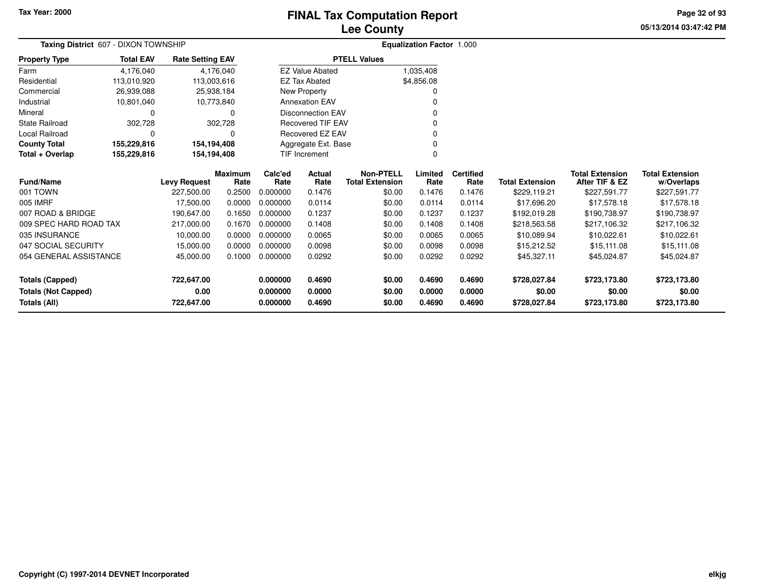Tax Year: 2000

# FINAL Tax Computation Report
## Lee County

05/13/2014 03:47:42 PM

**Taxing District** 607 - DIXON TOWNSHIP

**Equalization Factor** 1.000

| Property Type | Total EAV | Rate Setting EAV |
|---|---|---|
| Farm | 4,176,040 | 4,176,040 |
| Residential | 113,010,920 | 113,003,616 |
| Commercial | 26,939,088 | 25,938,184 |
| Industrial | 10,801,040 | 10,773,840 |
| Mineral | 0 | 0 |
| State Railroad | 302,728 | 302,728 |
| Local Railroad | 0 | 0 |
| **County Total** | **155,229,816** | **154,194,408** |
| **Total + Overlap** | **155,229,816** | **154,194,408** |

| PTELL Values | |
|---|---|
| EZ Value Abated | 1,035,408 |
| EZ Tax Abated | $4,856.08 |
| New Property | 0 |
| Annexation EAV | 0 |
| Disconnection EAV | 0 |
| Recovered TIF EAV | 0 |
| Recovered EZ EAV | 0 |
| Aggregate Ext. Base | 0 |
| TIF Increment | 0 |

| Fund/Name | Levy Request | Maximum Rate | Calc'ed Rate | Actual Rate | Non-PTELL Total Extension | Limited Rate | Certified Rate | Total Extension | Total Extension After TIF & EZ | Total Extension w/Overlaps |
|---|---|---|---|---|---|---|---|---|---|---|
| 001 TOWN | 227,500.00 | 0.2500 | 0.000000 | 0.1476 | $0.00 | 0.1476 | 0.1476 | $229,119.21 | $227,591.77 | $227,591.77 |
| 005 IMRF | 17,500.00 | 0.0000 | 0.000000 | 0.0114 | $0.00 | 0.0114 | 0.0114 | $17,696.20 | $17,578.18 | $17,578.18 |
| 007 ROAD & BRIDGE | 190,647.00 | 0.1650 | 0.000000 | 0.1237 | $0.00 | 0.1237 | 0.1237 | $192,019.28 | $190,738.97 | $190,738.97 |
| 009 SPEC HARD ROAD TAX | 217,000.00 | 0.1670 | 0.000000 | 0.1408 | $0.00 | 0.1408 | 0.1408 | $218,563.58 | $217,106.32 | $217,106.32 |
| 035 INSURANCE | 10,000.00 | 0.0000 | 0.000000 | 0.0065 | $0.00 | 0.0065 | 0.0065 | $10,089.94 | $10,022.61 | $10,022.61 |
| 047 SOCIAL SECURITY | 15,000.00 | 0.0000 | 0.000000 | 0.0098 | $0.00 | 0.0098 | 0.0098 | $15,212.52 | $15,111.08 | $15,111.08 |
| 054 GENERAL ASSISTANCE | 45,000.00 | 0.1000 | 0.000000 | 0.0292 | $0.00 | 0.0292 | 0.0292 | $45,327.11 | $45,024.87 | $45,024.87 |
| **Totals (Capped)** | **722,647.00** | | **0.000000** | **0.4690** | **$0.00** | **0.4690** | **0.4690** | **$728,027.84** | **$723,173.80** | **$723,173.80** |
| **Totals (Not Capped)** | **0.00** | | **0.000000** | **0.0000** | **$0.00** | **0.0000** | **0.0000** | **$0.00** | **$0.00** | **$0.00** |
| **Totals (All)** | **722,647.00** | | **0.000000** | **0.4690** | **$0.00** | **0.4690** | **0.4690** | **$728,027.84** | **$723,173.80** | **$723,173.80** |

Copyright (C) 1997-2014 DEVNET Incorporated

elkjg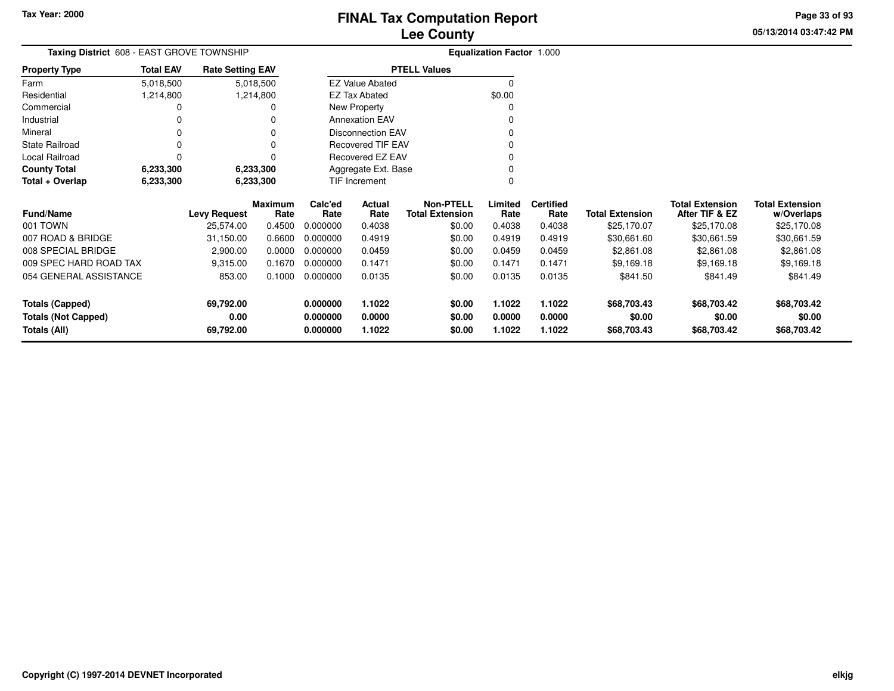Tax Year: 2000

# FINAL Tax Computation Report
# Lee County

05/13/2014 03:47:42 PM

**Taxing District** 608 - EAST GROVE TOWNSHIP

**Equalization Factor** 1.000

| Property Type | Total EAV | Rate Setting EAV |
|---|---|---|
| Farm | 5,018,500 | 5,018,500 |
| Residential | 1,214,800 | 1,214,800 |
| Commercial | 0 | 0 |
| Industrial | 0 | 0 |
| Mineral | 0 | 0 |
| State Railroad | 0 | 0 |
| Local Railroad | 0 | 0 |
| **County Total** | **6,233,300** | **6,233,300** |
| **Total + Overlap** | **6,233,300** | **6,233,300** |

| PTELL Values | |
|---|---|
| EZ Value Abated | 0 |
| EZ Tax Abated | $0.00 |
| New Property | 0 |
| Annexation EAV | 0 |
| Disconnection EAV | 0 |
| Recovered TIF EAV | 0 |
| Recovered EZ EAV | 0 |
| Aggregate Ext. Base | 0 |
| TIF Increment | 0 |

| Fund/Name | Levy Request | Maximum Rate | Calc'ed Rate | Actual Rate | Non-PTELL Total Extension | Limited Rate | Certified Rate | Total Extension | Total Extension After TIF & EZ | Total Extension w/Overlaps |
|---|---|---|---|---|---|---|---|---|---|---|
| 001 TOWN | 25,574.00 | 0.4500 | 0.000000 | 0.4038 | $0.00 | 0.4038 | 0.4038 | $25,170.07 | $25,170.08 | $25,170.08 |
| 007 ROAD & BRIDGE | 31,150.00 | 0.6600 | 0.000000 | 0.4919 | $0.00 | 0.4919 | 0.4919 | $30,661.60 | $30,661.59 | $30,661.59 |
| 008 SPECIAL BRIDGE | 2,900.00 | 0.0000 | 0.000000 | 0.0459 | $0.00 | 0.0459 | 0.0459 | $2,861.08 | $2,861.08 | $2,861.08 |
| 009 SPEC HARD ROAD TAX | 9,315.00 | 0.1670 | 0.000000 | 0.1471 | $0.00 | 0.1471 | 0.1471 | $9,169.18 | $9,169.18 | $9,169.18 |
| 054 GENERAL ASSISTANCE | 853.00 | 0.1000 | 0.000000 | 0.0135 | $0.00 | 0.0135 | 0.0135 | $841.50 | $841.49 | $841.49 |
| **Totals (Capped)** | **69,792.00** | | **0.000000** | **1.1022** | **$0.00** | **1.1022** | **1.1022** | **$68,703.43** | **$68,703.42** | **$68,703.42** |
| **Totals (Not Capped)** | **0.00** | | **0.000000** | **0.0000** | **$0.00** | **0.0000** | **0.0000** | **$0.00** | **$0.00** | **$0.00** |
| **Totals (All)** | **69,792.00** | | **0.000000** | **1.1022** | **$0.00** | **1.1022** | **1.1022** | **$68,703.43** | **$68,703.42** | **$68,703.42** |

Copyright (C) 1997-2014 DEVNET Incorporated

elkjg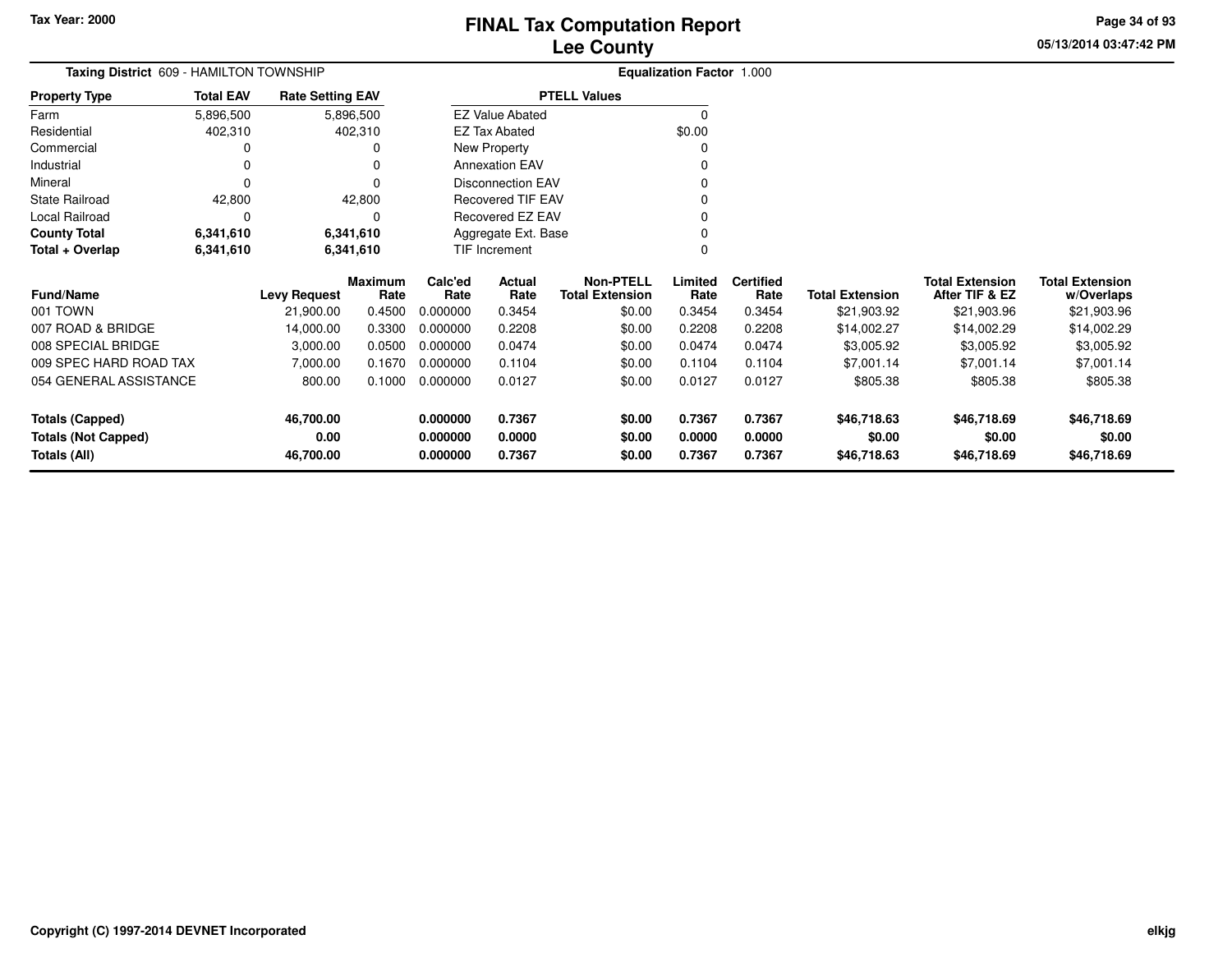Tax Year: 2000

# FINAL Tax Computation Report
## Lee County

05/13/2014 03:47:42 PM

**Taxing District** 609 - HAMILTON TOWNSHIP

**Equalization Factor** 1.000

| Property Type | Total EAV | Rate Setting EAV |
|---|---|---|
| Farm | 5,896,500 | 5,896,500 |
| Residential | 402,310 | 402,310 |
| Commercial | 0 | 0 |
| Industrial | 0 | 0 |
| Mineral | 0 | 0 |
| State Railroad | 42,800 | 42,800 |
| Local Railroad | 0 | 0 |
| **County Total** | **6,341,610** | **6,341,610** |
| **Total + Overlap** | **6,341,610** | **6,341,610** |

| PTELL Values | |
|---|---|
| EZ Value Abated | 0 |
| EZ Tax Abated | $0.00 |
| New Property | 0 |
| Annexation EAV | 0 |
| Disconnection EAV | 0 |
| Recovered TIF EAV | 0 |
| Recovered EZ EAV | 0 |
| Aggregate Ext. Base | 0 |
| TIF Increment | 0 |

| Fund/Name | Levy Request | Maximum Rate | Calc'ed Rate | Actual Rate | Non-PTELL Total Extension | Limited Rate | Certified Rate | Total Extension | Total Extension After TIF & EZ | Total Extension w/Overlaps |
|---|---|---|---|---|---|---|---|---|---|---|
| 001 TOWN | 21,900.00 | 0.4500 | 0.000000 | 0.3454 | $0.00 | 0.3454 | 0.3454 | $21,903.92 | $21,903.96 | $21,903.96 |
| 007 ROAD & BRIDGE | 14,000.00 | 0.3300 | 0.000000 | 0.2208 | $0.00 | 0.2208 | 0.2208 | $14,002.27 | $14,002.29 | $14,002.29 |
| 008 SPECIAL BRIDGE | 3,000.00 | 0.0500 | 0.000000 | 0.0474 | $0.00 | 0.0474 | 0.0474 | $3,005.92 | $3,005.92 | $3,005.92 |
| 009 SPEC HARD ROAD TAX | 7,000.00 | 0.1670 | 0.000000 | 0.1104 | $0.00 | 0.1104 | 0.1104 | $7,001.14 | $7,001.14 | $7,001.14 |
| 054 GENERAL ASSISTANCE | 800.00 | 0.1000 | 0.000000 | 0.0127 | $0.00 | 0.0127 | 0.0127 | $805.38 | $805.38 | $805.38 |
| **Totals (Capped)** | **46,700.00** | | **0.000000** | **0.7367** | **$0.00** | **0.7367** | **0.7367** | **$46,718.63** | **$46,718.69** | **$46,718.69** |
| **Totals (Not Capped)** | **0.00** | | **0.000000** | **0.0000** | **$0.00** | **0.0000** | **0.0000** | **$0.00** | **$0.00** | **$0.00** |
| **Totals (All)** | **46,700.00** | | **0.000000** | **0.7367** | **$0.00** | **0.7367** | **0.7367** | **$46,718.63** | **$46,718.69** | **$46,718.69** |

Copyright (C) 1997-2014 DEVNET Incorporated

elkjg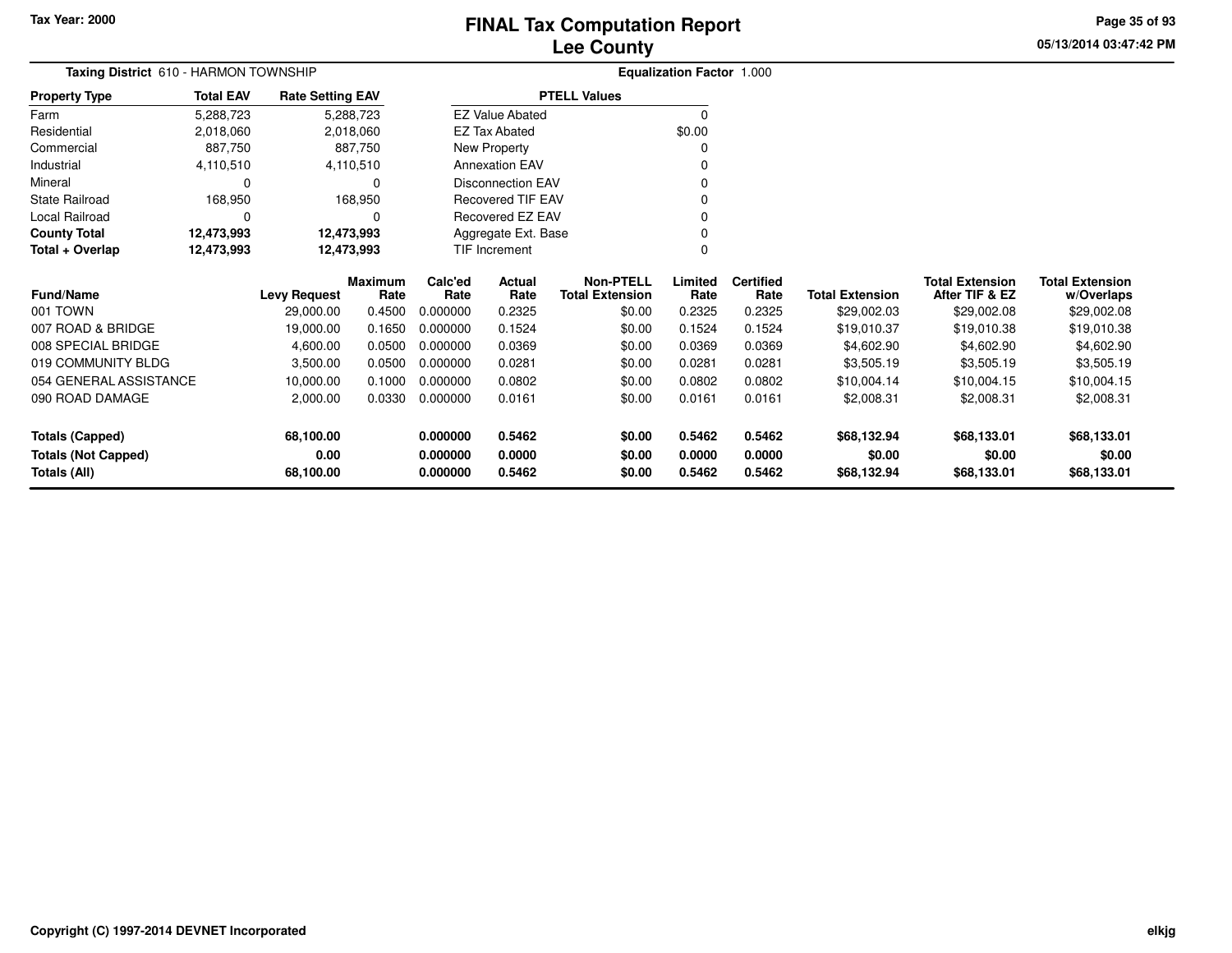# FINAL Tax Computation Report
## Lee County

Tax Year: 2000

05/13/2014 03:47:42 PM

**Taxing District** 610 - HARMON TOWNSHIP

**Equalization Factor** 1.000

| Property Type | Total EAV | Rate Setting EAV |
|---|---|---|
| Farm | 5,288,723 | 5,288,723 |
| Residential | 2,018,060 | 2,018,060 |
| Commercial | 887,750 | 887,750 |
| Industrial | 4,110,510 | 4,110,510 |
| Mineral | 0 | 0 |
| State Railroad | 168,950 | 168,950 |
| Local Railroad | 0 | 0 |
| **County Total** | **12,473,993** | **12,473,993** |
| **Total + Overlap** | **12,473,993** | **12,473,993** |

| PTELL Values | |
|---|---|
| EZ Value Abated | 0 |
| EZ Tax Abated | $0.00 |
| New Property | 0 |
| Annexation EAV | 0 |
| Disconnection EAV | 0 |
| Recovered TIF EAV | 0 |
| Recovered EZ EAV | 0 |
| Aggregate Ext. Base | 0 |
| TIF Increment | 0 |

| Fund/Name | Levy Request | Maximum Rate | Calc'ed Rate | Actual Rate | Non-PTELL Total Extension | Limited Rate | Certified Rate | Total Extension | Total Extension After TIF & EZ | Total Extension w/Overlaps |
|---|---|---|---|---|---|---|---|---|---|---|
| 001 TOWN | 29,000.00 | 0.4500 | 0.000000 | 0.2325 | $0.00 | 0.2325 | 0.2325 | $29,002.03 | $29,002.08 | $29,002.08 |
| 007 ROAD & BRIDGE | 19,000.00 | 0.1650 | 0.000000 | 0.1524 | $0.00 | 0.1524 | 0.1524 | $19,010.37 | $19,010.38 | $19,010.38 |
| 008 SPECIAL BRIDGE | 4,600.00 | 0.0500 | 0.000000 | 0.0369 | $0.00 | 0.0369 | 0.0369 | $4,602.90 | $4,602.90 | $4,602.90 |
| 019 COMMUNITY BLDG | 3,500.00 | 0.0500 | 0.000000 | 0.0281 | $0.00 | 0.0281 | 0.0281 | $3,505.19 | $3,505.19 | $3,505.19 |
| 054 GENERAL ASSISTANCE | 10,000.00 | 0.1000 | 0.000000 | 0.0802 | $0.00 | 0.0802 | 0.0802 | $10,004.14 | $10,004.15 | $10,004.15 |
| 090 ROAD DAMAGE | 2,000.00 | 0.0330 | 0.000000 | 0.0161 | $0.00 | 0.0161 | 0.0161 | $2,008.31 | $2,008.31 | $2,008.31 |
| **Totals (Capped)** | **68,100.00** | | **0.000000** | **0.5462** | **$0.00** | **0.5462** | **0.5462** | **$68,132.94** | **$68,133.01** | **$68,133.01** |
| **Totals (Not Capped)** | **0.00** | | **0.000000** | **0.0000** | **$0.00** | **0.0000** | **0.0000** | **$0.00** | **$0.00** | **$0.00** |
| **Totals (All)** | **68,100.00** | | **0.000000** | **0.5462** | **$0.00** | **0.5462** | **0.5462** | **$68,132.94** | **$68,133.01** | **$68,133.01** |

Copyright (C) 1997-2014 DEVNET Incorporated

elkjg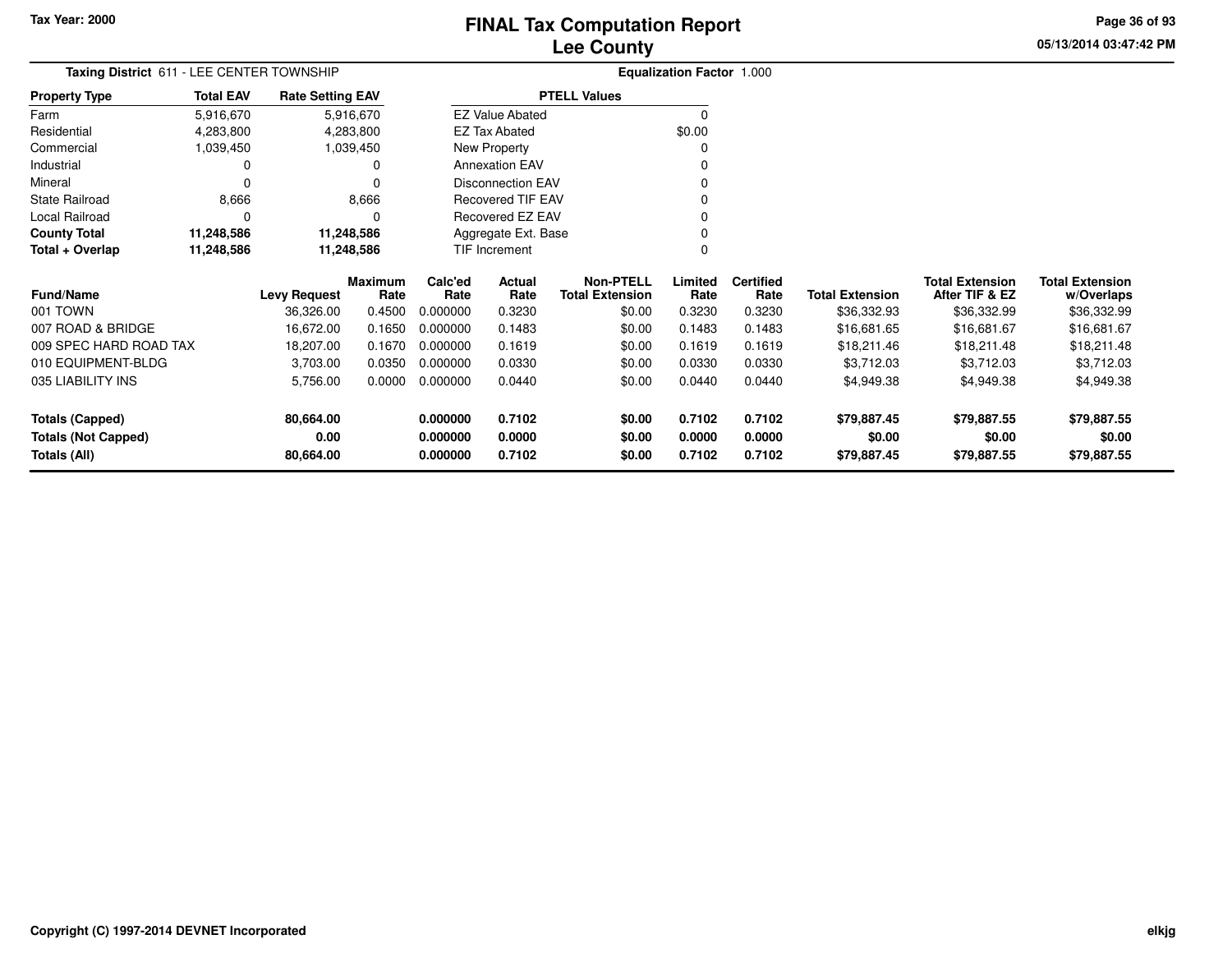# FINAL Tax Computation Report
## Lee County

Tax Year: 2000

05/13/2014 03:47:42 PM

**Taxing District** 611 - LEE CENTER TOWNSHIP

**Equalization Factor** 1.000

| Property Type | Total EAV | Rate Setting EAV |
|---|---|---|
| Farm | 5,916,670 | 5,916,670 |
| Residential | 4,283,800 | 4,283,800 |
| Commercial | 1,039,450 | 1,039,450 |
| Industrial | 0 | 0 |
| Mineral | 0 | 0 |
| State Railroad | 8,666 | 8,666 |
| Local Railroad | 0 | 0 |
| **County Total** | **11,248,586** | **11,248,586** |
| **Total + Overlap** | **11,248,586** | **11,248,586** |

| PTELL Values | |
|---|---|
| EZ Value Abated | 0 |
| EZ Tax Abated | $0.00 |
| New Property | 0 |
| Annexation EAV | 0 |
| Disconnection EAV | 0 |
| Recovered TIF EAV | 0 |
| Recovered EZ EAV | 0 |
| Aggregate Ext. Base | 0 |
| TIF Increment | 0 |

| Fund/Name | Levy Request | Maximum Rate | Calc'ed Rate | Actual Rate | Non-PTELL Total Extension | Limited Rate | Certified Rate | Total Extension | Total Extension After TIF & EZ | Total Extension w/Overlaps |
|---|---|---|---|---|---|---|---|---|---|---|
| 001 TOWN | 36,326.00 | 0.4500 | 0.000000 | 0.3230 | $0.00 | 0.3230 | 0.3230 | $36,332.93 | $36,332.99 | $36,332.99 |
| 007 ROAD & BRIDGE | 16,672.00 | 0.1650 | 0.000000 | 0.1483 | $0.00 | 0.1483 | 0.1483 | $16,681.65 | $16,681.67 | $16,681.67 |
| 009 SPEC HARD ROAD TAX | 18,207.00 | 0.1670 | 0.000000 | 0.1619 | $0.00 | 0.1619 | 0.1619 | $18,211.46 | $18,211.48 | $18,211.48 |
| 010 EQUIPMENT-BLDG | 3,703.00 | 0.0350 | 0.000000 | 0.0330 | $0.00 | 0.0330 | 0.0330 | $3,712.03 | $3,712.03 | $3,712.03 |
| 035 LIABILITY INS | 5,756.00 | 0.0000 | 0.000000 | 0.0440 | $0.00 | 0.0440 | 0.0440 | $4,949.38 | $4,949.38 | $4,949.38 |
| **Totals (Capped)** | **80,664.00** | | **0.000000** | **0.7102** | **$0.00** | **0.7102** | **0.7102** | **$79,887.45** | **$79,887.55** | **$79,887.55** |
| **Totals (Not Capped)** | **0.00** | | **0.000000** | **0.0000** | **$0.00** | **0.0000** | **0.0000** | **$0.00** | **$0.00** | **$0.00** |
| **Totals (All)** | **80,664.00** | | **0.000000** | **0.7102** | **$0.00** | **0.7102** | **0.7102** | **$79,887.45** | **$79,887.55** | **$79,887.55** |

Copyright (C) 1997-2014 DEVNET Incorporated

elkjg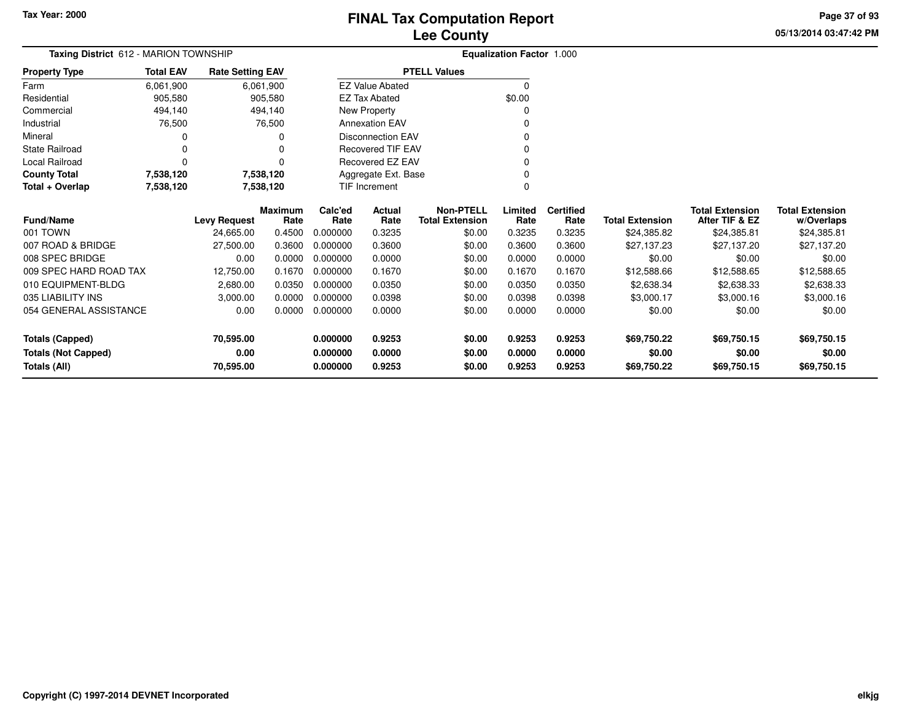# FINAL Tax Computation Report
## Lee County

Tax Year: 2000

**Taxing District** 612 - MARION TOWNSHIP

**Equalization Factor** 1.000

| Property Type | Total EAV | Rate Setting EAV |
|---|---|---|
| Farm | 6,061,900 | 6,061,900 |
| Residential | 905,580 | 905,580 |
| Commercial | 494,140 | 494,140 |
| Industrial | 76,500 | 76,500 |
| Mineral | 0 | 0 |
| State Railroad | 0 | 0 |
| Local Railroad | 0 | 0 |
| **County Total** | **7,538,120** | **7,538,120** |
| **Total + Overlap** | **7,538,120** | **7,538,120** |

| PTELL Values | |
|---|---|
| EZ Value Abated | 0 |
| EZ Tax Abated | $0.00 |
| New Property | 0 |
| Annexation EAV | 0 |
| Disconnection EAV | 0 |
| Recovered TIF EAV | 0 |
| Recovered EZ EAV | 0 |
| Aggregate Ext. Base | 0 |
| TIF Increment | 0 |

| Fund/Name | Levy Request | Maximum Rate | Calc'ed Rate | Actual Rate | Non-PTELL Total Extension | Limited Rate | Certified Rate | Total Extension | Total Extension After TIF & EZ | Total Extension w/Overlaps |
|---|---|---|---|---|---|---|---|---|---|---|
| 001 TOWN | 24,665.00 | 0.4500 | 0.000000 | 0.3235 | $0.00 | 0.3235 | 0.3235 | $24,385.82 | $24,385.81 | $24,385.81 |
| 007 ROAD & BRIDGE | 27,500.00 | 0.3600 | 0.000000 | 0.3600 | $0.00 | 0.3600 | 0.3600 | $27,137.23 | $27,137.20 | $27,137.20 |
| 008 SPEC BRIDGE | 0.00 | 0.0000 | 0.000000 | 0.0000 | $0.00 | 0.0000 | 0.0000 | $0.00 | $0.00 | $0.00 |
| 009 SPEC HARD ROAD TAX | 12,750.00 | 0.1670 | 0.000000 | 0.1670 | $0.00 | 0.1670 | 0.1670 | $12,588.66 | $12,588.65 | $12,588.65 |
| 010 EQUIPMENT-BLDG | 2,680.00 | 0.0350 | 0.000000 | 0.0350 | $0.00 | 0.0350 | 0.0350 | $2,638.34 | $2,638.33 | $2,638.33 |
| 035 LIABILITY INS | 3,000.00 | 0.0000 | 0.000000 | 0.0398 | $0.00 | 0.0398 | 0.0398 | $3,000.17 | $3,000.16 | $3,000.16 |
| 054 GENERAL ASSISTANCE | 0.00 | 0.0000 | 0.000000 | 0.0000 | $0.00 | 0.0000 | 0.0000 | $0.00 | $0.00 | $0.00 |
| **Totals (Capped)** | **70,595.00** | | **0.000000** | **0.9253** | **$0.00** | **0.9253** | **0.9253** | **$69,750.22** | **$69,750.15** | **$69,750.15** |
| **Totals (Not Capped)** | **0.00** | | **0.000000** | **0.0000** | **$0.00** | **0.0000** | **0.0000** | **$0.00** | **$0.00** | **$0.00** |
| **Totals (All)** | **70,595.00** | | **0.000000** | **0.9253** | **$0.00** | **0.9253** | **0.9253** | **$69,750.22** | **$69,750.15** | **$69,750.15** |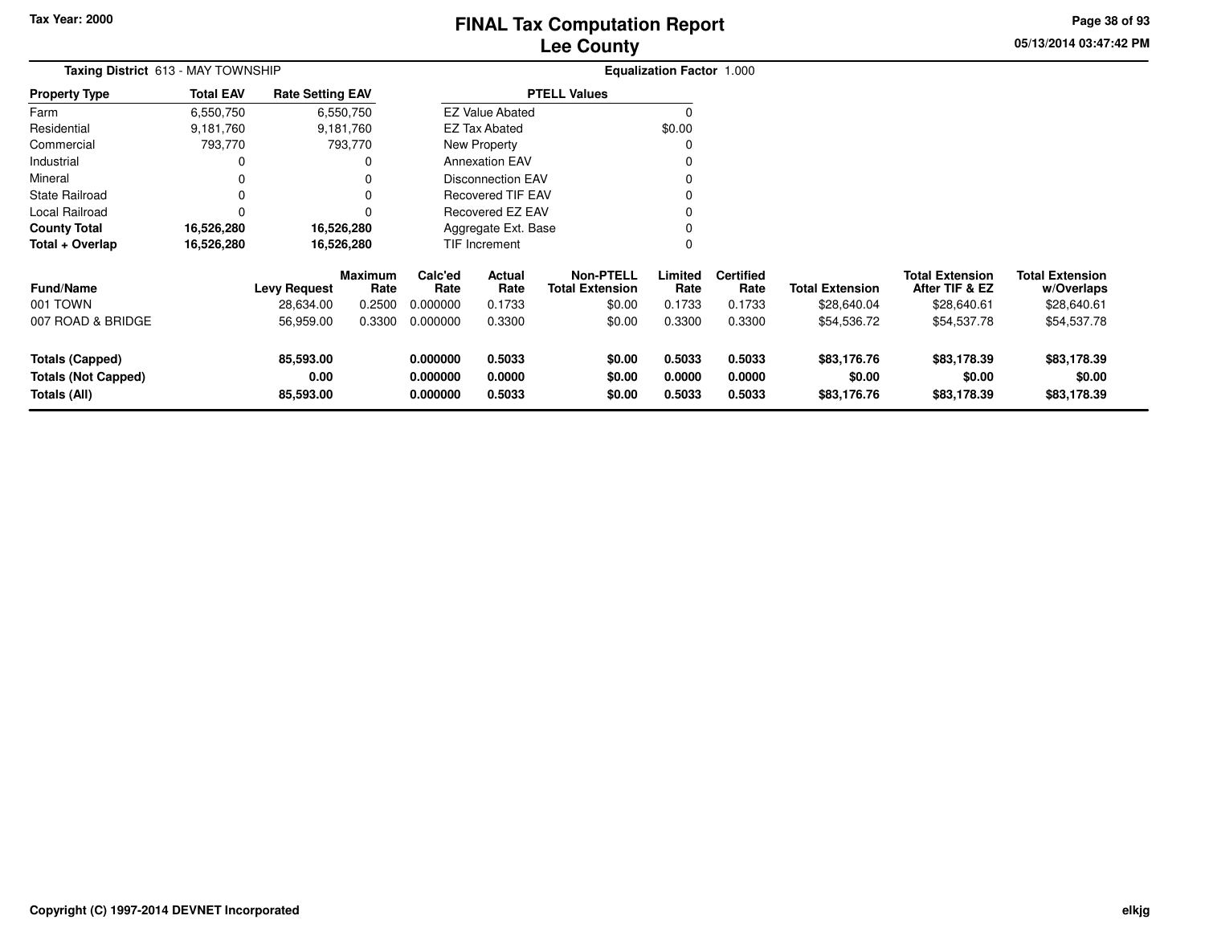# FINAL Tax Computation Report
## Lee County

Tax Year: 2000

05/13/2014 03:47:42 PM

**Taxing District** 613 - MAY TOWNSHIP

**Equalization Factor** 1.000

| Property Type | Total EAV | Rate Setting EAV |
|---|---|---|
| Farm | 6,550,750 | 6,550,750 |
| Residential | 9,181,760 | 9,181,760 |
| Commercial | 793,770 | 793,770 |
| Industrial | 0 | 0 |
| Mineral | 0 | 0 |
| State Railroad | 0 | 0 |
| Local Railroad | 0 | 0 |
| **County Total** | **16,526,280** | **16,526,280** |
| **Total + Overlap** | **16,526,280** | **16,526,280** |

| PTELL Values | |
|---|---|
| EZ Value Abated | 0 |
| EZ Tax Abated | $0.00 |
| New Property | 0 |
| Annexation EAV | 0 |
| Disconnection EAV | 0 |
| Recovered TIF EAV | 0 |
| Recovered EZ EAV | 0 |
| Aggregate Ext. Base | 0 |
| TIF Increment | 0 |

| Fund/Name | Levy Request | Maximum Rate | Calc'ed Rate | Actual Rate | Non-PTELL Total Extension | Limited Rate | Certified Rate | Total Extension | Total Extension After TIF & EZ | Total Extension w/Overlaps |
|---|---|---|---|---|---|---|---|---|---|---|
| 001 TOWN | 28,634.00 | 0.2500 | 0.000000 | 0.1733 | $0.00 | 0.1733 | 0.1733 | $28,640.04 | $28,640.61 | $28,640.61 |
| 007 ROAD & BRIDGE | 56,959.00 | 0.3300 | 0.000000 | 0.3300 | $0.00 | 0.3300 | 0.3300 | $54,536.72 | $54,537.78 | $54,537.78 |
| **Totals (Capped)** | **85,593.00** | | **0.000000** | **0.5033** | **$0.00** | **0.5033** | **0.5033** | **$83,176.76** | **$83,178.39** | **$83,178.39** |
| **Totals (Not Capped)** | **0.00** | | **0.000000** | **0.0000** | **$0.00** | **0.0000** | **0.0000** | **$0.00** | **$0.00** | **$0.00** |
| **Totals (All)** | **85,593.00** | | **0.000000** | **0.5033** | **$0.00** | **0.5033** | **0.5033** | **$83,176.76** | **$83,178.39** | **$83,178.39** |

**Copyright (C) 1997-2014 DEVNET Incorporated**

elkjg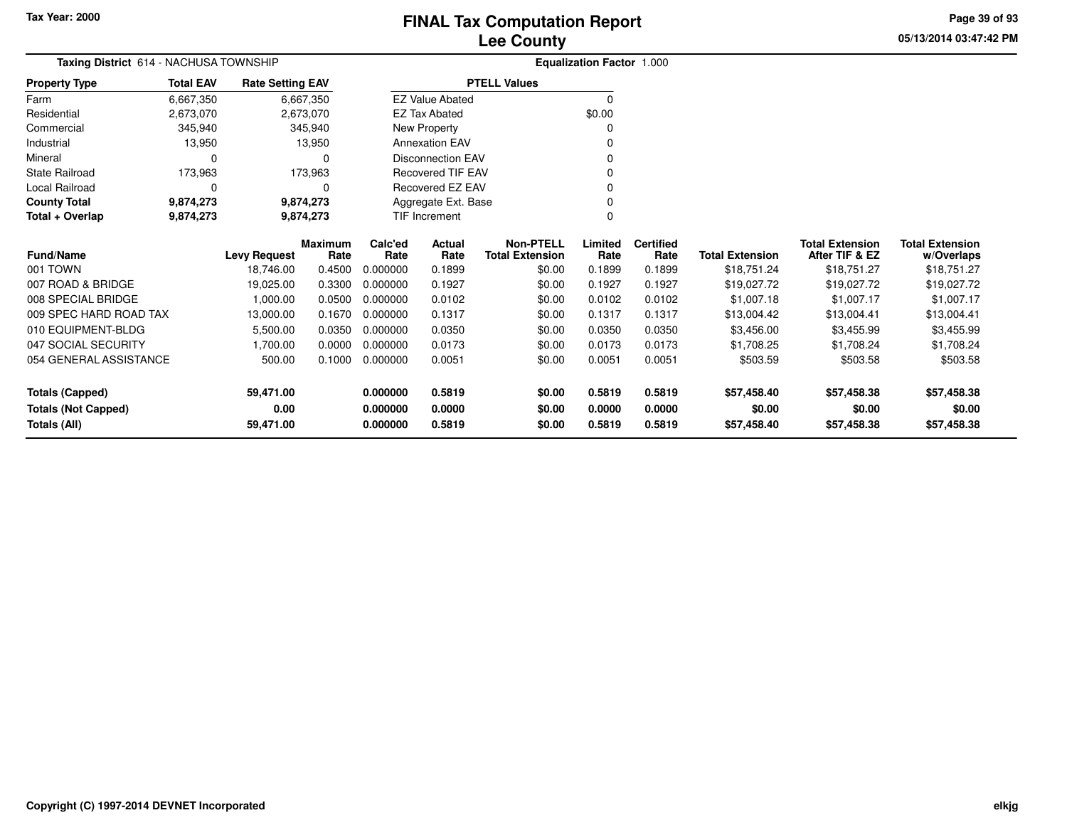Tax Year: 2000

# FINAL Tax Computation Report
## Lee County

**Taxing District** 614 - NACHUSA TOWNSHIP

**Equalization Factor** 1.000

| Property Type | Total EAV | Rate Setting EAV |
|---|---|---|
| Farm | 6,667,350 | 6,667,350 |
| Residential | 2,673,070 | 2,673,070 |
| Commercial | 345,940 | 345,940 |
| Industrial | 13,950 | 13,950 |
| Mineral | 0 | 0 |
| State Railroad | 173,963 | 173,963 |
| Local Railroad | 0 | 0 |
| **County Total** | **9,874,273** | **9,874,273** |
| **Total + Overlap** | **9,874,273** | **9,874,273** |

| PTELL Values | |
|---|---|
| EZ Value Abated | 0 |
| EZ Tax Abated | $0.00 |
| New Property | 0 |
| Annexation EAV | 0 |
| Disconnection EAV | 0 |
| Recovered TIF EAV | 0 |
| Recovered EZ EAV | 0 |
| Aggregate Ext. Base | 0 |
| TIF Increment | 0 |

| Fund/Name | Levy Request | Maximum Rate | Calc'ed Rate | Actual Rate | Non-PTELL Total Extension | Limited Rate | Certified Rate | Total Extension | Total Extension After TIF & EZ | Total Extension w/Overlaps |
|---|---|---|---|---|---|---|---|---|---|---|
| 001 TOWN | 18,746.00 | 0.4500 | 0.000000 | 0.1899 | $0.00 | 0.1899 | 0.1899 | $18,751.24 | $18,751.27 | $18,751.27 |
| 007 ROAD & BRIDGE | 19,025.00 | 0.3300 | 0.000000 | 0.1927 | $0.00 | 0.1927 | 0.1927 | $19,027.72 | $19,027.72 | $19,027.72 |
| 008 SPECIAL BRIDGE | 1,000.00 | 0.0500 | 0.000000 | 0.0102 | $0.00 | 0.0102 | 0.0102 | $1,007.18 | $1,007.17 | $1,007.17 |
| 009 SPEC HARD ROAD TAX | 13,000.00 | 0.1670 | 0.000000 | 0.1317 | $0.00 | 0.1317 | 0.1317 | $13,004.42 | $13,004.41 | $13,004.41 |
| 010 EQUIPMENT-BLDG | 5,500.00 | 0.0350 | 0.000000 | 0.0350 | $0.00 | 0.0350 | 0.0350 | $3,456.00 | $3,455.99 | $3,455.99 |
| 047 SOCIAL SECURITY | 1,700.00 | 0.0000 | 0.000000 | 0.0173 | $0.00 | 0.0173 | 0.0173 | $1,708.25 | $1,708.24 | $1,708.24 |
| 054 GENERAL ASSISTANCE | 500.00 | 0.1000 | 0.000000 | 0.0051 | $0.00 | 0.0051 | 0.0051 | $503.59 | $503.58 | $503.58 |
| **Totals (Capped)** | **59,471.00** | | **0.000000** | **0.5819** | **$0.00** | **0.5819** | **0.5819** | **$57,458.40** | **$57,458.38** | **$57,458.38** |
| **Totals (Not Capped)** | **0.00** | | **0.000000** | **0.0000** | **$0.00** | **0.0000** | **0.0000** | **$0.00** | **$0.00** | **$0.00** |
| **Totals (All)** | **59,471.00** | | **0.000000** | **0.5819** | **$0.00** | **0.5819** | **0.5819** | **$57,458.40** | **$57,458.38** | **$57,458.38** |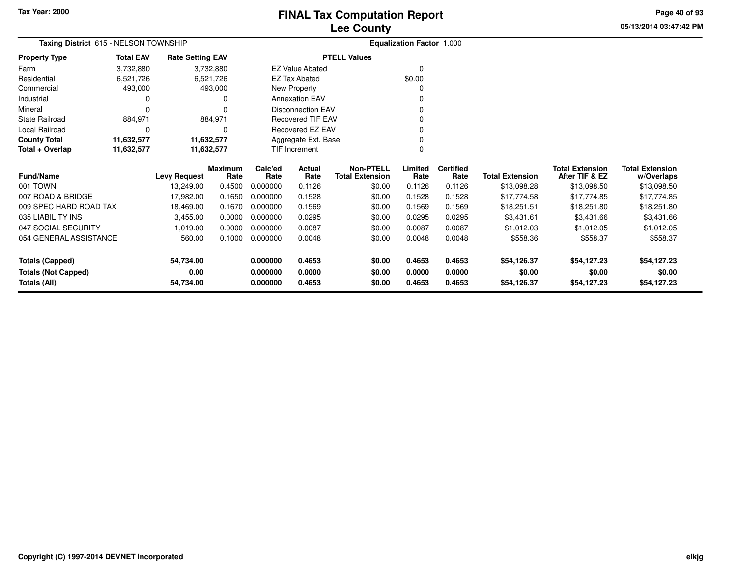# FINAL Tax Computation Report
## Lee County

Tax Year: 2000

**Taxing District** 615 - NELSON TOWNSHIP

**Equalization Factor** 1.000

| Property Type | Total EAV | Rate Setting EAV |
|---|---|---|
| Farm | 3,732,880 | 3,732,880 |
| Residential | 6,521,726 | 6,521,726 |
| Commercial | 493,000 | 493,000 |
| Industrial | 0 | 0 |
| Mineral | 0 | 0 |
| State Railroad | 884,971 | 884,971 |
| Local Railroad | 0 | 0 |
| **County Total** | **11,632,577** | **11,632,577** |
| **Total + Overlap** | **11,632,577** | **11,632,577** |

| PTELL Values | |
|---|---|
| EZ Value Abated | 0 |
| EZ Tax Abated | $0.00 |
| New Property | 0 |
| Annexation EAV | 0 |
| Disconnection EAV | 0 |
| Recovered TIF EAV | 0 |
| Recovered EZ EAV | 0 |
| Aggregate Ext. Base | 0 |
| TIF Increment | 0 |

| Fund/Name | Levy Request | Maximum Rate | Calc'ed Rate | Actual Rate | Non-PTELL Total Extension | Limited Rate | Certified Rate | Total Extension | Total Extension After TIF & EZ | Total Extension w/Overlaps |
|---|---|---|---|---|---|---|---|---|---|---|
| 001 TOWN | 13,249.00 | 0.4500 | 0.000000 | 0.1126 | $0.00 | 0.1126 | 0.1126 | $13,098.28 | $13,098.50 | $13,098.50 |
| 007 ROAD & BRIDGE | 17,982.00 | 0.1650 | 0.000000 | 0.1528 | $0.00 | 0.1528 | 0.1528 | $17,774.58 | $17,774.85 | $17,774.85 |
| 009 SPEC HARD ROAD TAX | 18,469.00 | 0.1670 | 0.000000 | 0.1569 | $0.00 | 0.1569 | 0.1569 | $18,251.51 | $18,251.80 | $18,251.80 |
| 035 LIABILITY INS | 3,455.00 | 0.0000 | 0.000000 | 0.0295 | $0.00 | 0.0295 | 0.0295 | $3,431.61 | $3,431.66 | $3,431.66 |
| 047 SOCIAL SECURITY | 1,019.00 | 0.0000 | 0.000000 | 0.0087 | $0.00 | 0.0087 | 0.0087 | $1,012.03 | $1,012.05 | $1,012.05 |
| 054 GENERAL ASSISTANCE | 560.00 | 0.1000 | 0.000000 | 0.0048 | $0.00 | 0.0048 | 0.0048 | $558.36 | $558.37 | $558.37 |
| **Totals (Capped)** | **54,734.00** | | **0.000000** | **0.4653** | **$0.00** | **0.4653** | **0.4653** | **$54,126.37** | **$54,127.23** | **$54,127.23** |
| **Totals (Not Capped)** | **0.00** | | **0.000000** | **0.0000** | **$0.00** | **0.0000** | **0.0000** | **$0.00** | **$0.00** | **$0.00** |
| **Totals (All)** | **54,734.00** | | **0.000000** | **0.4653** | **$0.00** | **0.4653** | **0.4653** | **$54,126.37** | **$54,127.23** | **$54,127.23** |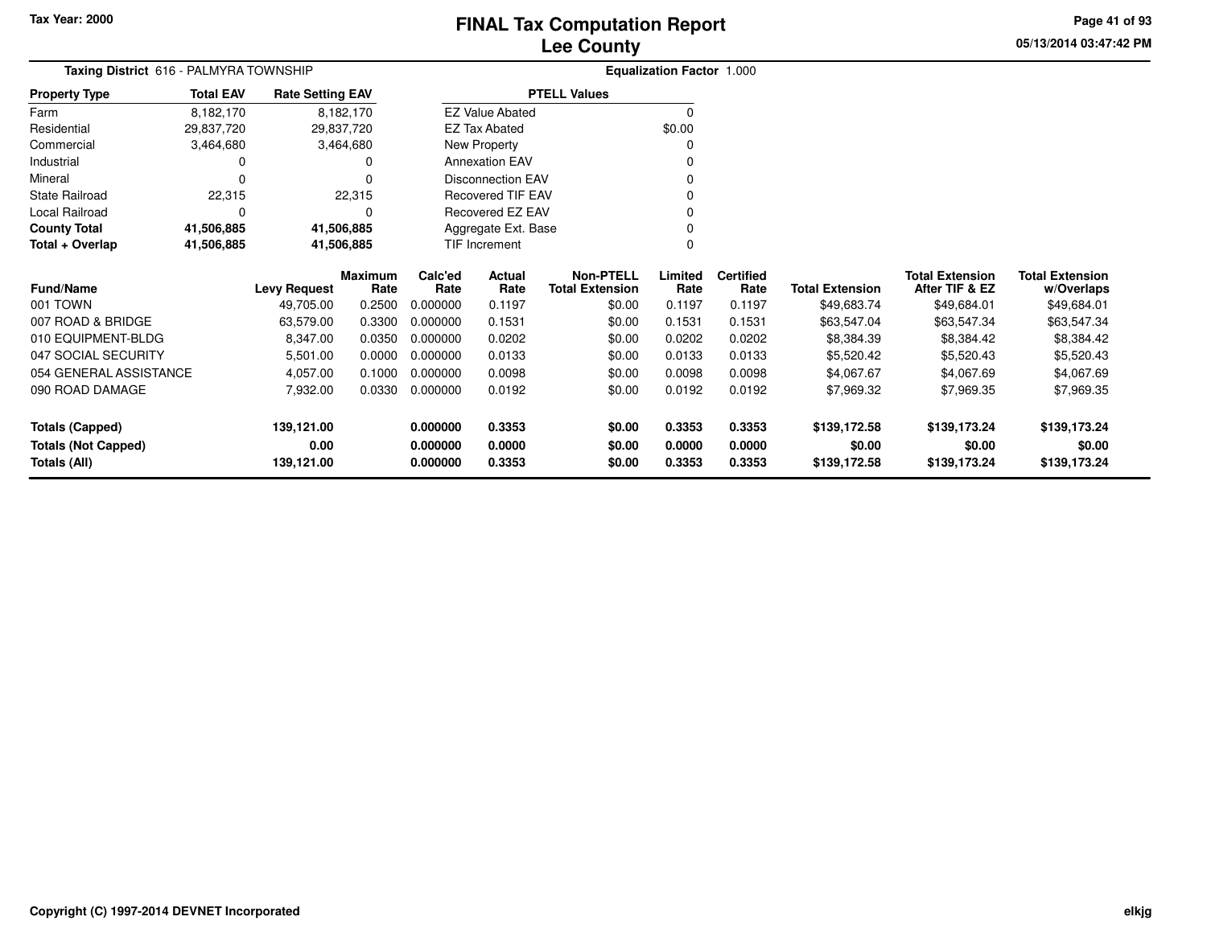# FINAL Tax Computation Report
## Lee County

Tax Year: 2000

05/13/2014 03:47:42 PM

**Taxing District** 616 - PALMYRA TOWNSHIP

**Equalization Factor** 1.000

| Property Type | Total EAV | Rate Setting EAV |
|---|---|---|
| Farm | 8,182,170 | 8,182,170 |
| Residential | 29,837,720 | 29,837,720 |
| Commercial | 3,464,680 | 3,464,680 |
| Industrial | 0 | 0 |
| Mineral | 0 | 0 |
| State Railroad | 22,315 | 22,315 |
| Local Railroad | 0 | 0 |
| **County Total** | **41,506,885** | **41,506,885** |
| **Total + Overlap** | **41,506,885** | **41,506,885** |

| PTELL Values | |
|---|---|
| EZ Value Abated | 0 |
| EZ Tax Abated | $0.00 |
| New Property | 0 |
| Annexation EAV | 0 |
| Disconnection EAV | 0 |
| Recovered TIF EAV | 0 |
| Recovered EZ EAV | 0 |
| Aggregate Ext. Base | 0 |
| TIF Increment | 0 |

| Fund/Name | Levy Request | Maximum Rate | Calc'ed Rate | Actual Rate | Non-PTELL Total Extension | Limited Rate | Certified Rate | Total Extension | Total Extension After TIF & EZ | Total Extension w/Overlaps |
|---|---|---|---|---|---|---|---|---|---|---|
| 001 TOWN | 49,705.00 | 0.2500 | 0.000000 | 0.1197 | $0.00 | 0.1197 | 0.1197 | $49,683.74 | $49,684.01 | $49,684.01 |
| 007 ROAD & BRIDGE | 63,579.00 | 0.3300 | 0.000000 | 0.1531 | $0.00 | 0.1531 | 0.1531 | $63,547.04 | $63,547.34 | $63,547.34 |
| 010 EQUIPMENT-BLDG | 8,347.00 | 0.0350 | 0.000000 | 0.0202 | $0.00 | 0.0202 | 0.0202 | $8,384.39 | $8,384.42 | $8,384.42 |
| 047 SOCIAL SECURITY | 5,501.00 | 0.0000 | 0.000000 | 0.0133 | $0.00 | 0.0133 | 0.0133 | $5,520.42 | $5,520.43 | $5,520.43 |
| 054 GENERAL ASSISTANCE | 4,057.00 | 0.1000 | 0.000000 | 0.0098 | $0.00 | 0.0098 | 0.0098 | $4,067.67 | $4,067.69 | $4,067.69 |
| 090 ROAD DAMAGE | 7,932.00 | 0.0330 | 0.000000 | 0.0192 | $0.00 | 0.0192 | 0.0192 | $7,969.32 | $7,969.35 | $7,969.35 |
| **Totals (Capped)** | **139,121.00** | | **0.000000** | **0.3353** | **$0.00** | **0.3353** | **0.3353** | **$139,172.58** | **$139,173.24** | **$139,173.24** |
| **Totals (Not Capped)** | **0.00** | | **0.000000** | **0.0000** | **$0.00** | **0.0000** | **0.0000** | **$0.00** | **$0.00** | **$0.00** |
| **Totals (All)** | **139,121.00** | | **0.000000** | **0.3353** | **$0.00** | **0.3353** | **0.3353** | **$139,172.58** | **$139,173.24** | **$139,173.24** |

Copyright (C) 1997-2014 DEVNET Incorporated

elkjg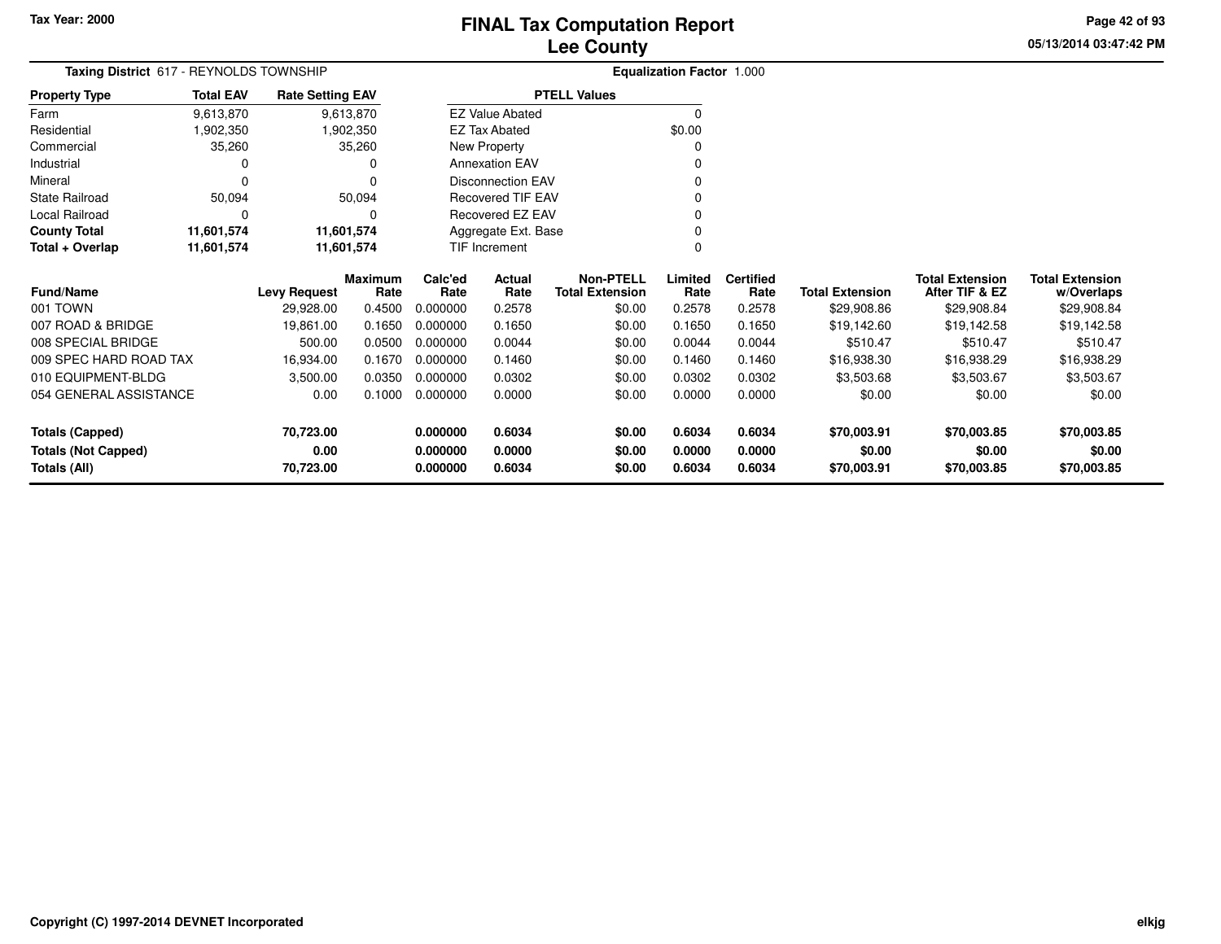Tax Year: 2000

# FINAL Tax Computation Report
# Lee County

05/13/2014 03:47:42 PM

**Taxing District** 617 - REYNOLDS TOWNSHIP

**Equalization Factor** 1.000

| Property Type | Total EAV | Rate Setting EAV |
|---|---|---|
| Farm | 9,613,870 | 9,613,870 |
| Residential | 1,902,350 | 1,902,350 |
| Commercial | 35,260 | 35,260 |
| Industrial | 0 | 0 |
| Mineral | 0 | 0 |
| State Railroad | 50,094 | 50,094 |
| Local Railroad | 0 | 0 |
| **County Total** | **11,601,574** | **11,601,574** |
| **Total + Overlap** | **11,601,574** | **11,601,574** |

| PTELL Values | |
|---|---|
| EZ Value Abated | 0 |
| EZ Tax Abated | $0.00 |
| New Property | 0 |
| Annexation EAV | 0 |
| Disconnection EAV | 0 |
| Recovered TIF EAV | 0 |
| Recovered EZ EAV | 0 |
| Aggregate Ext. Base | 0 |
| TIF Increment | 0 |

| Fund/Name | Levy Request | Maximum Rate | Calc'ed Rate | Actual Rate | Non-PTELL Total Extension | Limited Rate | Certified Rate | Total Extension | Total Extension After TIF & EZ | Total Extension w/Overlaps |
|---|---|---|---|---|---|---|---|---|---|---|
| 001 TOWN | 29,928.00 | 0.4500 | 0.000000 | 0.2578 | $0.00 | 0.2578 | 0.2578 | $29,908.86 | $29,908.84 | $29,908.84 |
| 007 ROAD & BRIDGE | 19,861.00 | 0.1650 | 0.000000 | 0.1650 | $0.00 | 0.1650 | 0.1650 | $19,142.60 | $19,142.58 | $19,142.58 |
| 008 SPECIAL BRIDGE | 500.00 | 0.0500 | 0.000000 | 0.0044 | $0.00 | 0.0044 | 0.0044 | $510.47 | $510.47 | $510.47 |
| 009 SPEC HARD ROAD TAX | 16,934.00 | 0.1670 | 0.000000 | 0.1460 | $0.00 | 0.1460 | 0.1460 | $16,938.30 | $16,938.29 | $16,938.29 |
| 010 EQUIPMENT-BLDG | 3,500.00 | 0.0350 | 0.000000 | 0.0302 | $0.00 | 0.0302 | 0.0302 | $3,503.68 | $3,503.67 | $3,503.67 |
| 054 GENERAL ASSISTANCE | 0.00 | 0.1000 | 0.000000 | 0.0000 | $0.00 | 0.0000 | 0.0000 | $0.00 | $0.00 | $0.00 |
| **Totals (Capped)** | **70,723.00** | | **0.000000** | **0.6034** | **$0.00** | **0.6034** | **0.6034** | **$70,003.91** | **$70,003.85** | **$70,003.85** |
| **Totals (Not Capped)** | **0.00** | | **0.000000** | **0.0000** | **$0.00** | **0.0000** | **0.0000** | **$0.00** | **$0.00** | **$0.00** |
| **Totals (All)** | **70,723.00** | | **0.000000** | **0.6034** | **$0.00** | **0.6034** | **0.6034** | **$70,003.91** | **$70,003.85** | **$70,003.85** |

Copyright (C) 1997-2014 DEVNET Incorporated

elkjg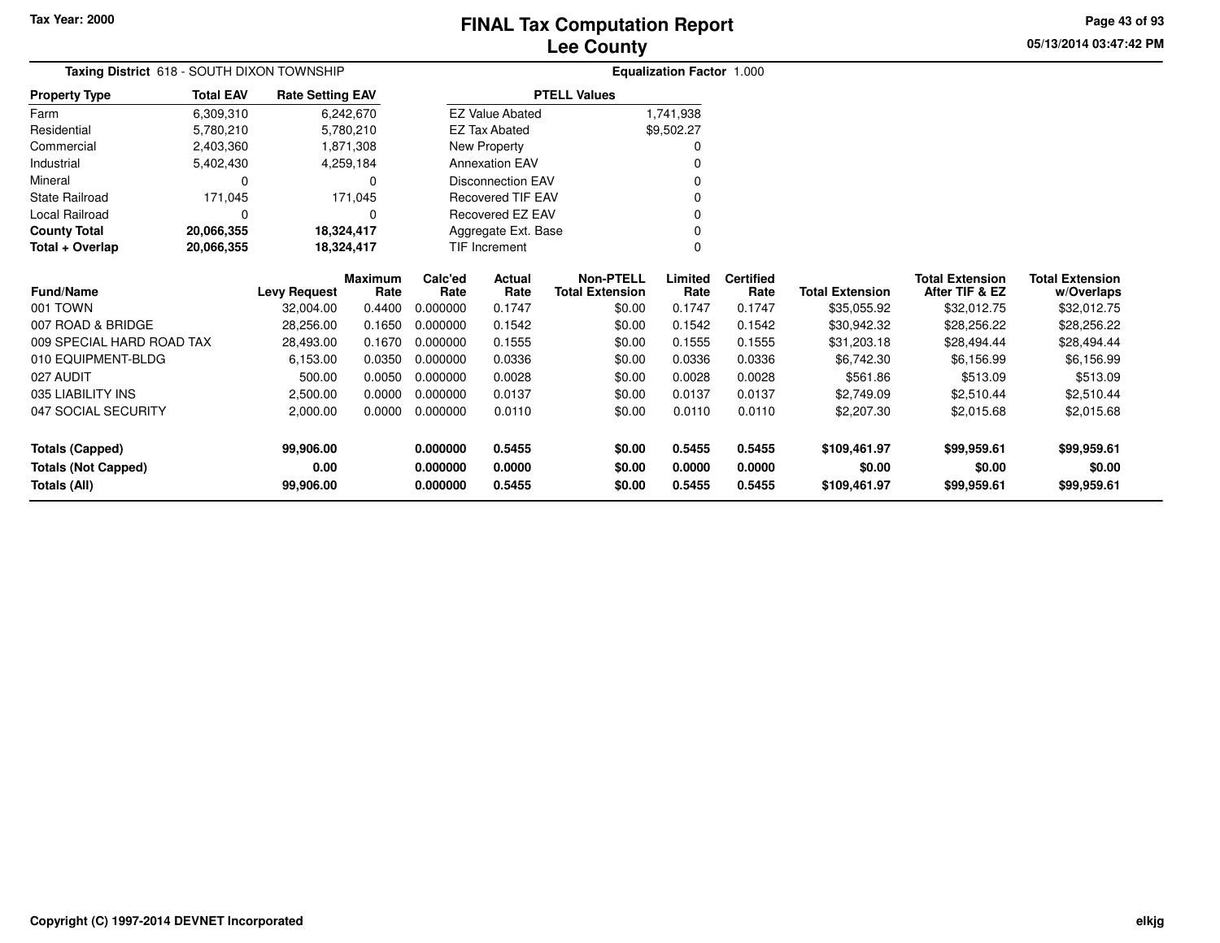Tax Year: 2000

# FINAL Tax Computation Report
## Lee County

05/13/2014 03:47:42 PM

**Taxing District** 618 - SOUTH DIXON TOWNSHIP

**Equalization Factor** 1.000

| Property Type | Total EAV | Rate Setting EAV |
|---|---|---|
| Farm | 6,309,310 | 6,242,670 |
| Residential | 5,780,210 | 5,780,210 |
| Commercial | 2,403,360 | 1,871,308 |
| Industrial | 5,402,430 | 4,259,184 |
| Mineral | 0 | 0 |
| State Railroad | 171,045 | 171,045 |
| Local Railroad | 0 | 0 |
| **County Total** | **20,066,355** | **18,324,417** |
| **Total + Overlap** | **20,066,355** | **18,324,417** |

| PTELL Values | |
|---|---|
| EZ Value Abated | 1,741,938 |
| EZ Tax Abated | $9,502.27 |
| New Property | 0 |
| Annexation EAV | 0 |
| Disconnection EAV | 0 |
| Recovered TIF EAV | 0 |
| Recovered EZ EAV | 0 |
| Aggregate Ext. Base | 0 |
| TIF Increment | 0 |

| Fund/Name | Levy Request | Maximum Rate | Calc'ed Rate | Actual Rate | Non-PTELL Total Extension | Limited Rate | Certified Rate | Total Extension | Total Extension After TIF & EZ | Total Extension w/Overlaps |
|---|---|---|---|---|---|---|---|---|---|---|
| 001 TOWN | 32,004.00 | 0.4400 | 0.000000 | 0.1747 | $0.00 | 0.1747 | 0.1747 | $35,055.92 | $32,012.75 | $32,012.75 |
| 007 ROAD & BRIDGE | 28,256.00 | 0.1650 | 0.000000 | 0.1542 | $0.00 | 0.1542 | 0.1542 | $30,942.32 | $28,256.22 | $28,256.22 |
| 009 SPECIAL HARD ROAD TAX | 28,493.00 | 0.1670 | 0.000000 | 0.1555 | $0.00 | 0.1555 | 0.1555 | $31,203.18 | $28,494.44 | $28,494.44 |
| 010 EQUIPMENT-BLDG | 6,153.00 | 0.0350 | 0.000000 | 0.0336 | $0.00 | 0.0336 | 0.0336 | $6,742.30 | $6,156.99 | $6,156.99 |
| 027 AUDIT | 500.00 | 0.0050 | 0.000000 | 0.0028 | $0.00 | 0.0028 | 0.0028 | $561.86 | $513.09 | $513.09 |
| 035 LIABILITY INS | 2,500.00 | 0.0000 | 0.000000 | 0.0137 | $0.00 | 0.0137 | 0.0137 | $2,749.09 | $2,510.44 | $2,510.44 |
| 047 SOCIAL SECURITY | 2,000.00 | 0.0000 | 0.000000 | 0.0110 | $0.00 | 0.0110 | 0.0110 | $2,207.30 | $2,015.68 | $2,015.68 |
| **Totals (Capped)** | **99,906.00** | | **0.000000** | **0.5455** | **$0.00** | **0.5455** | **0.5455** | **$109,461.97** | **$99,959.61** | **$99,959.61** |
| **Totals (Not Capped)** | **0.00** | | **0.000000** | **0.0000** | **$0.00** | **0.0000** | **0.0000** | **$0.00** | **$0.00** | **$0.00** |
| **Totals (All)** | **99,906.00** | | **0.000000** | **0.5455** | **$0.00** | **0.5455** | **0.5455** | **$109,461.97** | **$99,959.61** | **$99,959.61** |

Copyright (C) 1997-2014 DEVNET Incorporated

elkjg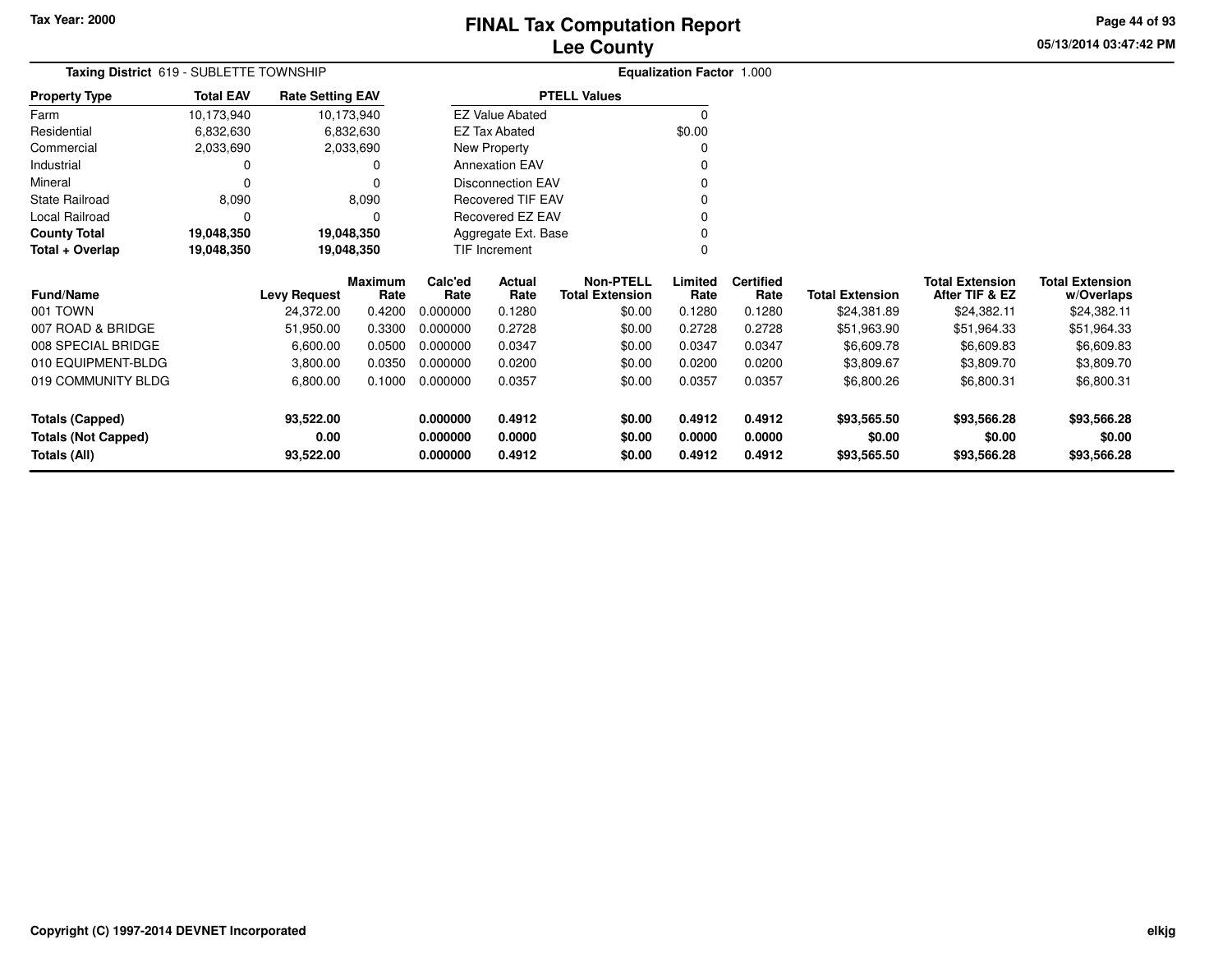# FINAL Tax Computation Report
# Lee County

Tax Year: 2000

05/13/2014 03:47:42 PM

**Taxing District** 619 - SUBLETTE TOWNSHIP

**Equalization Factor** 1.000

| Property Type | Total EAV | Rate Setting EAV |
|---|---|---|
| Farm | 10,173,940 | 10,173,940 |
| Residential | 6,832,630 | 6,832,630 |
| Commercial | 2,033,690 | 2,033,690 |
| Industrial | 0 | 0 |
| Mineral | 0 | 0 |
| State Railroad | 8,090 | 8,090 |
| Local Railroad | 0 | 0 |
| **County Total** | **19,048,350** | **19,048,350** |
| **Total + Overlap** | **19,048,350** | **19,048,350** |

| PTELL Values | |
|---|---|
| EZ Value Abated | 0 |
| EZ Tax Abated | $0.00 |
| New Property | 0 |
| Annexation EAV | 0 |
| Disconnection EAV | 0 |
| Recovered TIF EAV | 0 |
| Recovered EZ EAV | 0 |
| Aggregate Ext. Base | 0 |
| TIF Increment | 0 |

| Fund/Name | Levy Request | Maximum Rate | Calc'ed Rate | Actual Rate | Non-PTELL Total Extension | Limited Rate | Certified Rate | Total Extension | Total Extension After TIF & EZ | Total Extension w/Overlaps |
|---|---|---|---|---|---|---|---|---|---|---|
| 001 TOWN | 24,372.00 | 0.4200 | 0.000000 | 0.1280 | $0.00 | 0.1280 | 0.1280 | $24,381.89 | $24,382.11 | $24,382.11 |
| 007 ROAD & BRIDGE | 51,950.00 | 0.3300 | 0.000000 | 0.2728 | $0.00 | 0.2728 | 0.2728 | $51,963.90 | $51,964.33 | $51,964.33 |
| 008 SPECIAL BRIDGE | 6,600.00 | 0.0500 | 0.000000 | 0.0347 | $0.00 | 0.0347 | 0.0347 | $6,609.78 | $6,609.83 | $6,609.83 |
| 010 EQUIPMENT-BLDG | 3,800.00 | 0.0350 | 0.000000 | 0.0200 | $0.00 | 0.0200 | 0.0200 | $3,809.67 | $3,809.70 | $3,809.70 |
| 019 COMMUNITY BLDG | 6,800.00 | 0.1000 | 0.000000 | 0.0357 | $0.00 | 0.0357 | 0.0357 | $6,800.26 | $6,800.31 | $6,800.31 |
| **Totals (Capped)** | **93,522.00** | | **0.000000** | **0.4912** | **$0.00** | **0.4912** | **0.4912** | **$93,565.50** | **$93,566.28** | **$93,566.28** |
| **Totals (Not Capped)** | **0.00** | | **0.000000** | **0.0000** | **$0.00** | **0.0000** | **0.0000** | **$0.00** | **$0.00** | **$0.00** |
| **Totals (All)** | **93,522.00** | | **0.000000** | **0.4912** | **$0.00** | **0.4912** | **0.4912** | **$93,565.50** | **$93,566.28** | **$93,566.28** |

Copyright (C) 1997-2014 DEVNET Incorporated

elkjg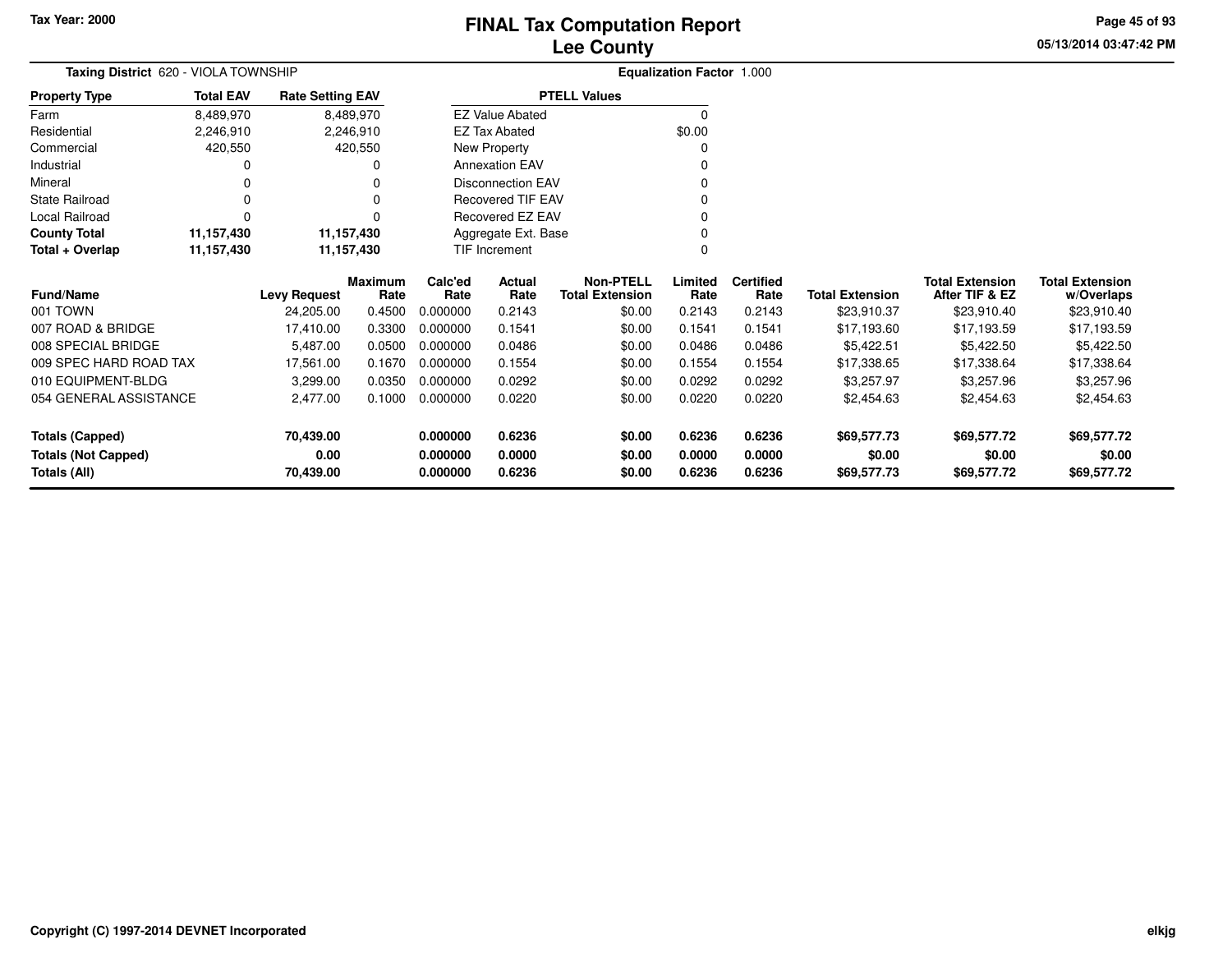Tax Year: 2000

# FINAL Tax Computation Report
## Lee County

05/13/2014 03:47:42 PM

**Taxing District** 620 - VIOLA TOWNSHIP

**Equalization Factor** 1.000

| Property Type | Total EAV | Rate Setting EAV |
|---|---|---|
| Farm | 8,489,970 | 8,489,970 |
| Residential | 2,246,910 | 2,246,910 |
| Commercial | 420,550 | 420,550 |
| Industrial | 0 | 0 |
| Mineral | 0 | 0 |
| State Railroad | 0 | 0 |
| Local Railroad | 0 | 0 |
| **County Total** | **11,157,430** | **11,157,430** |
| **Total + Overlap** | **11,157,430** | **11,157,430** |

| PTELL Values | |
|---|---|
| EZ Value Abated | 0 |
| EZ Tax Abated | $0.00 |
| New Property | 0 |
| Annexation EAV | 0 |
| Disconnection EAV | 0 |
| Recovered TIF EAV | 0 |
| Recovered EZ EAV | 0 |
| Aggregate Ext. Base | 0 |
| TIF Increment | 0 |

| Fund/Name | Levy Request | Maximum Rate | Calc'ed Rate | Actual Rate | Non-PTELL Total Extension | Limited Rate | Certified Rate | Total Extension | Total Extension After TIF & EZ | Total Extension w/Overlaps |
|---|---|---|---|---|---|---|---|---|---|---|
| 001 TOWN | 24,205.00 | 0.4500 | 0.000000 | 0.2143 | $0.00 | 0.2143 | 0.2143 | $23,910.37 | $23,910.40 | $23,910.40 |
| 007 ROAD & BRIDGE | 17,410.00 | 0.3300 | 0.000000 | 0.1541 | $0.00 | 0.1541 | 0.1541 | $17,193.60 | $17,193.59 | $17,193.59 |
| 008 SPECIAL BRIDGE | 5,487.00 | 0.0500 | 0.000000 | 0.0486 | $0.00 | 0.0486 | 0.0486 | $5,422.51 | $5,422.50 | $5,422.50 |
| 009 SPEC HARD ROAD TAX | 17,561.00 | 0.1670 | 0.000000 | 0.1554 | $0.00 | 0.1554 | 0.1554 | $17,338.65 | $17,338.64 | $17,338.64 |
| 010 EQUIPMENT-BLDG | 3,299.00 | 0.0350 | 0.000000 | 0.0292 | $0.00 | 0.0292 | 0.0292 | $3,257.97 | $3,257.96 | $3,257.96 |
| 054 GENERAL ASSISTANCE | 2,477.00 | 0.1000 | 0.000000 | 0.0220 | $0.00 | 0.0220 | 0.0220 | $2,454.63 | $2,454.63 | $2,454.63 |
| **Totals (Capped)** | **70,439.00** | | **0.000000** | **0.6236** | **$0.00** | **0.6236** | **0.6236** | **$69,577.73** | **$69,577.72** | **$69,577.72** |
| **Totals (Not Capped)** | **0.00** | | **0.000000** | **0.0000** | **$0.00** | **0.0000** | **0.0000** | **$0.00** | **$0.00** | **$0.00** |
| **Totals (All)** | **70,439.00** | | **0.000000** | **0.6236** | **$0.00** | **0.6236** | **0.6236** | **$69,577.73** | **$69,577.72** | **$69,577.72** |

Copyright (C) 1997-2014 DEVNET Incorporated

elkjg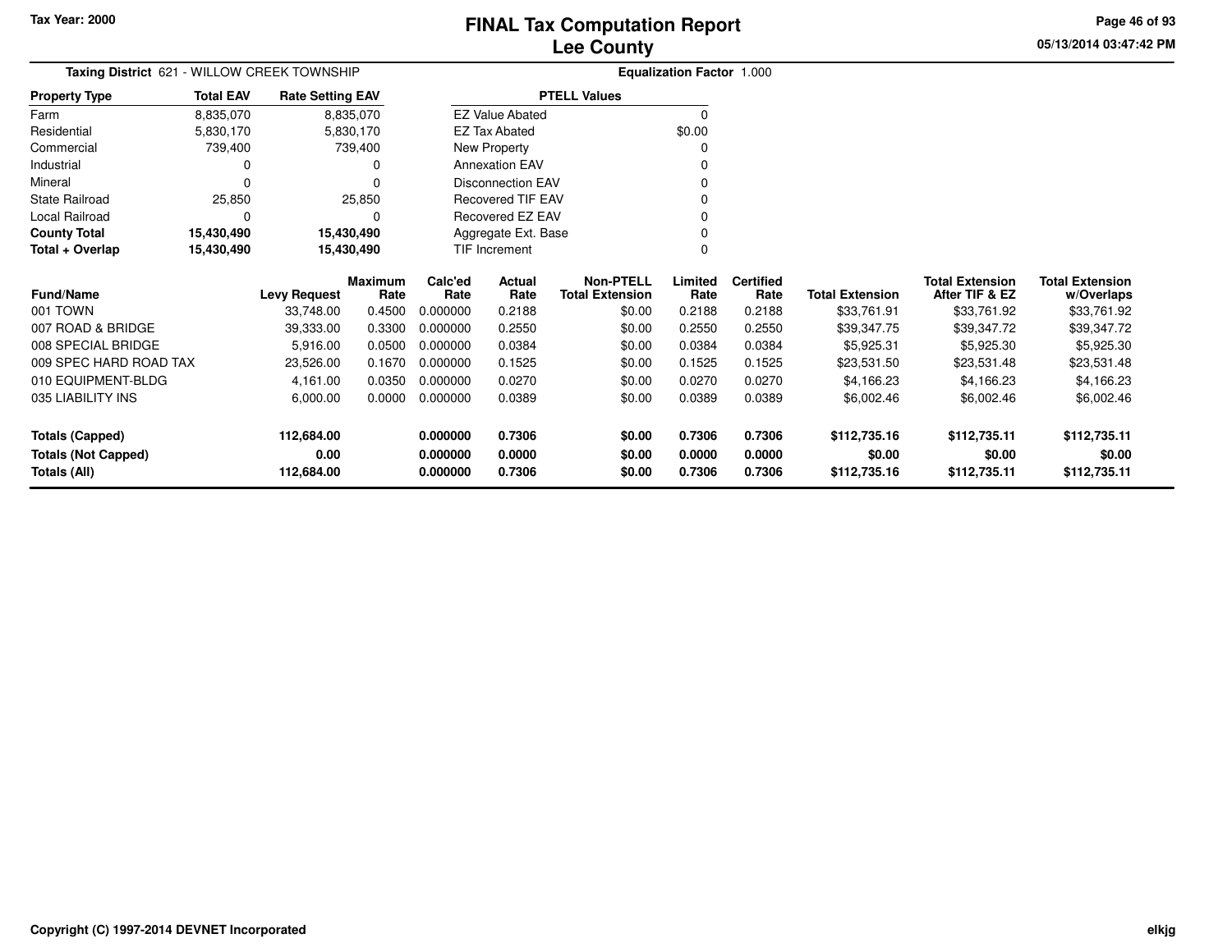Tax Year: 2000

# FINAL Tax Computation Report
## Lee County

05/13/2014 03:47:42 PM

**Taxing District** 621 - WILLOW CREEK TOWNSHIP

**Equalization Factor** 1.000

| Property Type | Total EAV | Rate Setting EAV |
|---|---|---|
| Farm | 8,835,070 | 8,835,070 |
| Residential | 5,830,170 | 5,830,170 |
| Commercial | 739,400 | 739,400 |
| Industrial | 0 | 0 |
| Mineral | 0 | 0 |
| State Railroad | 25,850 | 25,850 |
| Local Railroad | 0 | 0 |
| **County Total** | **15,430,490** | **15,430,490** |
| **Total + Overlap** | **15,430,490** | **15,430,490** |

| PTELL Values | |
|---|---|
| EZ Value Abated | 0 |
| EZ Tax Abated | $0.00 |
| New Property | 0 |
| Annexation EAV | 0 |
| Disconnection EAV | 0 |
| Recovered TIF EAV | 0 |
| Recovered EZ EAV | 0 |
| Aggregate Ext. Base | 0 |
| TIF Increment | 0 |

| Fund/Name | Levy Request | Maximum Rate | Calc'ed Rate | Actual Rate | Non-PTELL Total Extension | Limited Rate | Certified Rate | Total Extension | Total Extension After TIF & EZ | Total Extension w/Overlaps |
|---|---|---|---|---|---|---|---|---|---|---|
| 001 TOWN | 33,748.00 | 0.4500 | 0.000000 | 0.2188 | $0.00 | 0.2188 | 0.2188 | $33,761.91 | $33,761.92 | $33,761.92 |
| 007 ROAD & BRIDGE | 39,333.00 | 0.3300 | 0.000000 | 0.2550 | $0.00 | 0.2550 | 0.2550 | $39,347.75 | $39,347.72 | $39,347.72 |
| 008 SPECIAL BRIDGE | 5,916.00 | 0.0500 | 0.000000 | 0.0384 | $0.00 | 0.0384 | 0.0384 | $5,925.31 | $5,925.30 | $5,925.30 |
| 009 SPEC HARD ROAD TAX | 23,526.00 | 0.1670 | 0.000000 | 0.1525 | $0.00 | 0.1525 | 0.1525 | $23,531.50 | $23,531.48 | $23,531.48 |
| 010 EQUIPMENT-BLDG | 4,161.00 | 0.0350 | 0.000000 | 0.0270 | $0.00 | 0.0270 | 0.0270 | $4,166.23 | $4,166.23 | $4,166.23 |
| 035 LIABILITY INS | 6,000.00 | 0.0000 | 0.000000 | 0.0389 | $0.00 | 0.0389 | 0.0389 | $6,002.46 | $6,002.46 | $6,002.46 |
| **Totals (Capped)** | **112,684.00** | | **0.000000** | **0.7306** | **$0.00** | **0.7306** | **0.7306** | **$112,735.16** | **$112,735.11** | **$112,735.11** |
| **Totals (Not Capped)** | **0.00** | | **0.000000** | **0.0000** | **$0.00** | **0.0000** | **0.0000** | **$0.00** | **$0.00** | **$0.00** |
| **Totals (All)** | **112,684.00** | | **0.000000** | **0.7306** | **$0.00** | **0.7306** | **0.7306** | **$112,735.16** | **$112,735.11** | **$112,735.11** |

Copyright (C) 1997-2014 DEVNET Incorporated

elkjg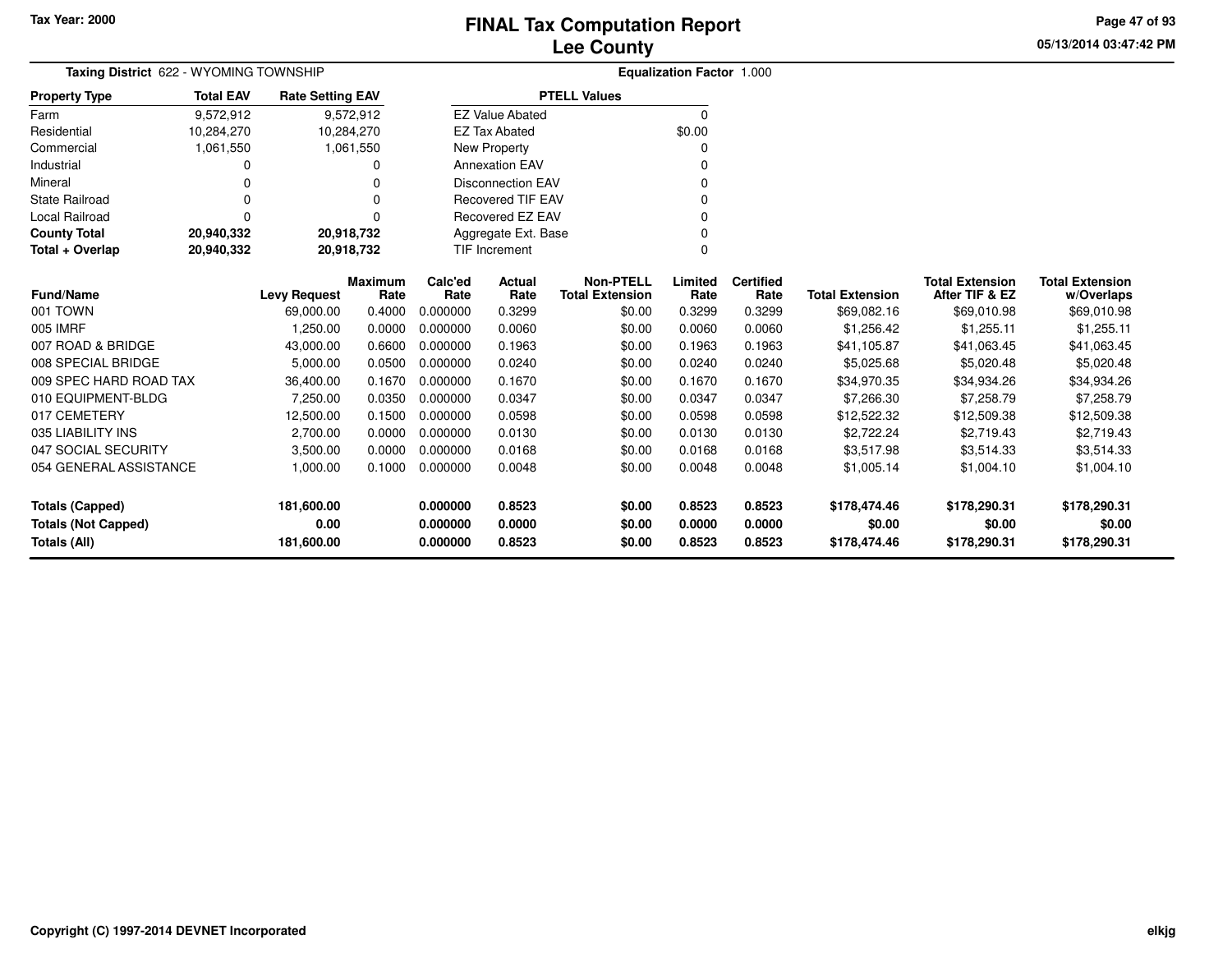Tax Year: 2000

# FINAL Tax Computation Report
## Lee County

05/13/2014 03:47:42 PM

**Taxing District** 622 - WYOMING TOWNSHIP

**Equalization Factor** 1.000

| Property Type | Total EAV | Rate Setting EAV |
|---|---|---|
| Farm | 9,572,912 | 9,572,912 |
| Residential | 10,284,270 | 10,284,270 |
| Commercial | 1,061,550 | 1,061,550 |
| Industrial | 0 | 0 |
| Mineral | 0 | 0 |
| State Railroad | 0 | 0 |
| Local Railroad | 0 | 0 |
| **County Total** | **20,940,332** | **20,918,732** |
| **Total + Overlap** | **20,940,332** | **20,918,732** |

| PTELL Values | |
|---|---|
| EZ Value Abated | 0 |
| EZ Tax Abated | $0.00 |
| New Property | 0 |
| Annexation EAV | 0 |
| Disconnection EAV | 0 |
| Recovered TIF EAV | 0 |
| Recovered EZ EAV | 0 |
| Aggregate Ext. Base | 0 |
| TIF Increment | 0 |

| Fund/Name | Levy Request | Maximum Rate | Calc'ed Rate | Actual Rate | Non-PTELL Total Extension | Limited Rate | Certified Rate | Total Extension | Total Extension After TIF & EZ | Total Extension w/Overlaps |
|---|---|---|---|---|---|---|---|---|---|---|
| 001 TOWN | 69,000.00 | 0.4000 | 0.000000 | 0.3299 | $0.00 | 0.3299 | 0.3299 | $69,082.16 | $69,010.98 | $69,010.98 |
| 005 IMRF | 1,250.00 | 0.0000 | 0.000000 | 0.0060 | $0.00 | 0.0060 | 0.0060 | $1,256.42 | $1,255.11 | $1,255.11 |
| 007 ROAD & BRIDGE | 43,000.00 | 0.6600 | 0.000000 | 0.1963 | $0.00 | 0.1963 | 0.1963 | $41,105.87 | $41,063.45 | $41,063.45 |
| 008 SPECIAL BRIDGE | 5,000.00 | 0.0500 | 0.000000 | 0.0240 | $0.00 | 0.0240 | 0.0240 | $5,025.68 | $5,020.48 | $5,020.48 |
| 009 SPEC HARD ROAD TAX | 36,400.00 | 0.1670 | 0.000000 | 0.1670 | $0.00 | 0.1670 | 0.1670 | $34,970.35 | $34,934.26 | $34,934.26 |
| 010 EQUIPMENT-BLDG | 7,250.00 | 0.0350 | 0.000000 | 0.0347 | $0.00 | 0.0347 | 0.0347 | $7,266.30 | $7,258.79 | $7,258.79 |
| 017 CEMETERY | 12,500.00 | 0.1500 | 0.000000 | 0.0598 | $0.00 | 0.0598 | 0.0598 | $12,522.32 | $12,509.38 | $12,509.38 |
| 035 LIABILITY INS | 2,700.00 | 0.0000 | 0.000000 | 0.0130 | $0.00 | 0.0130 | 0.0130 | $2,722.24 | $2,719.43 | $2,719.43 |
| 047 SOCIAL SECURITY | 3,500.00 | 0.0000 | 0.000000 | 0.0168 | $0.00 | 0.0168 | 0.0168 | $3,517.98 | $3,514.33 | $3,514.33 |
| 054 GENERAL ASSISTANCE | 1,000.00 | 0.1000 | 0.000000 | 0.0048 | $0.00 | 0.0048 | 0.0048 | $1,005.14 | $1,004.10 | $1,004.10 |
| **Totals (Capped)** | **181,600.00** | | **0.000000** | **0.8523** | **$0.00** | **0.8523** | **0.8523** | **$178,474.46** | **$178,290.31** | **$178,290.31** |
| **Totals (Not Capped)** | **0.00** | | **0.000000** | **0.0000** | **$0.00** | **0.0000** | **0.0000** | **$0.00** | **$0.00** | **$0.00** |
| **Totals (All)** | **181,600.00** | | **0.000000** | **0.8523** | **$0.00** | **0.8523** | **0.8523** | **$178,474.46** | **$178,290.31** | **$178,290.31** |

Copyright (C) 1997-2014 DEVNET Incorporated

elkjg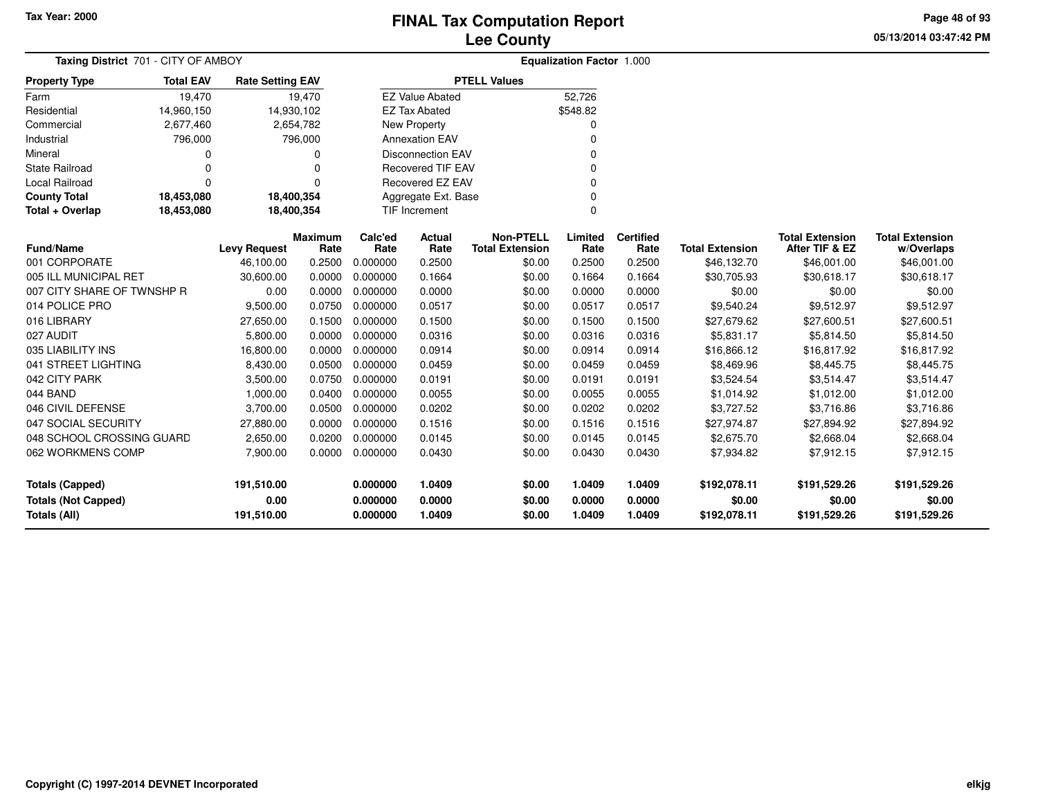Tax Year: 2000

# FINAL Tax Computation Report
## Lee County

05/13/2014 03:47:42 PM

**Taxing District** 701 - CITY OF AMBOY

**Equalization Factor** 1.000

| Property Type | Total EAV | Rate Setting EAV |
|---|---|---|
| Farm | 19,470 | 19,470 |
| Residential | 14,960,150 | 14,930,102 |
| Commercial | 2,677,460 | 2,654,782 |
| Industrial | 796,000 | 796,000 |
| Mineral | 0 | 0 |
| State Railroad | 0 | 0 |
| Local Railroad | 0 | 0 |
| **County Total** | **18,453,080** | **18,400,354** |
| **Total + Overlap** | **18,453,080** | **18,400,354** |

| PTELL Values | |
|---|---|
| EZ Value Abated | 52,726 |
| EZ Tax Abated | $548.82 |
| New Property | 0 |
| Annexation EAV | 0 |
| Disconnection EAV | 0 |
| Recovered TIF EAV | 0 |
| Recovered EZ EAV | 0 |
| Aggregate Ext. Base | 0 |
| TIF Increment | 0 |

| Fund/Name | Levy Request | Maximum Rate | Calc'ed Rate | Actual Rate | Non-PTELL Total Extension | Limited Rate | Certified Rate | Total Extension | Total Extension After TIF & EZ | Total Extension w/Overlaps |
|---|---|---|---|---|---|---|---|---|---|---|
| 001 CORPORATE | 46,100.00 | 0.2500 | 0.000000 | 0.2500 | $0.00 | 0.2500 | 0.2500 | $46,132.70 | $46,001.00 | $46,001.00 |
| 005 ILL MUNICIPAL RET | 30,600.00 | 0.0000 | 0.000000 | 0.1664 | $0.00 | 0.1664 | 0.1664 | $30,705.93 | $30,618.17 | $30,618.17 |
| 007 CITY SHARE OF TWNSHP R | 0.00 | 0.0000 | 0.000000 | 0.0000 | $0.00 | 0.0000 | 0.0000 | $0.00 | $0.00 | $0.00 |
| 014 POLICE PRO | 9,500.00 | 0.0750 | 0.000000 | 0.0517 | $0.00 | 0.0517 | 0.0517 | $9,540.24 | $9,512.97 | $9,512.97 |
| 016 LIBRARY | 27,650.00 | 0.1500 | 0.000000 | 0.1500 | $0.00 | 0.1500 | 0.1500 | $27,679.62 | $27,600.51 | $27,600.51 |
| 027 AUDIT | 5,800.00 | 0.0000 | 0.000000 | 0.0316 | $0.00 | 0.0316 | 0.0316 | $5,831.17 | $5,814.50 | $5,814.50 |
| 035 LIABILITY INS | 16,800.00 | 0.0000 | 0.000000 | 0.0914 | $0.00 | 0.0914 | 0.0914 | $16,866.12 | $16,817.92 | $16,817.92 |
| 041 STREET LIGHTING | 8,430.00 | 0.0500 | 0.000000 | 0.0459 | $0.00 | 0.0459 | 0.0459 | $8,469.96 | $8,445.75 | $8,445.75 |
| 042 CITY PARK | 3,500.00 | 0.0750 | 0.000000 | 0.0191 | $0.00 | 0.0191 | 0.0191 | $3,524.54 | $3,514.47 | $3,514.47 |
| 044 BAND | 1,000.00 | 0.0400 | 0.000000 | 0.0055 | $0.00 | 0.0055 | 0.0055 | $1,014.92 | $1,012.00 | $1,012.00 |
| 046 CIVIL DEFENSE | 3,700.00 | 0.0500 | 0.000000 | 0.0202 | $0.00 | 0.0202 | 0.0202 | $3,727.52 | $3,716.86 | $3,716.86 |
| 047 SOCIAL SECURITY | 27,880.00 | 0.0000 | 0.000000 | 0.1516 | $0.00 | 0.1516 | 0.1516 | $27,974.87 | $27,894.92 | $27,894.92 |
| 048 SCHOOL CROSSING GUARD | 2,650.00 | 0.0200 | 0.000000 | 0.0145 | $0.00 | 0.0145 | 0.0145 | $2,675.70 | $2,668.04 | $2,668.04 |
| 062 WORKMENS COMP | 7,900.00 | 0.0000 | 0.000000 | 0.0430 | $0.00 | 0.0430 | 0.0430 | $7,934.82 | $7,912.15 | $7,912.15 |
| **Totals (Capped)** | **191,510.00** | | **0.000000** | **1.0409** | **$0.00** | **1.0409** | **1.0409** | **$192,078.11** | **$191,529.26** | **$191,529.26** |
| **Totals (Not Capped)** | **0.00** | | **0.000000** | **0.0000** | **$0.00** | **0.0000** | **0.0000** | **$0.00** | **$0.00** | **$0.00** |
| **Totals (All)** | **191,510.00** | | **0.000000** | **1.0409** | **$0.00** | **1.0409** | **1.0409** | **$192,078.11** | **$191,529.26** | **$191,529.26** |

Copyright (C) 1997-2014 DEVNET Incorporated

elkjg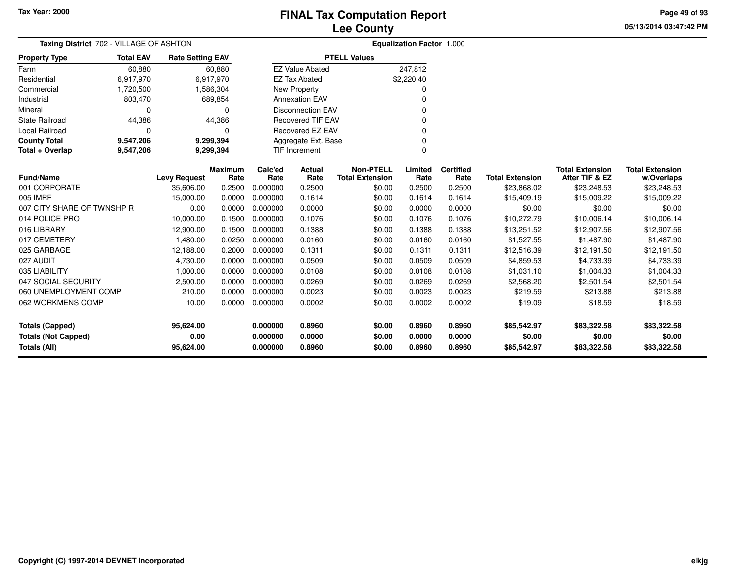# FINAL Tax Computation Report
# Lee County

Tax Year: 2000

**Taxing District** 702 - VILLAGE OF ASHTON

**Equalization Factor** 1.000

| Property Type | Total EAV | Rate Setting EAV |
|---|---|---|
| Farm | 60,880 | 60,880 |
| Residential | 6,917,970 | 6,917,970 |
| Commercial | 1,720,500 | 1,586,304 |
| Industrial | 803,470 | 689,854 |
| Mineral | 0 | 0 |
| State Railroad | 44,386 | 44,386 |
| Local Railroad | 0 | 0 |
| **County Total** | **9,547,206** | **9,299,394** |
| **Total + Overlap** | **9,547,206** | **9,299,394** |

| PTELL Values | |
|---|---|
| EZ Value Abated | 247,812 |
| EZ Tax Abated | $2,220.40 |
| New Property | 0 |
| Annexation EAV | 0 |
| Disconnection EAV | 0 |
| Recovered TIF EAV | 0 |
| Recovered EZ EAV | 0 |
| Aggregate Ext. Base | 0 |
| TIF Increment | 0 |

| Fund/Name | Levy Request | Maximum Rate | Calc'ed Rate | Actual Rate | Non-PTELL Total Extension | Limited Rate | Certified Rate | Total Extension | Total Extension After TIF & EZ | Total Extension w/Overlaps |
|---|---|---|---|---|---|---|---|---|---|---|
| 001 CORPORATE | 35,606.00 | 0.2500 | 0.000000 | 0.2500 | $0.00 | 0.2500 | 0.2500 | $23,868.02 | $23,248.53 | $23,248.53 |
| 005 IMRF | 15,000.00 | 0.0000 | 0.000000 | 0.1614 | $0.00 | 0.1614 | 0.1614 | $15,409.19 | $15,009.22 | $15,009.22 |
| 007 CITY SHARE OF TWNSHP R | 0.00 | 0.0000 | 0.000000 | 0.0000 | $0.00 | 0.0000 | 0.0000 | $0.00 | $0.00 | $0.00 |
| 014 POLICE PRO | 10,000.00 | 0.1500 | 0.000000 | 0.1076 | $0.00 | 0.1076 | 0.1076 | $10,272.79 | $10,006.14 | $10,006.14 |
| 016 LIBRARY | 12,900.00 | 0.1500 | 0.000000 | 0.1388 | $0.00 | 0.1388 | 0.1388 | $13,251.52 | $12,907.56 | $12,907.56 |
| 017 CEMETERY | 1,480.00 | 0.0250 | 0.000000 | 0.0160 | $0.00 | 0.0160 | 0.0160 | $1,527.55 | $1,487.90 | $1,487.90 |
| 025 GARBAGE | 12,188.00 | 0.2000 | 0.000000 | 0.1311 | $0.00 | 0.1311 | 0.1311 | $12,516.39 | $12,191.50 | $12,191.50 |
| 027 AUDIT | 4,730.00 | 0.0000 | 0.000000 | 0.0509 | $0.00 | 0.0509 | 0.0509 | $4,859.53 | $4,733.39 | $4,733.39 |
| 035 LIABILITY | 1,000.00 | 0.0000 | 0.000000 | 0.0108 | $0.00 | 0.0108 | 0.0108 | $1,031.10 | $1,004.33 | $1,004.33 |
| 047 SOCIAL SECURITY | 2,500.00 | 0.0000 | 0.000000 | 0.0269 | $0.00 | 0.0269 | 0.0269 | $2,568.20 | $2,501.54 | $2,501.54 |
| 060 UNEMPLOYMENT COMP | 210.00 | 0.0000 | 0.000000 | 0.0023 | $0.00 | 0.0023 | 0.0023 | $219.59 | $213.88 | $213.88 |
| 062 WORKMENS COMP | 10.00 | 0.0000 | 0.000000 | 0.0002 | $0.00 | 0.0002 | 0.0002 | $19.09 | $18.59 | $18.59 |
| **Totals (Capped)** | **95,624.00** | | **0.000000** | **0.8960** | **$0.00** | **0.8960** | **0.8960** | **$85,542.97** | **$83,322.58** | **$83,322.58** |
| **Totals (Not Capped)** | **0.00** | | **0.000000** | **0.0000** | **$0.00** | **0.0000** | **0.0000** | **$0.00** | **$0.00** | **$0.00** |
| **Totals (All)** | **95,624.00** | | **0.000000** | **0.8960** | **$0.00** | **0.8960** | **0.8960** | **$85,542.97** | **$83,322.58** | **$83,322.58** |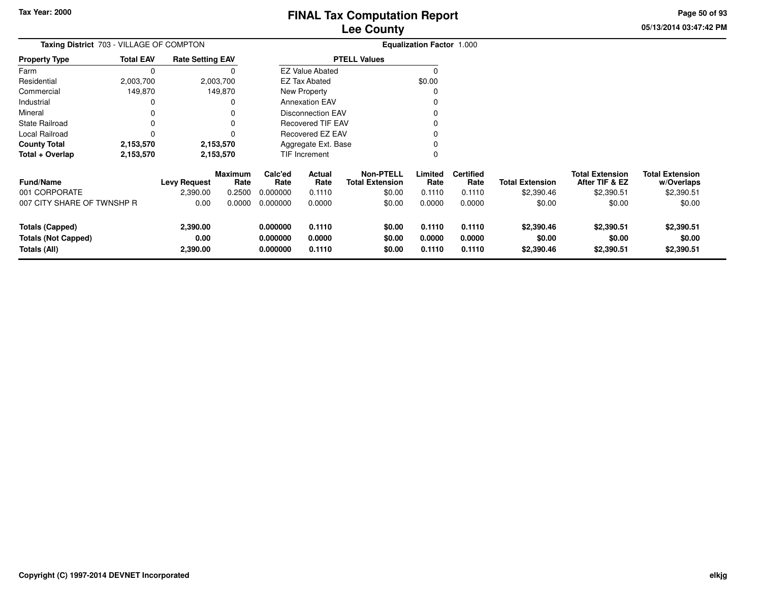Tax Year: 2000

# FINAL Tax Computation Report
## Lee County

05/13/2014 03:47:42 PM

**Taxing District** 703 - VILLAGE OF COMPTON

**Equalization Factor** 1.000

| Property Type | Total EAV | Rate Setting EAV |
|---|---|---|
| Farm | 0 | 0 |
| Residential | 2,003,700 | 2,003,700 |
| Commercial | 149,870 | 149,870 |
| Industrial | 0 | 0 |
| Mineral | 0 | 0 |
| State Railroad | 0 | 0 |
| Local Railroad | 0 | 0 |
| **County Total** | **2,153,570** | **2,153,570** |
| **Total + Overlap** | **2,153,570** | **2,153,570** |

| PTELL Values | |
|---|---|
| EZ Value Abated | 0 |
| EZ Tax Abated | $0.00 |
| New Property | 0 |
| Annexation EAV | 0 |
| Disconnection EAV | 0 |
| Recovered TIF EAV | 0 |
| Recovered EZ EAV | 0 |
| Aggregate Ext. Base | 0 |
| TIF Increment | 0 |

| Fund/Name | Levy Request | Maximum Rate | Calc'ed Rate | Actual Rate | Non-PTELL Total Extension | Limited Rate | Certified Rate | Total Extension | Total Extension After TIF & EZ | Total Extension w/Overlaps |
|---|---|---|---|---|---|---|---|---|---|---|
| 001 CORPORATE | 2,390.00 | 0.2500 | 0.000000 | 0.1110 | $0.00 | 0.1110 | 0.1110 | $2,390.46 | $2,390.51 | $2,390.51 |
| 007 CITY SHARE OF TWNSHP R | 0.00 | 0.0000 | 0.000000 | 0.0000 | $0.00 | 0.0000 | 0.0000 | $0.00 | $0.00 | $0.00 |
| **Totals (Capped)** | **2,390.00** | | **0.000000** | **0.1110** | **$0.00** | **0.1110** | **0.1110** | **$2,390.46** | **$2,390.51** | **$2,390.51** |
| **Totals (Not Capped)** | **0.00** | | **0.000000** | **0.0000** | **$0.00** | **0.0000** | **0.0000** | **$0.00** | **$0.00** | **$0.00** |
| **Totals (All)** | **2,390.00** | | **0.000000** | **0.1110** | **$0.00** | **0.1110** | **0.1110** | **$2,390.46** | **$2,390.51** | **$2,390.51** |

Copyright (C) 1997-2014 DEVNET Incorporated

elkjg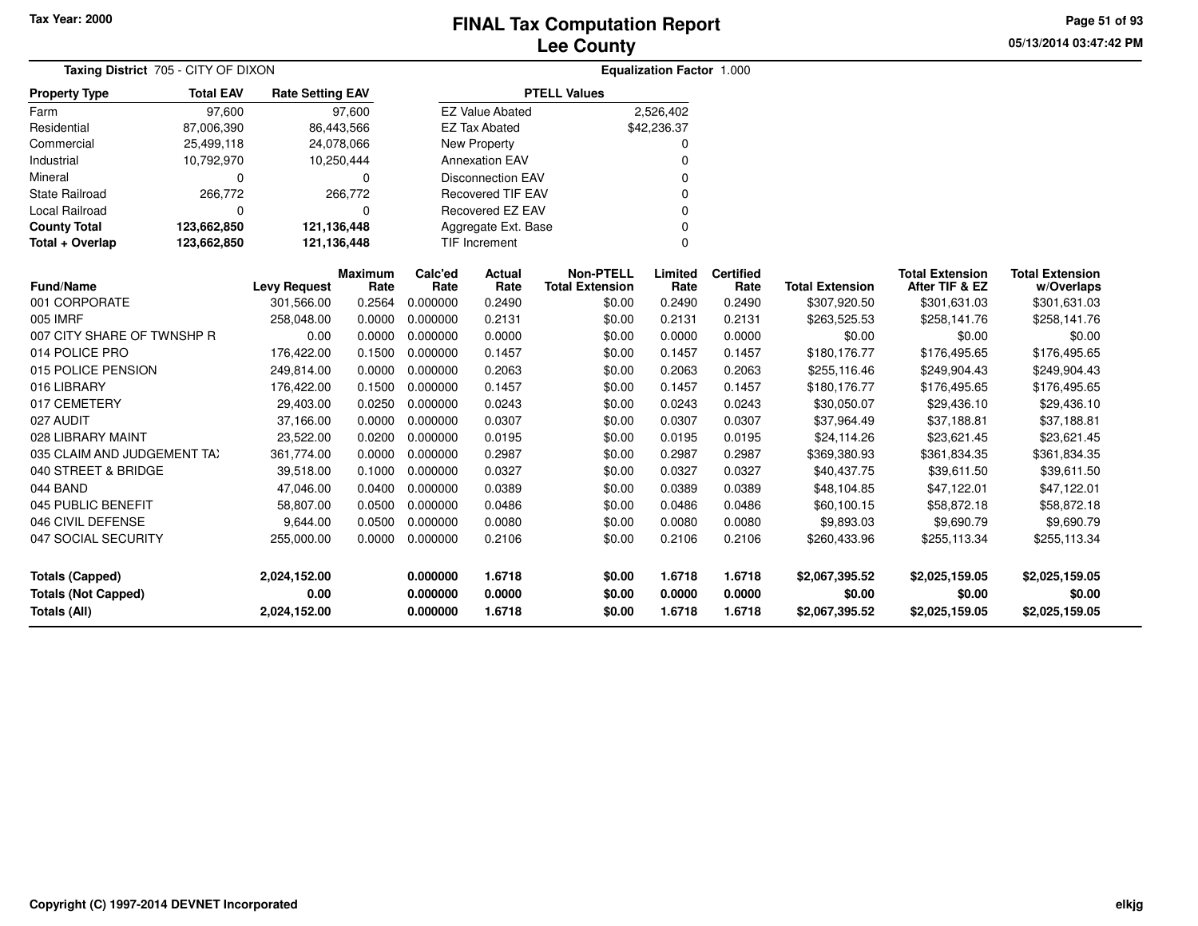# FINAL Tax Computation Report
## Lee County

Tax Year: 2000

05/13/2014 03:47:42 PM

**Taxing District** 705 - CITY OF DIXON

**Equalization Factor** 1.000

| Property Type | Total EAV | Rate Setting EAV |
|---|---|---|
| Farm | 97,600 | 97,600 |
| Residential | 87,006,390 | 86,443,566 |
| Commercial | 25,499,118 | 24,078,066 |
| Industrial | 10,792,970 | 10,250,444 |
| Mineral | 0 | 0 |
| State Railroad | 266,772 | 266,772 |
| Local Railroad | 0 | 0 |
| **County Total** | **123,662,850** | **121,136,448** |
| **Total + Overlap** | **123,662,850** | **121,136,448** |

| PTELL Values | |
|---|---|
| EZ Value Abated | 2,526,402 |
| EZ Tax Abated | $42,236.37 |
| New Property | 0 |
| Annexation EAV | 0 |
| Disconnection EAV | 0 |
| Recovered TIF EAV | 0 |
| Recovered EZ EAV | 0 |
| Aggregate Ext. Base | 0 |
| TIF Increment | 0 |

| Fund/Name | Levy Request | Maximum Rate | Calc'ed Rate | Actual Rate | Non-PTELL Total Extension | Limited Rate | Certified Rate | Total Extension | Total Extension After TIF & EZ | Total Extension w/Overlaps |
|---|---|---|---|---|---|---|---|---|---|---|
| 001 CORPORATE | 301,566.00 | 0.2564 | 0.000000 | 0.2490 | $0.00 | 0.2490 | 0.2490 | $307,920.50 | $301,631.03 | $301,631.03 |
| 005 IMRF | 258,048.00 | 0.0000 | 0.000000 | 0.2131 | $0.00 | 0.2131 | 0.2131 | $263,525.53 | $258,141.76 | $258,141.76 |
| 007 CITY SHARE OF TWNSHP R | 0.00 | 0.0000 | 0.000000 | 0.0000 | $0.00 | 0.0000 | 0.0000 | $0.00 | $0.00 | $0.00 |
| 014 POLICE PRO | 176,422.00 | 0.1500 | 0.000000 | 0.1457 | $0.00 | 0.1457 | 0.1457 | $180,176.77 | $176,495.65 | $176,495.65 |
| 015 POLICE PENSION | 249,814.00 | 0.0000 | 0.000000 | 0.2063 | $0.00 | 0.2063 | 0.2063 | $255,116.46 | $249,904.43 | $249,904.43 |
| 016 LIBRARY | 176,422.00 | 0.1500 | 0.000000 | 0.1457 | $0.00 | 0.1457 | 0.1457 | $180,176.77 | $176,495.65 | $176,495.65 |
| 017 CEMETERY | 29,403.00 | 0.0250 | 0.000000 | 0.0243 | $0.00 | 0.0243 | 0.0243 | $30,050.07 | $29,436.10 | $29,436.10 |
| 027 AUDIT | 37,166.00 | 0.0000 | 0.000000 | 0.0307 | $0.00 | 0.0307 | 0.0307 | $37,964.49 | $37,188.81 | $37,188.81 |
| 028 LIBRARY MAINT | 23,522.00 | 0.0200 | 0.000000 | 0.0195 | $0.00 | 0.0195 | 0.0195 | $24,114.26 | $23,621.45 | $23,621.45 |
| 035 CLAIM AND JUDGEMENT TAX | 361,774.00 | 0.0000 | 0.000000 | 0.2987 | $0.00 | 0.2987 | 0.2987 | $369,380.93 | $361,834.35 | $361,834.35 |
| 040 STREET & BRIDGE | 39,518.00 | 0.1000 | 0.000000 | 0.0327 | $0.00 | 0.0327 | 0.0327 | $40,437.75 | $39,611.50 | $39,611.50 |
| 044 BAND | 47,046.00 | 0.0400 | 0.000000 | 0.0389 | $0.00 | 0.0389 | 0.0389 | $48,104.85 | $47,122.01 | $47,122.01 |
| 045 PUBLIC BENEFIT | 58,807.00 | 0.0500 | 0.000000 | 0.0486 | $0.00 | 0.0486 | 0.0486 | $60,100.15 | $58,872.18 | $58,872.18 |
| 046 CIVIL DEFENSE | 9,644.00 | 0.0500 | 0.000000 | 0.0080 | $0.00 | 0.0080 | 0.0080 | $9,893.03 | $9,690.79 | $9,690.79 |
| 047 SOCIAL SECURITY | 255,000.00 | 0.0000 | 0.000000 | 0.2106 | $0.00 | 0.2106 | 0.2106 | $260,433.96 | $255,113.34 | $255,113.34 |
| **Totals (Capped)** | **2,024,152.00** | | **0.000000** | **1.6718** | **$0.00** | **1.6718** | **1.6718** | **$2,067,395.52** | **$2,025,159.05** | **$2,025,159.05** |
| **Totals (Not Capped)** | **0.00** | | **0.000000** | **0.0000** | **$0.00** | **0.0000** | **0.0000** | **$0.00** | **$0.00** | **$0.00** |
| **Totals (All)** | **2,024,152.00** | | **0.000000** | **1.6718** | **$0.00** | **1.6718** | **1.6718** | **$2,067,395.52** | **$2,025,159.05** | **$2,025,159.05** |

Copyright (C) 1997-2014 DEVNET Incorporated

elkjg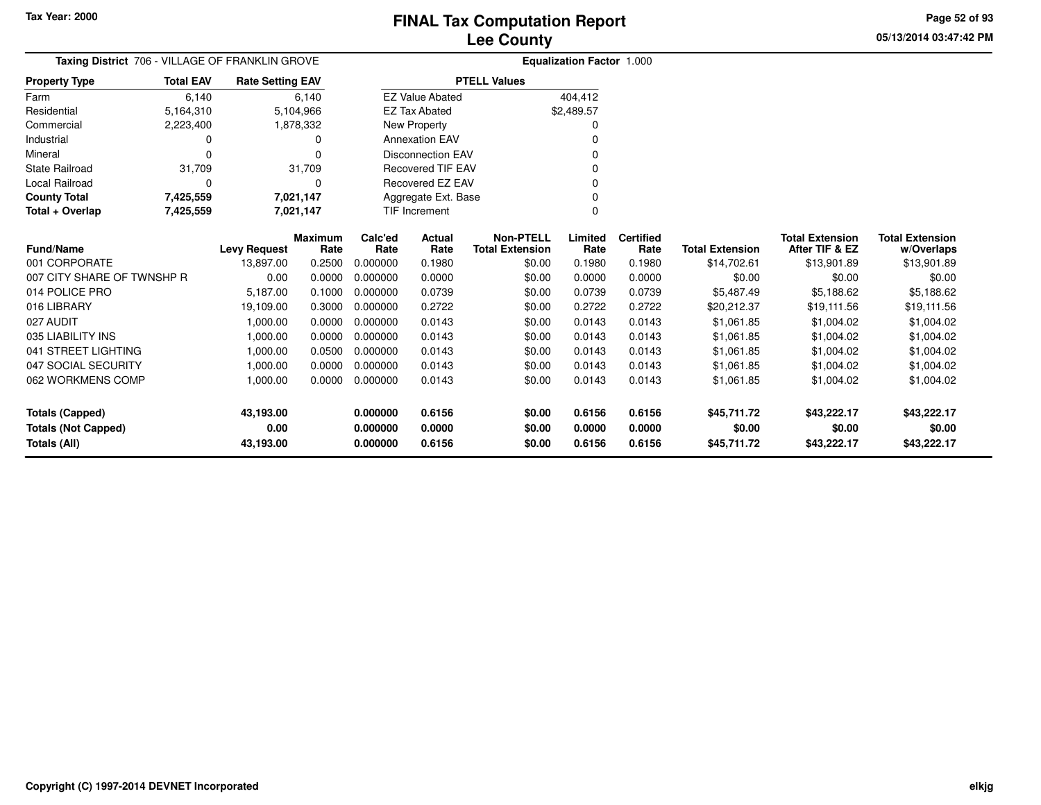Tax Year: 2000

# FINAL Tax Computation Report
## Lee County

**Taxing District** 706 - VILLAGE OF FRANKLIN GROVE

**Equalization Factor** 1.000

| Property Type | Total EAV | Rate Setting EAV |
|---|---|---|
| Farm | 6,140 | 6,140 |
| Residential | 5,164,310 | 5,104,966 |
| Commercial | 2,223,400 | 1,878,332 |
| Industrial | 0 | 0 |
| Mineral | 0 | 0 |
| State Railroad | 31,709 | 31,709 |
| Local Railroad | 0 | 0 |
| **County Total** | **7,425,559** | **7,021,147** |
| **Total + Overlap** | **7,425,559** | **7,021,147** |

| PTELL Values | |
|---|---|
| EZ Value Abated | 404,412 |
| EZ Tax Abated | $2,489.57 |
| New Property | 0 |
| Annexation EAV | 0 |
| Disconnection EAV | 0 |
| Recovered TIF EAV | 0 |
| Recovered EZ EAV | 0 |
| Aggregate Ext. Base | 0 |
| TIF Increment | 0 |

| Fund/Name | Levy Request | Maximum Rate | Calc'ed Rate | Actual Rate | Non-PTELL Total Extension | Limited Rate | Certified Rate | Total Extension | Total Extension After TIF & EZ | Total Extension w/Overlaps |
|---|---|---|---|---|---|---|---|---|---|---|
| 001 CORPORATE | 13,897.00 | 0.2500 | 0.000000 | 0.1980 | $0.00 | 0.1980 | 0.1980 | $14,702.61 | $13,901.89 | $13,901.89 |
| 007 CITY SHARE OF TWNSHP R | 0.00 | 0.0000 | 0.000000 | 0.0000 | $0.00 | 0.0000 | 0.0000 | $0.00 | $0.00 | $0.00 |
| 014 POLICE PRO | 5,187.00 | 0.1000 | 0.000000 | 0.0739 | $0.00 | 0.0739 | 0.0739 | $5,487.49 | $5,188.62 | $5,188.62 |
| 016 LIBRARY | 19,109.00 | 0.3000 | 0.000000 | 0.2722 | $0.00 | 0.2722 | 0.2722 | $20,212.37 | $19,111.56 | $19,111.56 |
| 027 AUDIT | 1,000.00 | 0.0000 | 0.000000 | 0.0143 | $0.00 | 0.0143 | 0.0143 | $1,061.85 | $1,004.02 | $1,004.02 |
| 035 LIABILITY INS | 1,000.00 | 0.0000 | 0.000000 | 0.0143 | $0.00 | 0.0143 | 0.0143 | $1,061.85 | $1,004.02 | $1,004.02 |
| 041 STREET LIGHTING | 1,000.00 | 0.0500 | 0.000000 | 0.0143 | $0.00 | 0.0143 | 0.0143 | $1,061.85 | $1,004.02 | $1,004.02 |
| 047 SOCIAL SECURITY | 1,000.00 | 0.0000 | 0.000000 | 0.0143 | $0.00 | 0.0143 | 0.0143 | $1,061.85 | $1,004.02 | $1,004.02 |
| 062 WORKMENS COMP | 1,000.00 | 0.0000 | 0.000000 | 0.0143 | $0.00 | 0.0143 | 0.0143 | $1,061.85 | $1,004.02 | $1,004.02 |
| **Totals (Capped)** | **43,193.00** | | **0.000000** | **0.6156** | **$0.00** | **0.6156** | **0.6156** | **$45,711.72** | **$43,222.17** | **$43,222.17** |
| **Totals (Not Capped)** | **0.00** | | **0.000000** | **0.0000** | **$0.00** | **0.0000** | **0.0000** | **$0.00** | **$0.00** | **$0.00** |
| **Totals (All)** | **43,193.00** | | **0.000000** | **0.6156** | **$0.00** | **0.6156** | **0.6156** | **$45,711.72** | **$43,222.17** | **$43,222.17** |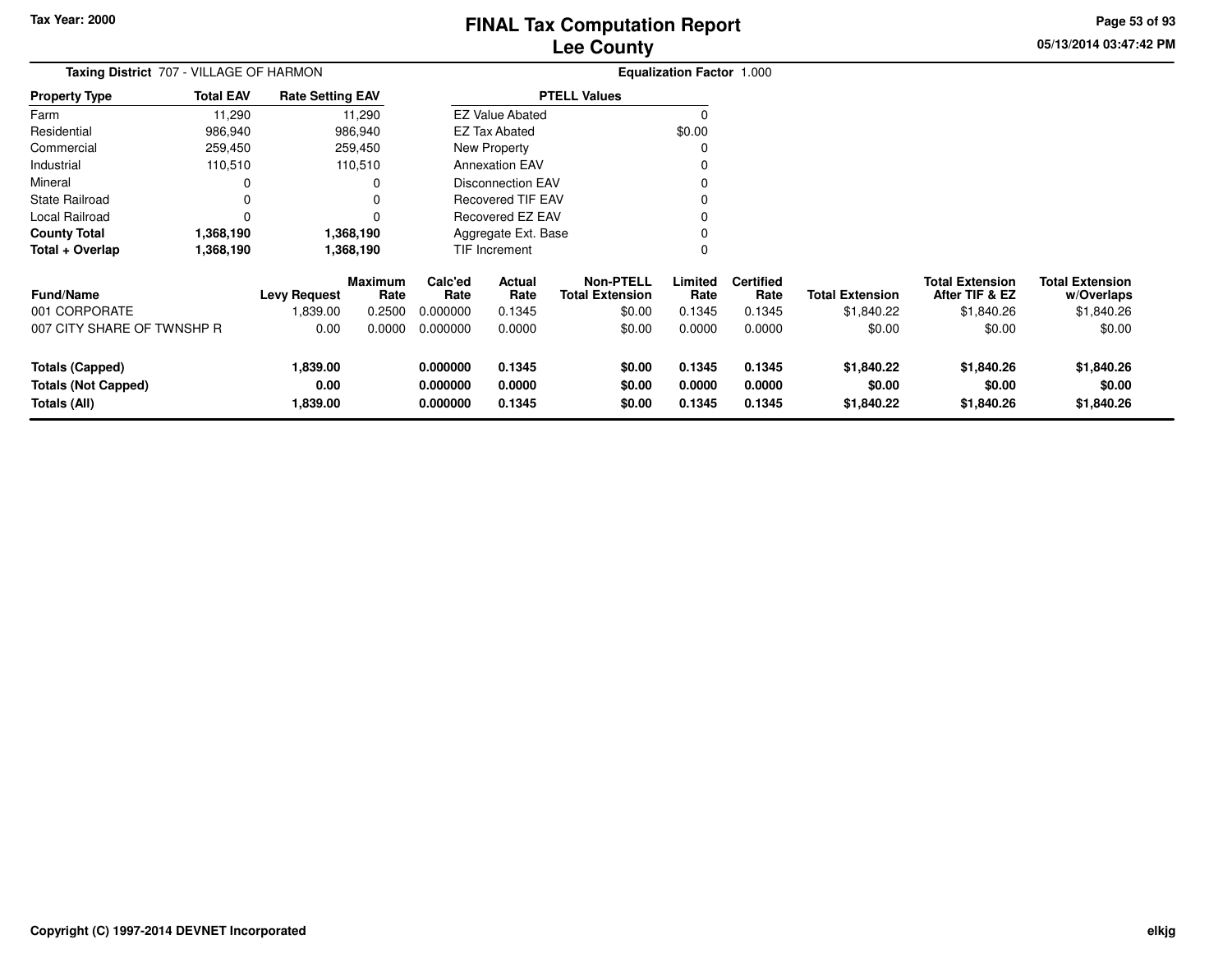# FINAL Tax Computation Report
## Lee County

Tax Year: 2000

**Taxing District** 707 - VILLAGE OF HARMON

**Equalization Factor** 1.000

| Property Type | Total EAV | Rate Setting EAV |
|---|---|---|
| Farm | 11,290 | 11,290 |
| Residential | 986,940 | 986,940 |
| Commercial | 259,450 | 259,450 |
| Industrial | 110,510 | 110,510 |
| Mineral | 0 | 0 |
| State Railroad | 0 | 0 |
| Local Railroad | 0 | 0 |
| **County Total** | **1,368,190** | **1,368,190** |
| **Total + Overlap** | **1,368,190** | **1,368,190** |

| PTELL Values | |
|---|---|
| EZ Value Abated | 0 |
| EZ Tax Abated | $0.00 |
| New Property | 0 |
| Annexation EAV | 0 |
| Disconnection EAV | 0 |
| Recovered TIF EAV | 0 |
| Recovered EZ EAV | 0 |
| Aggregate Ext. Base | 0 |
| TIF Increment | 0 |

| Fund/Name | Levy Request | Maximum Rate | Calc'ed Rate | Actual Rate | Non-PTELL Total Extension | Limited Rate | Certified Rate | Total Extension | Total Extension After TIF & EZ | Total Extension w/Overlaps |
|---|---|---|---|---|---|---|---|---|---|---|
| 001 CORPORATE | 1,839.00 | 0.2500 | 0.000000 | 0.1345 | $0.00 | 0.1345 | 0.1345 | $1,840.22 | $1,840.26 | $1,840.26 |
| 007 CITY SHARE OF TWNSHP R | 0.00 | 0.0000 | 0.000000 | 0.0000 | $0.00 | 0.0000 | 0.0000 | $0.00 | $0.00 | $0.00 |
| **Totals (Capped)** | **1,839.00** | | **0.000000** | **0.1345** | **$0.00** | **0.1345** | **0.1345** | **$1,840.22** | **$1,840.26** | **$1,840.26** |
| **Totals (Not Capped)** | **0.00** | | **0.000000** | **0.0000** | **$0.00** | **0.0000** | **0.0000** | **$0.00** | **$0.00** | **$0.00** |
| **Totals (All)** | **1,839.00** | | **0.000000** | **0.1345** | **$0.00** | **0.1345** | **0.1345** | **$1,840.22** | **$1,840.26** | **$1,840.26** |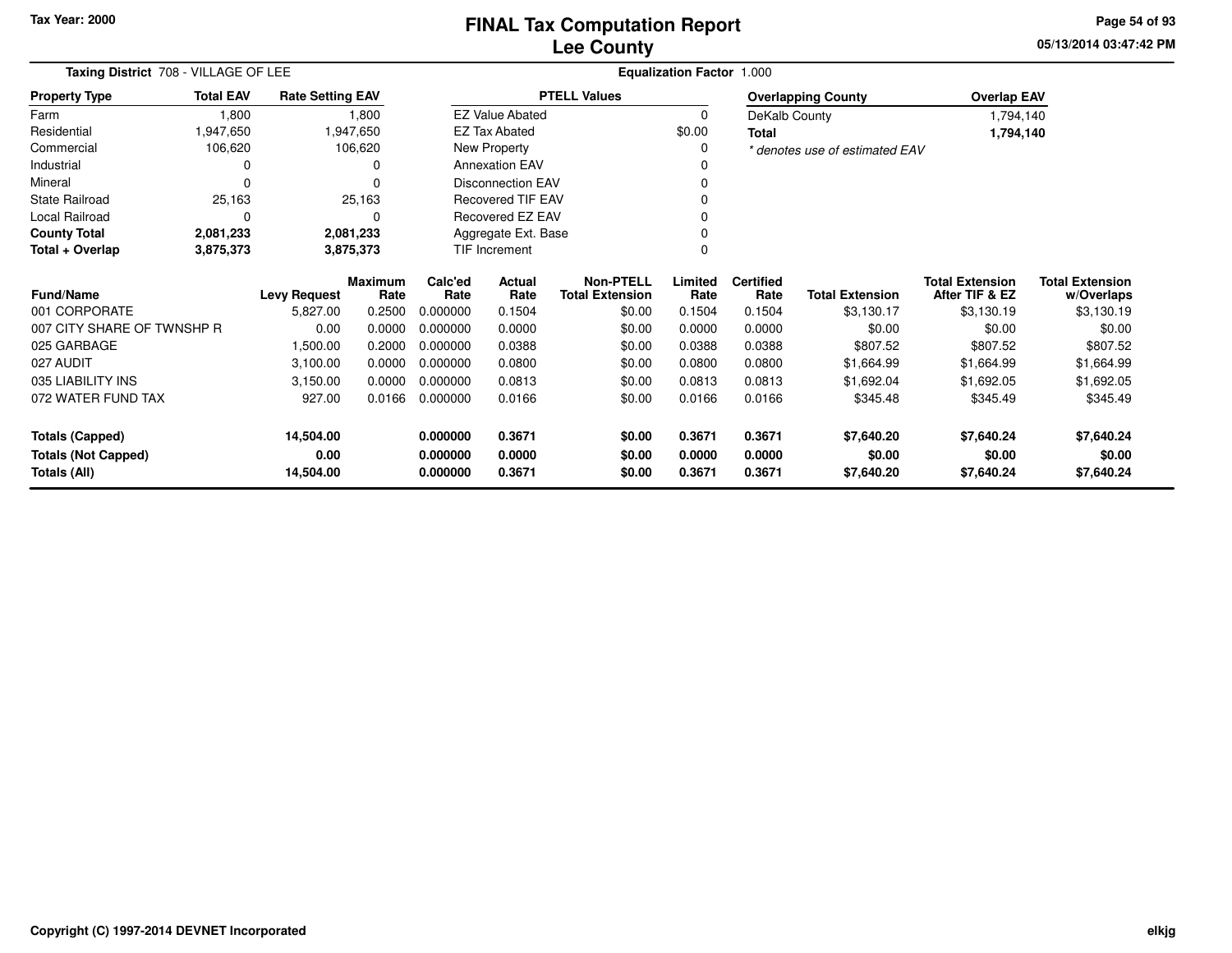# FINAL Tax Computation Report
## Lee County

Tax Year: 2000

05/13/2014 03:47:42 PM

**Taxing District** 708 - VILLAGE OF LEE

**Equalization Factor** 1.000

| Property Type | Total EAV | Rate Setting EAV |
|---|---|---|
| Farm | 1,800 | 1,800 |
| Residential | 1,947,650 | 1,947,650 |
| Commercial | 106,620 | 106,620 |
| Industrial | 0 | 0 |
| Mineral | 0 | 0 |
| State Railroad | 25,163 | 25,163 |
| Local Railroad | 0 | 0 |
| **County Total** | **2,081,233** | **2,081,233** |
| **Total + Overlap** | **3,875,373** | **3,875,373** |

| PTELL Values | |
|---|---|
| EZ Value Abated | 0 |
| EZ Tax Abated | $0.00 |
| New Property | 0 |
| Annexation EAV | 0 |
| Disconnection EAV | 0 |
| Recovered TIF EAV | 0 |
| Recovered EZ EAV | 0 |
| Aggregate Ext. Base | 0 |
| TIF Increment | 0 |

| Overlapping County | Overlap EAV |
|---|---|
| DeKalb County | 1,794,140 |
| **Total** | **1,794,140** |

*\* denotes use of estimated EAV*

| Fund/Name | Levy Request | Maximum Rate | Calc'ed Rate | Actual Rate | Non-PTELL Total Extension | Limited Rate | Certified Rate | Total Extension | Total Extension After TIF & EZ | Total Extension w/Overlaps |
|---|---|---|---|---|---|---|---|---|---|---|
| 001 CORPORATE | 5,827.00 | 0.2500 | 0.000000 | 0.1504 | $0.00 | 0.1504 | 0.1504 | $3,130.17 | $3,130.19 | $3,130.19 |
| 007 CITY SHARE OF TWNSHP R | 0.00 | 0.0000 | 0.000000 | 0.0000 | $0.00 | 0.0000 | 0.0000 | $0.00 | $0.00 | $0.00 |
| 025 GARBAGE | 1,500.00 | 0.2000 | 0.000000 | 0.0388 | $0.00 | 0.0388 | 0.0388 | $807.52 | $807.52 | $807.52 |
| 027 AUDIT | 3,100.00 | 0.0000 | 0.000000 | 0.0800 | $0.00 | 0.0800 | 0.0800 | $1,664.99 | $1,664.99 | $1,664.99 |
| 035 LIABILITY INS | 3,150.00 | 0.0000 | 0.000000 | 0.0813 | $0.00 | 0.0813 | 0.0813 | $1,692.04 | $1,692.05 | $1,692.05 |
| 072 WATER FUND TAX | 927.00 | 0.0166 | 0.000000 | 0.0166 | $0.00 | 0.0166 | 0.0166 | $345.48 | $345.49 | $345.49 |
| **Totals (Capped)** | **14,504.00** | | **0.000000** | **0.3671** | **$0.00** | **0.3671** | **0.3671** | **$7,640.20** | **$7,640.24** | **$7,640.24** |
| **Totals (Not Capped)** | **0.00** | | **0.000000** | **0.0000** | **$0.00** | **0.0000** | **0.0000** | **$0.00** | **$0.00** | **$0.00** |
| **Totals (All)** | **14,504.00** | | **0.000000** | **0.3671** | **$0.00** | **0.3671** | **0.3671** | **$7,640.20** | **$7,640.24** | **$7,640.24** |

**Copyright (C) 1997-2014 DEVNET Incorporated**

elkjg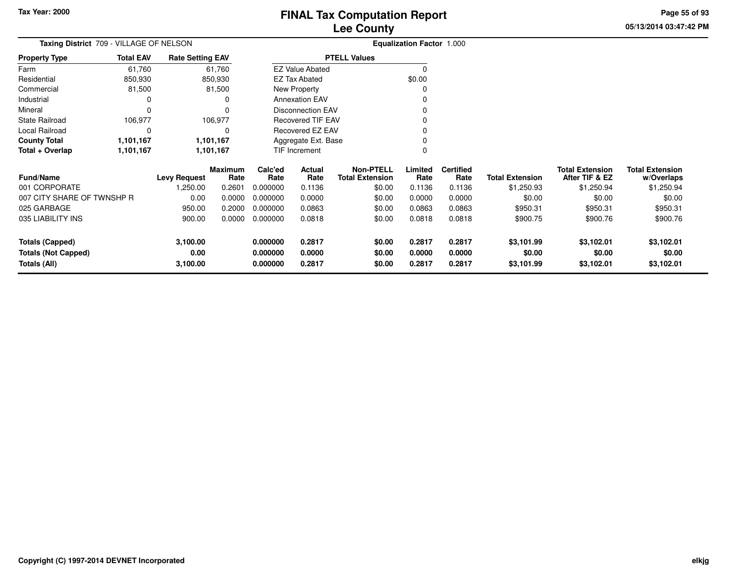# FINAL Tax Computation Report
## Lee County

Tax Year: 2000

**Taxing District** 709 - VILLAGE OF NELSON

**Equalization Factor** 1.000

| Property Type | Total EAV | Rate Setting EAV |
|---|---|---|
| Farm | 61,760 | 61,760 |
| Residential | 850,930 | 850,930 |
| Commercial | 81,500 | 81,500 |
| Industrial | 0 | 0 |
| Mineral | 0 | 0 |
| State Railroad | 106,977 | 106,977 |
| Local Railroad | 0 | 0 |
| **County Total** | **1,101,167** | **1,101,167** |
| **Total + Overlap** | **1,101,167** | **1,101,167** |

| PTELL Values | |
|---|---|
| EZ Value Abated | 0 |
| EZ Tax Abated | $0.00 |
| New Property | 0 |
| Annexation EAV | 0 |
| Disconnection EAV | 0 |
| Recovered TIF EAV | 0 |
| Recovered EZ EAV | 0 |
| Aggregate Ext. Base | 0 |
| TIF Increment | 0 |

| Fund/Name | Levy Request | Maximum Rate | Calc'ed Rate | Actual Rate | Non-PTELL Total Extension | Limited Rate | Certified Rate | Total Extension | Total Extension After TIF & EZ | Total Extension w/Overlaps |
|---|---|---|---|---|---|---|---|---|---|---|
| 001 CORPORATE | 1,250.00 | 0.2601 | 0.000000 | 0.1136 | $0.00 | 0.1136 | 0.1136 | $1,250.93 | $1,250.94 | $1,250.94 |
| 007 CITY SHARE OF TWNSHP R | 0.00 | 0.0000 | 0.000000 | 0.0000 | $0.00 | 0.0000 | 0.0000 | $0.00 | $0.00 | $0.00 |
| 025 GARBAGE | 950.00 | 0.2000 | 0.000000 | 0.0863 | $0.00 | 0.0863 | 0.0863 | $950.31 | $950.31 | $950.31 |
| 035 LIABILITY INS | 900.00 | 0.0000 | 0.000000 | 0.0818 | $0.00 | 0.0818 | 0.0818 | $900.75 | $900.76 | $900.76 |
| **Totals (Capped)** | **3,100.00** | | **0.000000** | **0.2817** | **$0.00** | **0.2817** | **0.2817** | **$3,101.99** | **$3,102.01** | **$3,102.01** |
| **Totals (Not Capped)** | **0.00** | | **0.000000** | **0.0000** | **$0.00** | **0.0000** | **0.0000** | **$0.00** | **$0.00** | **$0.00** |
| **Totals (All)** | **3,100.00** | | **0.000000** | **0.2817** | **$0.00** | **0.2817** | **0.2817** | **$3,101.99** | **$3,102.01** | **$3,102.01** |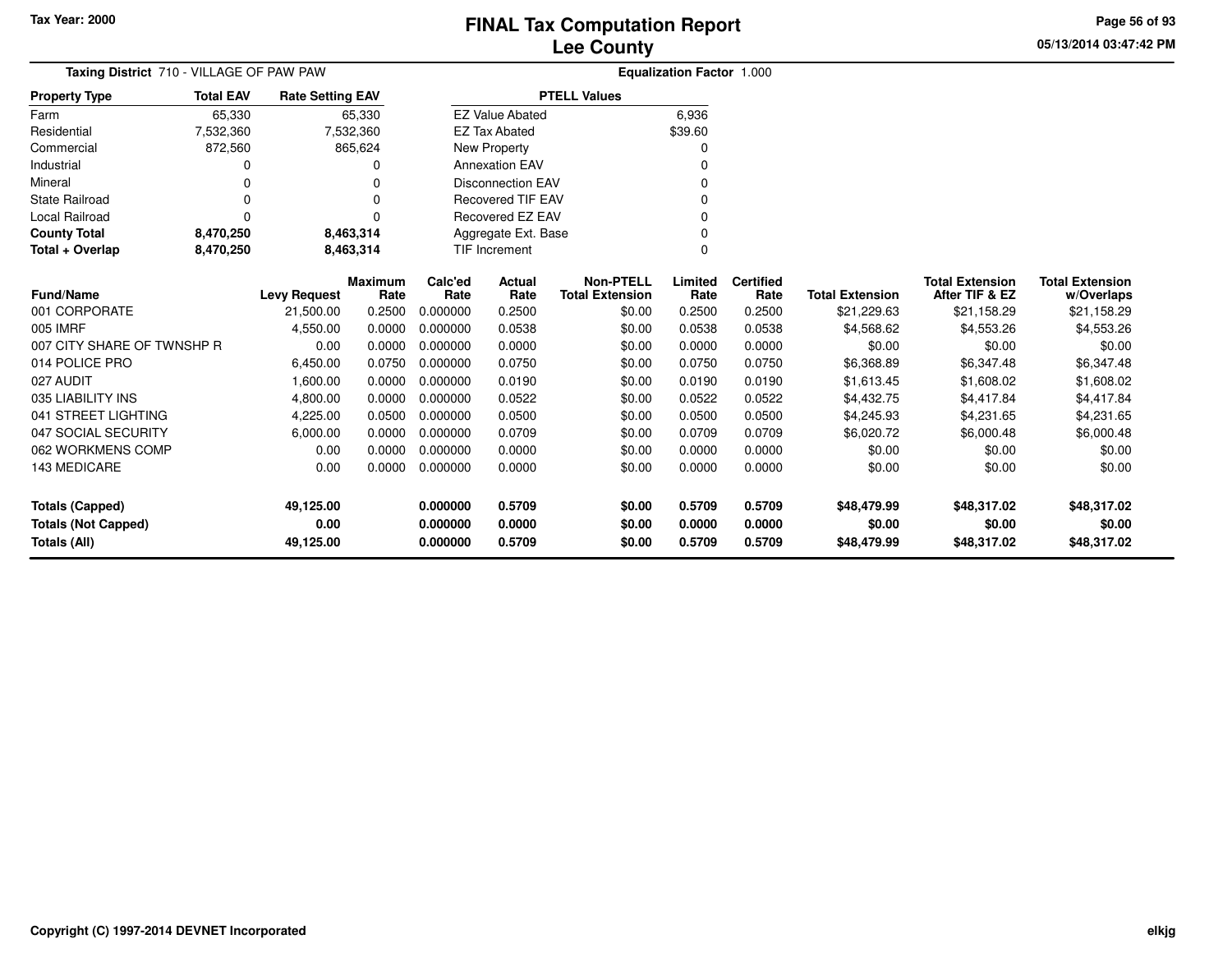Tax Year: 2000

# FINAL Tax Computation Report
## Lee County

05/13/2014 03:47:42 PM

**Taxing District** 710 - VILLAGE OF PAW PAW

**Equalization Factor** 1.000

| Property Type | Total EAV | Rate Setting EAV |
|---|---|---|
| Farm | 65,330 | 65,330 |
| Residential | 7,532,360 | 7,532,360 |
| Commercial | 872,560 | 865,624 |
| Industrial | 0 | 0 |
| Mineral | 0 | 0 |
| State Railroad | 0 | 0 |
| Local Railroad | 0 | 0 |
| **County Total** | **8,470,250** | **8,463,314** |
| **Total + Overlap** | **8,470,250** | **8,463,314** |

| PTELL Values | |
|---|---|
| EZ Value Abated | 6,936 |
| EZ Tax Abated | $39.60 |
| New Property | 0 |
| Annexation EAV | 0 |
| Disconnection EAV | 0 |
| Recovered TIF EAV | 0 |
| Recovered EZ EAV | 0 |
| Aggregate Ext. Base | 0 |
| TIF Increment | 0 |

| Fund/Name | Levy Request | Maximum Rate | Calc'ed Rate | Actual Rate | Non-PTELL Total Extension | Limited Rate | Certified Rate | Total Extension | Total Extension After TIF & EZ | Total Extension w/Overlaps |
|---|---|---|---|---|---|---|---|---|---|---|
| 001 CORPORATE | 21,500.00 | 0.2500 | 0.000000 | 0.2500 | $0.00 | 0.2500 | 0.2500 | $21,229.63 | $21,158.29 | $21,158.29 |
| 005 IMRF | 4,550.00 | 0.0000 | 0.000000 | 0.0538 | $0.00 | 0.0538 | 0.0538 | $4,568.62 | $4,553.26 | $4,553.26 |
| 007 CITY SHARE OF TWNSHP R | 0.00 | 0.0000 | 0.000000 | 0.0000 | $0.00 | 0.0000 | 0.0000 | $0.00 | $0.00 | $0.00 |
| 014 POLICE PRO | 6,450.00 | 0.0750 | 0.000000 | 0.0750 | $0.00 | 0.0750 | 0.0750 | $6,368.89 | $6,347.48 | $6,347.48 |
| 027 AUDIT | 1,600.00 | 0.0000 | 0.000000 | 0.0190 | $0.00 | 0.0190 | 0.0190 | $1,613.45 | $1,608.02 | $1,608.02 |
| 035 LIABILITY INS | 4,800.00 | 0.0000 | 0.000000 | 0.0522 | $0.00 | 0.0522 | 0.0522 | $4,432.75 | $4,417.84 | $4,417.84 |
| 041 STREET LIGHTING | 4,225.00 | 0.0500 | 0.000000 | 0.0500 | $0.00 | 0.0500 | 0.0500 | $4,245.93 | $4,231.65 | $4,231.65 |
| 047 SOCIAL SECURITY | 6,000.00 | 0.0000 | 0.000000 | 0.0709 | $0.00 | 0.0709 | 0.0709 | $6,020.72 | $6,000.48 | $6,000.48 |
| 062 WORKMENS COMP | 0.00 | 0.0000 | 0.000000 | 0.0000 | $0.00 | 0.0000 | 0.0000 | $0.00 | $0.00 | $0.00 |
| 143 MEDICARE | 0.00 | 0.0000 | 0.000000 | 0.0000 | $0.00 | 0.0000 | 0.0000 | $0.00 | $0.00 | $0.00 |
| **Totals (Capped)** | **49,125.00** | | **0.000000** | **0.5709** | **$0.00** | **0.5709** | **0.5709** | **$48,479.99** | **$48,317.02** | **$48,317.02** |
| **Totals (Not Capped)** | **0.00** | | **0.000000** | **0.0000** | **$0.00** | **0.0000** | **0.0000** | **$0.00** | **$0.00** | **$0.00** |
| **Totals (All)** | **49,125.00** | | **0.000000** | **0.5709** | **$0.00** | **0.5709** | **0.5709** | **$48,479.99** | **$48,317.02** | **$48,317.02** |

Copyright (C) 1997-2014 DEVNET Incorporated

elkjg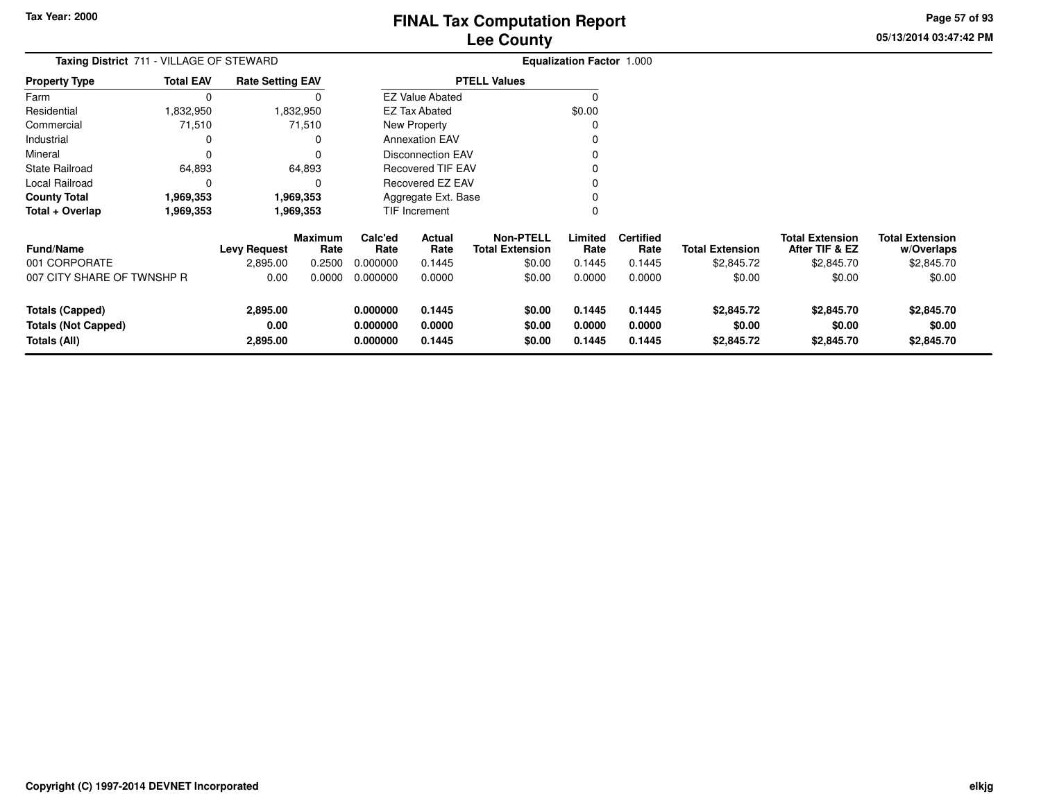Tax Year: 2000

# FINAL Tax Computation Report
## Lee County

05/13/2014 03:47:42 PM

**Taxing District** 711 - VILLAGE OF STEWARD | **Equalization Factor** 1.000

| Property Type | Total EAV | Rate Setting EAV |
|---|---|---|
| Farm | 0 | 0 |
| Residential | 1,832,950 | 1,832,950 |
| Commercial | 71,510 | 71,510 |
| Industrial | 0 | 0 |
| Mineral | 0 | 0 |
| State Railroad | 64,893 | 64,893 |
| Local Railroad | 0 | 0 |
| **County Total** | **1,969,353** | **1,969,353** |
| **Total + Overlap** | **1,969,353** | **1,969,353** |

| PTELL Values | |
|---|---|
| EZ Value Abated | 0 |
| EZ Tax Abated | $0.00 |
| New Property | 0 |
| Annexation EAV | 0 |
| Disconnection EAV | 0 |
| Recovered TIF EAV | 0 |
| Recovered EZ EAV | 0 |
| Aggregate Ext. Base | 0 |
| TIF Increment | 0 |

| Fund/Name | Levy Request | Maximum Rate | Calc'ed Rate | Actual Rate | Non-PTELL Total Extension | Limited Rate | Certified Rate | Total Extension | Total Extension After TIF & EZ | Total Extension w/Overlaps |
|---|---|---|---|---|---|---|---|---|---|---|
| 001 CORPORATE | 2,895.00 | 0.2500 | 0.000000 | 0.1445 | $0.00 | 0.1445 | 0.1445 | $2,845.72 | $2,845.70 | $2,845.70 |
| 007 CITY SHARE OF TWNSHP R | 0.00 | 0.0000 | 0.000000 | 0.0000 | $0.00 | 0.0000 | 0.0000 | $0.00 | $0.00 | $0.00 |
| **Totals (Capped)** | **2,895.00** | | **0.000000** | **0.1445** | **$0.00** | **0.1445** | **0.1445** | **$2,845.72** | **$2,845.70** | **$2,845.70** |
| **Totals (Not Capped)** | **0.00** | | **0.000000** | **0.0000** | **$0.00** | **0.0000** | **0.0000** | **$0.00** | **$0.00** | **$0.00** |
| **Totals (All)** | **2,895.00** | | **0.000000** | **0.1445** | **$0.00** | **0.1445** | **0.1445** | **$2,845.72** | **$2,845.70** | **$2,845.70** |

Copyright (C) 1997-2014 DEVNET Incorporated

elkjg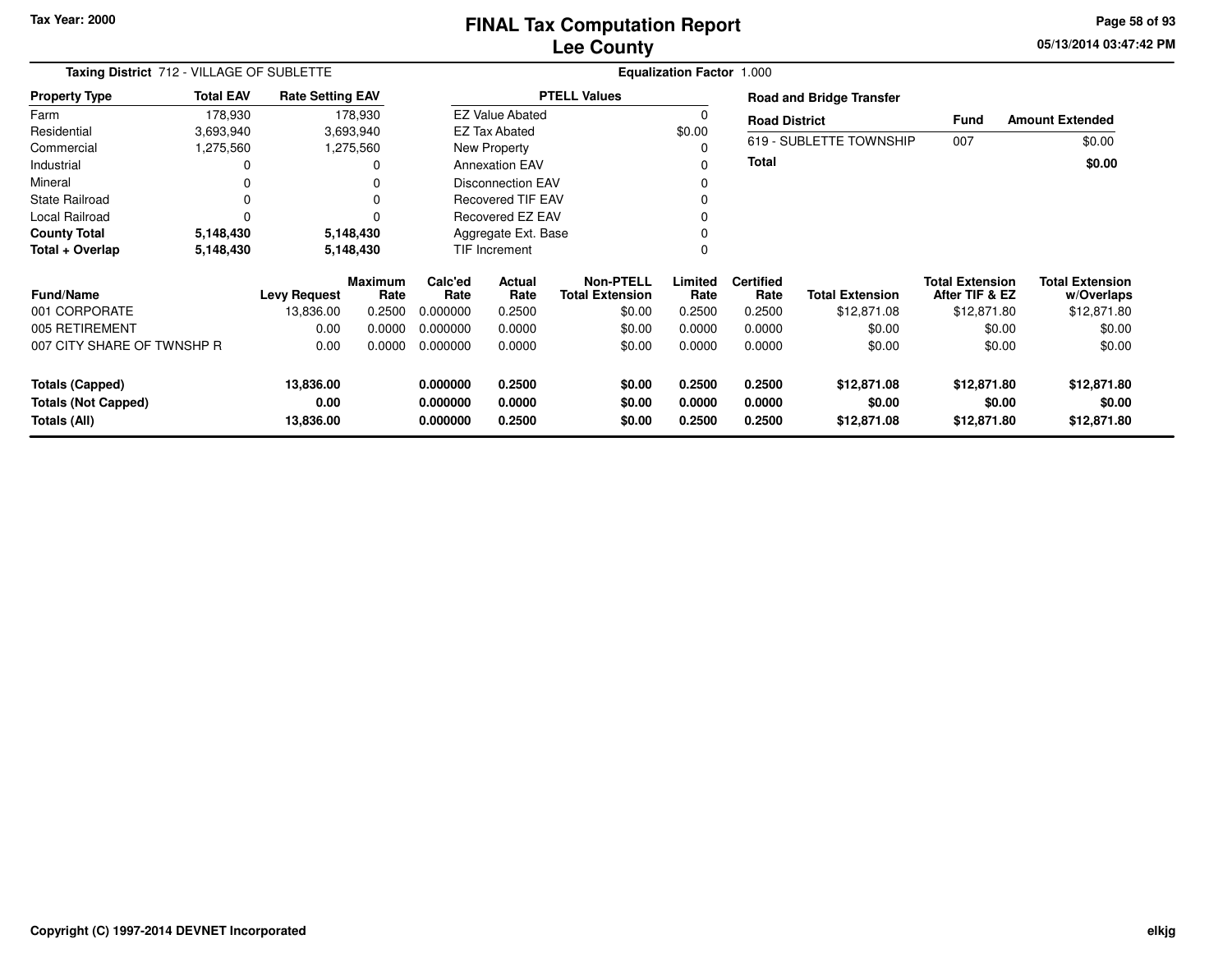# FINAL Tax Computation Report
## Lee County

Tax Year: 2000

05/13/2014 03:47:42 PM

**Taxing District** 712 - VILLAGE OF SUBLETTE

**Equalization Factor** 1.000

| Property Type | Total EAV | Rate Setting EAV |
|---|---|---|
| Farm | 178,930 | 178,930 |
| Residential | 3,693,940 | 3,693,940 |
| Commercial | 1,275,560 | 1,275,560 |
| Industrial | 0 | 0 |
| Mineral | 0 | 0 |
| State Railroad | 0 | 0 |
| Local Railroad | 0 | 0 |
| **County Total** | **5,148,430** | **5,148,430** |
| **Total + Overlap** | **5,148,430** | **5,148,430** |

| PTELL Values | |
|---|---|
| EZ Value Abated | 0 |
| EZ Tax Abated | $0.00 |
| New Property | 0 |
| Annexation EAV | 0 |
| Disconnection EAV | 0 |
| Recovered TIF EAV | 0 |
| Recovered EZ EAV | 0 |
| Aggregate Ext. Base | 0 |
| TIF Increment | 0 |

**Road and Bridge Transfer**

| Road District | Fund | Amount Extended |
|---|---|---|
| 619 - SUBLETTE TOWNSHIP | 007 | $0.00 |
| **Total** | | **$0.00** |

| Fund/Name | Levy Request | Maximum Rate | Calc'ed Rate | Actual Rate | Non-PTELL Total Extension | Limited Rate | Certified Rate | Total Extension | Total Extension After TIF & EZ | Total Extension w/Overlaps |
|---|---|---|---|---|---|---|---|---|---|---|
| 001 CORPORATE | 13,836.00 | 0.2500 | 0.000000 | 0.2500 | $0.00 | 0.2500 | 0.2500 | $12,871.08 | $12,871.80 | $12,871.80 |
| 005 RETIREMENT | 0.00 | 0.0000 | 0.000000 | 0.0000 | $0.00 | 0.0000 | 0.0000 | $0.00 | $0.00 | $0.00 |
| 007 CITY SHARE OF TWNSHP R | 0.00 | 0.0000 | 0.000000 | 0.0000 | $0.00 | 0.0000 | 0.0000 | $0.00 | $0.00 | $0.00 |
| **Totals (Capped)** | **13,836.00** | | **0.000000** | **0.2500** | **$0.00** | **0.2500** | **0.2500** | **$12,871.08** | **$12,871.80** | **$12,871.80** |
| **Totals (Not Capped)** | **0.00** | | **0.000000** | **0.0000** | **$0.00** | **0.0000** | **0.0000** | **$0.00** | **$0.00** | **$0.00** |
| **Totals (All)** | **13,836.00** | | **0.000000** | **0.2500** | **$0.00** | **0.2500** | **0.2500** | **$12,871.08** | **$12,871.80** | **$12,871.80** |

Copyright (C) 1997-2014 DEVNET Incorporated

elkjg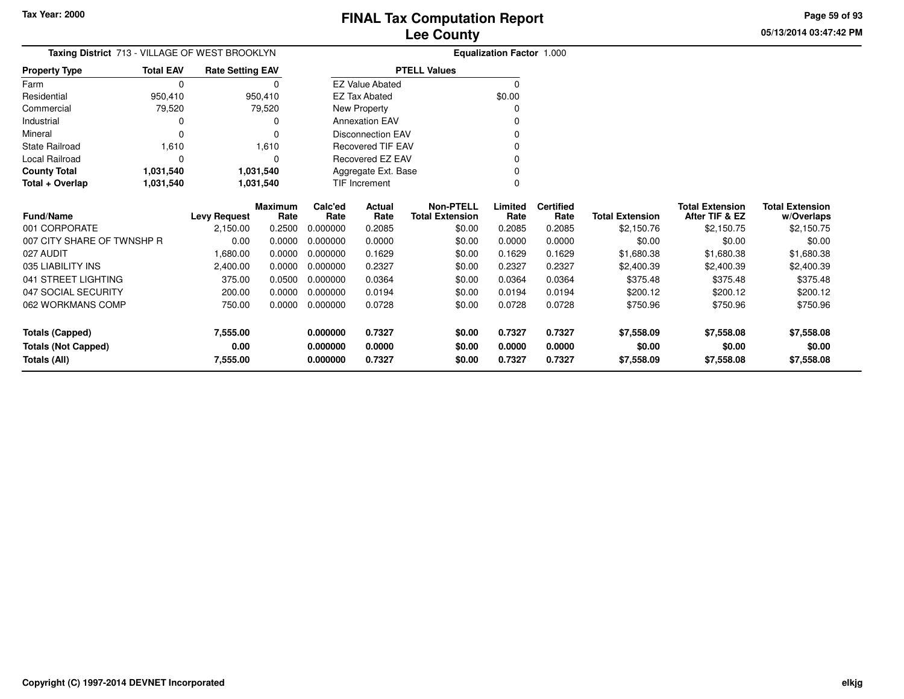Tax Year: 2000

# FINAL Tax Computation Report
## Lee County

05/13/2014 03:47:42 PM

**Taxing District** 713 - VILLAGE OF WEST BROOKLYN **Equalization Factor** 1.000

| Property Type | Total EAV | Rate Setting EAV |
|---|---|---|
| Farm | 0 | 0 |
| Residential | 950,410 | 950,410 |
| Commercial | 79,520 | 79,520 |
| Industrial | 0 | 0 |
| Mineral | 0 | 0 |
| State Railroad | 1,610 | 1,610 |
| Local Railroad | 0 | 0 |
| **County Total** | **1,031,540** | **1,031,540** |
| **Total + Overlap** | **1,031,540** | **1,031,540** |

| PTELL Values | |
|---|---|
| EZ Value Abated | 0 |
| EZ Tax Abated | $0.00 |
| New Property | 0 |
| Annexation EAV | 0 |
| Disconnection EAV | 0 |
| Recovered TIF EAV | 0 |
| Recovered EZ EAV | 0 |
| Aggregate Ext. Base | 0 |
| TIF Increment | 0 |

| Fund/Name | Levy Request | Maximum Rate | Calc'ed Rate | Actual Rate | Non-PTELL Total Extension | Limited Rate | Certified Rate | Total Extension | Total Extension After TIF & EZ | Total Extension w/Overlaps |
|---|---|---|---|---|---|---|---|---|---|---|
| 001 CORPORATE | 2,150.00 | 0.2500 | 0.000000 | 0.2085 | $0.00 | 0.2085 | 0.2085 | $2,150.76 | $2,150.75 | $2,150.75 |
| 007 CITY SHARE OF TWNSHP R | 0.00 | 0.0000 | 0.000000 | 0.0000 | $0.00 | 0.0000 | 0.0000 | $0.00 | $0.00 | $0.00 |
| 027 AUDIT | 1,680.00 | 0.0000 | 0.000000 | 0.1629 | $0.00 | 0.1629 | 0.1629 | $1,680.38 | $1,680.38 | $1,680.38 |
| 035 LIABILITY INS | 2,400.00 | 0.0000 | 0.000000 | 0.2327 | $0.00 | 0.2327 | 0.2327 | $2,400.39 | $2,400.39 | $2,400.39 |
| 041 STREET LIGHTING | 375.00 | 0.0500 | 0.000000 | 0.0364 | $0.00 | 0.0364 | 0.0364 | $375.48 | $375.48 | $375.48 |
| 047 SOCIAL SECURITY | 200.00 | 0.0000 | 0.000000 | 0.0194 | $0.00 | 0.0194 | 0.0194 | $200.12 | $200.12 | $200.12 |
| 062 WORKMANS COMP | 750.00 | 0.0000 | 0.000000 | 0.0728 | $0.00 | 0.0728 | 0.0728 | $750.96 | $750.96 | $750.96 |
| **Totals (Capped)** | **7,555.00** | | **0.000000** | **0.7327** | **$0.00** | **0.7327** | **0.7327** | **$7,558.09** | **$7,558.08** | **$7,558.08** |
| **Totals (Not Capped)** | **0.00** | | **0.000000** | **0.0000** | **$0.00** | **0.0000** | **0.0000** | **$0.00** | **$0.00** | **$0.00** |
| **Totals (All)** | **7,555.00** | | **0.000000** | **0.7327** | **$0.00** | **0.7327** | **0.7327** | **$7,558.09** | **$7,558.08** | **$7,558.08** |

Copyright (C) 1997-2014 DEVNET Incorporated

elkjg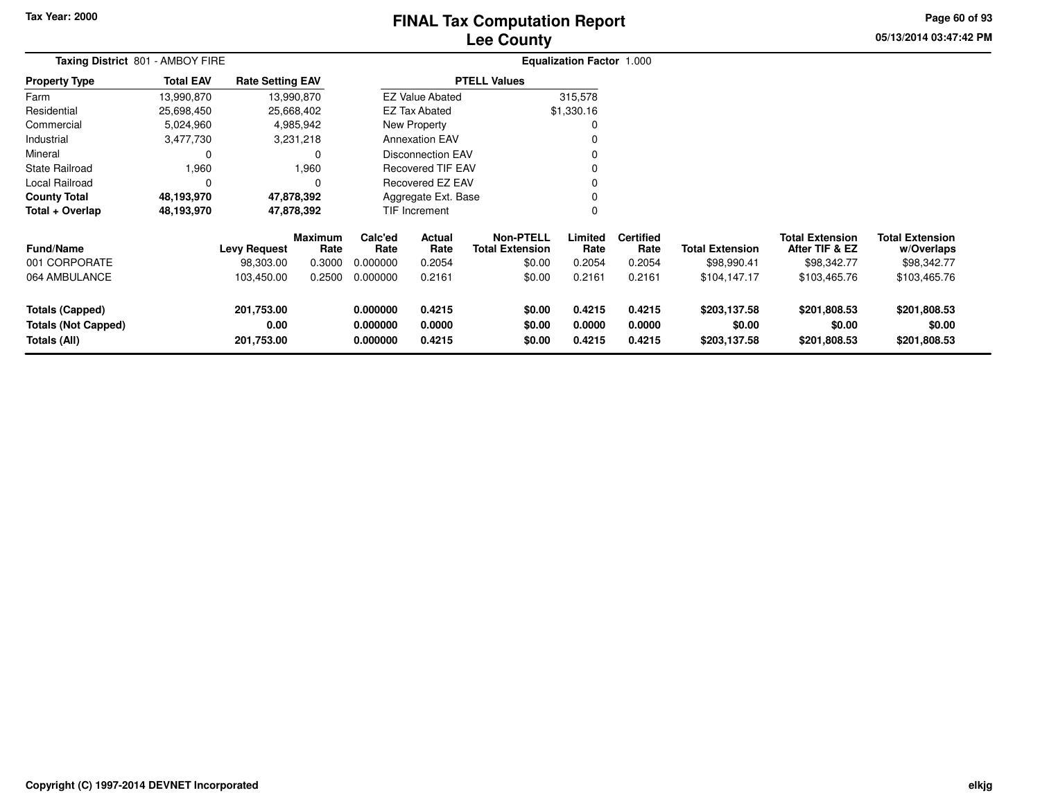Tax Year: 2000

# FINAL Tax Computation Report
## Lee County

05/13/2014 03:47:42 PM

**Taxing District** 801 - AMBOY FIRE

**Equalization Factor** 1.000

| Property Type | Total EAV | Rate Setting EAV |
|---|---|---|
| Farm | 13,990,870 | 13,990,870 |
| Residential | 25,698,450 | 25,668,402 |
| Commercial | 5,024,960 | 4,985,942 |
| Industrial | 3,477,730 | 3,231,218 |
| Mineral | 0 | 0 |
| State Railroad | 1,960 | 1,960 |
| Local Railroad | 0 | 0 |
| **County Total** | **48,193,970** | **47,878,392** |
| **Total + Overlap** | **48,193,970** | **47,878,392** |

| PTELL Values | |
|---|---|
| EZ Value Abated | 315,578 |
| EZ Tax Abated | $1,330.16 |
| New Property | 0 |
| Annexation EAV | 0 |
| Disconnection EAV | 0 |
| Recovered TIF EAV | 0 |
| Recovered EZ EAV | 0 |
| Aggregate Ext. Base | 0 |
| TIF Increment | 0 |

| Fund/Name | Levy Request | Maximum Rate | Calc'ed Rate | Actual Rate | Non-PTELL Total Extension | Limited Rate | Certified Rate | Total Extension | Total Extension After TIF & EZ | Total Extension w/Overlaps |
|---|---|---|---|---|---|---|---|---|---|---|
| 001 CORPORATE | 98,303.00 | 0.3000 | 0.000000 | 0.2054 | $0.00 | 0.2054 | 0.2054 | $98,990.41 | $98,342.77 | $98,342.77 |
| 064 AMBULANCE | 103,450.00 | 0.2500 | 0.000000 | 0.2161 | $0.00 | 0.2161 | 0.2161 | $104,147.17 | $103,465.76 | $103,465.76 |
| **Totals (Capped)** | **201,753.00** | | **0.000000** | **0.4215** | **$0.00** | **0.4215** | **0.4215** | **$203,137.58** | **$201,808.53** | **$201,808.53** |
| **Totals (Not Capped)** | **0.00** | | **0.000000** | **0.0000** | **$0.00** | **0.0000** | **0.0000** | **$0.00** | **$0.00** | **$0.00** |
| **Totals (All)** | **201,753.00** | | **0.000000** | **0.4215** | **$0.00** | **0.4215** | **0.4215** | **$203,137.58** | **$201,808.53** | **$201,808.53** |

Copyright (C) 1997-2014 DEVNET Incorporated

elkjg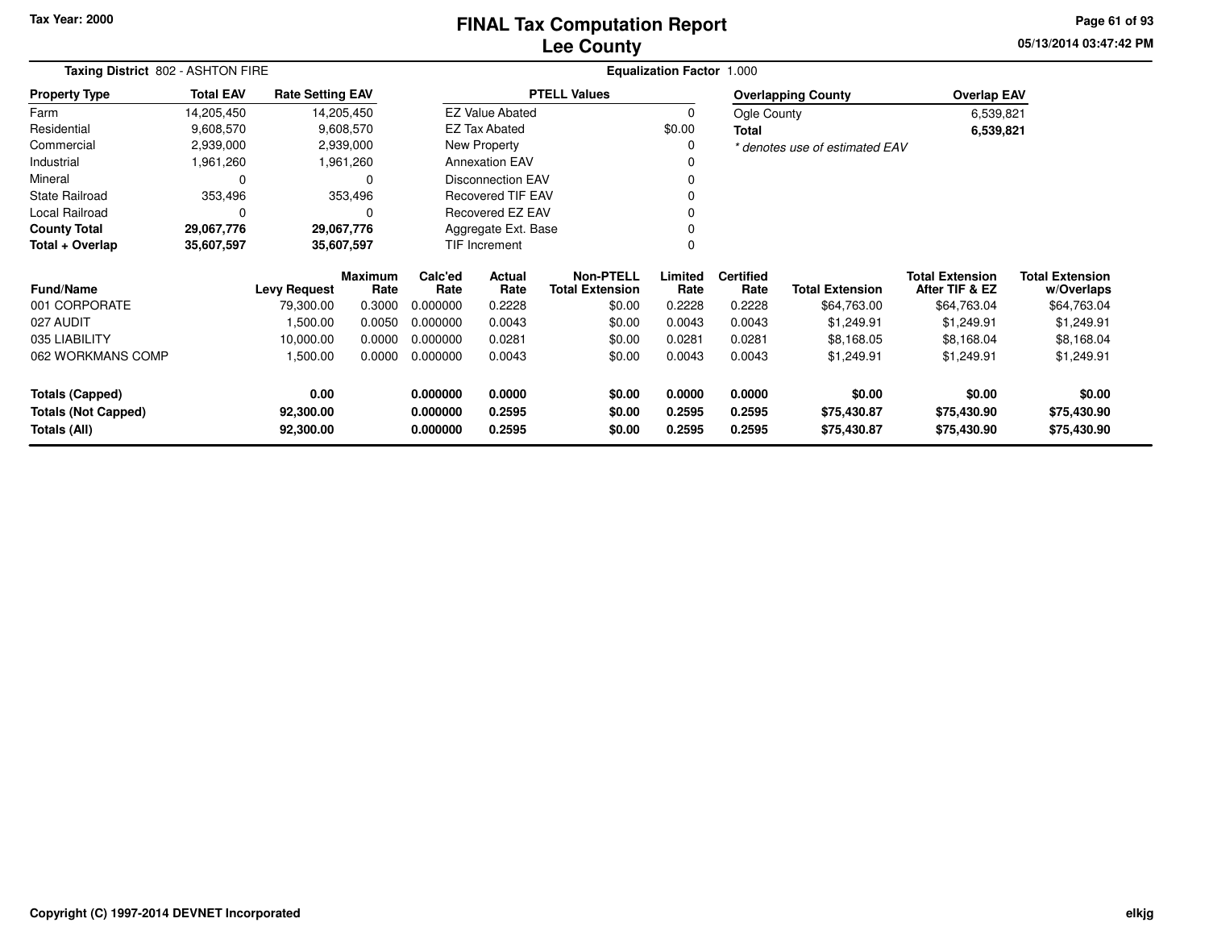# FINAL Tax Computation Report
# Lee County

Tax Year: 2000

**Taxing District** 802 - ASHTON FIRE

**Equalization Factor** 1.000

| Property Type | Total EAV | Rate Setting EAV |
|---|---|---|
| Farm | 14,205,450 | 14,205,450 |
| Residential | 9,608,570 | 9,608,570 |
| Commercial | 2,939,000 | 2,939,000 |
| Industrial | 1,961,260 | 1,961,260 |
| Mineral | 0 | 0 |
| State Railroad | 353,496 | 353,496 |
| Local Railroad | 0 | 0 |
| **County Total** | **29,067,776** | **29,067,776** |
| **Total + Overlap** | **35,607,597** | **35,607,597** |

| PTELL Values | |
|---|---|
| EZ Value Abated | 0 |
| EZ Tax Abated | $0.00 |
| New Property | 0 |
| Annexation EAV | 0 |
| Disconnection EAV | 0 |
| Recovered TIF EAV | 0 |
| Recovered EZ EAV | 0 |
| Aggregate Ext. Base | 0 |
| TIF Increment | 0 |

| Overlapping County | Overlap EAV |
|---|---|
| Ogle County | 6,539,821 |
| **Total** | **6,539,821** |

*\* denotes use of estimated EAV*

| Fund/Name | Levy Request | Maximum Rate | Calc'ed Rate | Actual Rate | Non-PTELL Total Extension | Limited Rate | Certified Rate | Total Extension | Total Extension After TIF & EZ | Total Extension w/Overlaps |
|---|---|---|---|---|---|---|---|---|---|---|
| 001 CORPORATE | 79,300.00 | 0.3000 | 0.000000 | 0.2228 | $0.00 | 0.2228 | 0.2228 | $64,763.00 | $64,763.04 | $64,763.04 |
| 027 AUDIT | 1,500.00 | 0.0050 | 0.000000 | 0.0043 | $0.00 | 0.0043 | 0.0043 | $1,249.91 | $1,249.91 | $1,249.91 |
| 035 LIABILITY | 10,000.00 | 0.0000 | 0.000000 | 0.0281 | $0.00 | 0.0281 | 0.0281 | $8,168.05 | $8,168.04 | $8,168.04 |
| 062 WORKMANS COMP | 1,500.00 | 0.0000 | 0.000000 | 0.0043 | $0.00 | 0.0043 | 0.0043 | $1,249.91 | $1,249.91 | $1,249.91 |
| **Totals (Capped)** | **0.00** | | **0.000000** | **0.0000** | **$0.00** | **0.0000** | **0.0000** | **$0.00** | **$0.00** | **$0.00** |
| **Totals (Not Capped)** | **92,300.00** | | **0.000000** | **0.2595** | **$0.00** | **0.2595** | **0.2595** | **$75,430.87** | **$75,430.90** | **$75,430.90** |
| **Totals (All)** | **92,300.00** | | **0.000000** | **0.2595** | **$0.00** | **0.2595** | **0.2595** | **$75,430.87** | **$75,430.90** | **$75,430.90** |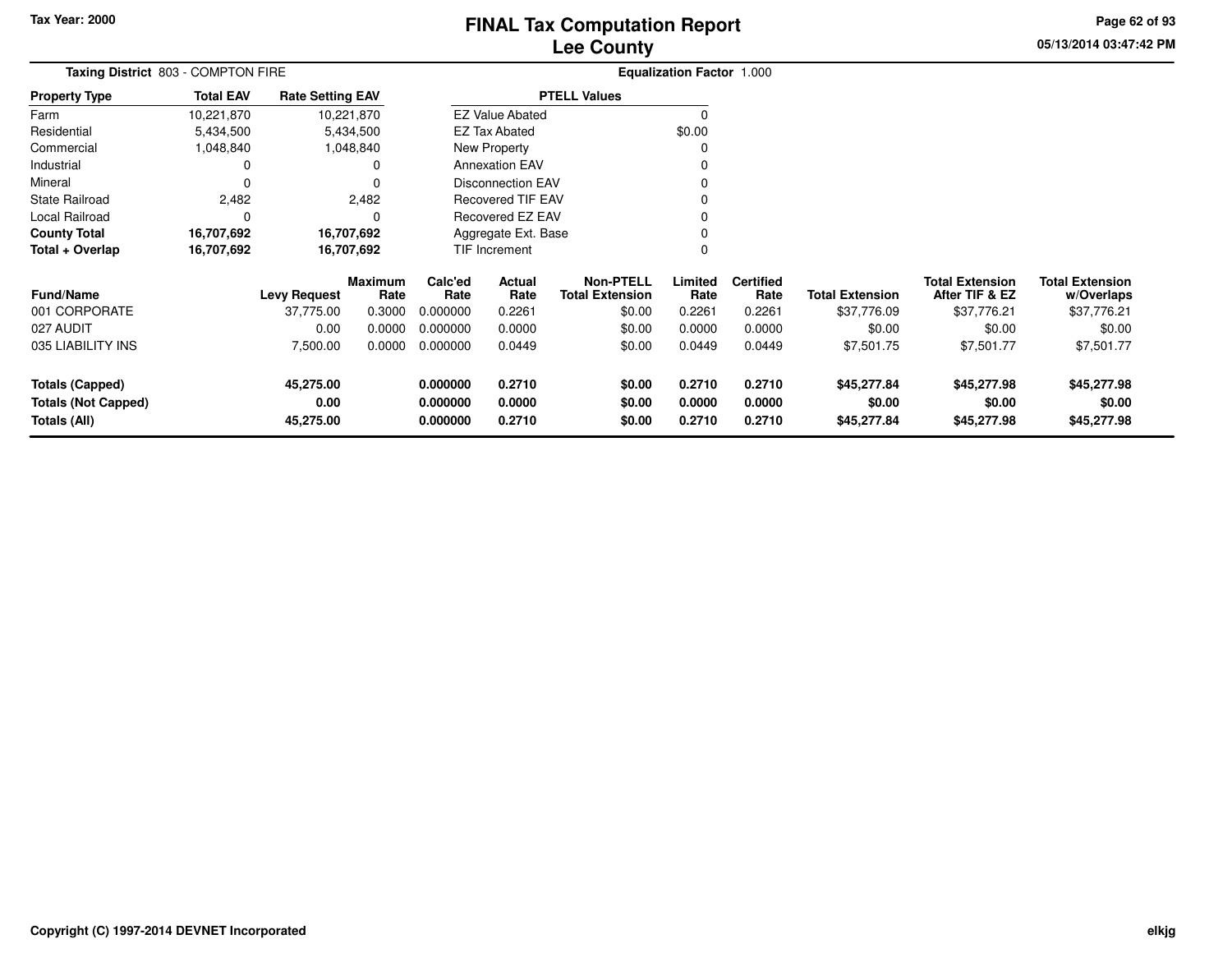# FINAL Tax Computation Report
## Lee County

Tax Year: 2000

**Taxing District** 803 - COMPTON FIRE

**Equalization Factor** 1.000

| Property Type | Total EAV | Rate Setting EAV |
|---|---|---|
| Farm | 10,221,870 | 10,221,870 |
| Residential | 5,434,500 | 5,434,500 |
| Commercial | 1,048,840 | 1,048,840 |
| Industrial | 0 | 0 |
| Mineral | 0 | 0 |
| State Railroad | 2,482 | 2,482 |
| Local Railroad | 0 | 0 |
| **County Total** | **16,707,692** | **16,707,692** |
| **Total + Overlap** | **16,707,692** | **16,707,692** |

| PTELL Values | |
|---|---|
| EZ Value Abated | 0 |
| EZ Tax Abated | $0.00 |
| New Property | 0 |
| Annexation EAV | 0 |
| Disconnection EAV | 0 |
| Recovered TIF EAV | 0 |
| Recovered EZ EAV | 0 |
| Aggregate Ext. Base | 0 |
| TIF Increment | 0 |

| Fund/Name | Levy Request | Maximum Rate | Calc'ed Rate | Actual Rate | Non-PTELL Total Extension | Limited Rate | Certified Rate | Total Extension | Total Extension After TIF & EZ | Total Extension w/Overlaps |
|---|---|---|---|---|---|---|---|---|---|---|
| 001 CORPORATE | 37,775.00 | 0.3000 | 0.000000 | 0.2261 | $0.00 | 0.2261 | 0.2261 | $37,776.09 | $37,776.21 | $37,776.21 |
| 027 AUDIT | 0.00 | 0.0000 | 0.000000 | 0.0000 | $0.00 | 0.0000 | 0.0000 | $0.00 | $0.00 | $0.00 |
| 035 LIABILITY INS | 7,500.00 | 0.0000 | 0.000000 | 0.0449 | $0.00 | 0.0449 | 0.0449 | $7,501.75 | $7,501.77 | $7,501.77 |
| **Totals (Capped)** | **45,275.00** | | **0.000000** | **0.2710** | **$0.00** | **0.2710** | **0.2710** | **$45,277.84** | **$45,277.98** | **$45,277.98** |
| **Totals (Not Capped)** | **0.00** | | **0.000000** | **0.0000** | **$0.00** | **0.0000** | **0.0000** | **$0.00** | **$0.00** | **$0.00** |
| **Totals (All)** | **45,275.00** | | **0.000000** | **0.2710** | **$0.00** | **0.2710** | **0.2710** | **$45,277.84** | **$45,277.98** | **$45,277.98** |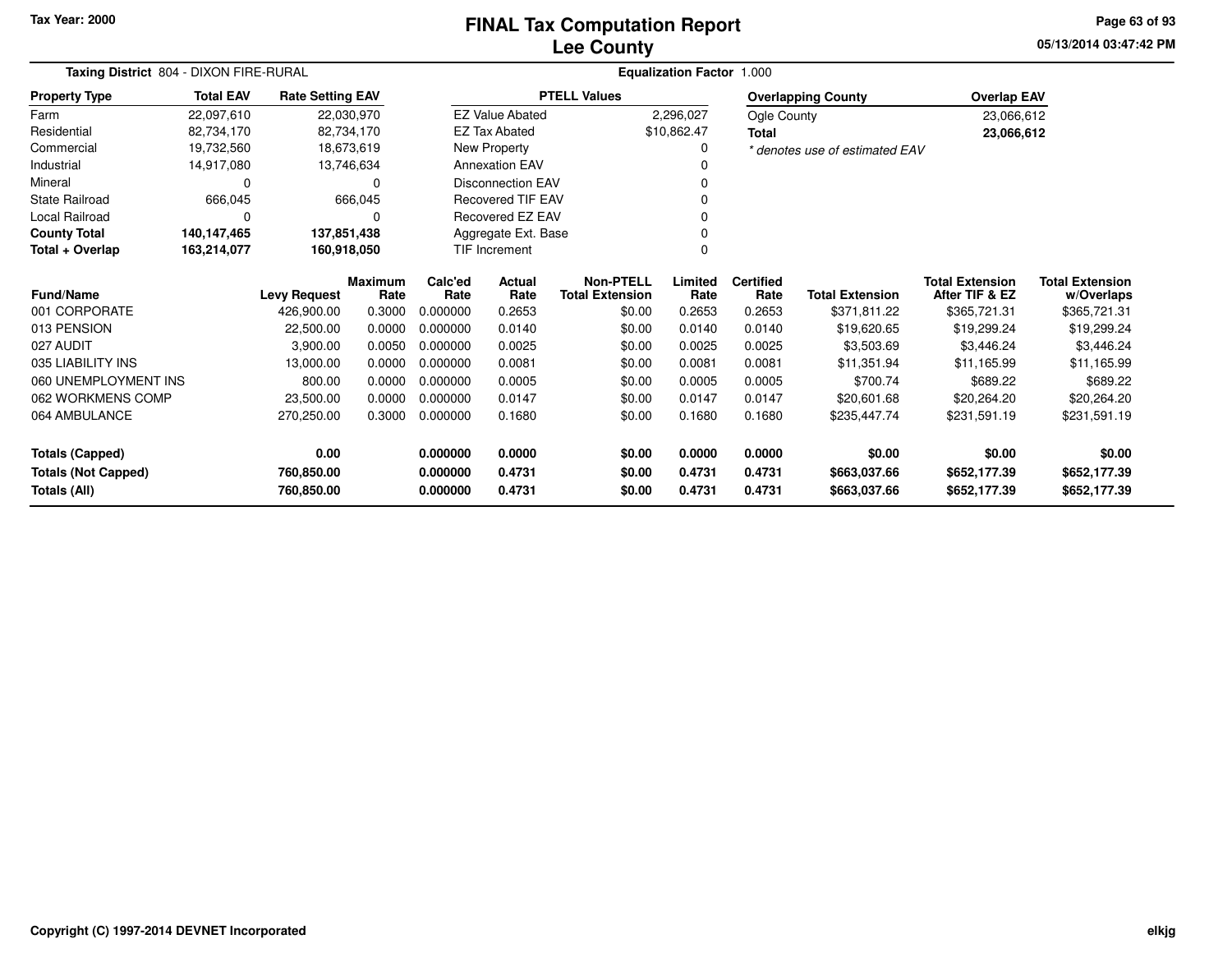Tax Year: 2000

# FINAL Tax Computation Report
## Lee County

**Taxing District** 804 - DIXON FIRE-RURAL

**Equalization Factor** 1.000

| Property Type | Total EAV | Rate Setting EAV |
|---|---|---|
| Farm | 22,097,610 | 22,030,970 |
| Residential | 82,734,170 | 82,734,170 |
| Commercial | 19,732,560 | 18,673,619 |
| Industrial | 14,917,080 | 13,746,634 |
| Mineral | 0 | 0 |
| State Railroad | 666,045 | 666,045 |
| Local Railroad | 0 | 0 |
| **County Total** | **140,147,465** | **137,851,438** |
| **Total + Overlap** | **163,214,077** | **160,918,050** |

| PTELL Values | |
|---|---|
| EZ Value Abated | 2,296,027 |
| EZ Tax Abated | $10,862.47 |
| New Property | 0 |
| Annexation EAV | 0 |
| Disconnection EAV | 0 |
| Recovered TIF EAV | 0 |
| Recovered EZ EAV | 0 |
| Aggregate Ext. Base | 0 |
| TIF Increment | 0 |

| Overlapping County | Overlap EAV |
|---|---|
| Ogle County | 23,066,612 |
| **Total** | **23,066,612** |

*\* denotes use of estimated EAV*

| Fund/Name | Levy Request | Maximum Rate | Calc'ed Rate | Actual Rate | Non-PTELL Total Extension | Limited Rate | Certified Rate | Total Extension | Total Extension After TIF & EZ | Total Extension w/Overlaps |
|---|---|---|---|---|---|---|---|---|---|---|
| 001 CORPORATE | 426,900.00 | 0.3000 | 0.000000 | 0.2653 | $0.00 | 0.2653 | 0.2653 | $371,811.22 | $365,721.31 | $365,721.31 |
| 013 PENSION | 22,500.00 | 0.0000 | 0.000000 | 0.0140 | $0.00 | 0.0140 | 0.0140 | $19,620.65 | $19,299.24 | $19,299.24 |
| 027 AUDIT | 3,900.00 | 0.0050 | 0.000000 | 0.0025 | $0.00 | 0.0025 | 0.0025 | $3,503.69 | $3,446.24 | $3,446.24 |
| 035 LIABILITY INS | 13,000.00 | 0.0000 | 0.000000 | 0.0081 | $0.00 | 0.0081 | 0.0081 | $11,351.94 | $11,165.99 | $11,165.99 |
| 060 UNEMPLOYMENT INS | 800.00 | 0.0000 | 0.000000 | 0.0005 | $0.00 | 0.0005 | 0.0005 | $700.74 | $689.22 | $689.22 |
| 062 WORKMENS COMP | 23,500.00 | 0.0000 | 0.000000 | 0.0147 | $0.00 | 0.0147 | 0.0147 | $20,601.68 | $20,264.20 | $20,264.20 |
| 064 AMBULANCE | 270,250.00 | 0.3000 | 0.000000 | 0.1680 | $0.00 | 0.1680 | 0.1680 | $235,447.74 | $231,591.19 | $231,591.19 |
| **Totals (Capped)** | **0.00** | | **0.000000** | **0.0000** | **$0.00** | **0.0000** | **0.0000** | **$0.00** | **$0.00** | **$0.00** |
| **Totals (Not Capped)** | **760,850.00** | | **0.000000** | **0.4731** | **$0.00** | **0.4731** | **0.4731** | **$663,037.66** | **$652,177.39** | **$652,177.39** |
| **Totals (All)** | **760,850.00** | | **0.000000** | **0.4731** | **$0.00** | **0.4731** | **0.4731** | **$663,037.66** | **$652,177.39** | **$652,177.39** |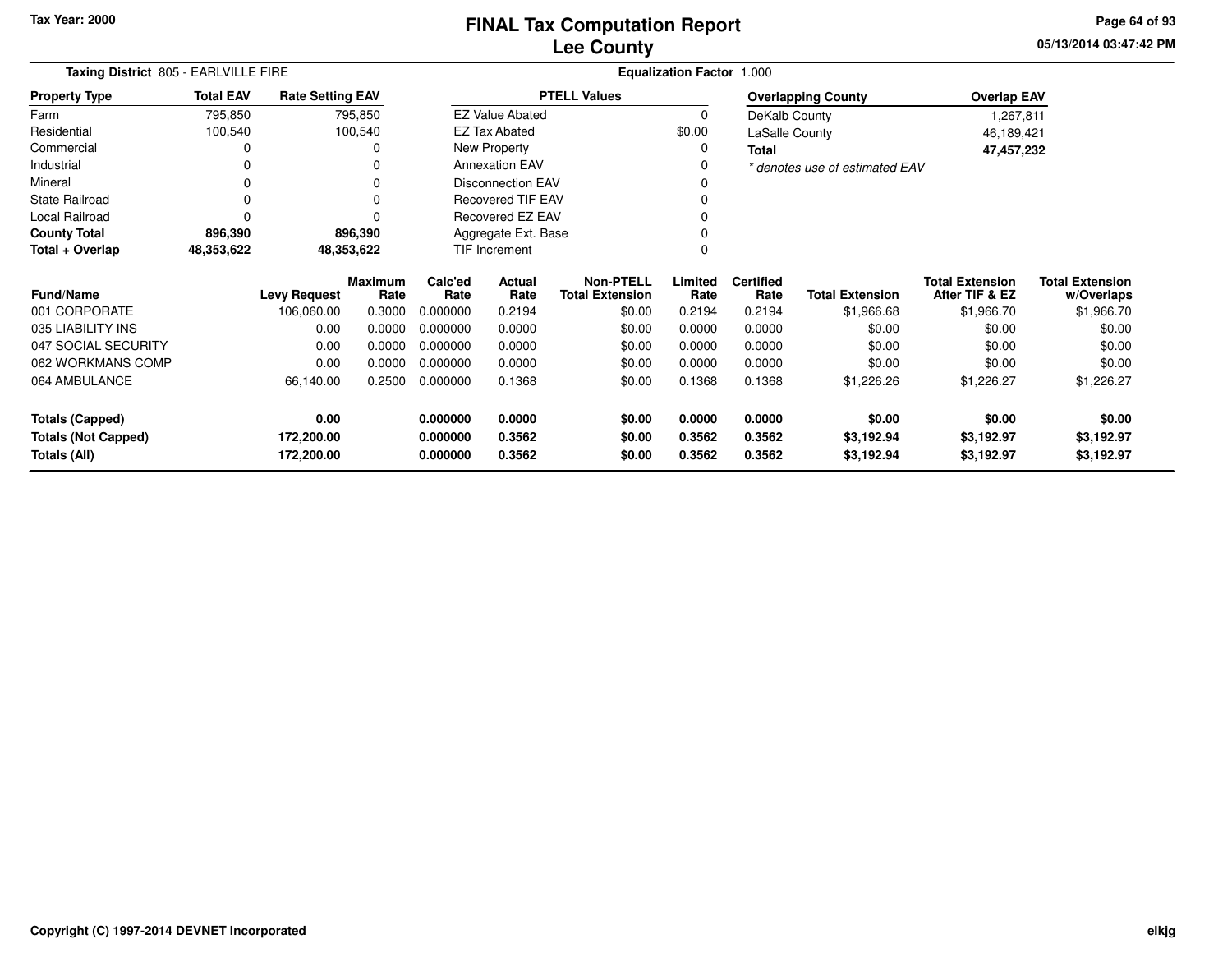Tax Year: 2000

# FINAL Tax Computation Report
## Lee County

05/13/2014 03:47:42 PM

**Taxing District** 805 - EARLVILLE FIRE | **Equalization Factor** 1.000

| Property Type | Total EAV | Rate Setting EAV |
|---|---|---|
| Farm | 795,850 | 795,850 |
| Residential | 100,540 | 100,540 |
| Commercial | 0 | 0 |
| Industrial | 0 | 0 |
| Mineral | 0 | 0 |
| State Railroad | 0 | 0 |
| Local Railroad | 0 | 0 |
| **County Total** | **896,390** | **896,390** |
| **Total + Overlap** | **48,353,622** | **48,353,622** |

| PTELL Values | |
|---|---|
| EZ Value Abated | 0 |
| EZ Tax Abated | $0.00 |
| New Property | 0 |
| Annexation EAV | 0 |
| Disconnection EAV | 0 |
| Recovered TIF EAV | 0 |
| Recovered EZ EAV | 0 |
| Aggregate Ext. Base | 0 |
| TIF Increment | 0 |

| Overlapping County | Overlap EAV |
|---|---|
| DeKalb County | 1,267,811 |
| LaSalle County | 46,189,421 |
| **Total** | **47,457,232** |

*\* denotes use of estimated EAV*

| Fund/Name | Levy Request | Maximum Rate | Calc'ed Rate | Actual Rate | Non-PTELL Total Extension | Limited Rate | Certified Rate | Total Extension | Total Extension After TIF & EZ | Total Extension w/Overlaps |
|---|---|---|---|---|---|---|---|---|---|---|
| 001 CORPORATE | 106,060.00 | 0.3000 | 0.000000 | 0.2194 | $0.00 | 0.2194 | 0.2194 | $1,966.68 | $1,966.70 | $1,966.70 |
| 035 LIABILITY INS | 0.00 | 0.0000 | 0.000000 | 0.0000 | $0.00 | 0.0000 | 0.0000 | $0.00 | $0.00 | $0.00 |
| 047 SOCIAL SECURITY | 0.00 | 0.0000 | 0.000000 | 0.0000 | $0.00 | 0.0000 | 0.0000 | $0.00 | $0.00 | $0.00 |
| 062 WORKMANS COMP | 0.00 | 0.0000 | 0.000000 | 0.0000 | $0.00 | 0.0000 | 0.0000 | $0.00 | $0.00 | $0.00 |
| 064 AMBULANCE | 66,140.00 | 0.2500 | 0.000000 | 0.1368 | $0.00 | 0.1368 | 0.1368 | $1,226.26 | $1,226.27 | $1,226.27 |
| **Totals (Capped)** | **0.00** | | **0.000000** | **0.0000** | **$0.00** | **0.0000** | **0.0000** | **$0.00** | **$0.00** | **$0.00** |
| **Totals (Not Capped)** | **172,200.00** | | **0.000000** | **0.3562** | **$0.00** | **0.3562** | **0.3562** | **$3,192.94** | **$3,192.97** | **$3,192.97** |
| **Totals (All)** | **172,200.00** | | **0.000000** | **0.3562** | **$0.00** | **0.3562** | **0.3562** | **$3,192.94** | **$3,192.97** | **$3,192.97** |

Copyright (C) 1997-2014 DEVNET Incorporated

elkjg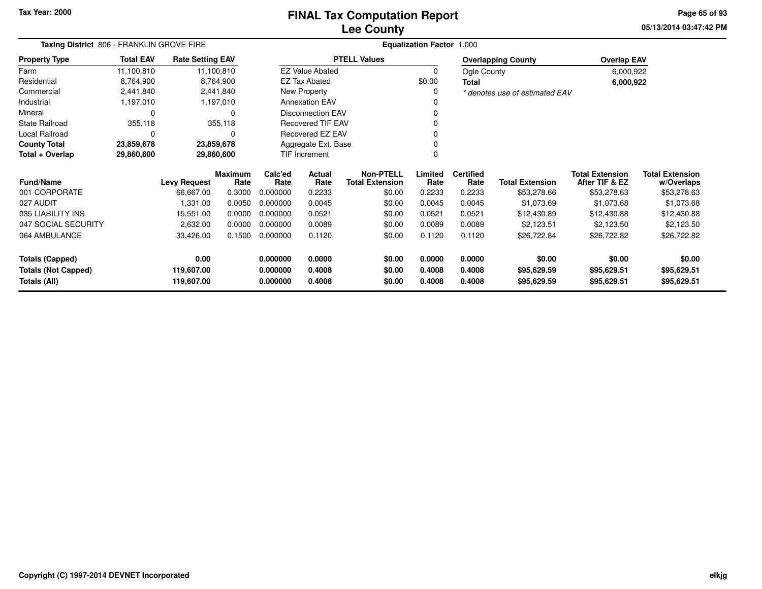Tax Year: 2000

# FINAL Tax Computation Report
## Lee County

05/13/2014 03:47:42 PM

**Taxing District** 806 - FRANKLIN GROVE FIRE

**Equalization Factor** 1.000

| Property Type | Total EAV | Rate Setting EAV |
|---|---|---|
| Farm | 11,100,810 | 11,100,810 |
| Residential | 8,764,900 | 8,764,900 |
| Commercial | 2,441,840 | 2,441,840 |
| Industrial | 1,197,010 | 1,197,010 |
| Mineral | 0 | 0 |
| State Railroad | 355,118 | 355,118 |
| Local Railroad | 0 | 0 |
| **County Total** | **23,859,678** | **23,859,678** |
| **Total + Overlap** | **29,860,600** | **29,860,600** |

| PTELL Values | |
|---|---|
| EZ Value Abated | 0 |
| EZ Tax Abated | $0.00 |
| New Property | 0 |
| Annexation EAV | 0 |
| Disconnection EAV | 0 |
| Recovered TIF EAV | 0 |
| Recovered EZ EAV | 0 |
| Aggregate Ext. Base | 0 |
| TIF Increment | 0 |

| Overlapping County | Overlap EAV |
|---|---|
| Ogle County | 6,000,922 |
| **Total** | **6,000,922** |

*\* denotes use of estimated EAV*

| Fund/Name | Levy Request | Maximum Rate | Calc'ed Rate | Actual Rate | Non-PTELL Total Extension | Limited Rate | Certified Rate | Total Extension | Total Extension After TIF & EZ | Total Extension w/Overlaps |
|---|---|---|---|---|---|---|---|---|---|---|
| 001 CORPORATE | 66,667.00 | 0.3000 | 0.000000 | 0.2233 | $0.00 | 0.2233 | 0.2233 | $53,278.66 | $53,278.63 | $53,278.63 |
| 027 AUDIT | 1,331.00 | 0.0050 | 0.000000 | 0.0045 | $0.00 | 0.0045 | 0.0045 | $1,073.69 | $1,073.68 | $1,073.68 |
| 035 LIABILITY INS | 15,551.00 | 0.0000 | 0.000000 | 0.0521 | $0.00 | 0.0521 | 0.0521 | $12,430.89 | $12,430.88 | $12,430.88 |
| 047 SOCIAL SECURITY | 2,632.00 | 0.0000 | 0.000000 | 0.0089 | $0.00 | 0.0089 | 0.0089 | $2,123.51 | $2,123.50 | $2,123.50 |
| 064 AMBULANCE | 33,426.00 | 0.1500 | 0.000000 | 0.1120 | $0.00 | 0.1120 | 0.1120 | $26,722.84 | $26,722.82 | $26,722.82 |
| **Totals (Capped)** | **0.00** | | **0.000000** | **0.0000** | **$0.00** | **0.0000** | **0.0000** | **$0.00** | **$0.00** | **$0.00** |
| **Totals (Not Capped)** | **119,607.00** | | **0.000000** | **0.4008** | **$0.00** | **0.4008** | **0.4008** | **$95,629.59** | **$95,629.51** | **$95,629.51** |
| **Totals (All)** | **119,607.00** | | **0.000000** | **0.4008** | **$0.00** | **0.4008** | **0.4008** | **$95,629.59** | **$95,629.51** | **$95,629.51** |

Copyright (C) 1997-2014 DEVNET Incorporated

elkjg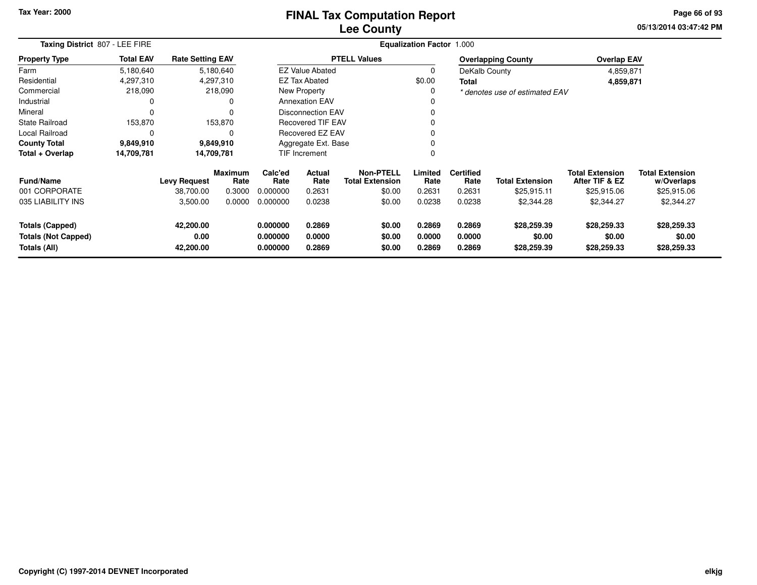# FINAL Tax Computation Report
## Lee County

Tax Year: 2000

05/13/2014 03:47:42 PM

**Taxing District** 807 - LEE FIRE

**Equalization Factor** 1.000

| Property Type | Total EAV | Rate Setting EAV |
|---|---|---|
| Farm | 5,180,640 | 5,180,640 |
| Residential | 4,297,310 | 4,297,310 |
| Commercial | 218,090 | 218,090 |
| Industrial | 0 | 0 |
| Mineral | 0 | 0 |
| State Railroad | 153,870 | 153,870 |
| Local Railroad | 0 | 0 |
| **County Total** | **9,849,910** | **9,849,910** |
| **Total + Overlap** | **14,709,781** | **14,709,781** |

| PTELL Values | |
|---|---|
| EZ Value Abated | 0 |
| EZ Tax Abated | $0.00 |
| New Property | 0 |
| Annexation EAV | 0 |
| Disconnection EAV | 0 |
| Recovered TIF EAV | 0 |
| Recovered EZ EAV | 0 |
| Aggregate Ext. Base | 0 |
| TIF Increment | 0 |

| Overlapping County | Overlap EAV |
|---|---|
| DeKalb County | 4,859,871 |
| **Total** | **4,859,871** |

*\* denotes use of estimated EAV*

| Fund/Name | Levy Request | Maximum Rate | Calc'ed Rate | Actual Rate | Non-PTELL Total Extension | Limited Rate | Certified Rate | Total Extension | Total Extension After TIF & EZ | Total Extension w/Overlaps |
|---|---|---|---|---|---|---|---|---|---|---|
| 001 CORPORATE | 38,700.00 | 0.3000 | 0.000000 | 0.2631 | $0.00 | 0.2631 | 0.2631 | $25,915.11 | $25,915.06 | $25,915.06 |
| 035 LIABILITY INS | 3,500.00 | 0.0000 | 0.000000 | 0.0238 | $0.00 | 0.0238 | 0.0238 | $2,344.28 | $2,344.27 | $2,344.27 |
| **Totals (Capped)** | **42,200.00** | | **0.000000** | **0.2869** | **$0.00** | **0.2869** | **0.2869** | **$28,259.39** | **$28,259.33** | **$28,259.33** |
| **Totals (Not Capped)** | **0.00** | | **0.000000** | **0.0000** | **$0.00** | **0.0000** | **0.0000** | **$0.00** | **$0.00** | **$0.00** |
| **Totals (All)** | **42,200.00** | | **0.000000** | **0.2869** | **$0.00** | **0.2869** | **0.2869** | **$28,259.39** | **$28,259.33** | **$28,259.33** |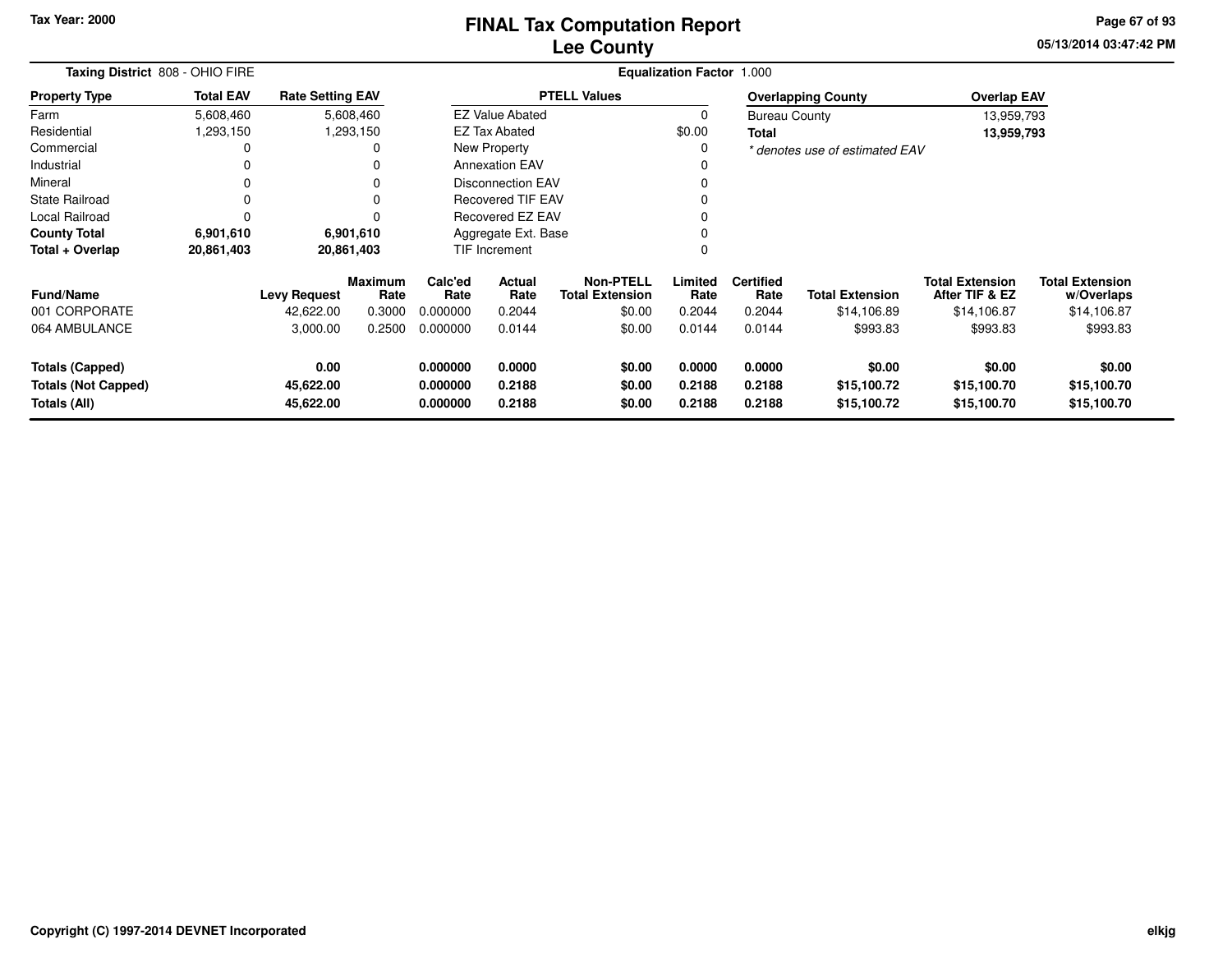# FINAL Tax Computation Report
## Lee County

Tax Year: 2000

05/13/2014 03:47:42 PM

**Taxing District** 808 - OHIO FIRE

**Equalization Factor** 1.000

| Property Type | Total EAV | Rate Setting EAV |
|---|---|---|
| Farm | 5,608,460 | 5,608,460 |
| Residential | 1,293,150 | 1,293,150 |
| Commercial | 0 | 0 |
| Industrial | 0 | 0 |
| Mineral | 0 | 0 |
| State Railroad | 0 | 0 |
| Local Railroad | 0 | 0 |
| **County Total** | **6,901,610** | **6,901,610** |
| **Total + Overlap** | **20,861,403** | **20,861,403** |

| PTELL Values | |
|---|---|
| EZ Value Abated | 0 |
| EZ Tax Abated | $0.00 |
| New Property | 0 |
| Annexation EAV | 0 |
| Disconnection EAV | 0 |
| Recovered TIF EAV | 0 |
| Recovered EZ EAV | 0 |
| Aggregate Ext. Base | 0 |
| TIF Increment | 0 |

| Overlapping County | Overlap EAV |
|---|---|
| Bureau County | 13,959,793 |
| **Total** | **13,959,793** |

*\* denotes use of estimated EAV*

| Fund/Name | Levy Request | Maximum Rate | Calc'ed Rate | Actual Rate | Non-PTELL Total Extension | Limited Rate | Certified Rate | Total Extension | Total Extension After TIF & EZ | Total Extension w/Overlaps |
|---|---|---|---|---|---|---|---|---|---|---|
| 001 CORPORATE | 42,622.00 | 0.3000 | 0.000000 | 0.2044 | $0.00 | 0.2044 | 0.2044 | $14,106.89 | $14,106.87 | $14,106.87 |
| 064 AMBULANCE | 3,000.00 | 0.2500 | 0.000000 | 0.0144 | $0.00 | 0.0144 | 0.0144 | $993.83 | $993.83 | $993.83 |
| **Totals (Capped)** | **0.00** | | **0.000000** | **0.0000** | **$0.00** | **0.0000** | **0.0000** | **$0.00** | **$0.00** | **$0.00** |
| **Totals (Not Capped)** | **45,622.00** | | **0.000000** | **0.2188** | **$0.00** | **0.2188** | **0.2188** | **$15,100.72** | **$15,100.70** | **$15,100.70** |
| **Totals (All)** | **45,622.00** | | **0.000000** | **0.2188** | **$0.00** | **0.2188** | **0.2188** | **$15,100.72** | **$15,100.70** | **$15,100.70** |

Copyright (C) 1997-2014 DEVNET Incorporated

elkjg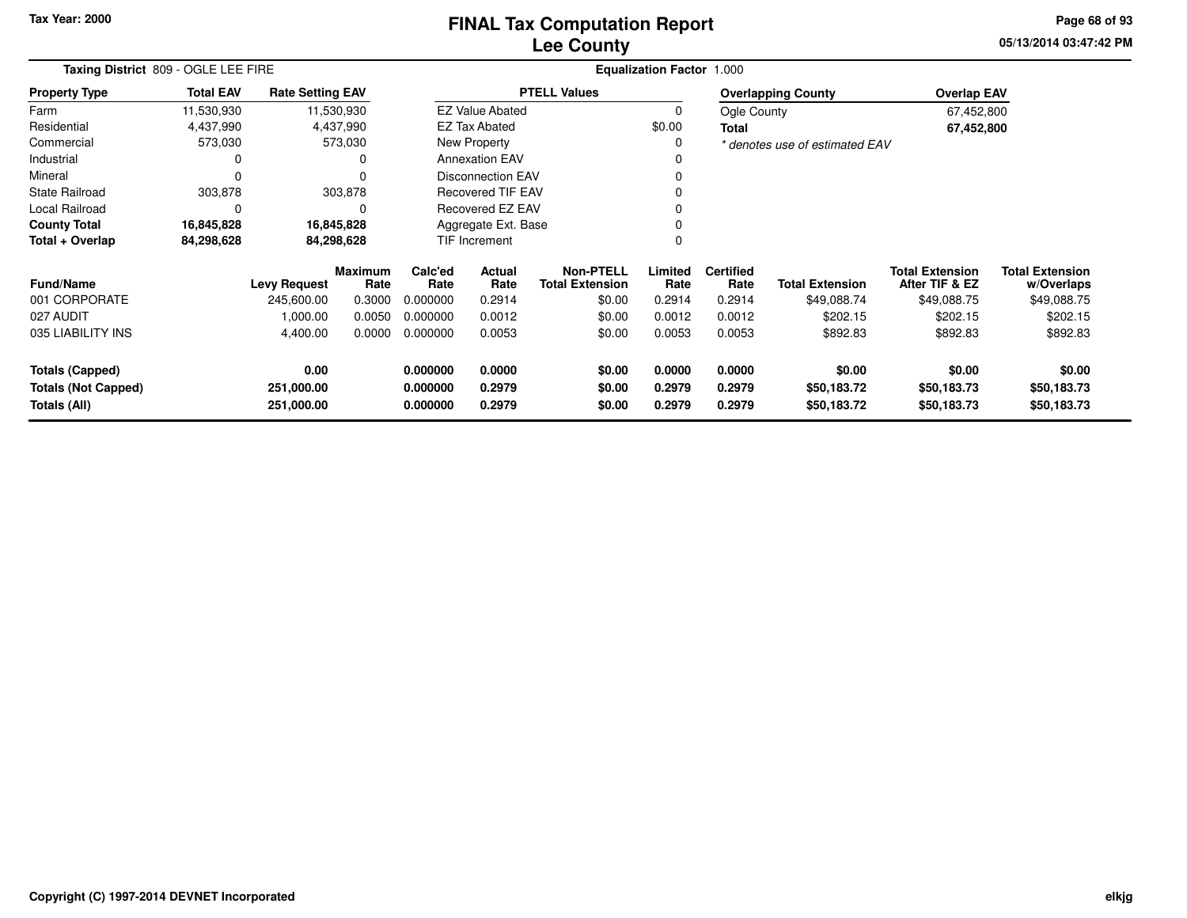# FINAL Tax Computation Report
## Lee County

Tax Year: 2000

05/13/2014 03:47:42 PM

**Taxing District** 809 - OGLE LEE FIRE

**Equalization Factor** 1.000

| Property Type | Total EAV | Rate Setting EAV |
|---|---|---|
| Farm | 11,530,930 | 11,530,930 |
| Residential | 4,437,990 | 4,437,990 |
| Commercial | 573,030 | 573,030 |
| Industrial | 0 | 0 |
| Mineral | 0 | 0 |
| State Railroad | 303,878 | 303,878 |
| Local Railroad | 0 | 0 |
| **County Total** | **16,845,828** | **16,845,828** |
| **Total + Overlap** | **84,298,628** | **84,298,628** |

| PTELL Values | |
|---|---|
| EZ Value Abated | 0 |
| EZ Tax Abated | $0.00 |
| New Property | 0 |
| Annexation EAV | 0 |
| Disconnection EAV | 0 |
| Recovered TIF EAV | 0 |
| Recovered EZ EAV | 0 |
| Aggregate Ext. Base | 0 |
| TIF Increment | 0 |

| Overlapping County | Overlap EAV |
|---|---|
| Ogle County | 67,452,800 |
| **Total** | **67,452,800** |

*\* denotes use of estimated EAV*

| Fund/Name | Levy Request | Maximum Rate | Calc'ed Rate | Actual Rate | Non-PTELL Total Extension | Limited Rate | Certified Rate | Total Extension | Total Extension After TIF & EZ | Total Extension w/Overlaps |
|---|---|---|---|---|---|---|---|---|---|---|
| 001 CORPORATE | 245,600.00 | 0.3000 | 0.000000 | 0.2914 | $0.00 | 0.2914 | 0.2914 | $49,088.74 | $49,088.75 | $49,088.75 |
| 027 AUDIT | 1,000.00 | 0.0050 | 0.000000 | 0.0012 | $0.00 | 0.0012 | 0.0012 | $202.15 | $202.15 | $202.15 |
| 035 LIABILITY INS | 4,400.00 | 0.0000 | 0.000000 | 0.0053 | $0.00 | 0.0053 | 0.0053 | $892.83 | $892.83 | $892.83 |
| **Totals (Capped)** | **0.00** | | **0.000000** | **0.0000** | **$0.00** | **0.0000** | **0.0000** | **$0.00** | **$0.00** | **$0.00** |
| **Totals (Not Capped)** | **251,000.00** | | **0.000000** | **0.2979** | **$0.00** | **0.2979** | **0.2979** | **$50,183.72** | **$50,183.73** | **$50,183.73** |
| **Totals (All)** | **251,000.00** | | **0.000000** | **0.2979** | **$0.00** | **0.2979** | **0.2979** | **$50,183.72** | **$50,183.73** | **$50,183.73** |

Copyright (C) 1997-2014 DEVNET Incorporated

elkjg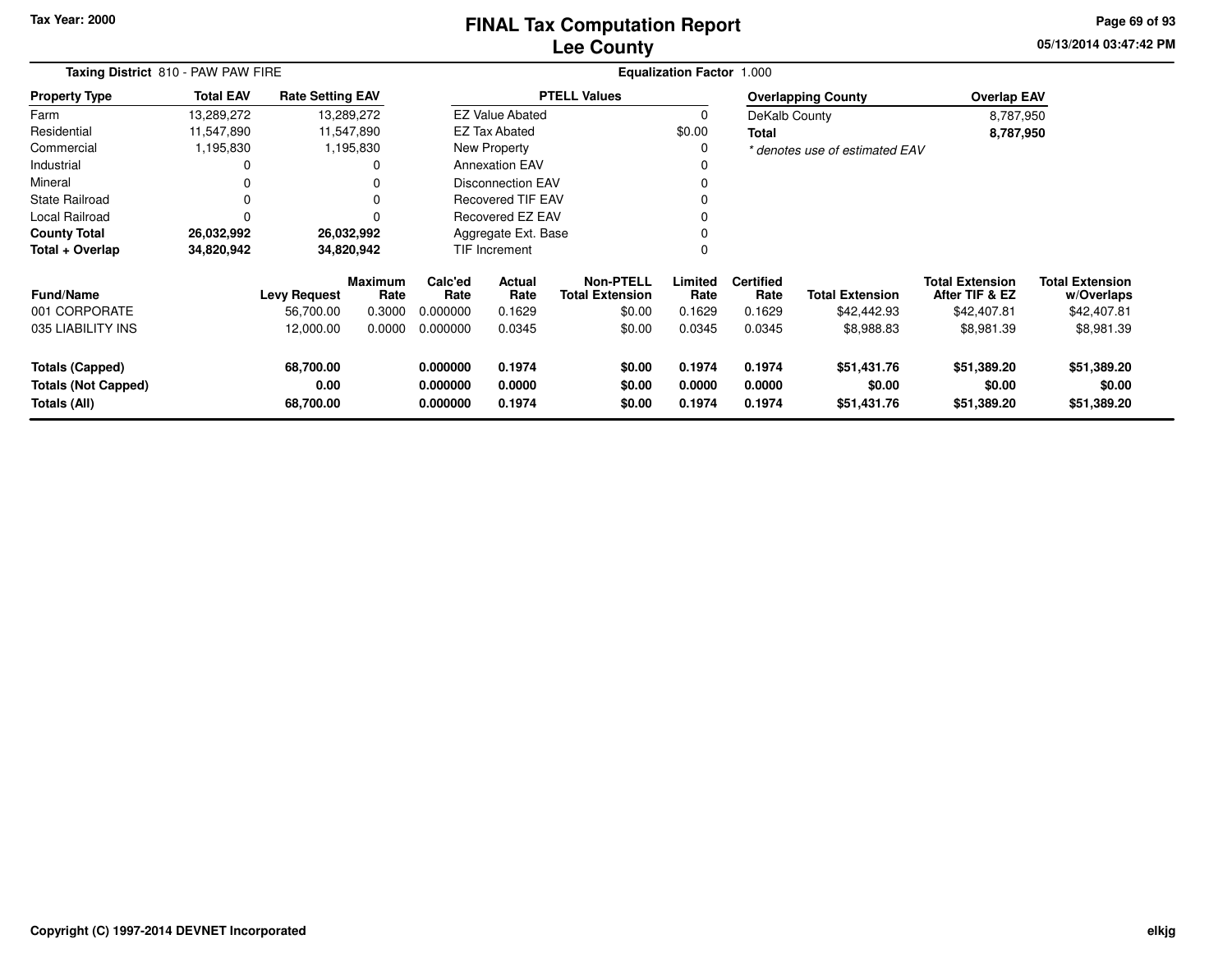# FINAL Tax Computation Report
# Lee County

Tax Year: 2000

05/13/2014 03:47:42 PM

**Taxing District** 810 - PAW PAW FIRE

**Equalization Factor** 1.000

| Property Type | Total EAV | Rate Setting EAV |
|---|---|---|
| Farm | 13,289,272 | 13,289,272 |
| Residential | 11,547,890 | 11,547,890 |
| Commercial | 1,195,830 | 1,195,830 |
| Industrial | 0 | 0 |
| Mineral | 0 | 0 |
| State Railroad | 0 | 0 |
| Local Railroad | 0 | 0 |
| **County Total** | **26,032,992** | **26,032,992** |
| **Total + Overlap** | **34,820,942** | **34,820,942** |

| PTELL Values | |
|---|---|
| EZ Value Abated | 0 |
| EZ Tax Abated | $0.00 |
| New Property | 0 |
| Annexation EAV | 0 |
| Disconnection EAV | 0 |
| Recovered TIF EAV | 0 |
| Recovered EZ EAV | 0 |
| Aggregate Ext. Base | 0 |
| TIF Increment | 0 |

| Overlapping County | Overlap EAV |
|---|---|
| DeKalb County | 8,787,950 |
| **Total** | **8,787,950** |

*\* denotes use of estimated EAV*

| Fund/Name | Levy Request | Maximum Rate | Calc'ed Rate | Actual Rate | Non-PTELL Total Extension | Limited Rate | Certified Rate | Total Extension | Total Extension After TIF & EZ | Total Extension w/Overlaps |
|---|---|---|---|---|---|---|---|---|---|---|
| 001 CORPORATE | 56,700.00 | 0.3000 | 0.000000 | 0.1629 | $0.00 | 0.1629 | 0.1629 | $42,442.93 | $42,407.81 | $42,407.81 |
| 035 LIABILITY INS | 12,000.00 | 0.0000 | 0.000000 | 0.0345 | $0.00 | 0.0345 | 0.0345 | $8,988.83 | $8,981.39 | $8,981.39 |
| **Totals (Capped)** | **68,700.00** | | **0.000000** | **0.1974** | **$0.00** | **0.1974** | **0.1974** | **$51,431.76** | **$51,389.20** | **$51,389.20** |
| **Totals (Not Capped)** | **0.00** | | **0.000000** | **0.0000** | **$0.00** | **0.0000** | **0.0000** | **$0.00** | **$0.00** | **$0.00** |
| **Totals (All)** | **68,700.00** | | **0.000000** | **0.1974** | **$0.00** | **0.1974** | **0.1974** | **$51,431.76** | **$51,389.20** | **$51,389.20** |

**Copyright (C) 1997-2014 DEVNET Incorporated**

elkjg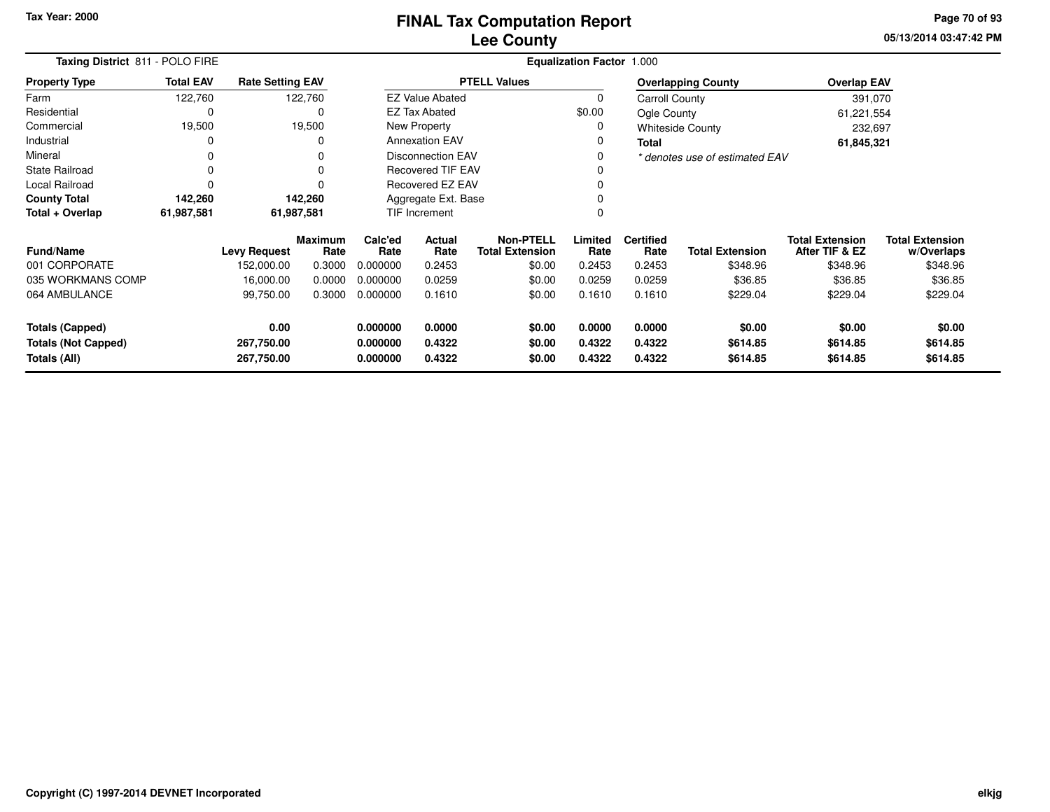Tax Year: 2000

# FINAL Tax Computation Report
## Lee County

05/13/2014 03:47:42 PM

**Taxing District** 811 - POLO FIRE

**Equalization Factor** 1.000

| Property Type | Total EAV | Rate Setting EAV |
|---|---|---|
| Farm | 122,760 | 122,760 |
| Residential | 0 | 0 |
| Commercial | 19,500 | 19,500 |
| Industrial | 0 | 0 |
| Mineral | 0 | 0 |
| State Railroad | 0 | 0 |
| Local Railroad | 0 | 0 |
| **County Total** | **142,260** | **142,260** |
| **Total + Overlap** | **61,987,581** | **61,987,581** |

| PTELL Values | |
|---|---|
| EZ Value Abated | 0 |
| EZ Tax Abated | $0.00 |
| New Property | 0 |
| Annexation EAV | 0 |
| Disconnection EAV | 0 |
| Recovered TIF EAV | 0 |
| Recovered EZ EAV | 0 |
| Aggregate Ext. Base | 0 |
| TIF Increment | 0 |

| Overlapping County | Overlap EAV |
|---|---|
| Carroll County | 391,070 |
| Ogle County | 61,221,554 |
| Whiteside County | 232,697 |
| **Total** | **61,845,321** |

*\* denotes use of estimated EAV*

| Fund/Name | Levy Request | Maximum Rate | Calc'ed Rate | Actual Rate | Non-PTELL Total Extension | Limited Rate | Certified Rate | Total Extension | Total Extension After TIF & EZ | Total Extension w/Overlaps |
|---|---|---|---|---|---|---|---|---|---|---|
| 001 CORPORATE | 152,000.00 | 0.3000 | 0.000000 | 0.2453 | $0.00 | 0.2453 | 0.2453 | $348.96 | $348.96 | $348.96 |
| 035 WORKMANS COMP | 16,000.00 | 0.0000 | 0.000000 | 0.0259 | $0.00 | 0.0259 | 0.0259 | $36.85 | $36.85 | $36.85 |
| 064 AMBULANCE | 99,750.00 | 0.3000 | 0.000000 | 0.1610 | $0.00 | 0.1610 | 0.1610 | $229.04 | $229.04 | $229.04 |
| **Totals (Capped)** | **0.00** | | **0.000000** | **0.0000** | **$0.00** | **0.0000** | **0.0000** | **$0.00** | **$0.00** | **$0.00** |
| **Totals (Not Capped)** | **267,750.00** | | **0.000000** | **0.4322** | **$0.00** | **0.4322** | **0.4322** | **$614.85** | **$614.85** | **$614.85** |
| **Totals (All)** | **267,750.00** | | **0.000000** | **0.4322** | **$0.00** | **0.4322** | **0.4322** | **$614.85** | **$614.85** | **$614.85** |

Copyright (C) 1997-2014 DEVNET Incorporated

elkjg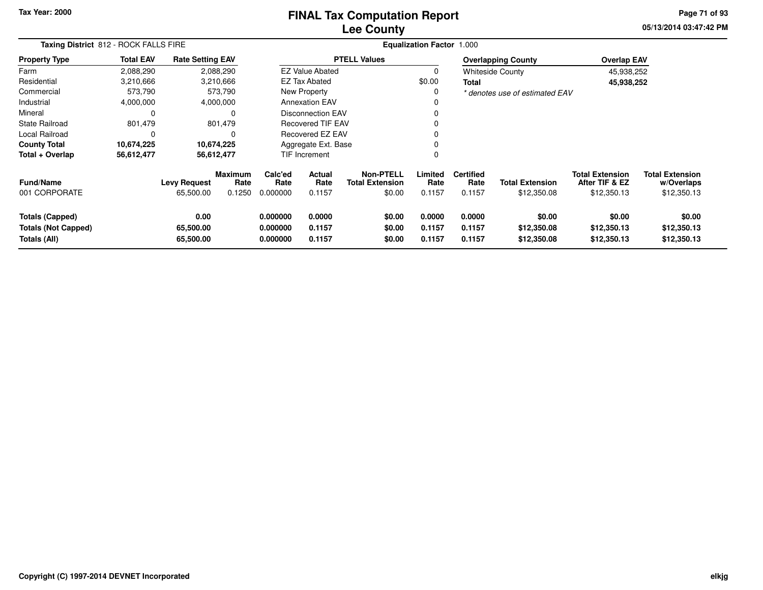# FINAL Tax Computation Report
# Lee County

Tax Year: 2000

**Taxing District** 812 - ROCK FALLS FIRE

**Equalization Factor** 1.000

| Property Type | Total EAV | Rate Setting EAV |
|---|---|---|
| Farm | 2,088,290 | 2,088,290 |
| Residential | 3,210,666 | 3,210,666 |
| Commercial | 573,790 | 573,790 |
| Industrial | 4,000,000 | 4,000,000 |
| Mineral | 0 | 0 |
| State Railroad | 801,479 | 801,479 |
| Local Railroad | 0 | 0 |
| **County Total** | **10,674,225** | **10,674,225** |
| **Total + Overlap** | **56,612,477** | **56,612,477** |

| PTELL Values | |
|---|---|
| EZ Value Abated | 0 |
| EZ Tax Abated | $0.00 |
| New Property | 0 |
| Annexation EAV | 0 |
| Disconnection EAV | 0 |
| Recovered TIF EAV | 0 |
| Recovered EZ EAV | 0 |
| Aggregate Ext. Base | 0 |
| TIF Increment | 0 |

| Overlapping County | Overlap EAV |
|---|---|
| Whiteside County | 45,938,252 |
| **Total** | **45,938,252** |

*\* denotes use of estimated EAV*

| Fund/Name | Levy Request | Maximum Rate | Calc'ed Rate | Actual Rate | Non-PTELL Total Extension | Limited Rate | Certified Rate | Total Extension | Total Extension After TIF & EZ | Total Extension w/Overlaps |
|---|---|---|---|---|---|---|---|---|---|---|
| 001 CORPORATE | 65,500.00 | 0.1250 | 0.000000 | 0.1157 | $0.00 | 0.1157 | 0.1157 | $12,350.08 | $12,350.13 | $12,350.13 |
| **Totals (Capped)** | **0.00** | | **0.000000** | **0.0000** | **$0.00** | **0.0000** | **0.0000** | **$0.00** | **$0.00** | **$0.00** |
| **Totals (Not Capped)** | **65,500.00** | | **0.000000** | **0.1157** | **$0.00** | **0.1157** | **0.1157** | **$12,350.08** | **$12,350.13** | **$12,350.13** |
| **Totals (All)** | **65,500.00** | | **0.000000** | **0.1157** | **$0.00** | **0.1157** | **0.1157** | **$12,350.08** | **$12,350.13** | **$12,350.13** |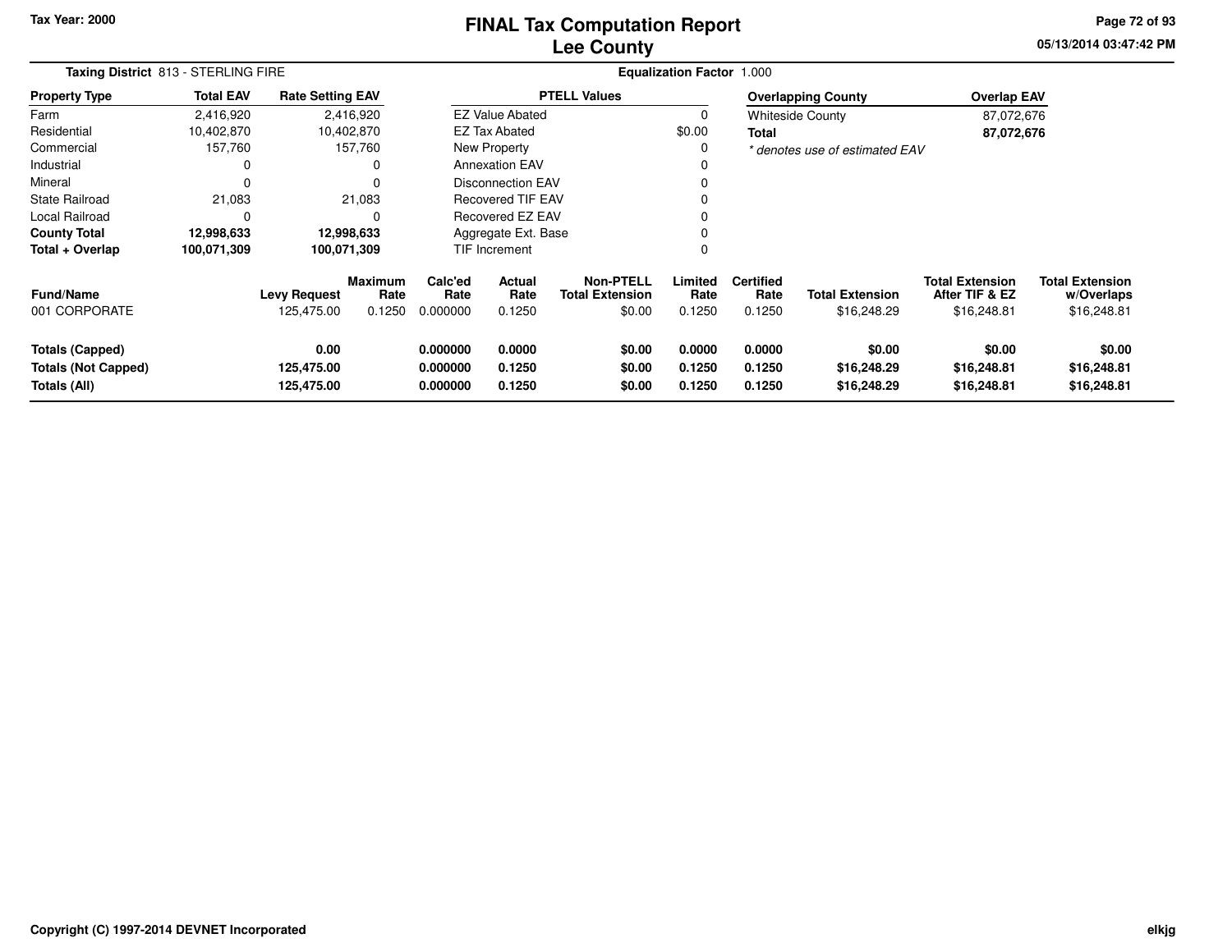# FINAL Tax Computation Report
## Lee County

Tax Year: 2000

05/13/2014 03:47:42 PM

**Taxing District** 813 - STERLING FIRE

**Equalization Factor** 1.000

| Property Type | Total EAV | Rate Setting EAV |
|---|---|---|
| Farm | 2,416,920 | 2,416,920 |
| Residential | 10,402,870 | 10,402,870 |
| Commercial | 157,760 | 157,760 |
| Industrial | 0 | 0 |
| Mineral | 0 | 0 |
| State Railroad | 21,083 | 21,083 |
| Local Railroad | 0 | 0 |
| **County Total** | **12,998,633** | **12,998,633** |
| **Total + Overlap** | **100,071,309** | **100,071,309** |

| PTELL Values | |
|---|---|
| EZ Value Abated | 0 |
| EZ Tax Abated | $0.00 |
| New Property | 0 |
| Annexation EAV | 0 |
| Disconnection EAV | 0 |
| Recovered TIF EAV | 0 |
| Recovered EZ EAV | 0 |
| Aggregate Ext. Base | 0 |
| TIF Increment | 0 |

| Overlapping County | Overlap EAV |
|---|---|
| Whiteside County | 87,072,676 |
| **Total** | **87,072,676** |

*\* denotes use of estimated EAV*

| Fund/Name | Levy Request | Maximum Rate | Calc'ed Rate | Actual Rate | Non-PTELL Total Extension | Limited Rate | Certified Rate | Total Extension | Total Extension After TIF & EZ | Total Extension w/Overlaps |
|---|---|---|---|---|---|---|---|---|---|---|
| 001 CORPORATE | 125,475.00 | 0.1250 | 0.000000 | 0.1250 | $0.00 | 0.1250 | 0.1250 | $16,248.29 | $16,248.81 | $16,248.81 |
| **Totals (Capped)** | **0.00** | | **0.000000** | **0.0000** | **$0.00** | **0.0000** | **0.0000** | **$0.00** | **$0.00** | **$0.00** |
| **Totals (Not Capped)** | **125,475.00** | | **0.000000** | **0.1250** | **$0.00** | **0.1250** | **0.1250** | **$16,248.29** | **$16,248.81** | **$16,248.81** |
| **Totals (All)** | **125,475.00** | | **0.000000** | **0.1250** | **$0.00** | **0.1250** | **0.1250** | **$16,248.29** | **$16,248.81** | **$16,248.81** |

**Copyright (C) 1997-2014 DEVNET Incorporated**

elkjg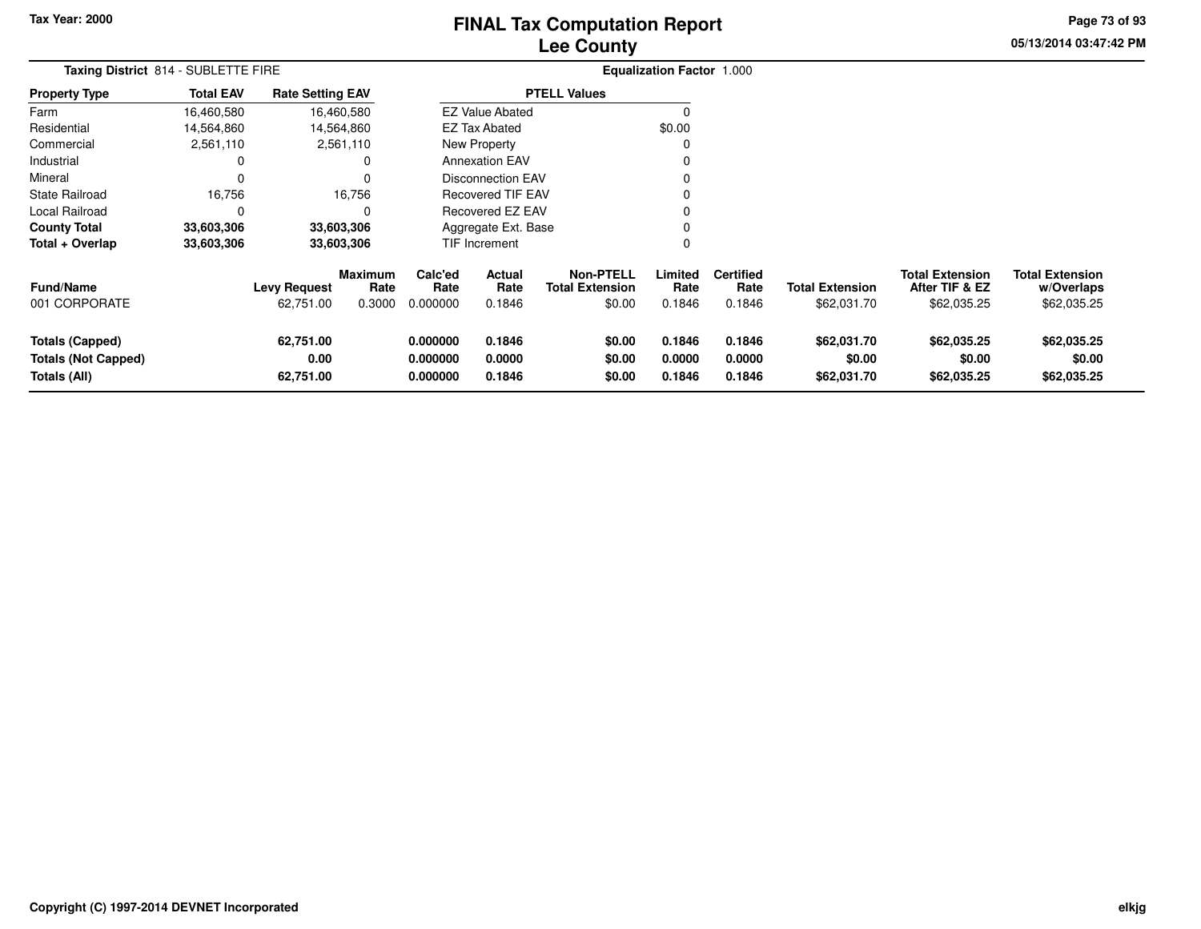# FINAL Tax Computation Report
# Lee County

Tax Year: 2000

05/13/2014 03:47:42 PM

**Taxing District** 814 - SUBLETTE FIRE

**Equalization Factor** 1.000

| Property Type | Total EAV | Rate Setting EAV |
|---|---|---|
| Farm | 16,460,580 | 16,460,580 |
| Residential | 14,564,860 | 14,564,860 |
| Commercial | 2,561,110 | 2,561,110 |
| Industrial | 0 | 0 |
| Mineral | 0 | 0 |
| State Railroad | 16,756 | 16,756 |
| Local Railroad | 0 | 0 |
| **County Total** | **33,603,306** | **33,603,306** |
| **Total + Overlap** | **33,603,306** | **33,603,306** |

| PTELL Values | |
|---|---|
| EZ Value Abated | 0 |
| EZ Tax Abated | $0.00 |
| New Property | 0 |
| Annexation EAV | 0 |
| Disconnection EAV | 0 |
| Recovered TIF EAV | 0 |
| Recovered EZ EAV | 0 |
| Aggregate Ext. Base | 0 |
| TIF Increment | 0 |

| Fund/Name | Levy Request | Maximum Rate | Calc'ed Rate | Actual Rate | Non-PTELL Total Extension | Limited Rate | Certified Rate | Total Extension | Total Extension After TIF & EZ | Total Extension w/Overlaps |
|---|---|---|---|---|---|---|---|---|---|---|
| 001 CORPORATE | 62,751.00 | 0.3000 | 0.000000 | 0.1846 | $0.00 | 0.1846 | 0.1846 | $62,031.70 | $62,035.25 | $62,035.25 |
| **Totals (Capped)** | **62,751.00** | | **0.000000** | **0.1846** | **$0.00** | **0.1846** | **0.1846** | **$62,031.70** | **$62,035.25** | **$62,035.25** |
| **Totals (Not Capped)** | **0.00** | | **0.000000** | **0.0000** | **$0.00** | **0.0000** | **0.0000** | **$0.00** | **$0.00** | **$0.00** |
| **Totals (All)** | **62,751.00** | | **0.000000** | **0.1846** | **$0.00** | **0.1846** | **0.1846** | **$62,031.70** | **$62,035.25** | **$62,035.25** |

**Copyright (C) 1997-2014 DEVNET Incorporated** elkjg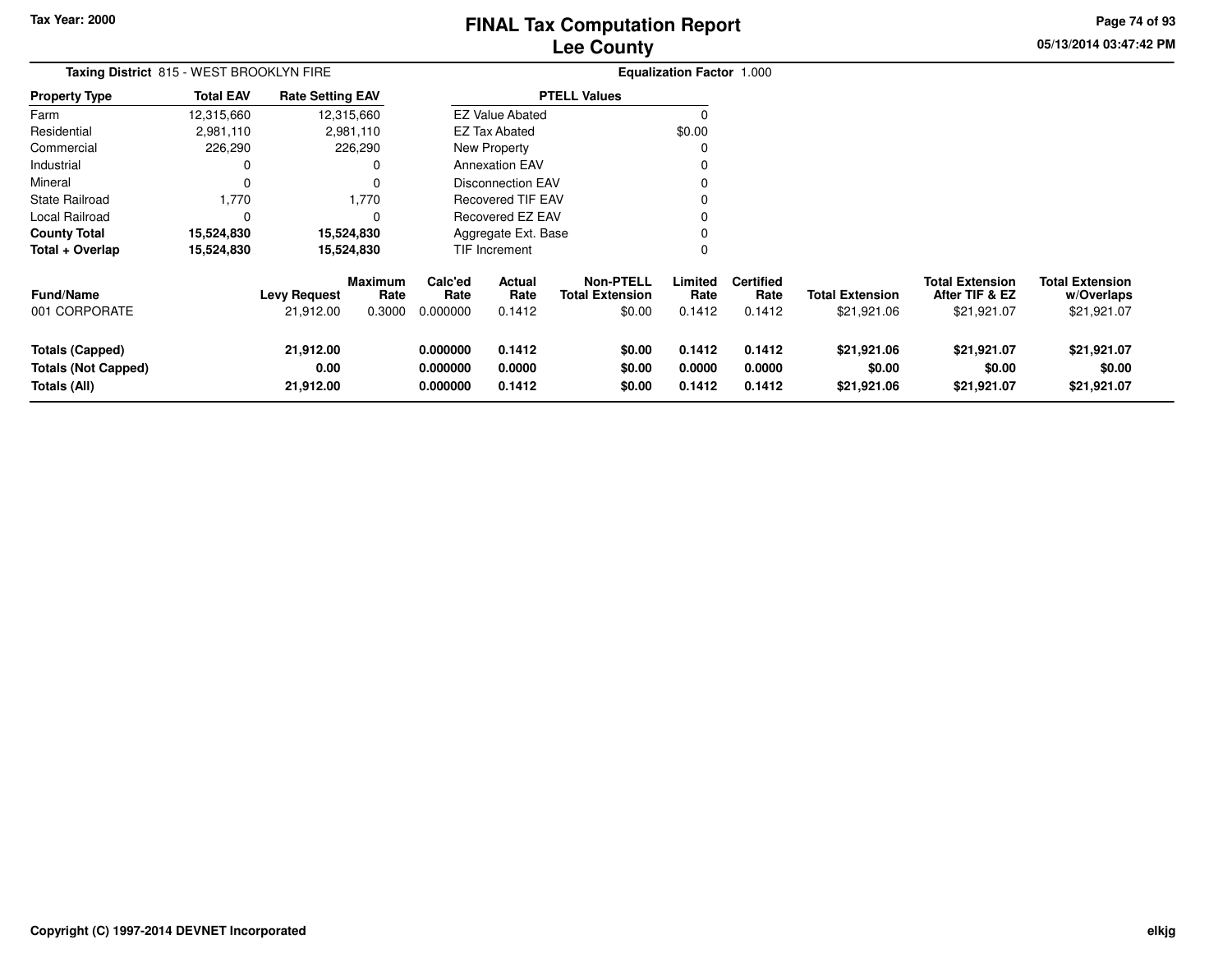# FINAL Tax Computation Report
# Lee County

Tax Year: 2000

**Taxing District** 815 - WEST BROOKLYN FIRE

**Equalization Factor** 1.000

| Property Type | Total EAV | Rate Setting EAV |
|---|---|---|
| Farm | 12,315,660 | 12,315,660 |
| Residential | 2,981,110 | 2,981,110 |
| Commercial | 226,290 | 226,290 |
| Industrial | 0 | 0 |
| Mineral | 0 | 0 |
| State Railroad | 1,770 | 1,770 |
| Local Railroad | 0 | 0 |
| **County Total** | **15,524,830** | **15,524,830** |
| **Total + Overlap** | **15,524,830** | **15,524,830** |

| PTELL Values | |
|---|---|
| EZ Value Abated | 0 |
| EZ Tax Abated | $0.00 |
| New Property | 0 |
| Annexation EAV | 0 |
| Disconnection EAV | 0 |
| Recovered TIF EAV | 0 |
| Recovered EZ EAV | 0 |
| Aggregate Ext. Base | 0 |
| TIF Increment | 0 |

| Fund/Name | Levy Request | Maximum Rate | Calc'ed Rate | Actual Rate | Non-PTELL Total Extension | Limited Rate | Certified Rate | Total Extension | Total Extension After TIF & EZ | Total Extension w/Overlaps |
|---|---|---|---|---|---|---|---|---|---|---|
| 001 CORPORATE | 21,912.00 | 0.3000 | 0.000000 | 0.1412 | $0.00 | 0.1412 | 0.1412 | $21,921.06 | $21,921.07 | $21,921.07 |
| **Totals (Capped)** | **21,912.00** | | **0.000000** | **0.1412** | **$0.00** | **0.1412** | **0.1412** | **$21,921.06** | **$21,921.07** | **$21,921.07** |
| **Totals (Not Capped)** | **0.00** | | **0.000000** | **0.0000** | **$0.00** | **0.0000** | **0.0000** | **$0.00** | **$0.00** | **$0.00** |
| **Totals (All)** | **21,912.00** | | **0.000000** | **0.1412** | **$0.00** | **0.1412** | **0.1412** | **$21,921.06** | **$21,921.07** | **$21,921.07** |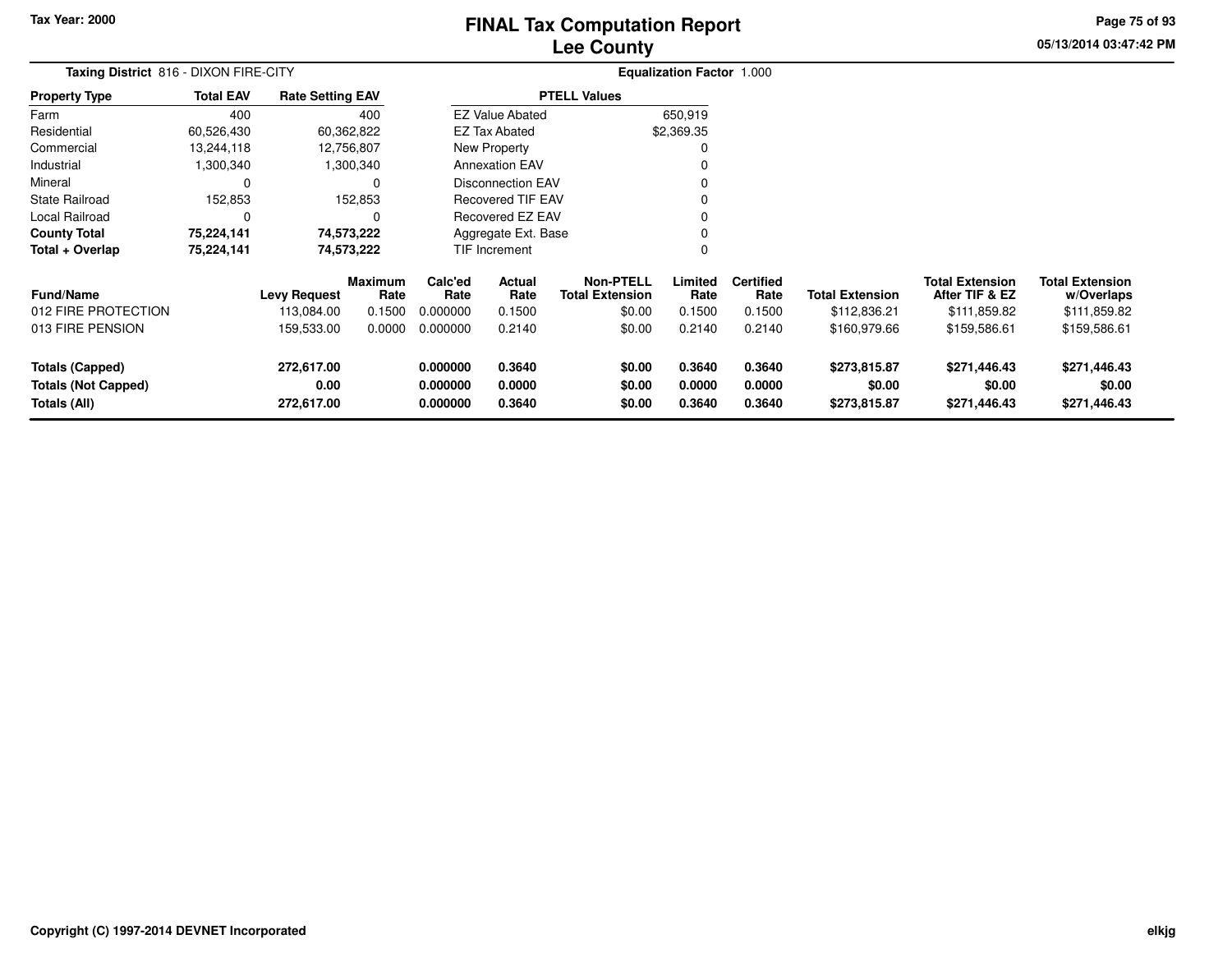Tax Year: 2000

# FINAL Tax Computation Report
## Lee County

05/13/2014 03:47:42 PM

**Taxing District** 816 - DIXON FIRE-CITY

**Equalization Factor** 1.000

| Property Type | Total EAV | Rate Setting EAV |
|---|---|---|
| Farm | 400 | 400 |
| Residential | 60,526,430 | 60,362,822 |
| Commercial | 13,244,118 | 12,756,807 |
| Industrial | 1,300,340 | 1,300,340 |
| Mineral | 0 | 0 |
| State Railroad | 152,853 | 152,853 |
| Local Railroad | 0 | 0 |
| **County Total** | **75,224,141** | **74,573,222** |
| **Total + Overlap** | **75,224,141** | **74,573,222** |

| PTELL Values | |
|---|---|
| EZ Value Abated | 650,919 |
| EZ Tax Abated | $2,369.35 |
| New Property | 0 |
| Annexation EAV | 0 |
| Disconnection EAV | 0 |
| Recovered TIF EAV | 0 |
| Recovered EZ EAV | 0 |
| Aggregate Ext. Base | 0 |
| TIF Increment | 0 |

| Fund/Name | Levy Request | Maximum Rate | Calc'ed Rate | Actual Rate | Non-PTELL Total Extension | Limited Rate | Certified Rate | Total Extension | Total Extension After TIF & EZ | Total Extension w/Overlaps |
|---|---|---|---|---|---|---|---|---|---|---|
| 012 FIRE PROTECTION | 113,084.00 | 0.1500 | 0.000000 | 0.1500 | $0.00 | 0.1500 | 0.1500 | $112,836.21 | $111,859.82 | $111,859.82 |
| 013 FIRE PENSION | 159,533.00 | 0.0000 | 0.000000 | 0.2140 | $0.00 | 0.2140 | 0.2140 | $160,979.66 | $159,586.61 | $159,586.61 |
| **Totals (Capped)** | **272,617.00** | | **0.000000** | **0.3640** | **$0.00** | **0.3640** | **0.3640** | **$273,815.87** | **$271,446.43** | **$271,446.43** |
| **Totals (Not Capped)** | **0.00** | | **0.000000** | **0.0000** | **$0.00** | **0.0000** | **0.0000** | **$0.00** | **$0.00** | **$0.00** |
| **Totals (All)** | **272,617.00** | | **0.000000** | **0.3640** | **$0.00** | **0.3640** | **0.3640** | **$273,815.87** | **$271,446.43** | **$271,446.43** |

**Copyright (C) 1997-2014 DEVNET Incorporated**

elkjg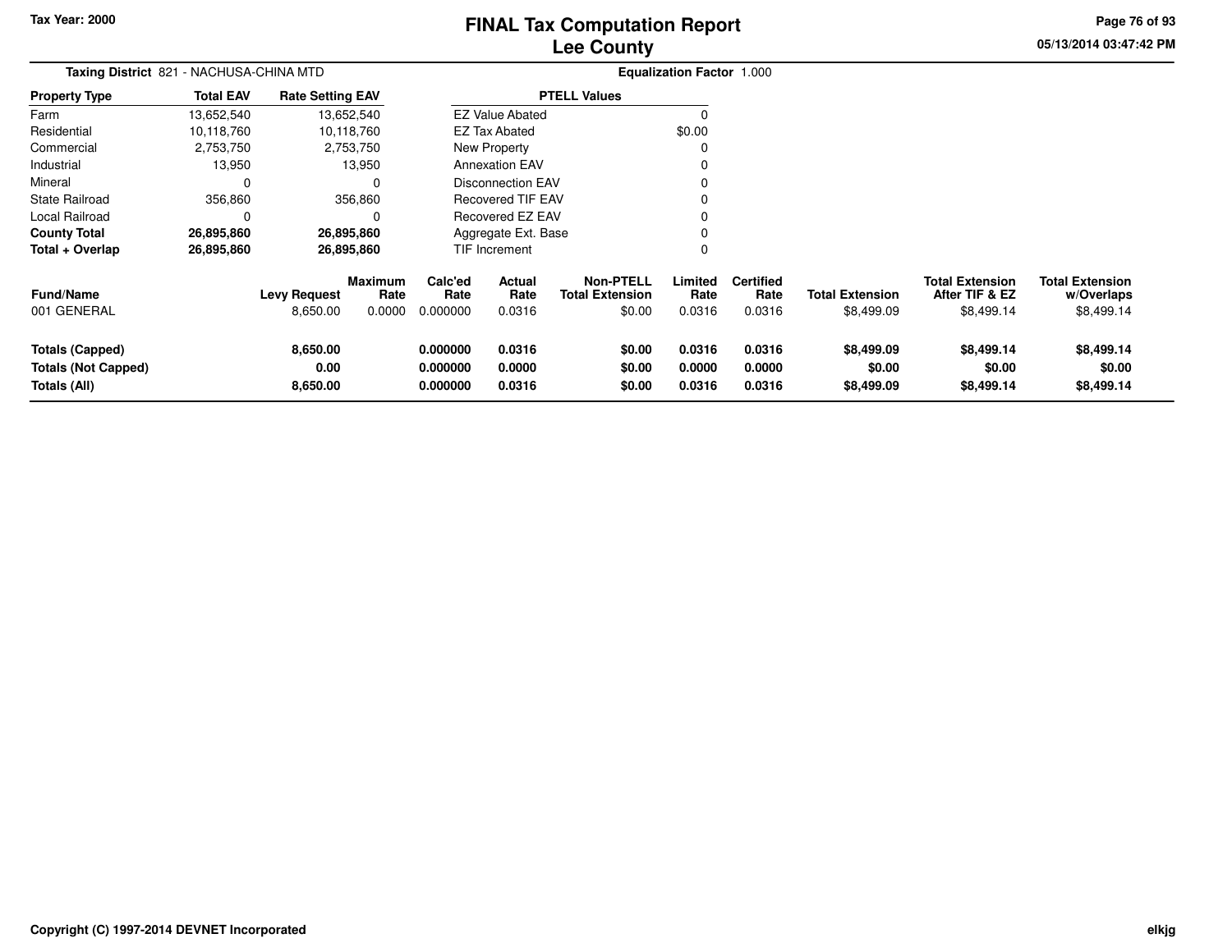# FINAL Tax Computation Report
## Lee County

Tax Year: 2000

05/13/2014 03:47:42 PM

**Taxing District** 821 - NACHUSA-CHINA MTD

**Equalization Factor** 1.000

| Property Type | Total EAV | Rate Setting EAV |
|---|---|---|
| Farm | 13,652,540 | 13,652,540 |
| Residential | 10,118,760 | 10,118,760 |
| Commercial | 2,753,750 | 2,753,750 |
| Industrial | 13,950 | 13,950 |
| Mineral | 0 | 0 |
| State Railroad | 356,860 | 356,860 |
| Local Railroad | 0 | 0 |
| **County Total** | **26,895,860** | **26,895,860** |
| **Total + Overlap** | **26,895,860** | **26,895,860** |

| PTELL Values | |
|---|---|
| EZ Value Abated | 0 |
| EZ Tax Abated | $0.00 |
| New Property | 0 |
| Annexation EAV | 0 |
| Disconnection EAV | 0 |
| Recovered TIF EAV | 0 |
| Recovered EZ EAV | 0 |
| Aggregate Ext. Base | 0 |
| TIF Increment | 0 |

| Fund/Name | Levy Request | Maximum Rate | Calc'ed Rate | Actual Rate | Non-PTELL Total Extension | Limited Rate | Certified Rate | Total Extension | Total Extension After TIF & EZ | Total Extension w/Overlaps |
|---|---|---|---|---|---|---|---|---|---|---|
| 001 GENERAL | 8,650.00 | 0.0000 | 0.000000 | 0.0316 | $0.00 | 0.0316 | 0.0316 | $8,499.09 | $8,499.14 | $8,499.14 |
| **Totals (Capped)** | **8,650.00** | | **0.000000** | **0.0316** | **$0.00** | **0.0316** | **0.0316** | **$8,499.09** | **$8,499.14** | **$8,499.14** |
| **Totals (Not Capped)** | **0.00** | | **0.000000** | **0.0000** | **$0.00** | **0.0000** | **0.0000** | **$0.00** | **$0.00** | **$0.00** |
| **Totals (All)** | **8,650.00** | | **0.000000** | **0.0316** | **$0.00** | **0.0316** | **0.0316** | **$8,499.09** | **$8,499.14** | **$8,499.14** |

Copyright (C) 1997-2014 DEVNET Incorporated

elkjg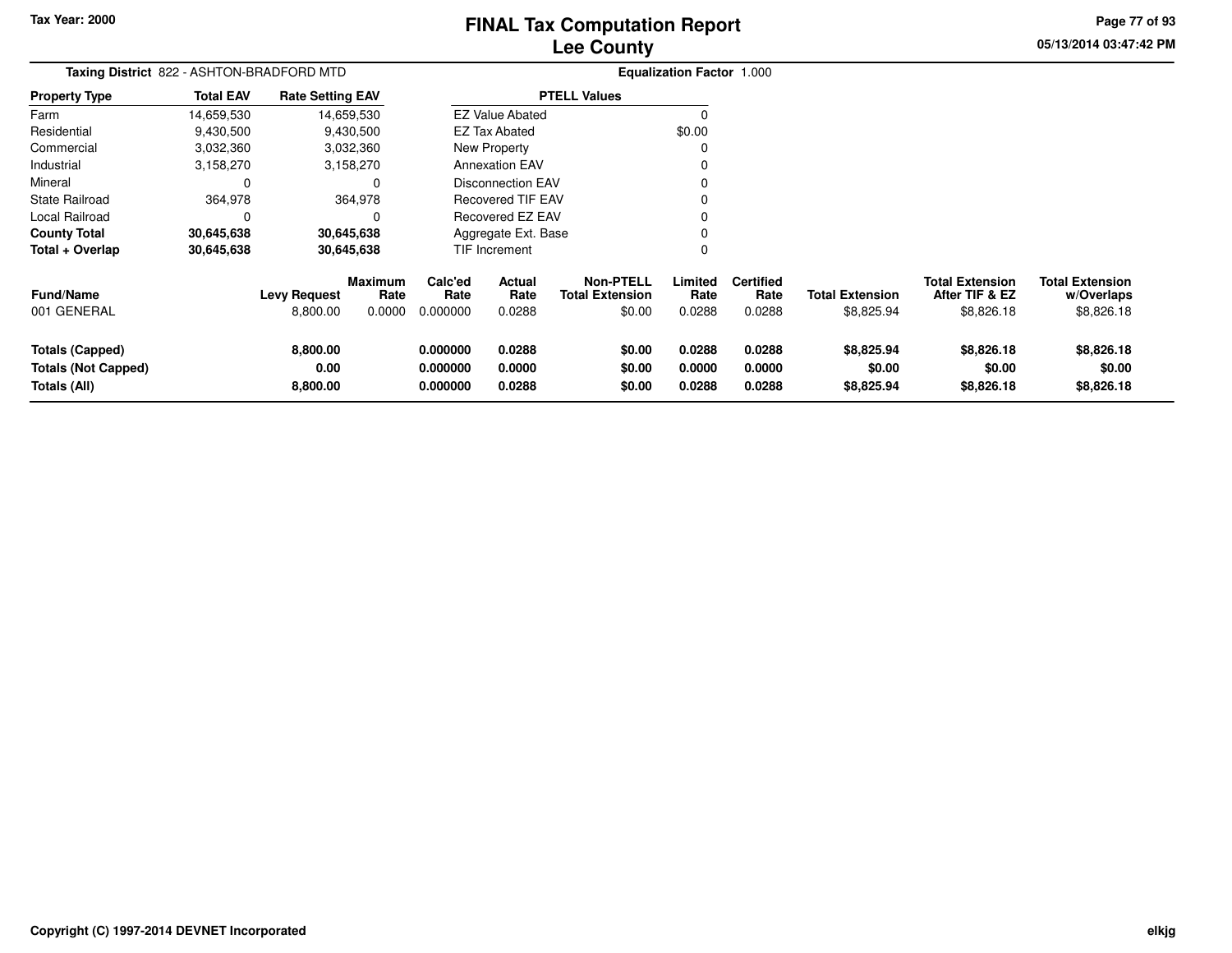# FINAL Tax Computation Report
## Lee County

Tax Year: 2000

05/13/2014 03:47:42 PM

**Taxing District** 822 - ASHTON-BRADFORD MTD

**Equalization Factor** 1.000

| Property Type | Total EAV | Rate Setting EAV |
|---|---|---|
| Farm | 14,659,530 | 14,659,530 |
| Residential | 9,430,500 | 9,430,500 |
| Commercial | 3,032,360 | 3,032,360 |
| Industrial | 3,158,270 | 3,158,270 |
| Mineral | 0 | 0 |
| State Railroad | 364,978 | 364,978 |
| Local Railroad | 0 | 0 |
| **County Total** | **30,645,638** | **30,645,638** |
| **Total + Overlap** | **30,645,638** | **30,645,638** |

| PTELL Values | |
|---|---|
| EZ Value Abated | 0 |
| EZ Tax Abated | $0.00 |
| New Property | 0 |
| Annexation EAV | 0 |
| Disconnection EAV | 0 |
| Recovered TIF EAV | 0 |
| Recovered EZ EAV | 0 |
| Aggregate Ext. Base | 0 |
| TIF Increment | 0 |

| Fund/Name | Levy Request | Maximum Rate | Calc'ed Rate | Actual Rate | Non-PTELL Total Extension | Limited Rate | Certified Rate | Total Extension | Total Extension After TIF & EZ | Total Extension w/Overlaps |
|---|---|---|---|---|---|---|---|---|---|---|
| 001 GENERAL | 8,800.00 | 0.0000 | 0.000000 | 0.0288 | $0.00 | 0.0288 | 0.0288 | $8,825.94 | $8,826.18 | $8,826.18 |
| **Totals (Capped)** | **8,800.00** | | **0.000000** | **0.0288** | **$0.00** | **0.0288** | **0.0288** | **$8,825.94** | **$8,826.18** | **$8,826.18** |
| **Totals (Not Capped)** | **0.00** | | **0.000000** | **0.0000** | **$0.00** | **0.0000** | **0.0000** | **$0.00** | **$0.00** | **$0.00** |
| **Totals (All)** | **8,800.00** | | **0.000000** | **0.0288** | **$0.00** | **0.0288** | **0.0288** | **$8,825.94** | **$8,826.18** | **$8,826.18** |

Copyright (C) 1997-2014 DEVNET Incorporated

elkjg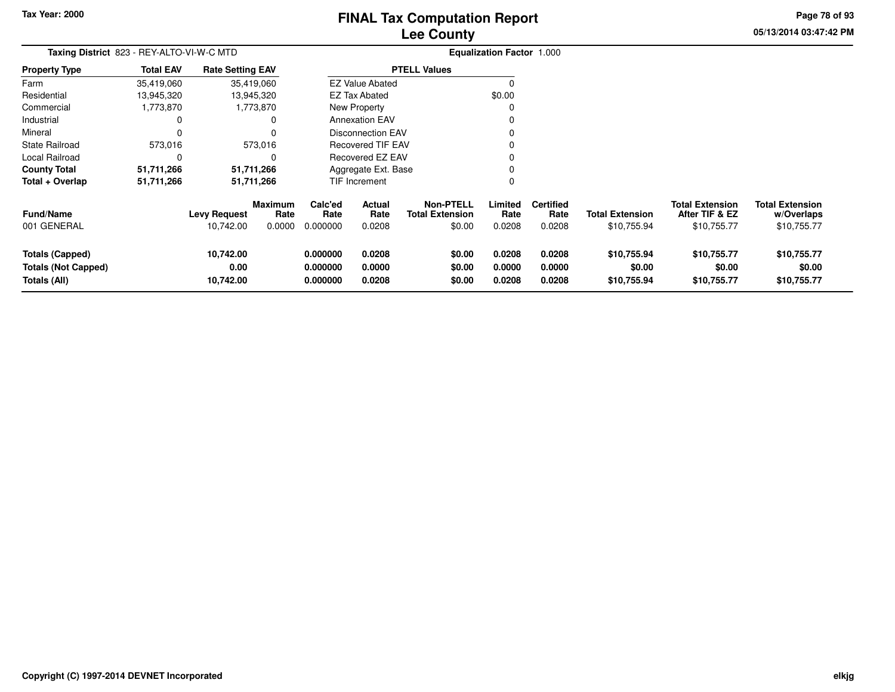Tax Year: 2000

# FINAL Tax Computation Report
## Lee County

05/13/2014 03:47:42 PM

**Taxing District** 823 - REY-ALTO-VI-W-C MTD

**Equalization Factor** 1.000

| Property Type | Total EAV | Rate Setting EAV |
|---|---|---|
| Farm | 35,419,060 | 35,419,060 |
| Residential | 13,945,320 | 13,945,320 |
| Commercial | 1,773,870 | 1,773,870 |
| Industrial | 0 | 0 |
| Mineral | 0 | 0 |
| State Railroad | 573,016 | 573,016 |
| Local Railroad | 0 | 0 |
| **County Total** | **51,711,266** | **51,711,266** |
| **Total + Overlap** | **51,711,266** | **51,711,266** |

| PTELL Values | |
|---|---|
| EZ Value Abated | 0 |
| EZ Tax Abated | $0.00 |
| New Property | 0 |
| Annexation EAV | 0 |
| Disconnection EAV | 0 |
| Recovered TIF EAV | 0 |
| Recovered EZ EAV | 0 |
| Aggregate Ext. Base | 0 |
| TIF Increment | 0 |

| Fund/Name | Levy Request | Maximum Rate | Calc'ed Rate | Actual Rate | Non-PTELL Total Extension | Limited Rate | Certified Rate | Total Extension | Total Extension After TIF & EZ | Total Extension w/Overlaps |
|---|---|---|---|---|---|---|---|---|---|---|
| 001 GENERAL | 10,742.00 | 0.0000 | 0.000000 | 0.0208 | $0.00 | 0.0208 | 0.0208 | $10,755.94 | $10,755.77 | $10,755.77 |
| **Totals (Capped)** | **10,742.00** | | **0.000000** | **0.0208** | **$0.00** | **0.0208** | **0.0208** | **$10,755.94** | **$10,755.77** | **$10,755.77** |
| **Totals (Not Capped)** | **0.00** | | **0.000000** | **0.0000** | **$0.00** | **0.0000** | **0.0000** | **$0.00** | **$0.00** | **$0.00** |
| **Totals (All)** | **10,742.00** | | **0.000000** | **0.0208** | **$0.00** | **0.0208** | **0.0208** | **$10,755.94** | **$10,755.77** | **$10,755.77** |

Copyright (C) 1997-2014 DEVNET Incorporated

elkjg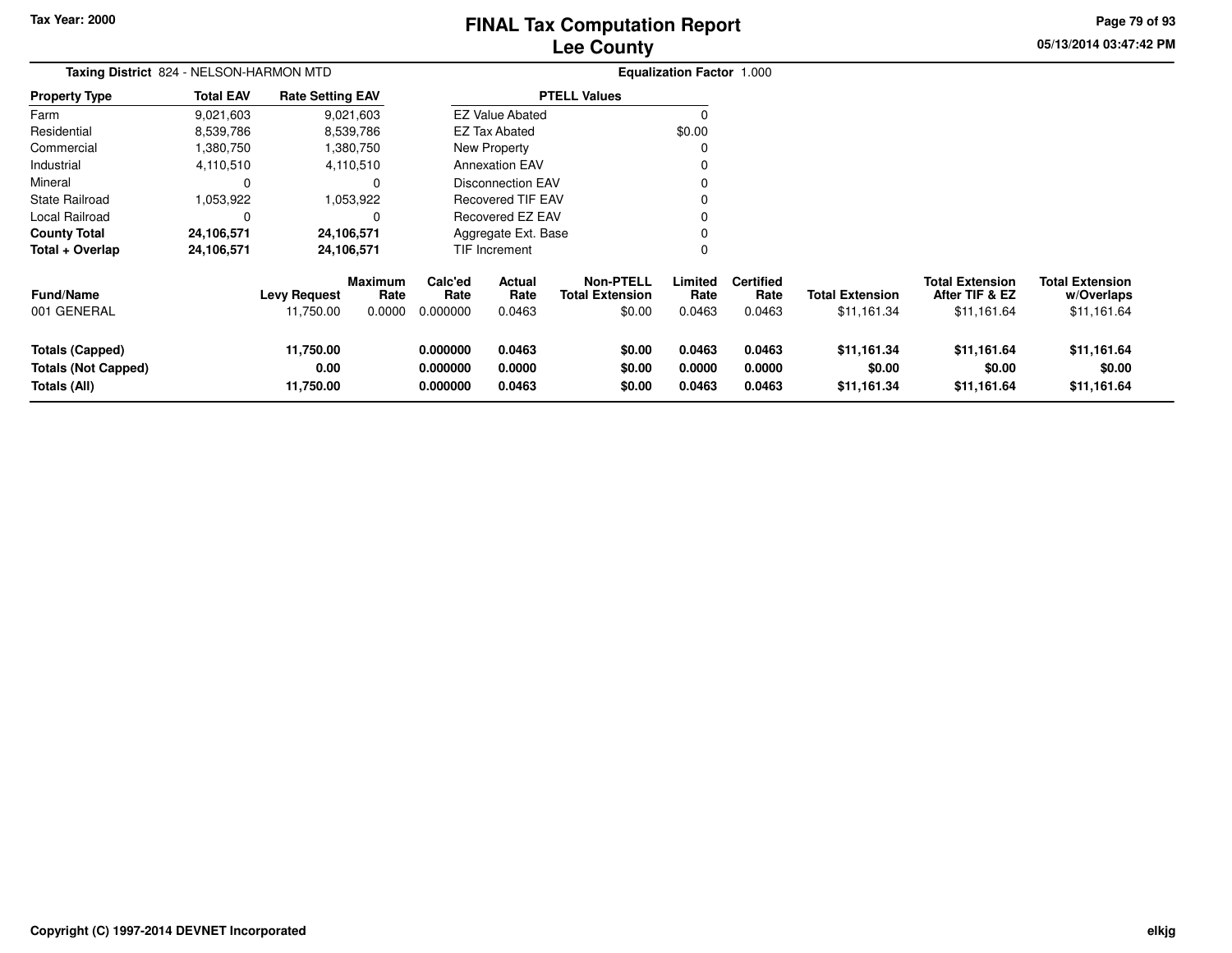Tax Year: 2000

# FINAL Tax Computation Report
## Lee County

**Taxing District** 824 - NELSON-HARMON MTD

**Equalization Factor** 1.000

| Property Type | Total EAV | Rate Setting EAV |
|---|---|---|
| Farm | 9,021,603 | 9,021,603 |
| Residential | 8,539,786 | 8,539,786 |
| Commercial | 1,380,750 | 1,380,750 |
| Industrial | 4,110,510 | 4,110,510 |
| Mineral | 0 | 0 |
| State Railroad | 1,053,922 | 1,053,922 |
| Local Railroad | 0 | 0 |
| **County Total** | **24,106,571** | **24,106,571** |
| **Total + Overlap** | **24,106,571** | **24,106,571** |

| PTELL Values | |
|---|---|
| EZ Value Abated | 0 |
| EZ Tax Abated | $0.00 |
| New Property | 0 |
| Annexation EAV | 0 |
| Disconnection EAV | 0 |
| Recovered TIF EAV | 0 |
| Recovered EZ EAV | 0 |
| Aggregate Ext. Base | 0 |
| TIF Increment | 0 |

| Fund/Name | Levy Request | Maximum Rate | Calc'ed Rate | Actual Rate | Non-PTELL Total Extension | Limited Rate | Certified Rate | Total Extension | Total Extension After TIF & EZ | Total Extension w/Overlaps |
|---|---|---|---|---|---|---|---|---|---|---|
| 001 GENERAL | 11,750.00 | 0.0000 | 0.000000 | 0.0463 | $0.00 | 0.0463 | 0.0463 | $11,161.34 | $11,161.64 | $11,161.64 |
| **Totals (Capped)** | **11,750.00** | | **0.000000** | **0.0463** | **$0.00** | **0.0463** | **0.0463** | **$11,161.34** | **$11,161.64** | **$11,161.64** |
| **Totals (Not Capped)** | **0.00** | | **0.000000** | **0.0000** | **$0.00** | **0.0000** | **0.0000** | **$0.00** | **$0.00** | **$0.00** |
| **Totals (All)** | **11,750.00** | | **0.000000** | **0.0463** | **$0.00** | **0.0463** | **0.0463** | **$11,161.34** | **$11,161.64** | **$11,161.64** |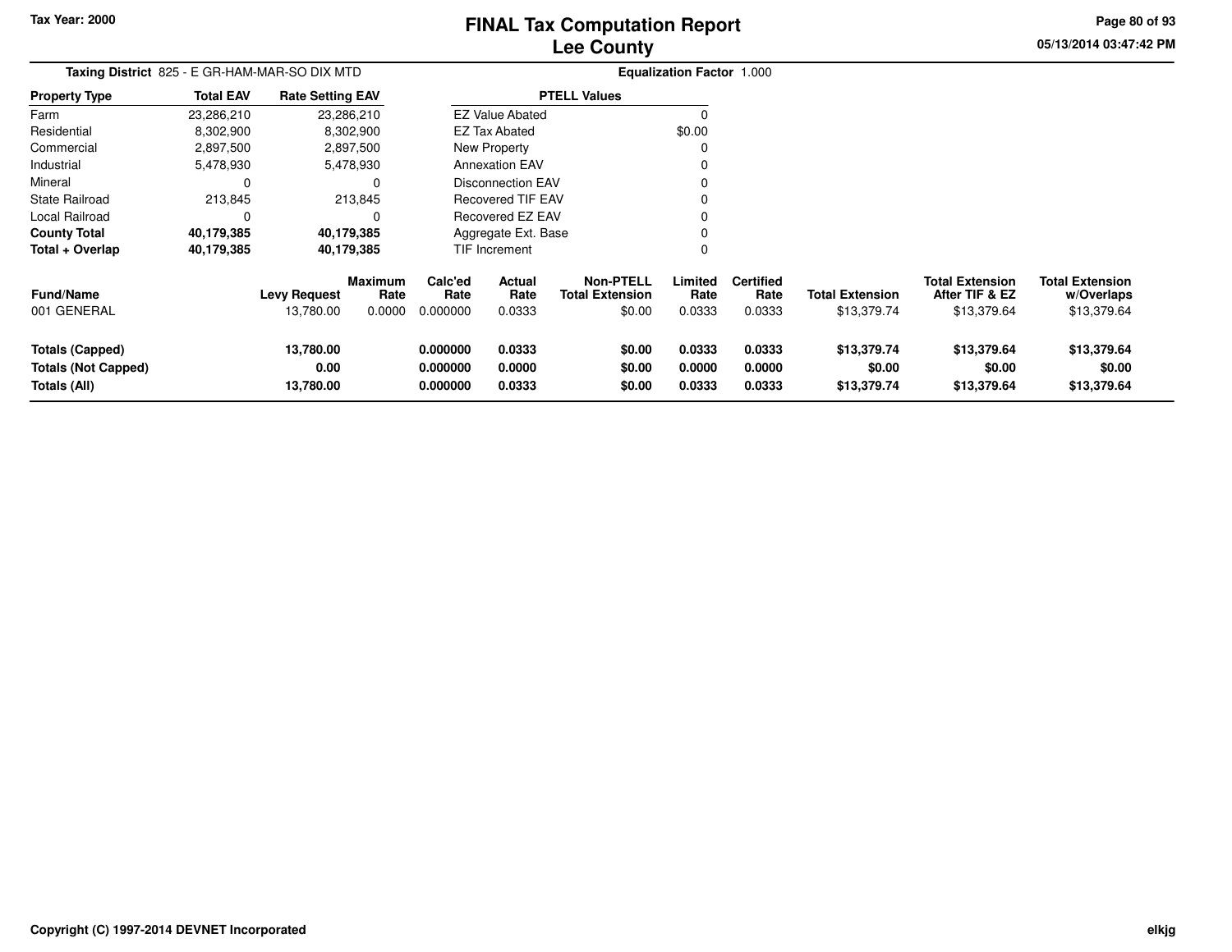# FINAL Tax Computation Report
## Lee County

Tax Year: 2000

05/13/2014 03:47:42 PM

**Taxing District** 825 - E GR-HAM-MAR-SO DIX MTD

**Equalization Factor** 1.000

| Property Type | Total EAV | Rate Setting EAV |
|---|---|---|
| Farm | 23,286,210 | 23,286,210 |
| Residential | 8,302,900 | 8,302,900 |
| Commercial | 2,897,500 | 2,897,500 |
| Industrial | 5,478,930 | 5,478,930 |
| Mineral | 0 | 0 |
| State Railroad | 213,845 | 213,845 |
| Local Railroad | 0 | 0 |
| **County Total** | **40,179,385** | **40,179,385** |
| **Total + Overlap** | **40,179,385** | **40,179,385** |

| PTELL Values | |
|---|---|
| EZ Value Abated | 0 |
| EZ Tax Abated | $0.00 |
| New Property | 0 |
| Annexation EAV | 0 |
| Disconnection EAV | 0 |
| Recovered TIF EAV | 0 |
| Recovered EZ EAV | 0 |
| Aggregate Ext. Base | 0 |
| TIF Increment | 0 |

| Fund/Name | Levy Request | Maximum Rate | Calc'ed Rate | Actual Rate | Non-PTELL Total Extension | Limited Rate | Certified Rate | Total Extension | Total Extension After TIF & EZ | Total Extension w/Overlaps |
|---|---|---|---|---|---|---|---|---|---|---|
| 001 GENERAL | 13,780.00 | 0.0000 | 0.000000 | 0.0333 | $0.00 | 0.0333 | 0.0333 | $13,379.74 | $13,379.64 | $13,379.64 |
| **Totals (Capped)** | **13,780.00** | | **0.000000** | **0.0333** | **$0.00** | **0.0333** | **0.0333** | **$13,379.74** | **$13,379.64** | **$13,379.64** |
| **Totals (Not Capped)** | **0.00** | | **0.000000** | **0.0000** | **$0.00** | **0.0000** | **0.0000** | **$0.00** | **$0.00** | **$0.00** |
| **Totals (All)** | **13,780.00** | | **0.000000** | **0.0333** | **$0.00** | **0.0333** | **0.0333** | **$13,379.74** | **$13,379.64** | **$13,379.64** |

Copyright (C) 1997-2014 DEVNET Incorporated

elkjg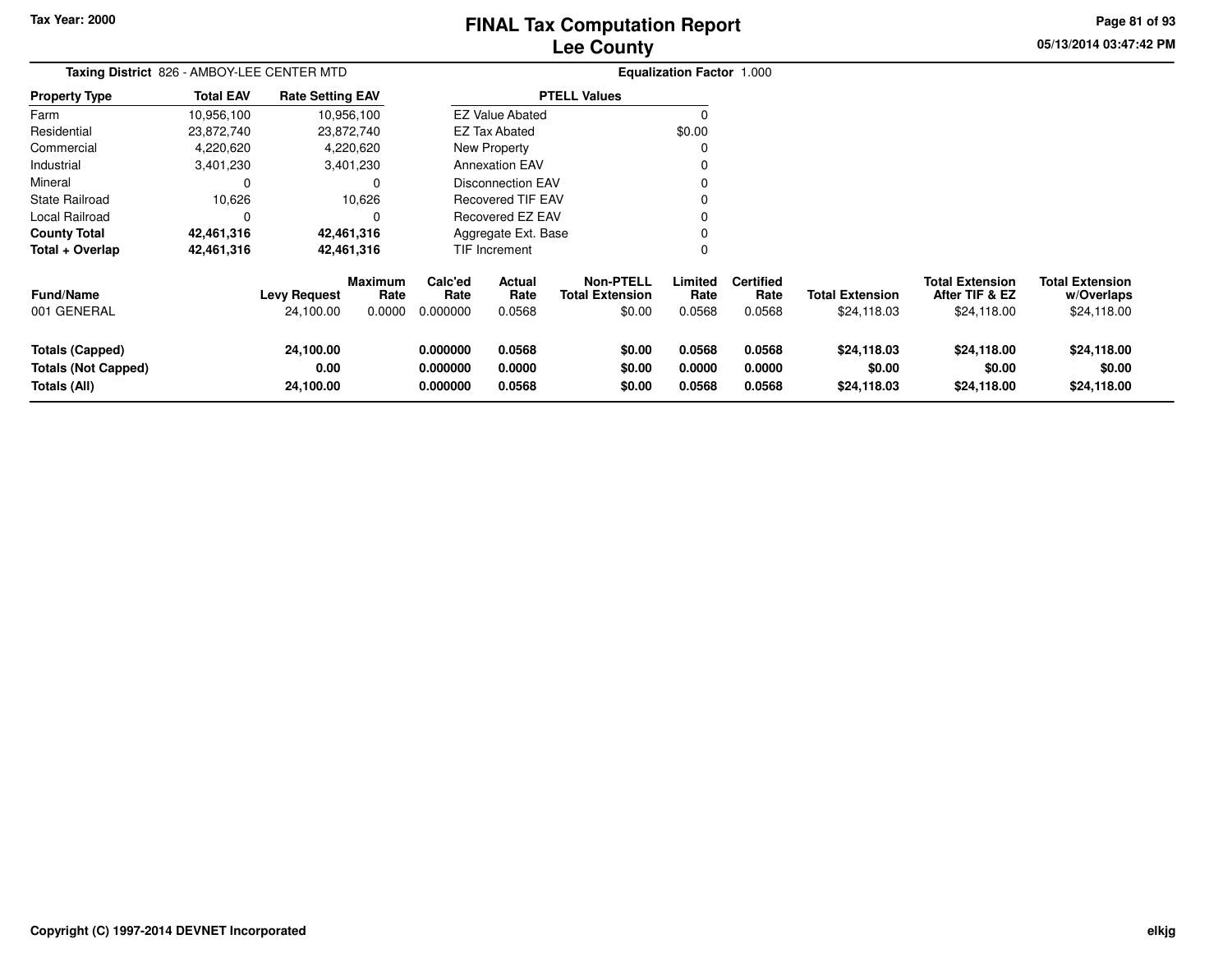# FINAL Tax Computation Report
## Lee County

Tax Year: 2000

**Taxing District** 826 - AMBOY-LEE CENTER MTD

**Equalization Factor** 1.000

| Property Type | Total EAV | Rate Setting EAV |
|---|---|---|
| Farm | 10,956,100 | 10,956,100 |
| Residential | 23,872,740 | 23,872,740 |
| Commercial | 4,220,620 | 4,220,620 |
| Industrial | 3,401,230 | 3,401,230 |
| Mineral | 0 | 0 |
| State Railroad | 10,626 | 10,626 |
| Local Railroad | 0 | 0 |
| **County Total** | **42,461,316** | **42,461,316** |
| **Total + Overlap** | **42,461,316** | **42,461,316** |

| PTELL Values | |
|---|---|
| EZ Value Abated | 0 |
| EZ Tax Abated | $0.00 |
| New Property | 0 |
| Annexation EAV | 0 |
| Disconnection EAV | 0 |
| Recovered TIF EAV | 0 |
| Recovered EZ EAV | 0 |
| Aggregate Ext. Base | 0 |
| TIF Increment | 0 |

| Fund/Name | Levy Request | Maximum Rate | Calc'ed Rate | Actual Rate | Non-PTELL Total Extension | Limited Rate | Certified Rate | Total Extension | Total Extension After TIF & EZ | Total Extension w/Overlaps |
|---|---|---|---|---|---|---|---|---|---|---|
| 001 GENERAL | 24,100.00 | 0.0000 | 0.000000 | 0.0568 | $0.00 | 0.0568 | 0.0568 | $24,118.03 | $24,118.00 | $24,118.00 |
| **Totals (Capped)** | **24,100.00** | | **0.000000** | **0.0568** | **$0.00** | **0.0568** | **0.0568** | **$24,118.03** | **$24,118.00** | **$24,118.00** |
| **Totals (Not Capped)** | **0.00** | | **0.000000** | **0.0000** | **$0.00** | **0.0000** | **0.0000** | **$0.00** | **$0.00** | **$0.00** |
| **Totals (All)** | **24,100.00** | | **0.000000** | **0.0568** | **$0.00** | **0.0568** | **0.0568** | **$24,118.03** | **$24,118.00** | **$24,118.00** |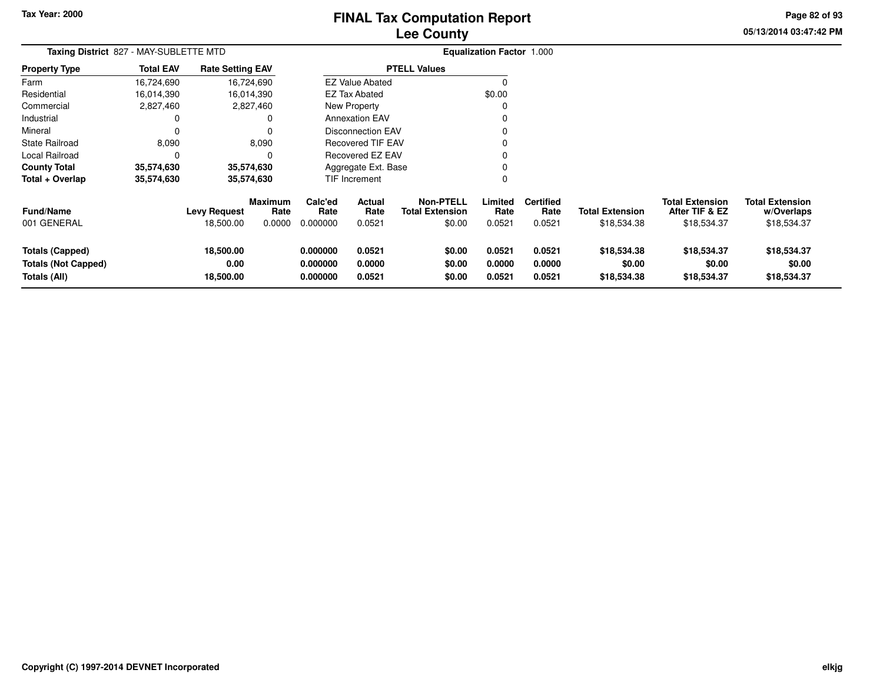Tax Year: 2000

# FINAL Tax Computation Report
## Lee County

05/13/2014 03:47:42 PM

**Taxing District** 827 - MAY-SUBLETTE MTD

**Equalization Factor** 1.000

| Property Type | Total EAV | Rate Setting EAV |
|---|---|---|
| Farm | 16,724,690 | 16,724,690 |
| Residential | 16,014,390 | 16,014,390 |
| Commercial | 2,827,460 | 2,827,460 |
| Industrial | 0 | 0 |
| Mineral | 0 | 0 |
| State Railroad | 8,090 | 8,090 |
| Local Railroad | 0 | 0 |
| **County Total** | **35,574,630** | **35,574,630** |
| **Total + Overlap** | **35,574,630** | **35,574,630** |

| PTELL Values | |
|---|---|
| EZ Value Abated | 0 |
| EZ Tax Abated | $0.00 |
| New Property | 0 |
| Annexation EAV | 0 |
| Disconnection EAV | 0 |
| Recovered TIF EAV | 0 |
| Recovered EZ EAV | 0 |
| Aggregate Ext. Base | 0 |
| TIF Increment | 0 |

| Fund/Name | Levy Request | Maximum Rate | Calc'ed Rate | Actual Rate | Non-PTELL Total Extension | Limited Rate | Certified Rate | Total Extension | Total Extension After TIF & EZ | Total Extension w/Overlaps |
|---|---|---|---|---|---|---|---|---|---|---|
| 001 GENERAL | 18,500.00 | 0.0000 | 0.000000 | 0.0521 | $0.00 | 0.0521 | 0.0521 | $18,534.38 | $18,534.37 | $18,534.37 |
| **Totals (Capped)** | **18,500.00** | | **0.000000** | **0.0521** | **$0.00** | **0.0521** | **0.0521** | **$18,534.38** | **$18,534.37** | **$18,534.37** |
| **Totals (Not Capped)** | **0.00** | | **0.000000** | **0.0000** | **$0.00** | **0.0000** | **0.0000** | **$0.00** | **$0.00** | **$0.00** |
| **Totals (All)** | **18,500.00** | | **0.000000** | **0.0521** | **$0.00** | **0.0521** | **0.0521** | **$18,534.38** | **$18,534.37** | **$18,534.37** |

Copyright (C) 1997-2014 DEVNET Incorporated

elkjg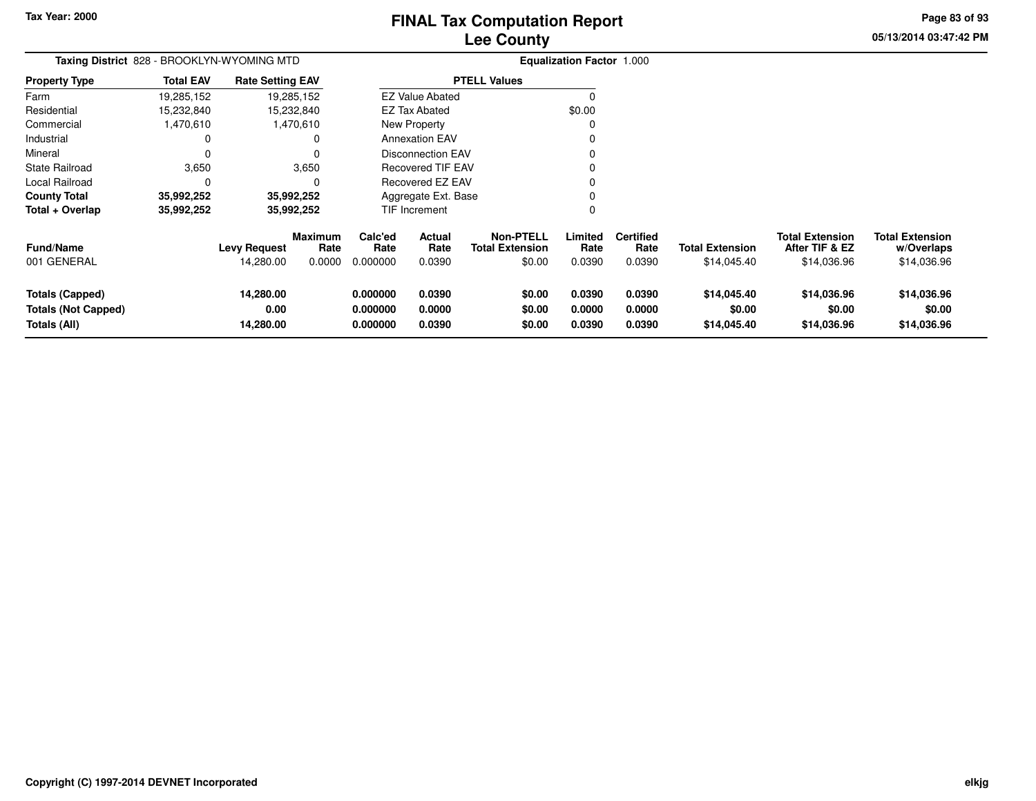Tax Year: 2000

# FINAL Tax Computation Report
## Lee County

05/13/2014 03:47:42 PM

**Taxing District** 828 - BROOKLYN-WYOMING MTD

**Equalization Factor** 1.000

| Property Type | Total EAV | Rate Setting EAV |
|---|---|---|
| Farm | 19,285,152 | 19,285,152 |
| Residential | 15,232,840 | 15,232,840 |
| Commercial | 1,470,610 | 1,470,610 |
| Industrial | 0 | 0 |
| Mineral | 0 | 0 |
| State Railroad | 3,650 | 3,650 |
| Local Railroad | 0 | 0 |
| **County Total** | **35,992,252** | **35,992,252** |
| **Total + Overlap** | **35,992,252** | **35,992,252** |

| PTELL Values | |
|---|---|
| EZ Value Abated | 0 |
| EZ Tax Abated | $0.00 |
| New Property | 0 |
| Annexation EAV | 0 |
| Disconnection EAV | 0 |
| Recovered TIF EAV | 0 |
| Recovered EZ EAV | 0 |
| Aggregate Ext. Base | 0 |
| TIF Increment | 0 |

| Fund/Name | Levy Request | Maximum Rate | Calc'ed Rate | Actual Rate | Non-PTELL Total Extension | Limited Rate | Certified Rate | Total Extension | Total Extension After TIF & EZ | Total Extension w/Overlaps |
|---|---|---|---|---|---|---|---|---|---|---|
| 001 GENERAL | 14,280.00 | 0.0000 | 0.000000 | 0.0390 | $0.00 | 0.0390 | 0.0390 | $14,045.40 | $14,036.96 | $14,036.96 |
| **Totals (Capped)** | **14,280.00** | | **0.000000** | **0.0390** | **$0.00** | **0.0390** | **0.0390** | **$14,045.40** | **$14,036.96** | **$14,036.96** |
| **Totals (Not Capped)** | **0.00** | | **0.000000** | **0.0000** | **$0.00** | **0.0000** | **0.0000** | **$0.00** | **$0.00** | **$0.00** |
| **Totals (All)** | **14,280.00** | | **0.000000** | **0.0390** | **$0.00** | **0.0390** | **0.0390** | **$14,045.40** | **$14,036.96** | **$14,036.96** |

Copyright (C) 1997-2014 DEVNET Incorporated

elkjg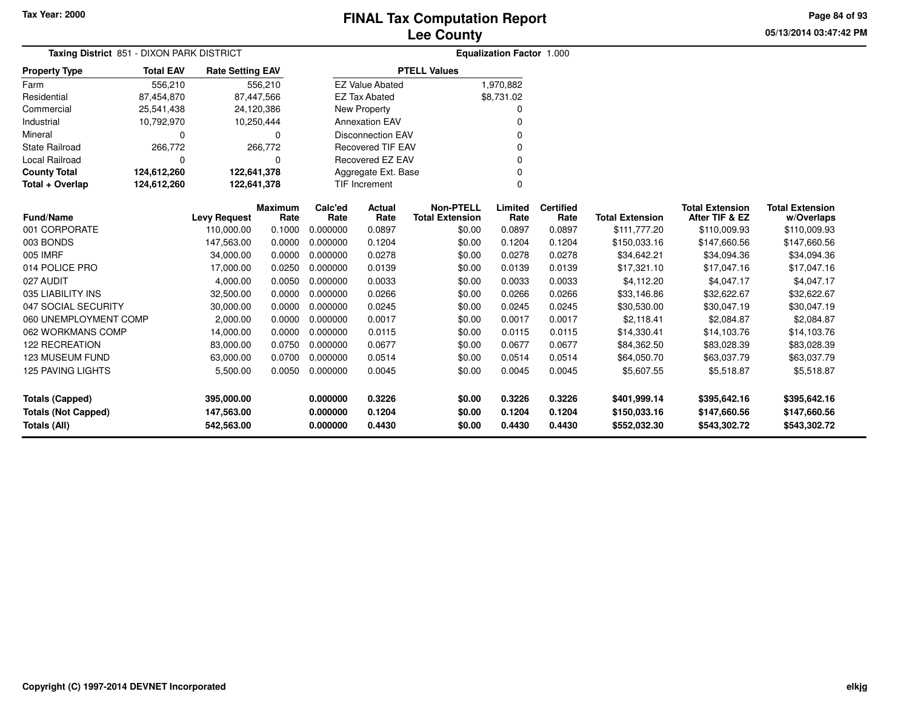# FINAL Tax Computation Report
## Lee County

Tax Year: 2000

05/13/2014 03:47:42 PM

**Taxing District** 851 - DIXON PARK DISTRICT

**Equalization Factor** 1.000

| Property Type | Total EAV | Rate Setting EAV |
|---|---|---|
| Farm | 556,210 | 556,210 |
| Residential | 87,454,870 | 87,447,566 |
| Commercial | 25,541,438 | 24,120,386 |
| Industrial | 10,792,970 | 10,250,444 |
| Mineral | 0 | 0 |
| State Railroad | 266,772 | 266,772 |
| Local Railroad | 0 | 0 |
| **County Total** | **124,612,260** | **122,641,378** |
| **Total + Overlap** | **124,612,260** | **122,641,378** |

| PTELL Values | |
|---|---|
| EZ Value Abated | 1,970,882 |
| EZ Tax Abated | $8,731.02 |
| New Property | 0 |
| Annexation EAV | 0 |
| Disconnection EAV | 0 |
| Recovered TIF EAV | 0 |
| Recovered EZ EAV | 0 |
| Aggregate Ext. Base | 0 |
| TIF Increment | 0 |

| Fund/Name | Levy Request | Maximum Rate | Calc'ed Rate | Actual Rate | Non-PTELL Total Extension | Limited Rate | Certified Rate | Total Extension | Total Extension After TIF & EZ | Total Extension w/Overlaps |
|---|---|---|---|---|---|---|---|---|---|---|
| 001 CORPORATE | 110,000.00 | 0.1000 | 0.000000 | 0.0897 | $0.00 | 0.0897 | 0.0897 | $111,777.20 | $110,009.93 | $110,009.93 |
| 003 BONDS | 147,563.00 | 0.0000 | 0.000000 | 0.1204 | $0.00 | 0.1204 | 0.1204 | $150,033.16 | $147,660.56 | $147,660.56 |
| 005 IMRF | 34,000.00 | 0.0000 | 0.000000 | 0.0278 | $0.00 | 0.0278 | 0.0278 | $34,642.21 | $34,094.36 | $34,094.36 |
| 014 POLICE PRO | 17,000.00 | 0.0250 | 0.000000 | 0.0139 | $0.00 | 0.0139 | 0.0139 | $17,321.10 | $17,047.16 | $17,047.16 |
| 027 AUDIT | 4,000.00 | 0.0050 | 0.000000 | 0.0033 | $0.00 | 0.0033 | 0.0033 | $4,112.20 | $4,047.17 | $4,047.17 |
| 035 LIABILITY INS | 32,500.00 | 0.0000 | 0.000000 | 0.0266 | $0.00 | 0.0266 | 0.0266 | $33,146.86 | $32,622.67 | $32,622.67 |
| 047 SOCIAL SECURITY | 30,000.00 | 0.0000 | 0.000000 | 0.0245 | $0.00 | 0.0245 | 0.0245 | $30,530.00 | $30,047.19 | $30,047.19 |
| 060 UNEMPLOYMENT COMP | 2,000.00 | 0.0000 | 0.000000 | 0.0017 | $0.00 | 0.0017 | 0.0017 | $2,118.41 | $2,084.87 | $2,084.87 |
| 062 WORKMANS COMP | 14,000.00 | 0.0000 | 0.000000 | 0.0115 | $0.00 | 0.0115 | 0.0115 | $14,330.41 | $14,103.76 | $14,103.76 |
| 122 RECREATION | 83,000.00 | 0.0750 | 0.000000 | 0.0677 | $0.00 | 0.0677 | 0.0677 | $84,362.50 | $83,028.39 | $83,028.39 |
| 123 MUSEUM FUND | 63,000.00 | 0.0700 | 0.000000 | 0.0514 | $0.00 | 0.0514 | 0.0514 | $64,050.70 | $63,037.79 | $63,037.79 |
| 125 PAVING LIGHTS | 5,500.00 | 0.0050 | 0.000000 | 0.0045 | $0.00 | 0.0045 | 0.0045 | $5,607.55 | $5,518.87 | $5,518.87 |
| **Totals (Capped)** | **395,000.00** | | **0.000000** | **0.3226** | **$0.00** | **0.3226** | **0.3226** | **$401,999.14** | **$395,642.16** | **$395,642.16** |
| **Totals (Not Capped)** | **147,563.00** | | **0.000000** | **0.1204** | **$0.00** | **0.1204** | **0.1204** | **$150,033.16** | **$147,660.56** | **$147,660.56** |
| **Totals (All)** | **542,563.00** | | **0.000000** | **0.4430** | **$0.00** | **0.4430** | **0.4430** | **$552,032.30** | **$543,302.72** | **$543,302.72** |

Copyright (C) 1997-2014 DEVNET Incorporated

elkjg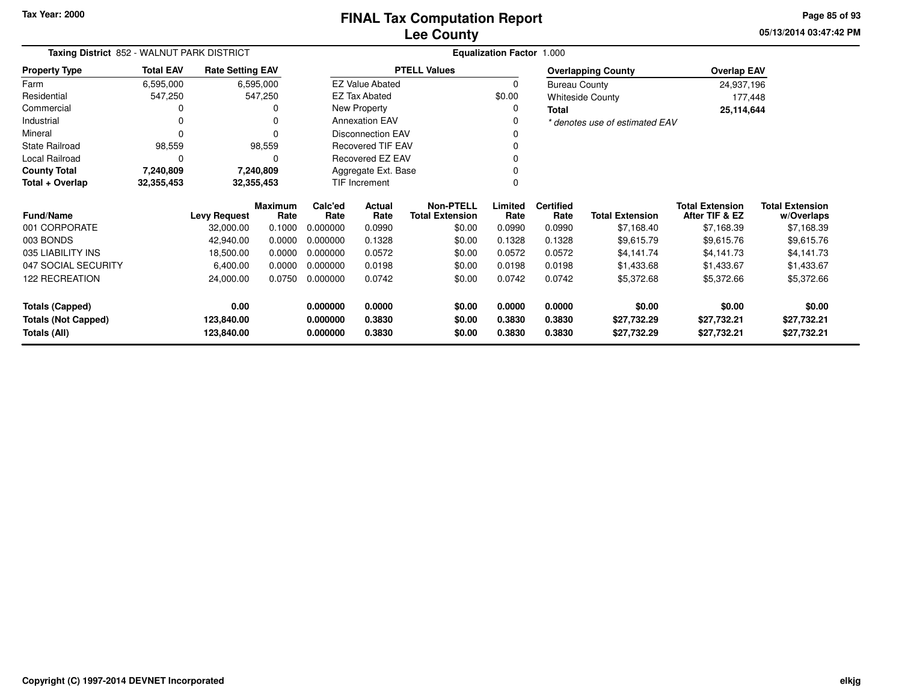# FINAL Tax Computation Report
## Lee County

Tax Year: 2000

**Taxing District** 852 - WALNUT PARK DISTRICT

**Equalization Factor** 1.000

| Property Type | Total EAV | Rate Setting EAV |
|---|---|---|
| Farm | 6,595,000 | 6,595,000 |
| Residential | 547,250 | 547,250 |
| Commercial | 0 | 0 |
| Industrial | 0 | 0 |
| Mineral | 0 | 0 |
| State Railroad | 98,559 | 98,559 |
| Local Railroad | 0 | 0 |
| **County Total** | **7,240,809** | **7,240,809** |
| **Total + Overlap** | **32,355,453** | **32,355,453** |

| PTELL Values | |
|---|---|
| EZ Value Abated | 0 |
| EZ Tax Abated | $0.00 |
| New Property | 0 |
| Annexation EAV | 0 |
| Disconnection EAV | 0 |
| Recovered TIF EAV | 0 |
| Recovered EZ EAV | 0 |
| Aggregate Ext. Base | 0 |
| TIF Increment | 0 |

| Overlapping County | Overlap EAV |
|---|---|
| Bureau County | 24,937,196 |
| Whiteside County | 177,448 |
| **Total** | **25,114,644** |

*\* denotes use of estimated EAV*

| Fund/Name | Levy Request | Maximum Rate | Calc'ed Rate | Actual Rate | Non-PTELL Total Extension | Limited Rate | Certified Rate | Total Extension | Total Extension After TIF & EZ | Total Extension w/Overlaps |
|---|---|---|---|---|---|---|---|---|---|---|
| 001 CORPORATE | 32,000.00 | 0.1000 | 0.000000 | 0.0990 | $0.00 | 0.0990 | 0.0990 | $7,168.40 | $7,168.39 | $7,168.39 |
| 003 BONDS | 42,940.00 | 0.0000 | 0.000000 | 0.1328 | $0.00 | 0.1328 | 0.1328 | $9,615.79 | $9,615.76 | $9,615.76 |
| 035 LIABILITY INS | 18,500.00 | 0.0000 | 0.000000 | 0.0572 | $0.00 | 0.0572 | 0.0572 | $4,141.74 | $4,141.73 | $4,141.73 |
| 047 SOCIAL SECURITY | 6,400.00 | 0.0000 | 0.000000 | 0.0198 | $0.00 | 0.0198 | 0.0198 | $1,433.68 | $1,433.67 | $1,433.67 |
| 122 RECREATION | 24,000.00 | 0.0750 | 0.000000 | 0.0742 | $0.00 | 0.0742 | 0.0742 | $5,372.68 | $5,372.66 | $5,372.66 |
| **Totals (Capped)** | **0.00** | | **0.000000** | **0.0000** | **$0.00** | **0.0000** | **0.0000** | **$0.00** | **$0.00** | **$0.00** |
| **Totals (Not Capped)** | **123,840.00** | | **0.000000** | **0.3830** | **$0.00** | **0.3830** | **0.3830** | **$27,732.29** | **$27,732.21** | **$27,732.21** |
| **Totals (All)** | **123,840.00** | | **0.000000** | **0.3830** | **$0.00** | **0.3830** | **0.3830** | **$27,732.29** | **$27,732.21** | **$27,732.21** |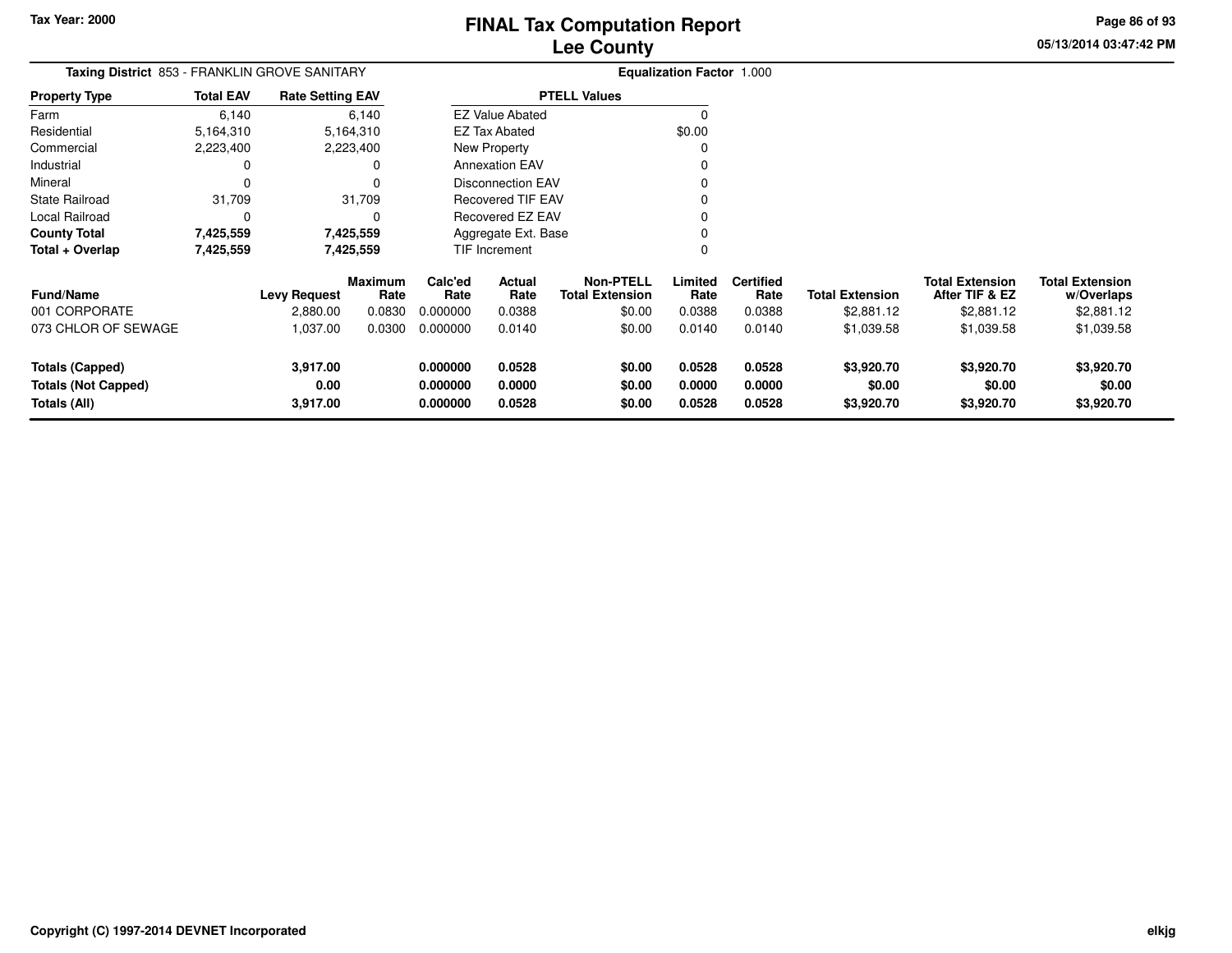Tax Year: 2000

# FINAL Tax Computation Report
## Lee County

05/13/2014 03:47:42 PM

**Taxing District** 853 - FRANKLIN GROVE SANITARY

**Equalization Factor** 1.000

| Property Type | Total EAV | Rate Setting EAV |
|---|---|---|
| Farm | 6,140 | 6,140 |
| Residential | 5,164,310 | 5,164,310 |
| Commercial | 2,223,400 | 2,223,400 |
| Industrial | 0 | 0 |
| Mineral | 0 | 0 |
| State Railroad | 31,709 | 31,709 |
| Local Railroad | 0 | 0 |
| **County Total** | **7,425,559** | **7,425,559** |
| **Total + Overlap** | **7,425,559** | **7,425,559** |

| PTELL Values | |
|---|---|
| EZ Value Abated | 0 |
| EZ Tax Abated | $0.00 |
| New Property | 0 |
| Annexation EAV | 0 |
| Disconnection EAV | 0 |
| Recovered TIF EAV | 0 |
| Recovered EZ EAV | 0 |
| Aggregate Ext. Base | 0 |
| TIF Increment | 0 |

| Fund/Name | Levy Request | Maximum Rate | Calc'ed Rate | Actual Rate | Non-PTELL Total Extension | Limited Rate | Certified Rate | Total Extension | Total Extension After TIF & EZ | Total Extension w/Overlaps |
|---|---|---|---|---|---|---|---|---|---|---|
| 001 CORPORATE | 2,880.00 | 0.0830 | 0.000000 | 0.0388 | $0.00 | 0.0388 | 0.0388 | $2,881.12 | $2,881.12 | $2,881.12 |
| 073 CHLOR OF SEWAGE | 1,037.00 | 0.0300 | 0.000000 | 0.0140 | $0.00 | 0.0140 | 0.0140 | $1,039.58 | $1,039.58 | $1,039.58 |
| **Totals (Capped)** | **3,917.00** | | **0.000000** | **0.0528** | **$0.00** | **0.0528** | **0.0528** | **$3,920.70** | **$3,920.70** | **$3,920.70** |
| **Totals (Not Capped)** | **0.00** | | **0.000000** | **0.0000** | **$0.00** | **0.0000** | **0.0000** | **$0.00** | **$0.00** | **$0.00** |
| **Totals (All)** | **3,917.00** | | **0.000000** | **0.0528** | **$0.00** | **0.0528** | **0.0528** | **$3,920.70** | **$3,920.70** | **$3,920.70** |

Copyright (C) 1997-2014 DEVNET Incorporated

elkjg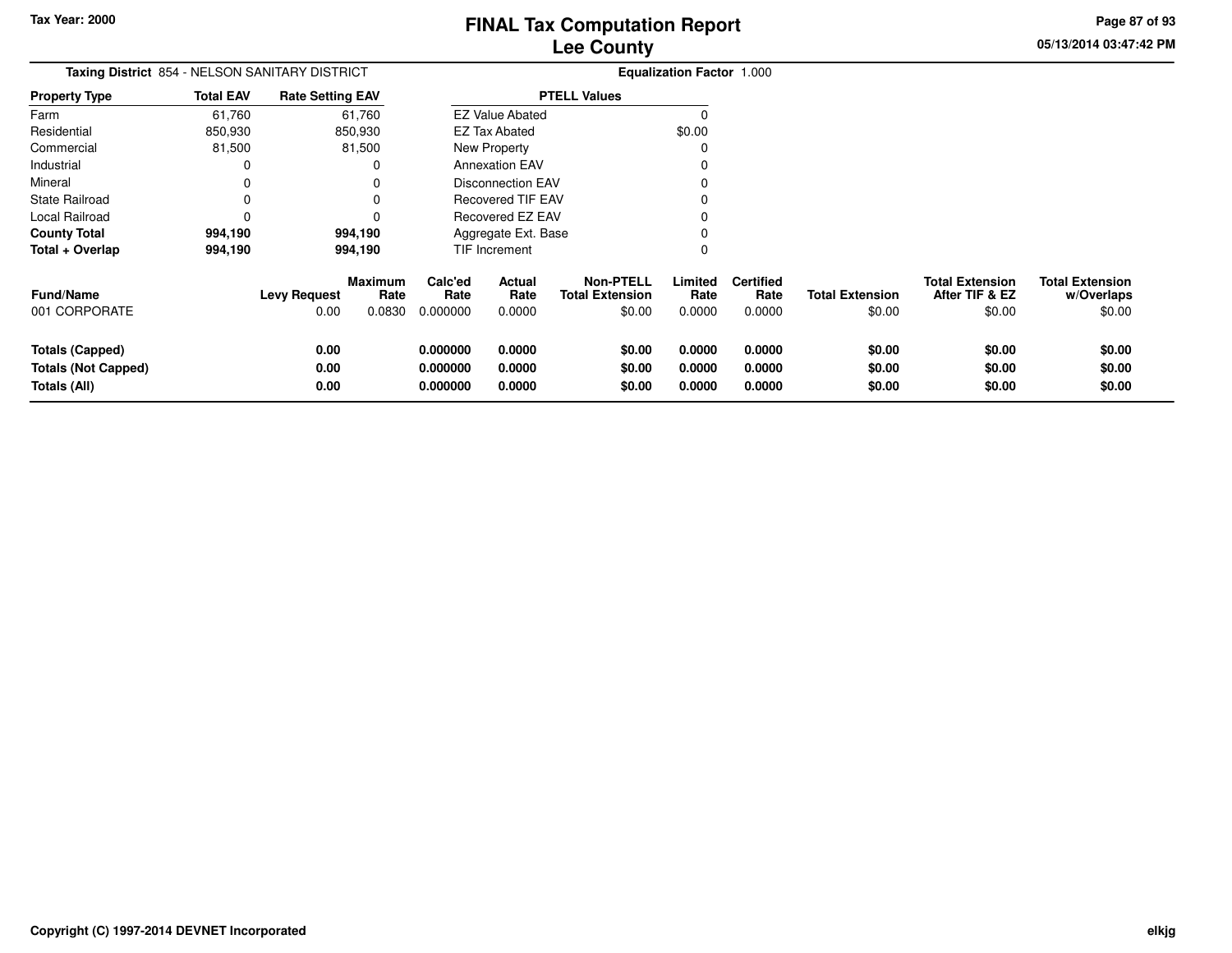# FINAL Tax Computation Report
## Lee County

Tax Year: 2000

05/13/2014 03:47:42 PM

**Taxing District** 854 - NELSON SANITARY DISTRICT

**Equalization Factor** 1.000

| Property Type | Total EAV | Rate Setting EAV |
|---|---|---|
| Farm | 61,760 | 61,760 |
| Residential | 850,930 | 850,930 |
| Commercial | 81,500 | 81,500 |
| Industrial | 0 | 0 |
| Mineral | 0 | 0 |
| State Railroad | 0 | 0 |
| Local Railroad | 0 | 0 |
| **County Total** | **994,190** | **994,190** |
| **Total + Overlap** | **994,190** | **994,190** |

| PTELL Values | |
|---|---|
| EZ Value Abated | 0 |
| EZ Tax Abated | $0.00 |
| New Property | 0 |
| Annexation EAV | 0 |
| Disconnection EAV | 0 |
| Recovered TIF EAV | 0 |
| Recovered EZ EAV | 0 |
| Aggregate Ext. Base | 0 |
| TIF Increment | 0 |

| Fund/Name | Levy Request | Maximum Rate | Calc'ed Rate | Actual Rate | Non-PTELL Total Extension | Limited Rate | Certified Rate | Total Extension | Total Extension After TIF & EZ | Total Extension w/Overlaps |
|---|---|---|---|---|---|---|---|---|---|---|
| 001 CORPORATE | 0.00 | 0.0830 | 0.000000 | 0.0000 | $0.00 | 0.0000 | 0.0000 | $0.00 | $0.00 | $0.00 |
| **Totals (Capped)** | **0.00** | | **0.000000** | **0.0000** | **$0.00** | **0.0000** | **0.0000** | **$0.00** | **$0.00** | **$0.00** |
| **Totals (Not Capped)** | **0.00** | | **0.000000** | **0.0000** | **$0.00** | **0.0000** | **0.0000** | **$0.00** | **$0.00** | **$0.00** |
| **Totals (All)** | **0.00** | | **0.000000** | **0.0000** | **$0.00** | **0.0000** | **0.0000** | **$0.00** | **$0.00** | **$0.00** |

**Copyright (C) 1997-2014 DEVNET Incorporated**

elkjg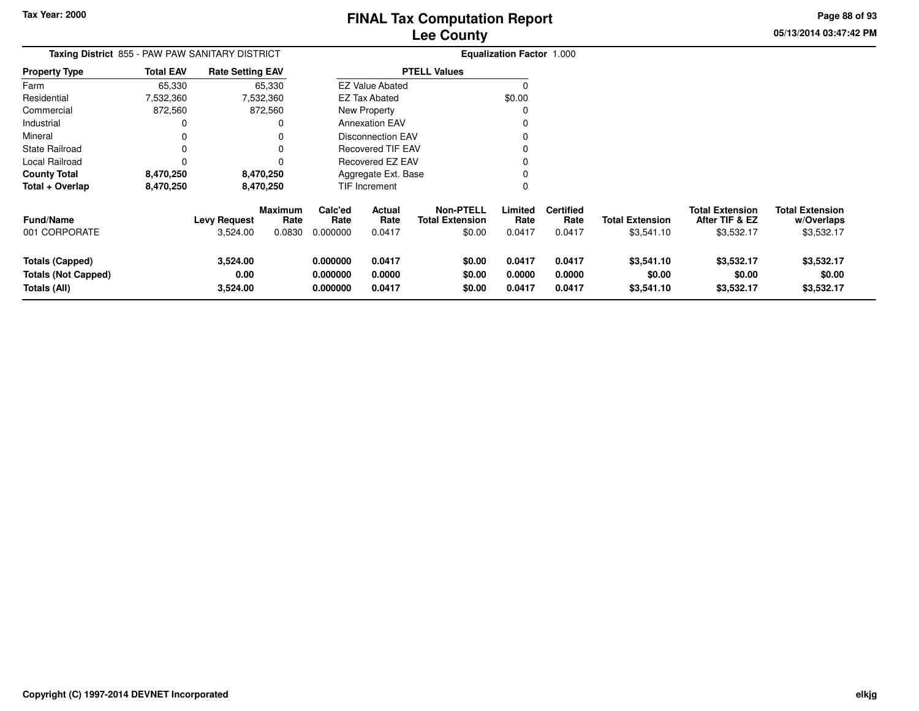Tax Year: 2000

# FINAL Tax Computation Report
## Lee County

05/13/2014 03:47:42 PM

**Taxing District** 855 - PAW PAW SANITARY DISTRICT

**Equalization Factor** 1.000

| Property Type | Total EAV | Rate Setting EAV |
|---|---|---|
| Farm | 65,330 | 65,330 |
| Residential | 7,532,360 | 7,532,360 |
| Commercial | 872,560 | 872,560 |
| Industrial | 0 | 0 |
| Mineral | 0 | 0 |
| State Railroad | 0 | 0 |
| Local Railroad | 0 | 0 |
| **County Total** | **8,470,250** | **8,470,250** |
| **Total + Overlap** | **8,470,250** | **8,470,250** |

| PTELL Values | |
|---|---|
| EZ Value Abated | 0 |
| EZ Tax Abated | $0.00 |
| New Property | 0 |
| Annexation EAV | 0 |
| Disconnection EAV | 0 |
| Recovered TIF EAV | 0 |
| Recovered EZ EAV | 0 |
| Aggregate Ext. Base | 0 |
| TIF Increment | 0 |

| Fund/Name | Levy Request | Maximum Rate | Calc'ed Rate | Actual Rate | Non-PTELL Total Extension | Limited Rate | Certified Rate | Total Extension | Total Extension After TIF & EZ | Total Extension w/Overlaps |
|---|---|---|---|---|---|---|---|---|---|---|
| 001 CORPORATE | 3,524.00 | 0.0830 | 0.000000 | 0.0417 | $0.00 | 0.0417 | 0.0417 | $3,541.10 | $3,532.17 | $3,532.17 |
| **Totals (Capped)** | **3,524.00** | | **0.000000** | **0.0417** | **$0.00** | **0.0417** | **0.0417** | **$3,541.10** | **$3,532.17** | **$3,532.17** |
| **Totals (Not Capped)** | **0.00** | | **0.000000** | **0.0000** | **$0.00** | **0.0000** | **0.0000** | **$0.00** | **$0.00** | **$0.00** |
| **Totals (All)** | **3,524.00** | | **0.000000** | **0.0417** | **$0.00** | **0.0417** | **0.0417** | **$3,541.10** | **$3,532.17** | **$3,532.17** |

Copyright (C) 1997-2014 DEVNET Incorporated

elkjg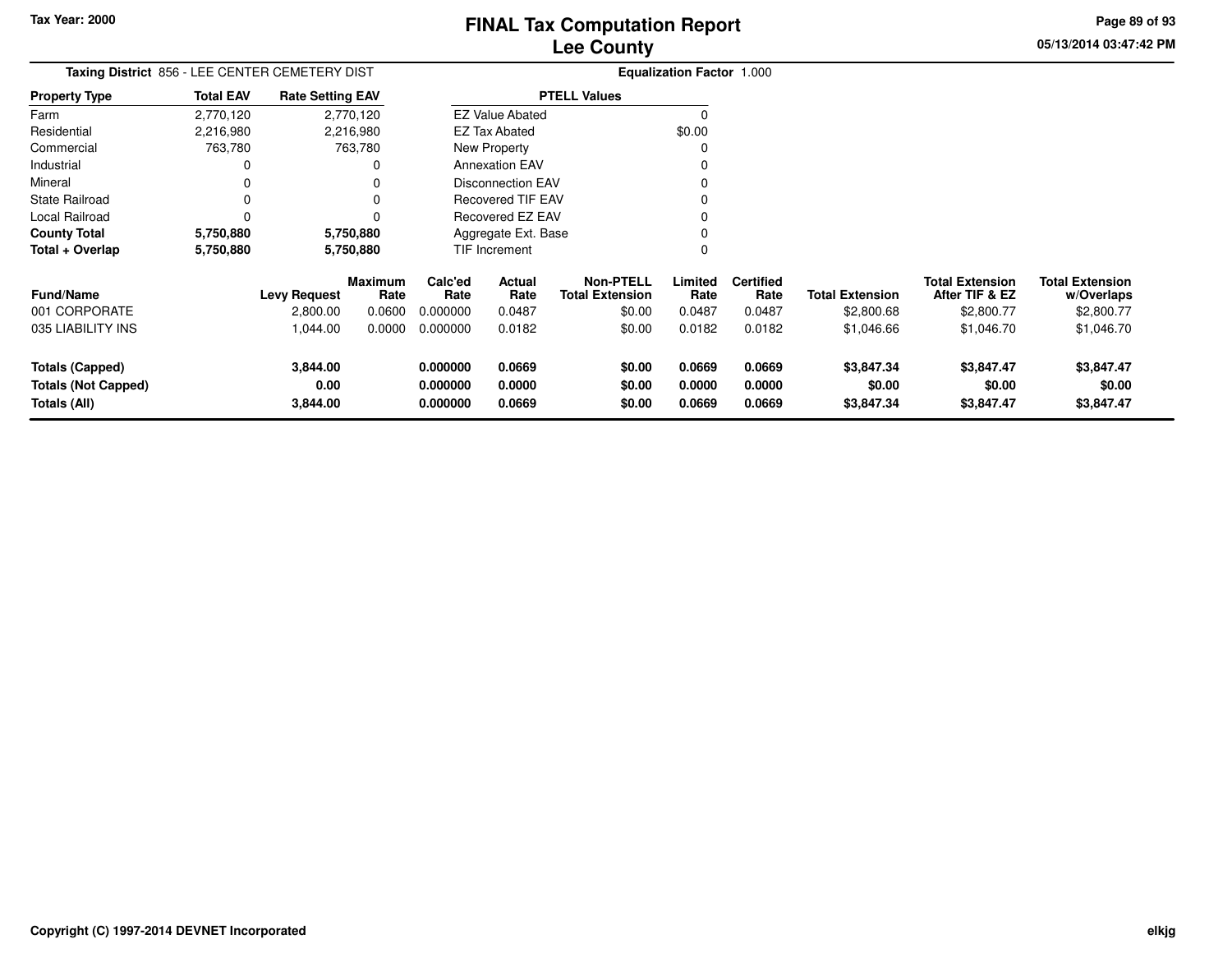Tax Year: 2000

# FINAL Tax Computation Report
## Lee County

05/13/2014 03:47:42 PM

**Taxing District** 856 - LEE CENTER CEMETERY DIST

**Equalization Factor** 1.000

| Property Type | Total EAV | Rate Setting EAV |
|---|---|---|
| Farm | 2,770,120 | 2,770,120 |
| Residential | 2,216,980 | 2,216,980 |
| Commercial | 763,780 | 763,780 |
| Industrial | 0 | 0 |
| Mineral | 0 | 0 |
| State Railroad | 0 | 0 |
| Local Railroad | 0 | 0 |
| **County Total** | **5,750,880** | **5,750,880** |
| **Total + Overlap** | **5,750,880** | **5,750,880** |

| PTELL Values | |
|---|---|
| EZ Value Abated | 0 |
| EZ Tax Abated | $0.00 |
| New Property | 0 |
| Annexation EAV | 0 |
| Disconnection EAV | 0 |
| Recovered TIF EAV | 0 |
| Recovered EZ EAV | 0 |
| Aggregate Ext. Base | 0 |
| TIF Increment | 0 |

| Fund/Name | Levy Request | Maximum Rate | Calc'ed Rate | Actual Rate | Non-PTELL Total Extension | Limited Rate | Certified Rate | Total Extension | Total Extension After TIF & EZ | Total Extension w/Overlaps |
|---|---|---|---|---|---|---|---|---|---|---|
| 001 CORPORATE | 2,800.00 | 0.0600 | 0.000000 | 0.0487 | $0.00 | 0.0487 | 0.0487 | $2,800.68 | $2,800.77 | $2,800.77 |
| 035 LIABILITY INS | 1,044.00 | 0.0000 | 0.000000 | 0.0182 | $0.00 | 0.0182 | 0.0182 | $1,046.66 | $1,046.70 | $1,046.70 |
| **Totals (Capped)** | **3,844.00** | | **0.000000** | **0.0669** | **$0.00** | **0.0669** | **0.0669** | **$3,847.34** | **$3,847.47** | **$3,847.47** |
| **Totals (Not Capped)** | **0.00** | | **0.000000** | **0.0000** | **$0.00** | **0.0000** | **0.0000** | **$0.00** | **$0.00** | **$0.00** |
| **Totals (All)** | **3,844.00** | | **0.000000** | **0.0669** | **$0.00** | **0.0669** | **0.0669** | **$3,847.34** | **$3,847.47** | **$3,847.47** |

Copyright (C) 1997-2014 DEVNET Incorporated

elkjg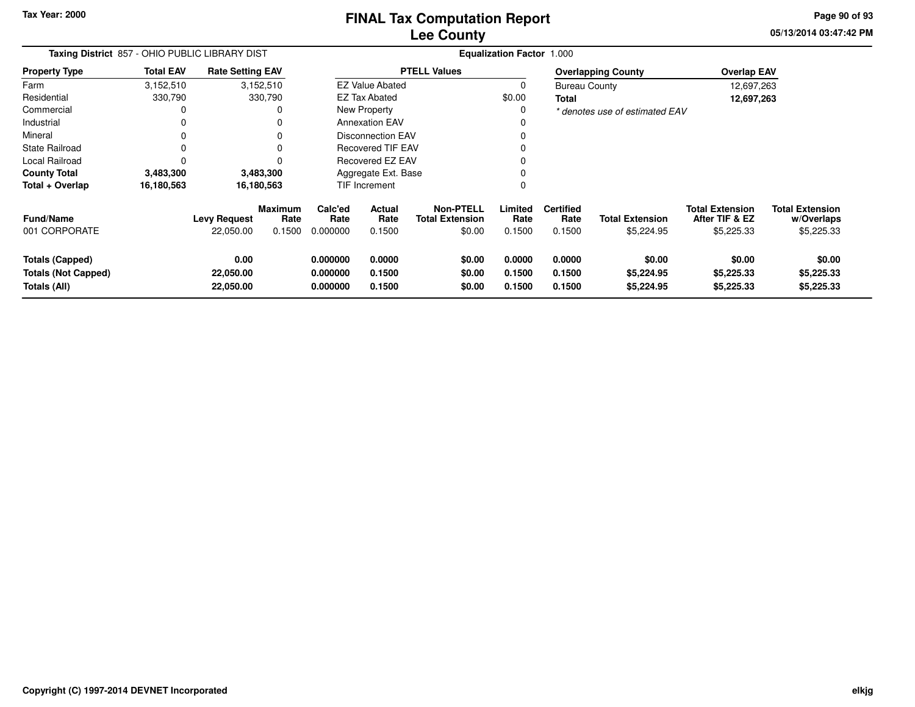Tax Year: 2000

# FINAL Tax Computation Report
## Lee County

**Taxing District** 857 - OHIO PUBLIC LIBRARY DIST

**Equalization Factor** 1.000

| Property Type | Total EAV | Rate Setting EAV |
|---|---|---|
| Farm | 3,152,510 | 3,152,510 |
| Residential | 330,790 | 330,790 |
| Commercial | 0 | 0 |
| Industrial | 0 | 0 |
| Mineral | 0 | 0 |
| State Railroad | 0 | 0 |
| Local Railroad | 0 | 0 |
| **County Total** | **3,483,300** | **3,483,300** |
| **Total + Overlap** | **16,180,563** | **16,180,563** |

| PTELL Values | |
|---|---|
| EZ Value Abated | 0 |
| EZ Tax Abated | $0.00 |
| New Property | 0 |
| Annexation EAV | 0 |
| Disconnection EAV | 0 |
| Recovered TIF EAV | 0 |
| Recovered EZ EAV | 0 |
| Aggregate Ext. Base | 0 |
| TIF Increment | 0 |

| Overlapping County | Overlap EAV |
|---|---|
| Bureau County | 12,697,263 |
| **Total** | **12,697,263** |

*\* denotes use of estimated EAV*

| Fund/Name | Levy Request | Maximum Rate | Calc'ed Rate | Actual Rate | Non-PTELL Total Extension | Limited Rate | Certified Rate | Total Extension | Total Extension After TIF & EZ | Total Extension w/Overlaps |
|---|---|---|---|---|---|---|---|---|---|---|
| 001 CORPORATE | 22,050.00 | 0.1500 | 0.000000 | 0.1500 | $0.00 | 0.1500 | 0.1500 | $5,224.95 | $5,225.33 | $5,225.33 |
| **Totals (Capped)** | **0.00** | | **0.000000** | **0.0000** | **$0.00** | **0.0000** | **0.0000** | **$0.00** | **$0.00** | **$0.00** |
| **Totals (Not Capped)** | **22,050.00** | | **0.000000** | **0.1500** | **$0.00** | **0.1500** | **0.1500** | **$5,224.95** | **$5,225.33** | **$5,225.33** |
| **Totals (All)** | **22,050.00** | | **0.000000** | **0.1500** | **$0.00** | **0.1500** | **0.1500** | **$5,224.95** | **$5,225.33** | **$5,225.33** |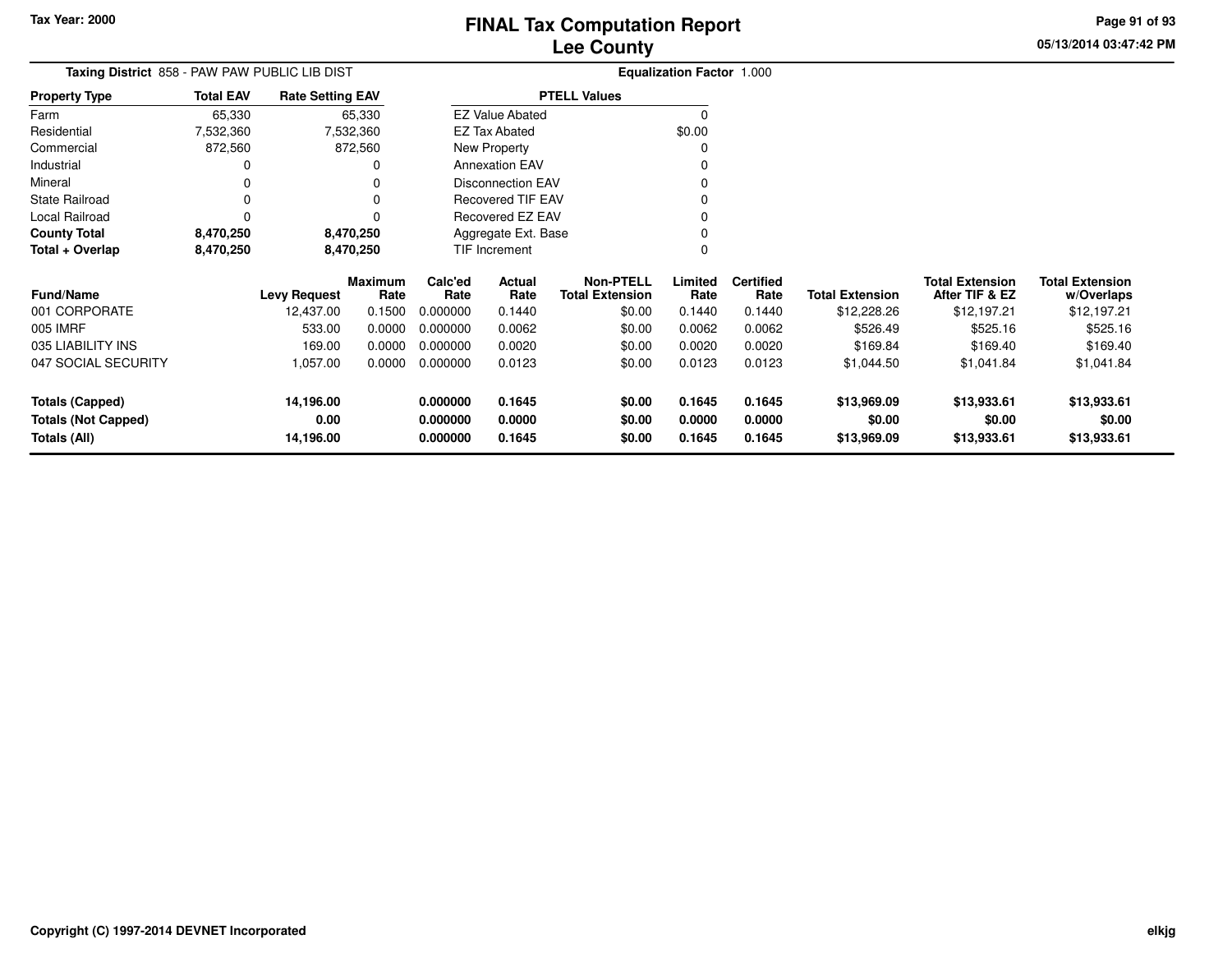Tax Year: 2000

# FINAL Tax Computation Report
## Lee County

05/13/2014 03:47:42 PM

**Taxing District** 858 - PAW PAW PUBLIC LIB DIST

**Equalization Factor** 1.000

| Property Type | Total EAV | Rate Setting EAV |
|---|---|---|
| Farm | 65,330 | 65,330 |
| Residential | 7,532,360 | 7,532,360 |
| Commercial | 872,560 | 872,560 |
| Industrial | 0 | 0 |
| Mineral | 0 | 0 |
| State Railroad | 0 | 0 |
| Local Railroad | 0 | 0 |
| **County Total** | **8,470,250** | **8,470,250** |
| **Total + Overlap** | **8,470,250** | **8,470,250** |

| PTELL Values | |
|---|---|
| EZ Value Abated | 0 |
| EZ Tax Abated | $0.00 |
| New Property | 0 |
| Annexation EAV | 0 |
| Disconnection EAV | 0 |
| Recovered TIF EAV | 0 |
| Recovered EZ EAV | 0 |
| Aggregate Ext. Base | 0 |
| TIF Increment | 0 |

| Fund/Name | Levy Request | Maximum Rate | Calc'ed Rate | Actual Rate | Non-PTELL Total Extension | Limited Rate | Certified Rate | Total Extension | Total Extension After TIF & EZ | Total Extension w/Overlaps |
|---|---|---|---|---|---|---|---|---|---|---|
| 001 CORPORATE | 12,437.00 | 0.1500 | 0.000000 | 0.1440 | $0.00 | 0.1440 | 0.1440 | $12,228.26 | $12,197.21 | $12,197.21 |
| 005 IMRF | 533.00 | 0.0000 | 0.000000 | 0.0062 | $0.00 | 0.0062 | 0.0062 | $526.49 | $525.16 | $525.16 |
| 035 LIABILITY INS | 169.00 | 0.0000 | 0.000000 | 0.0020 | $0.00 | 0.0020 | 0.0020 | $169.84 | $169.40 | $169.40 |
| 047 SOCIAL SECURITY | 1,057.00 | 0.0000 | 0.000000 | 0.0123 | $0.00 | 0.0123 | 0.0123 | $1,044.50 | $1,041.84 | $1,041.84 |
| **Totals (Capped)** | **14,196.00** | | **0.000000** | **0.1645** | **$0.00** | **0.1645** | **0.1645** | **$13,969.09** | **$13,933.61** | **$13,933.61** |
| **Totals (Not Capped)** | **0.00** | | **0.000000** | **0.0000** | **$0.00** | **0.0000** | **0.0000** | **$0.00** | **$0.00** | **$0.00** |
| **Totals (All)** | **14,196.00** | | **0.000000** | **0.1645** | **$0.00** | **0.1645** | **0.1645** | **$13,969.09** | **$13,933.61** | **$13,933.61** |

Copyright (C) 1997-2014 DEVNET Incorporated

elkjg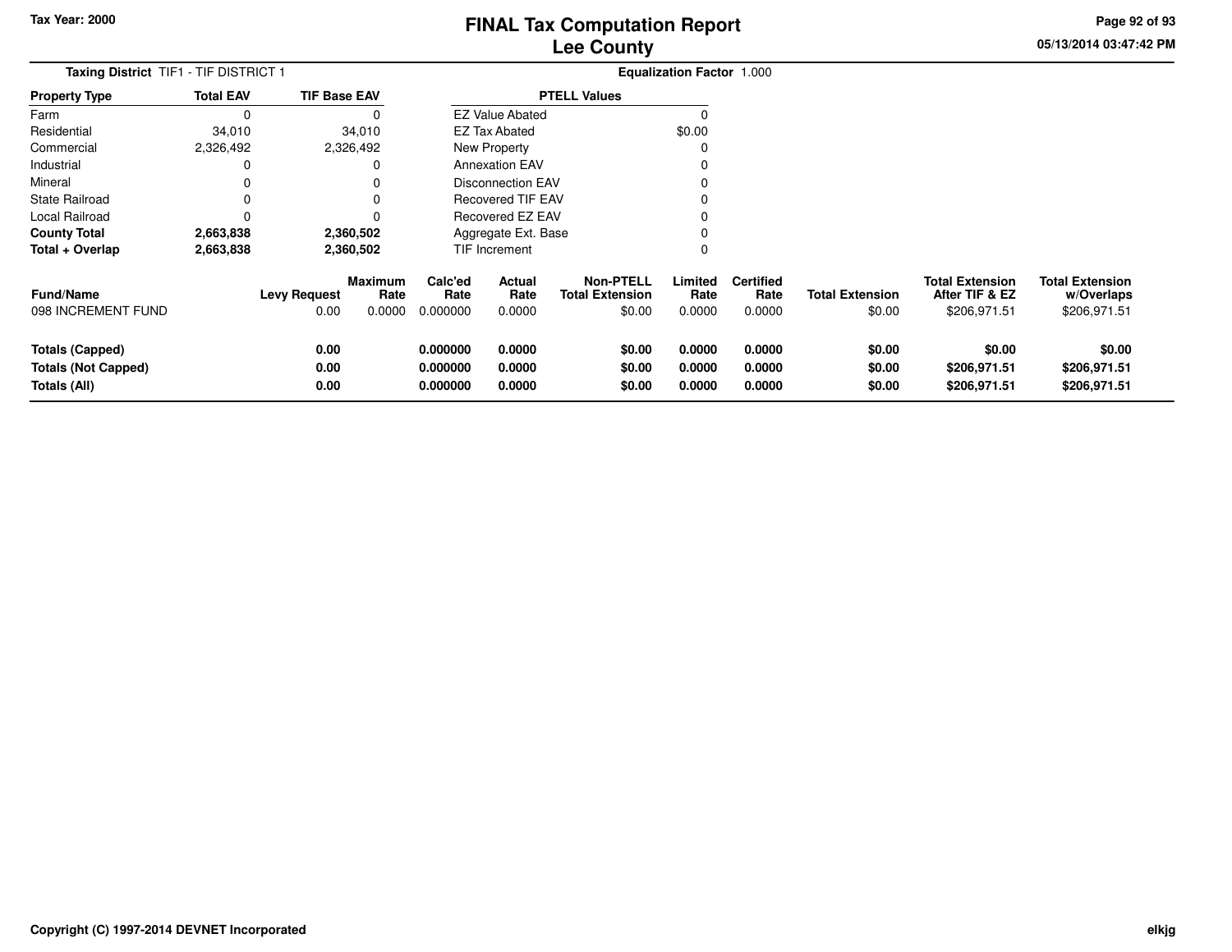**Tax Year: 2000**

# FINAL Tax Computation Report
## Lee County

05/13/2014 03:47:42 PM

**Taxing District** TIF1 - TIF DISTRICT 1 **Equalization Factor** 1.000

| Property Type | Total EAV | TIF Base EAV |
|---|---|---|
| Farm | 0 | 0 |
| Residential | 34,010 | 34,010 |
| Commercial | 2,326,492 | 2,326,492 |
| Industrial | 0 | 0 |
| Mineral | 0 | 0 |
| State Railroad | 0 | 0 |
| Local Railroad | 0 | 0 |
| **County Total** | **2,663,838** | **2,360,502** |
| **Total + Overlap** | **2,663,838** | **2,360,502** |

| PTELL Values | |
|---|---|
| EZ Value Abated | 0 |
| EZ Tax Abated | $0.00 |
| New Property | 0 |
| Annexation EAV | 0 |
| Disconnection EAV | 0 |
| Recovered TIF EAV | 0 |
| Recovered EZ EAV | 0 |
| Aggregate Ext. Base | 0 |
| TIF Increment | 0 |

| Fund/Name | Levy Request | Maximum Rate | Calc'ed Rate | Actual Rate | Non-PTELL Total Extension | Limited Rate | Certified Rate | Total Extension | Total Extension After TIF & EZ | Total Extension w/Overlaps |
|---|---|---|---|---|---|---|---|---|---|---|
| 098 INCREMENT FUND | 0.00 | 0.0000 | 0.000000 | 0.0000 | $0.00 | 0.0000 | 0.0000 | $0.00 | $206,971.51 | $206,971.51 |
| **Totals (Capped)** | **0.00** | | **0.000000** | **0.0000** | **$0.00** | **0.0000** | **0.0000** | **$0.00** | **$0.00** | **$0.00** |
| **Totals (Not Capped)** | **0.00** | | **0.000000** | **0.0000** | **$0.00** | **0.0000** | **0.0000** | **$0.00** | **$206,971.51** | **$206,971.51** |
| **Totals (All)** | **0.00** | | **0.000000** | **0.0000** | **$0.00** | **0.0000** | **0.0000** | **$0.00** | **$206,971.51** | **$206,971.51** |

**Copyright (C) 1997-2014 DEVNET Incorporated** elkjg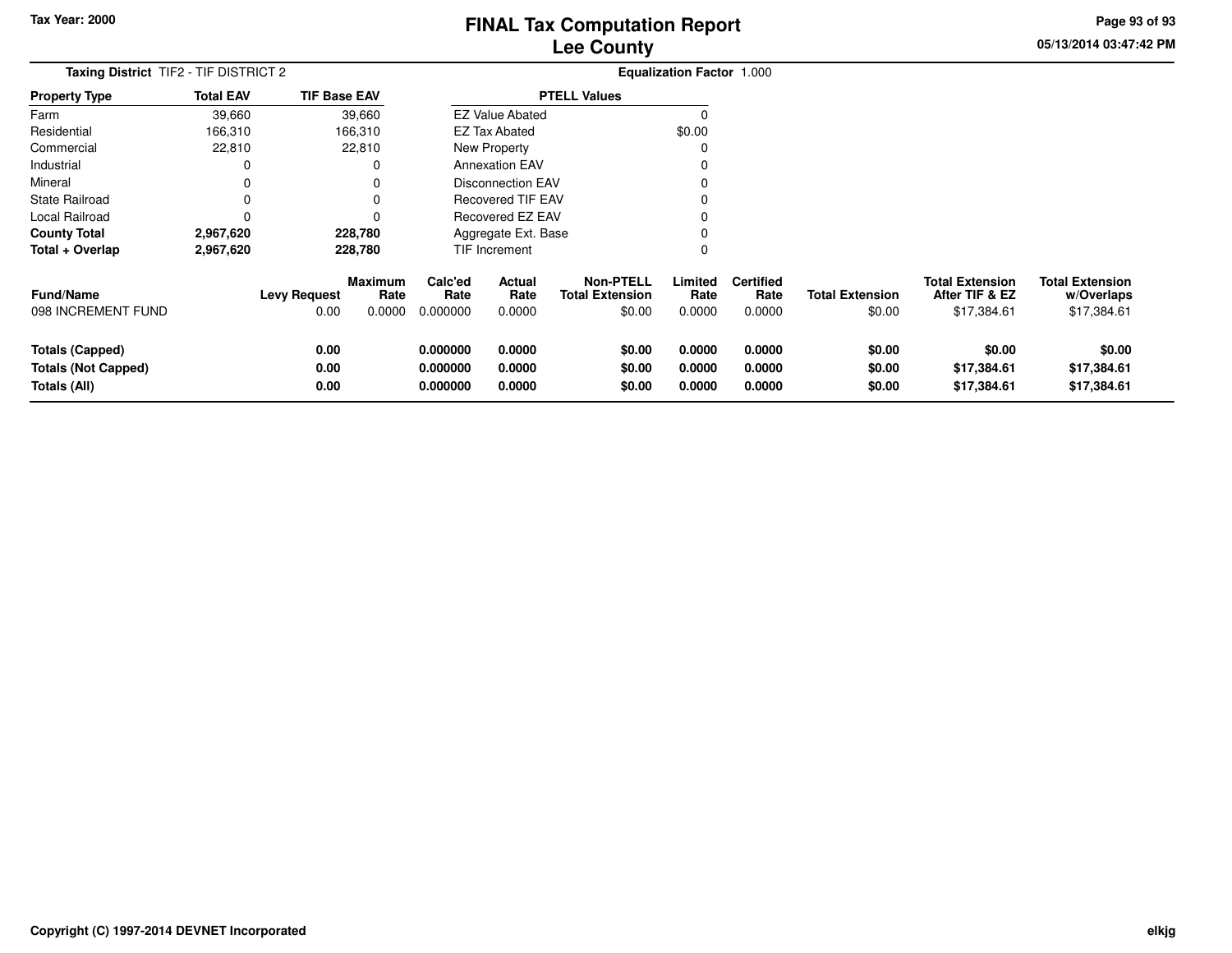# FINAL Tax Computation Report
# Lee County

Tax Year: 2000

05/13/2014 03:47:42 PM

**Taxing District** TIF2 - TIF DISTRICT 2

**Equalization Factor** 1.000

| Property Type | Total EAV | TIF Base EAV |
|---|---|---|
| Farm | 39,660 | 39,660 |
| Residential | 166,310 | 166,310 |
| Commercial | 22,810 | 22,810 |
| Industrial | 0 | 0 |
| Mineral | 0 | 0 |
| State Railroad | 0 | 0 |
| Local Railroad | 0 | 0 |
| **County Total** | **2,967,620** | **228,780** |
| **Total + Overlap** | **2,967,620** | **228,780** |

| PTELL Values | |
|---|---|
| EZ Value Abated | 0 |
| EZ Tax Abated | $0.00 |
| New Property | 0 |
| Annexation EAV | 0 |
| Disconnection EAV | 0 |
| Recovered TIF EAV | 0 |
| Recovered EZ EAV | 0 |
| Aggregate Ext. Base | 0 |
| TIF Increment | 0 |

| Fund/Name | Levy Request | Maximum Rate | Calc'ed Rate | Actual Rate | Non-PTELL Total Extension | Limited Rate | Certified Rate | Total Extension | Total Extension After TIF & EZ | Total Extension w/Overlaps |
|---|---|---|---|---|---|---|---|---|---|---|
| 098 INCREMENT FUND | 0.00 | 0.0000 | 0.000000 | 0.0000 | $0.00 | 0.0000 | 0.0000 | $0.00 | $17,384.61 | $17,384.61 |
| **Totals (Capped)** | **0.00** | | **0.000000** | **0.0000** | **$0.00** | **0.0000** | **0.0000** | **$0.00** | **$0.00** | **$0.00** |
| **Totals (Not Capped)** | **0.00** | | **0.000000** | **0.0000** | **$0.00** | **0.0000** | **0.0000** | **$0.00** | **$17,384.61** | **$17,384.61** |
| **Totals (All)** | **0.00** | | **0.000000** | **0.0000** | **$0.00** | **0.0000** | **0.0000** | **$0.00** | **$17,384.61** | **$17,384.61** |

Copyright (C) 1997-2014 DEVNET Incorporated

elkjg